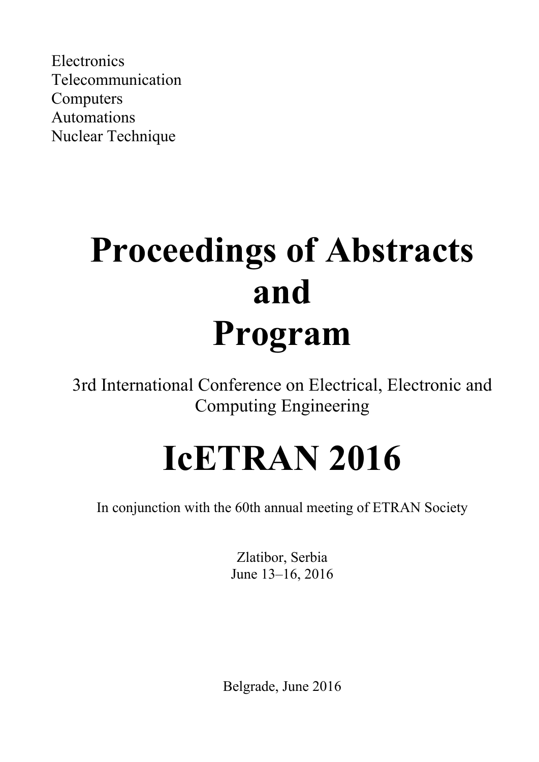Electronics
Telecommunication
Computers
Automations
Nuclear Technique

# Proceedings of Abstracts and Program

3rd International Conference on Electrical, Electronic and Computing Engineering

# IcETRAN 2016

In conjunction with the 60th annual meeting of ETRAN Society

Zlatibor, Serbia
June 13–16, 2016

Belgrade, June 2016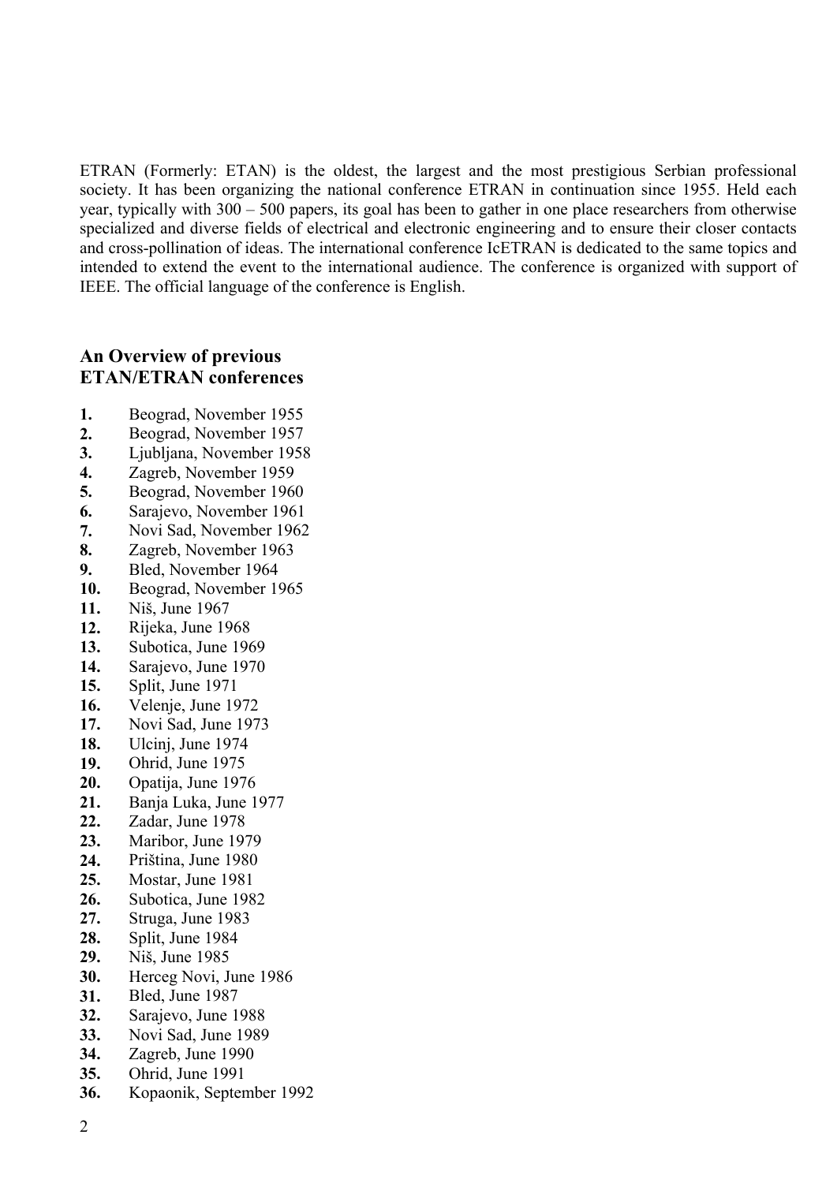ETRAN (Formerly: ETAN) is the oldest, the largest and the most prestigious Serbian professional society. It has been organizing the national conference ETRAN in continuation since 1955. Held each year, typically with 300 – 500 papers, its goal has been to gather in one place researchers from otherwise specialized and diverse fields of electrical and electronic engineering and to ensure their closer contacts and cross-pollination of ideas. The international conference IcETRAN is dedicated to the same topics and intended to extend the event to the international audience. The conference is organized with support of IEEE. The official language of the conference is English.

## An Overview of previous ETAN/ETRAN conferences

**1.** Beograd, November 1955
**2.** Beograd, November 1957
**3.** Ljubljana, November 1958
**4.** Zagreb, November 1959
**5.** Beograd, November 1960
**6.** Sarajevo, November 1961
**7.** Novi Sad, November 1962
**8.** Zagreb, November 1963
**9.** Bled, November 1964
**10.** Beograd, November 1965
**11.** Niš, June 1967
**12.** Rijeka, June 1968
**13.** Subotica, June 1969
**14.** Sarajevo, June 1970
**15.** Split, June 1971
**16.** Velenje, June 1972
**17.** Novi Sad, June 1973
**18.** Ulcinj, June 1974
**19.** Ohrid, June 1975
**20.** Opatija, June 1976
**21.** Banja Luka, June 1977
**22.** Zadar, June 1978
**23.** Maribor, June 1979
**24.** Priština, June 1980
**25.** Mostar, June 1981
**26.** Subotica, June 1982
**27.** Struga, June 1983
**28.** Split, June 1984
**29.** Niš, June 1985
**30.** Herceg Novi, June 1986
**31.** Bled, June 1987
**32.** Sarajevo, June 1988
**33.** Novi Sad, June 1989
**34.** Zagreb, June 1990
**35.** Ohrid, June 1991
**36.** Kopaonik, September 1992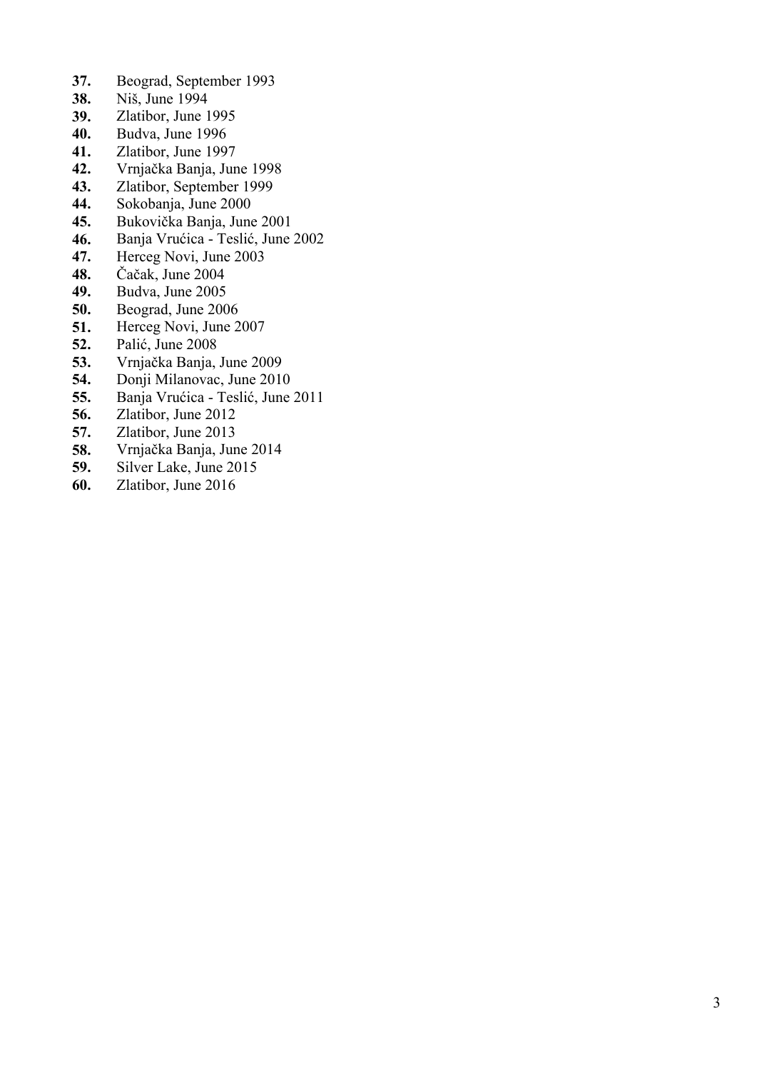**37.** Beograd, September 1993
**38.** Niš, June 1994
**39.** Zlatibor, June 1995
**40.** Budva, June 1996
**41.** Zlatibor, June 1997
**42.** Vrnjačka Banja, June 1998
**43.** Zlatibor, September 1999
**44.** Sokobanja, June 2000
**45.** Bukovička Banja, June 2001
**46.** Banja Vrućica - Teslić, June 2002
**47.** Herceg Novi, June 2003
**48.** Čačak, June 2004
**49.** Budva, June 2005
**50.** Beograd, June 2006
**51.** Herceg Novi, June 2007
**52.** Palić, June 2008
**53.** Vrnjačka Banja, June 2009
**54.** Donji Milanovac, June 2010
**55.** Banja Vrućica - Teslić, June 2011
**56.** Zlatibor, June 2012
**57.** Zlatibor, June 2013
**58.** Vrnjačka Banja, June 2014
**59.** Silver Lake, June 2015
**60.** Zlatibor, June 2016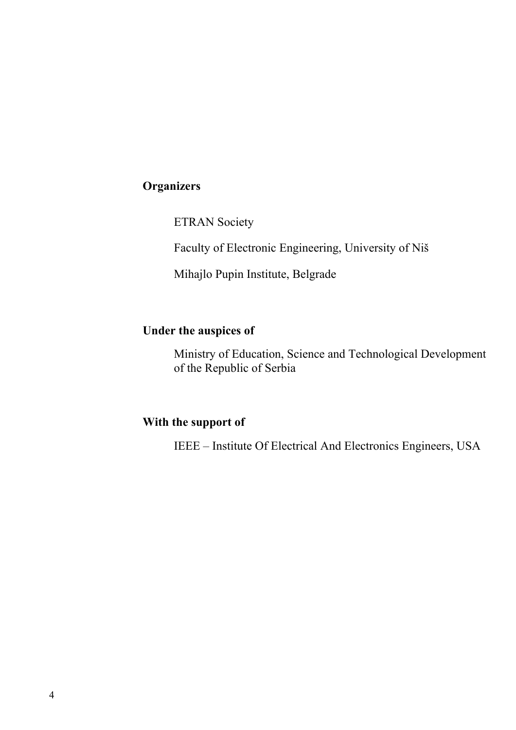**Organizers**

ETRAN Society

Faculty of Electronic Engineering, University of Niš

Mihajlo Pupin Institute, Belgrade

**Under the auspices of**

Ministry of Education, Science and Technological Development of the Republic of Serbia

**With the support of**

IEEE – Institute Of Electrical And Electronics Engineers, USA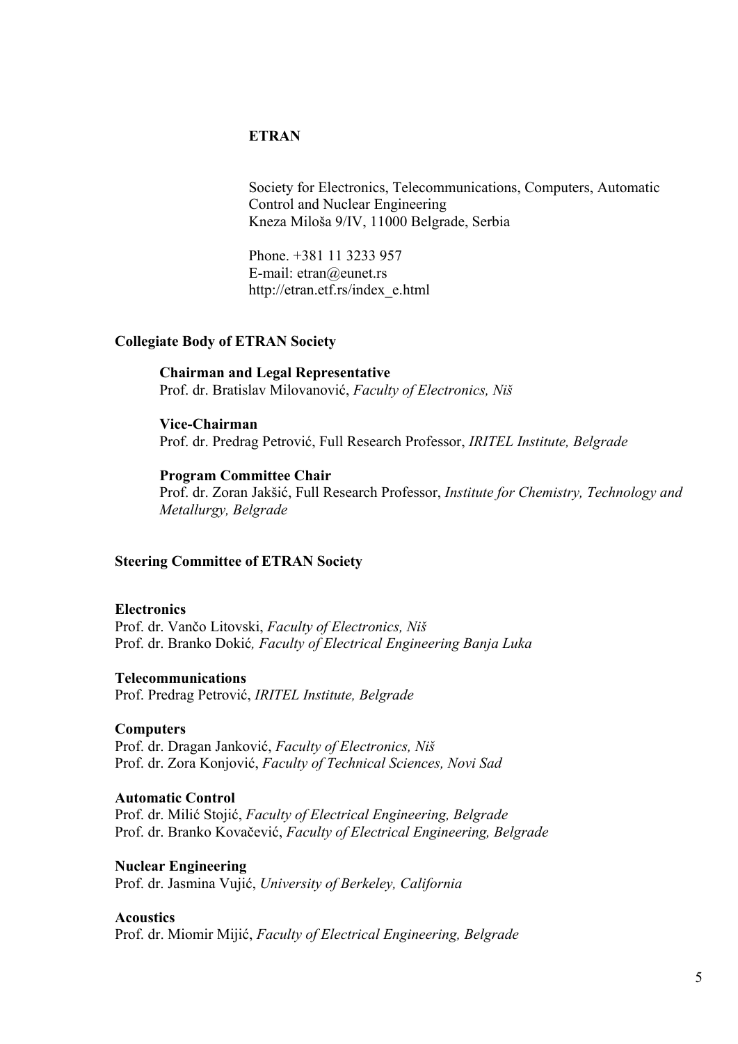# ETRAN

Society for Electronics, Telecommunications, Computers, Automatic Control and Nuclear Engineering
Kneza Miloša 9/IV, 11000 Belgrade, Serbia

Phone. +381 11 3233 957
E-mail: etran@eunet.rs
http://etran.etf.rs/index_e.html

## Collegiate Body of ETRAN Society

**Chairman and Legal Representative**
Prof. dr. Bratislav Milovanović, *Faculty of Electronics, Niš*

**Vice-Chairman**
Prof. dr. Predrag Petrović, Full Research Professor, *IRITEL Institute, Belgrade*

**Program Committee Chair**
Prof. dr. Zoran Jakšić, Full Research Professor, *Institute for Chemistry, Technology and Metallurgy, Belgrade*

## Steering Committee of ETRAN Society

**Electronics**
Prof. dr. Vančo Litovski, *Faculty of Electronics, Niš*
Prof. dr. Branko Dokić*, Faculty of Electrical Engineering Banja Luka*

**Telecommunications**
Prof. Predrag Petrović, *IRITEL Institute, Belgrade*

**Computers**
Prof. dr. Dragan Janković, *Faculty of Electronics, Niš*
Prof. dr. Zora Konjović, *Faculty of Technical Sciences, Novi Sad*

**Automatic Control**
Prof. dr. Milić Stojić, *Faculty of Electrical Engineering, Belgrade*
Prof. dr. Branko Kovačević, *Faculty of Electrical Engineering, Belgrade*

**Nuclear Engineering**
Prof. dr. Jasmina Vujić, *University of Berkeley, California*

**Acoustics**
Prof. dr. Miomir Mijić, *Faculty of Electrical Engineering, Belgrade*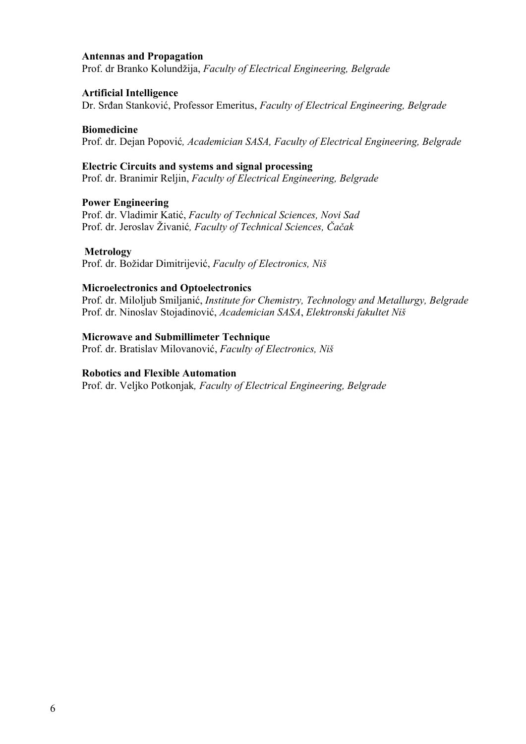**Antennas and Propagation**
Prof. dr Branko Kolundžija, *Faculty of Electrical Engineering, Belgrade*

**Artificial Intelligence**
Dr. Srđan Stanković, Professor Emeritus, *Faculty of Electrical Engineering, Belgrade*

**Biomedicine**
Prof. dr. Dejan Popović*, Academician SASA, Faculty of Electrical Engineering, Belgrade*

**Electric Circuits and systems and signal processing**
Prof. dr. Branimir Reljin, *Faculty of Electrical Engineering, Belgrade*

**Power Engineering**
Prof. dr. Vladimir Katić, *Faculty of Technical Sciences, Novi Sad*
Prof. dr. Jeroslav Živanić*, Faculty of Technical Sciences, Čačak*

**Metrology**
Prof. dr. Božidar Dimitrijević, *Faculty of Electronics, Niš*

**Microelectronics and Optoelectronics**
Prof. dr. Miloljub Smiljanić, *Institute for Chemistry, Technology and Metallurgy, Belgrade*
Prof. dr. Ninoslav Stojadinović, *Academician SASA*, *Elektronski fakultet Niš*

**Microwave and Submillimeter Technique**
Prof. dr. Bratislav Milovanović, *Faculty of Electronics, Niš*

**Robotics and Flexible Automation**
Prof. dr. Veljko Potkonjak*, Faculty of Electrical Engineering, Belgrade*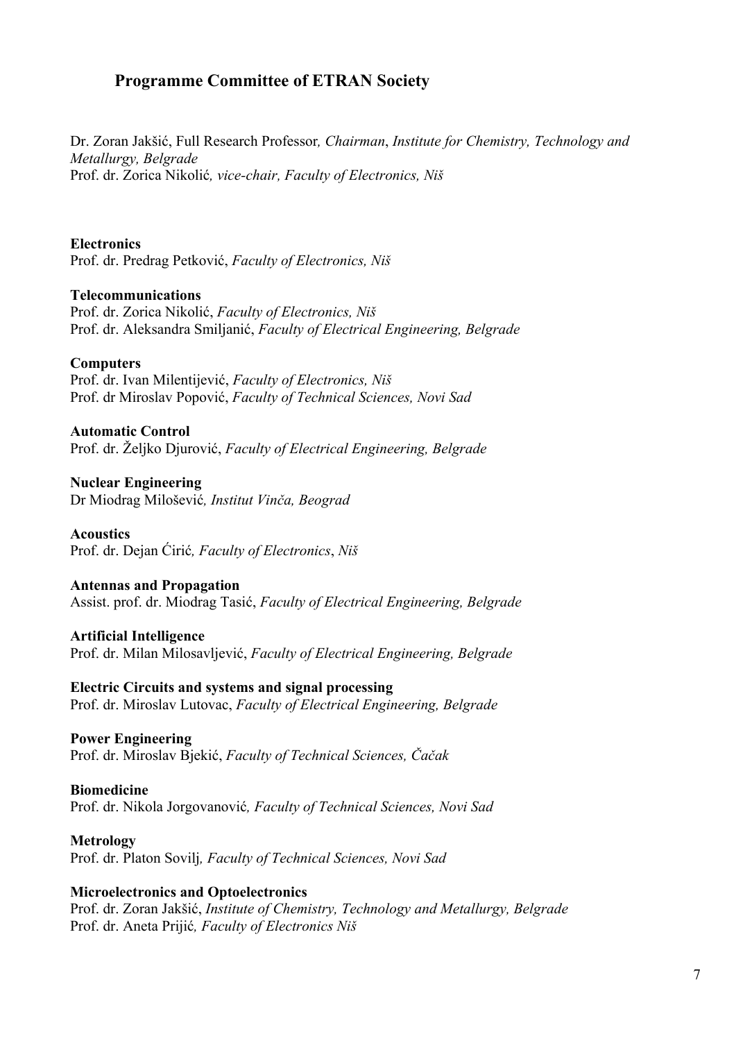## Programme Committee of ETRAN Society

Dr. Zoran Jakšić, Full Research Professor*, Chairman*, *Institute for Chemistry, Technology and Metallurgy, Belgrade*
Prof. dr. Zorica Nikolić*, vice-chair, Faculty of Electronics, Niš*

**Electronics**
Prof. dr. Predrag Petković, *Faculty of Electronics, Niš*

**Telecommunications**
Prof. dr. Zorica Nikolić, *Faculty of Electronics, Niš*
Prof. dr. Aleksandra Smiljanić, *Faculty of Electrical Engineering, Belgrade*

**Computers**
Prof. dr. Ivan Milentijević, *Faculty of Electronics, Niš*
Prof. dr Miroslav Popović, *Faculty of Technical Sciences, Novi Sad*

**Automatic Control**
Prof. dr. Željko Djurović, *Faculty of Electrical Engineering, Belgrade*

**Nuclear Engineering**
Dr Miodrag Milošević*, Institut Vinča, Beograd*

**Acoustics**
Prof. dr. Dejan Ćirić*, Faculty of Electronics*, *Niš*

**Antennas and Propagation**
Assist. prof. dr. Miodrag Tasić, *Faculty of Electrical Engineering, Belgrade*

**Artificial Intelligence**
Prof. dr. Milan Milosavljević, *Faculty of Electrical Engineering, Belgrade*

**Electric Circuits and systems and signal processing**
Prof. dr. Miroslav Lutovac, *Faculty of Electrical Engineering, Belgrade*

**Power Engineering**
Prof. dr. Miroslav Bjekić, *Faculty of Technical Sciences, Čačak*

**Biomedicine**
Prof. dr. Nikola Jorgovanović*, Faculty of Technical Sciences, Novi Sad*

**Metrology**
Prof. dr. Platon Sovilj*, Faculty of Technical Sciences, Novi Sad*

**Microelectronics and Optoelectronics**
Prof. dr. Zoran Jakšić, *Institute of Chemistry, Technology and Metallurgy, Belgrade*
Prof. dr. Aneta Prijić*, Faculty of Electronics Niš*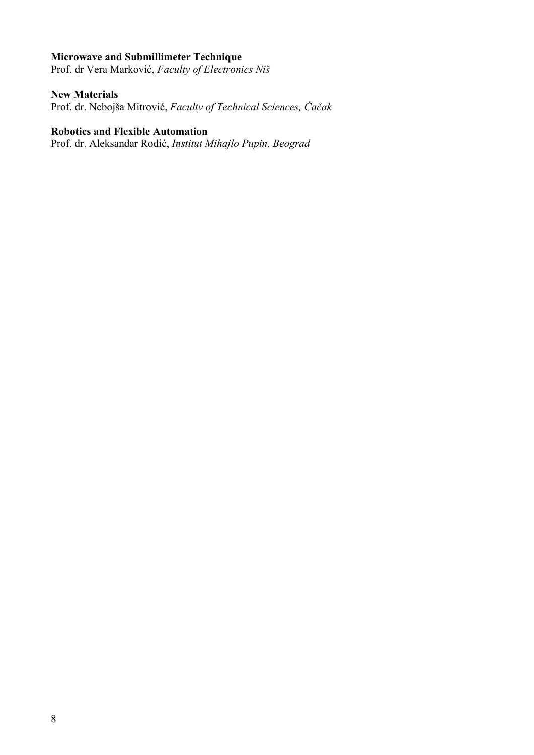**Microwave and Submillimeter Technique**
Prof. dr Vera Marković, *Faculty of Electronics Niš*

**New Materials**
Prof. dr. Nebojša Mitrović, *Faculty of Technical Sciences, Čačak*

**Robotics and Flexible Automation**
Prof. dr. Aleksandar Rodić, *Institut Mihajlo Pupin, Beograd*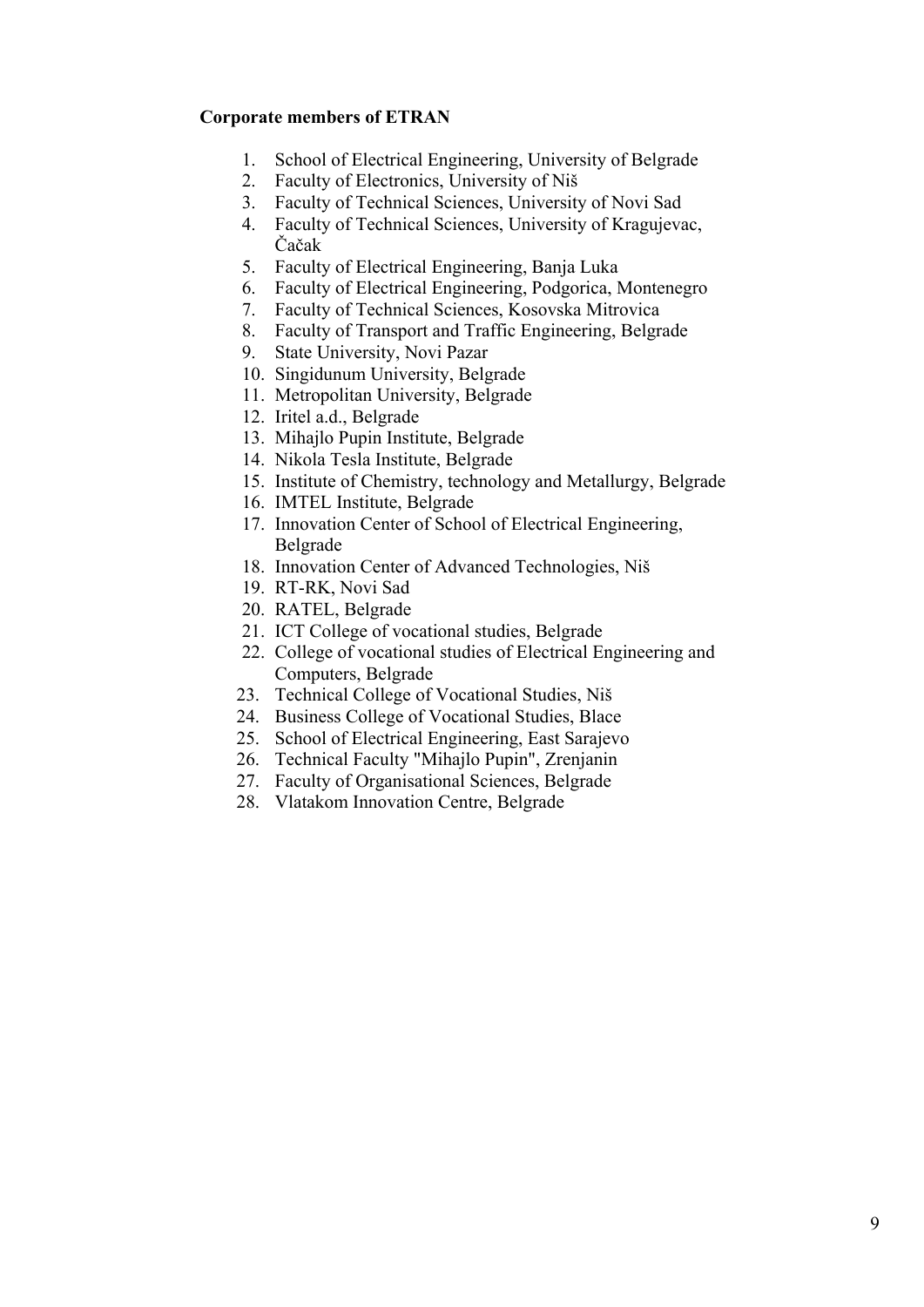**Corporate members of ETRAN**

1. School of Electrical Engineering, University of Belgrade
2. Faculty of Electronics, University of Niš
3. Faculty of Technical Sciences, University of Novi Sad
4. Faculty of Technical Sciences, University of Kragujevac, Čačak
5. Faculty of Electrical Engineering, Banja Luka
6. Faculty of Electrical Engineering, Podgorica, Montenegro
7. Faculty of Technical Sciences, Kosovska Mitrovica
8. Faculty of Transport and Traffic Engineering, Belgrade
9. State University, Novi Pazar
10. Singidunum University, Belgrade
11. Metropolitan University, Belgrade
12. Iritel a.d., Belgrade
13. Mihajlo Pupin Institute, Belgrade
14. Nikola Tesla Institute, Belgrade
15. Institute of Chemistry, technology and Metallurgy, Belgrade
16. IMTEL Institute, Belgrade
17. Innovation Center of School of Electrical Engineering, Belgrade
18. Innovation Center of Advanced Technologies, Niš
19. RT-RK, Novi Sad
20. RATEL, Belgrade
21. ICT College of vocational studies, Belgrade
22. College of vocational studies of Electrical Engineering and Computers, Belgrade
23. Technical College of Vocational Studies, Niš
24. Business College of Vocational Studies, Blace
25. School of Electrical Engineering, East Sarajevo
26. Technical Faculty "Mihajlo Pupin", Zrenjanin
27. Faculty of Organisational Sciences, Belgrade
28. Vlatakom Innovation Centre, Belgrade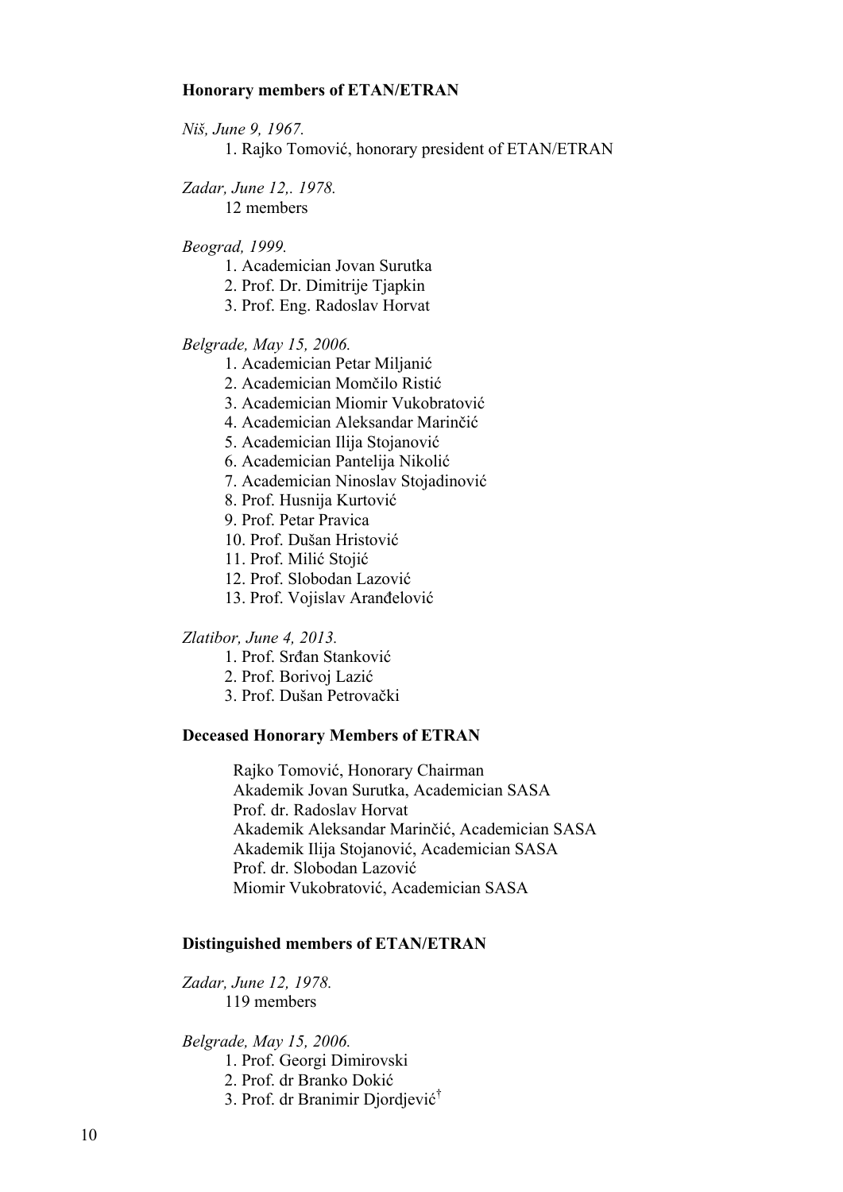**Honorary members of ETAN/ETRAN**

*Niš, June 9, 1967.*

1. Rajko Tomović, honorary president of ETAN/ETRAN

*Zadar, June 12,. 1978.*

12 members

*Beograd, 1999.*

1. Academician Jovan Surutka
2. Prof. Dr. Dimitrije Tjapkin
3. Prof. Eng. Radoslav Horvat

*Belgrade, May 15, 2006.*

1. Academician Petar Miljanić
2. Academician Momčilo Ristić
3. Academician Miomir Vukobratović
4. Academician Aleksandar Marinčić
5. Academician Ilija Stojanović
6. Academician Pantelija Nikolić
7. Academician Ninoslav Stojadinović
8. Prof. Husnija Kurtović
9. Prof. Petar Pravica
10. Prof. Dušan Hristović
11. Prof. Milić Stojić
12. Prof. Slobodan Lazović
13. Prof. Vojislav Aranđelović

*Zlatibor, June 4, 2013.*

1. Prof. Srđan Stanković
2. Prof. Borivoj Lazić
3. Prof. Dušan Petrovački

**Deceased Honorary Members of ETRAN**

Rajko Tomović, Honorary Chairman
Akademik Jovan Surutka, Academician SASA
Prof. dr. Radoslav Horvat
Akademik Aleksandar Marinčić, Academician SASA
Akademik Ilija Stojanović, Academician SASA
Prof. dr. Slobodan Lazović
Miomir Vukobratović, Academician SASA

**Distinguished members of ETAN/ETRAN**

*Zadar, June 12, 1978.*

119 members

*Belgrade, May 15, 2006.*

1. Prof. Georgi Dimirovski
2. Prof. dr Branko Dokić
3. Prof. dr Branimir Djordjević†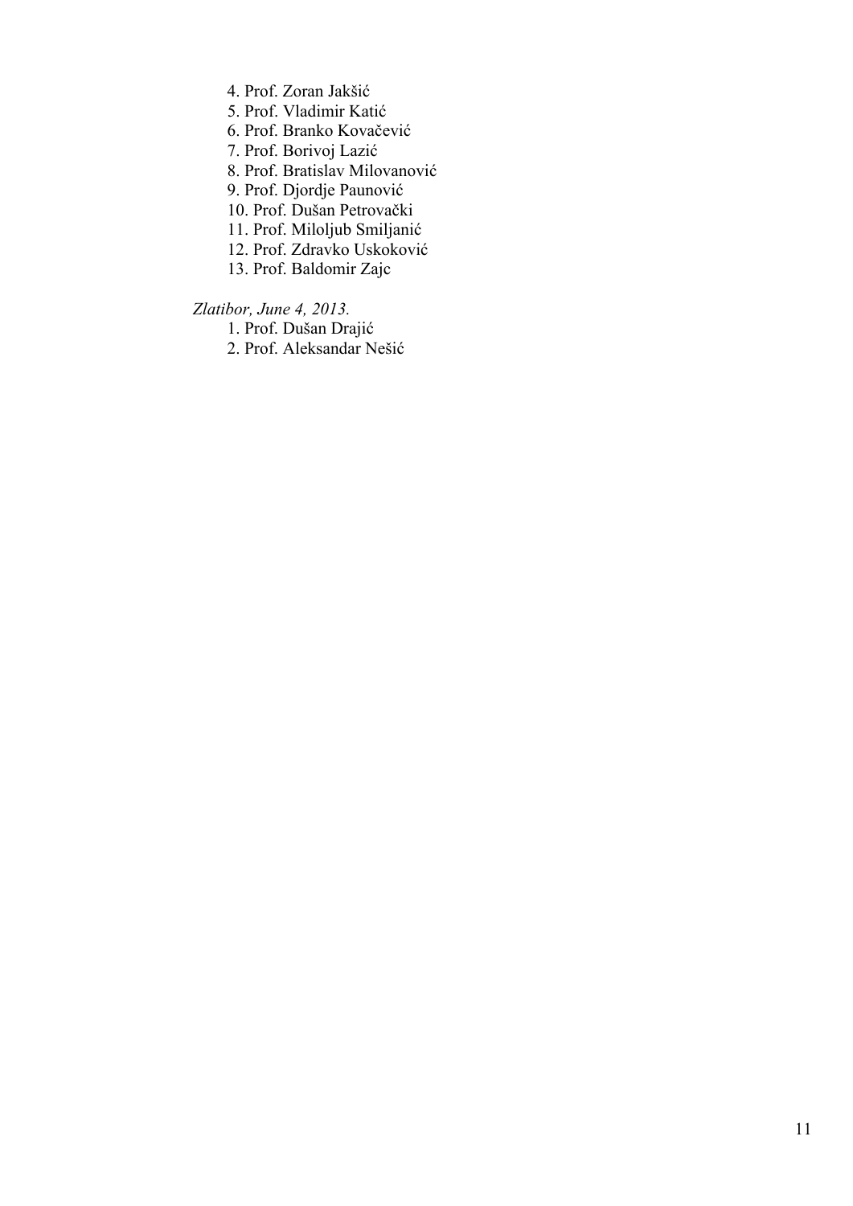4. Prof. Zoran Jakšić
5. Prof. Vladimir Katić
6. Prof. Branko Kovačević
7. Prof. Borivoj Lazić
8. Prof. Bratislav Milovanović
9. Prof. Djordje Paunović
10. Prof. Dušan Petrovački
11. Prof. Miloljub Smiljanić
12. Prof. Zdravko Uskoković
13. Prof. Baldomir Zajc

*Zlatibor, June 4, 2013.*

1. Prof. Dušan Drajić
2. Prof. Aleksandar Nešić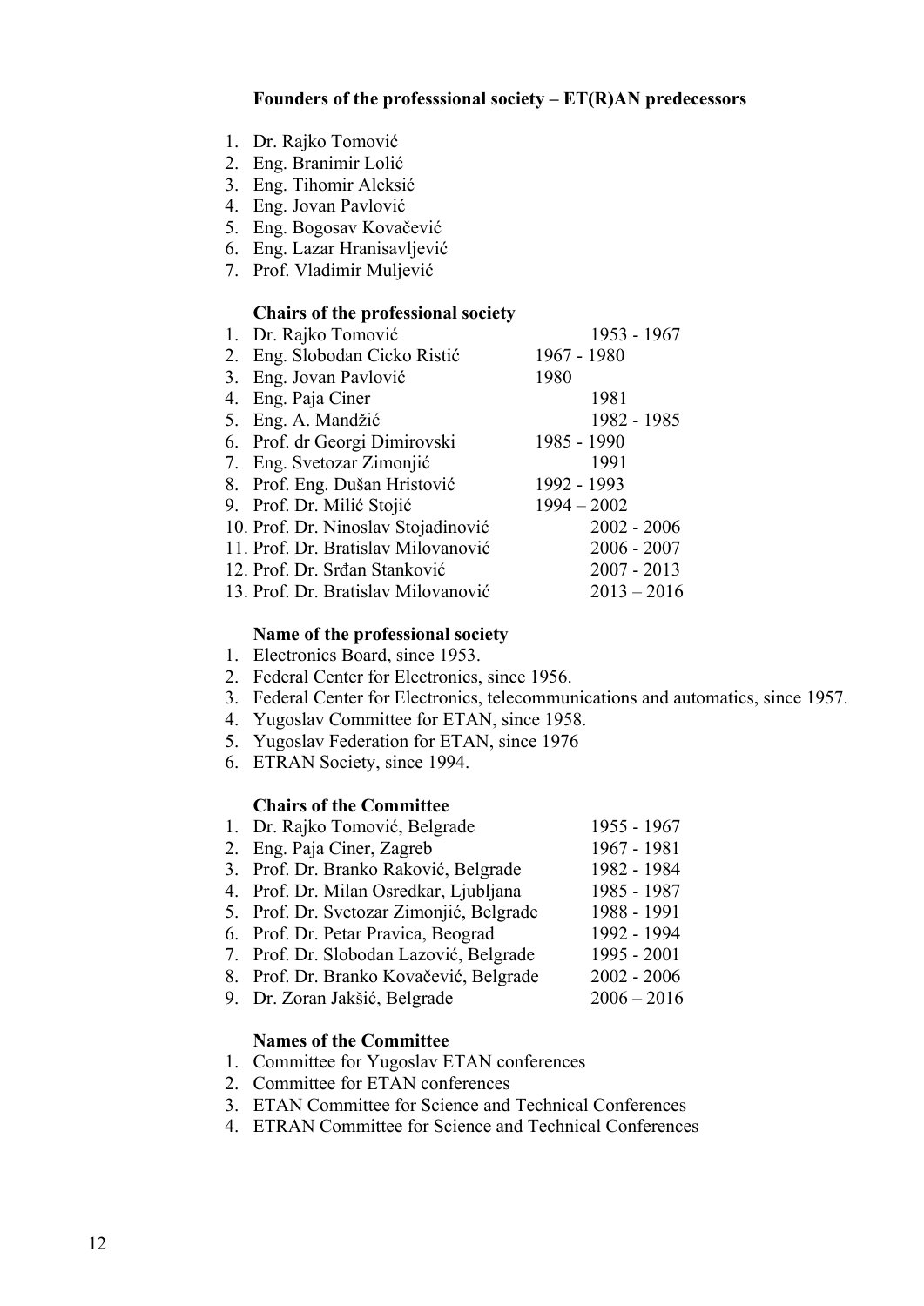**Founders of the professsional society – ET(R)AN predecessors**

1. Dr. Rajko Tomović
2. Eng. Branimir Lolić
3. Eng. Tihomir Aleksić
4. Eng. Jovan Pavlović
5. Eng. Bogosav Kovačević
6. Eng. Lazar Hranisavljević
7. Prof. Vladimir Muljević

**Chairs of the professional society**

1. Dr. Rajko Tomović 1953 - 1967
2. Eng. Slobodan Cicko Ristić 1967 - 1980
3. Eng. Jovan Pavlović 1980
4. Eng. Paja Ciner 1981
5. Eng. A. Mandžić 1982 - 1985
6. Prof. dr Georgi Dimirovski 1985 - 1990
7. Eng. Svetozar Zimonjić 1991
8. Prof. Eng. Dušan Hristović 1992 - 1993
9. Prof. Dr. Milić Stojić 1994 – 2002
10. Prof. Dr. Ninoslav Stojadinović 2002 - 2006
11. Prof. Dr. Bratislav Milovanović 2006 - 2007
12. Prof. Dr. Srđan Stanković 2007 - 2013
13. Prof. Dr. Bratislav Milovanović 2013 – 2016

**Name of the professional society**

1. Electronics Board, since 1953.
2. Federal Center for Electronics, since 1956.
3. Federal Center for Electronics, telecommunications and automatics, since 1957.
4. Yugoslav Committee for ETAN, since 1958.
5. Yugoslav Federation for ETAN, since 1976
6. ETRAN Society, since 1994.

**Chairs of the Committee**

1. Dr. Rajko Tomović, Belgrade 1955 - 1967
2. Eng. Paja Ciner, Zagreb 1967 - 1981
3. Prof. Dr. Branko Raković, Belgrade 1982 - 1984
4. Prof. Dr. Milan Osredkar, Ljubljana 1985 - 1987
5. Prof. Dr. Svetozar Zimonjić, Belgrade 1988 - 1991
6. Prof. Dr. Petar Pravica, Beograd 1992 - 1994
7. Prof. Dr. Slobodan Lazović, Belgrade 1995 - 2001
8. Prof. Dr. Branko Kovačević, Belgrade 2002 - 2006
9. Dr. Zoran Jakšić, Belgrade 2006 – 2016

**Names of the Committee**

1. Committee for Yugoslav ETAN conferences
2. Committee for ETAN conferences
3. ETAN Committee for Science and Technical Conferences
4. ETRAN Committee for Science and Technical Conferences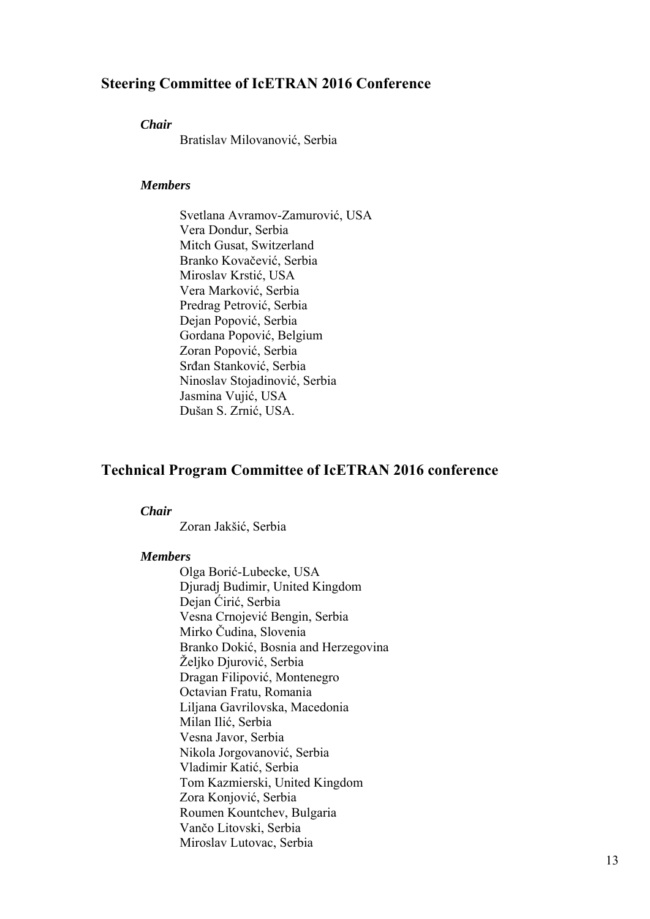## Steering Committee of IcETRAN 2016 Conference

***Chair***

Bratislav Milovanović, Serbia

***Members***

Svetlana Avramov-Zamurović, USA
Vera Dondur, Serbia
Mitch Gusat, Switzerland
Branko Kovačević, Serbia
Miroslav Krstić, USA
Vera Marković, Serbia
Predrag Petrović, Serbia
Dejan Popović, Serbia
Gordana Popović, Belgium
Zoran Popović, Serbia
Srđan Stanković, Serbia
Ninoslav Stojadinović, Serbia
Jasmina Vujić, USA
Dušan S. Zrnić, USA.

## Technical Program Committee of IcETRAN 2016 conference

***Chair***

Zoran Jakšić, Serbia

***Members***

Olga Borić-Lubecke, USA
Djuradj Budimir, United Kingdom
Dejan Ćirić, Serbia
Vesna Crnojević Bengin, Serbia
Mirko Čudina, Slovenia
Branko Dokić, Bosnia and Herzegovina
Željko Djurović, Serbia
Dragan Filipović, Montenegro
Octavian Fratu, Romania
Liljana Gavrilovska, Macedonia
Milan Ilić, Serbia
Vesna Javor, Serbia
Nikola Jorgovanović, Serbia
Vladimir Katić, Serbia
Tom Kazmierski, United Kingdom
Zora Konjović, Serbia
Roumen Kountchev, Bulgaria
Vančo Litovski, Serbia
Miroslav Lutovac, Serbia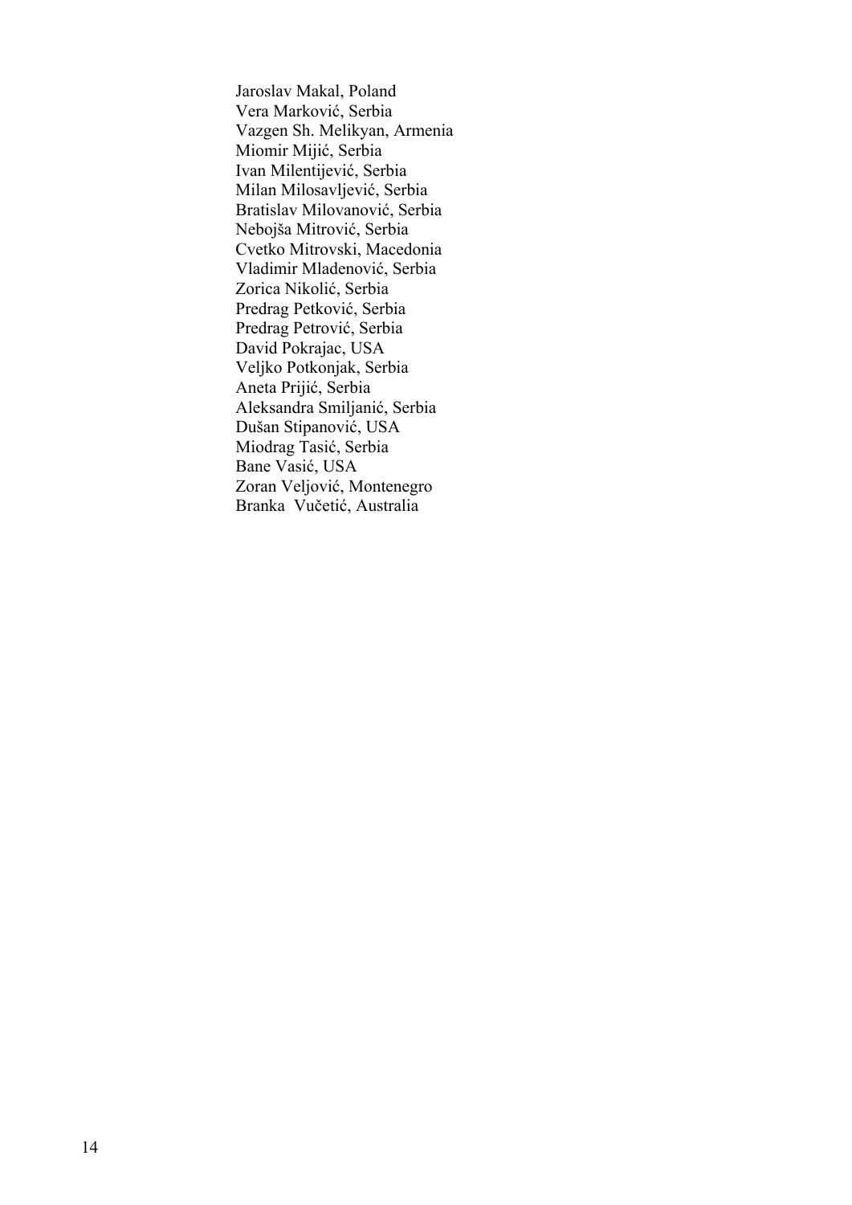Jaroslav Makal, Poland
Vera Marković, Serbia
Vazgen Sh. Melikyan, Armenia
Miomir Mijić, Serbia
Ivan Milentijević, Serbia
Milan Milosavljević, Serbia
Bratislav Milovanović, Serbia
Nebojša Mitrović, Serbia
Cvetko Mitrovski, Macedonia
Vladimir Mladenović, Serbia
Zorica Nikolić, Serbia
Predrag Petković, Serbia
Predrag Petrović, Serbia
David Pokrajac, USA
Veljko Potkonjak, Serbia
Aneta Prijić, Serbia
Aleksandra Smiljanić, Serbia
Dušan Stipanović, USA
Miodrag Tasić, Serbia
Bane Vasić, USA
Zoran Veljović, Montenegro
Branka Vučetić, Australia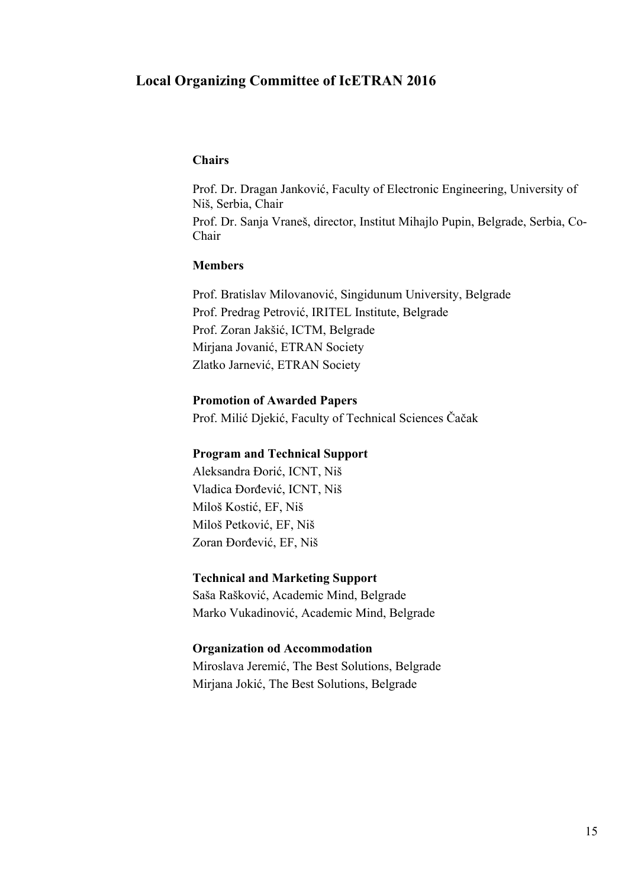## Local Organizing Committee of IcETRAN 2016

**Chairs**

Prof. Dr. Dragan Janković, Faculty of Electronic Engineering, University of Niš, Serbia, Chair

Prof. Dr. Sanja Vraneš, director, Institut Mihajlo Pupin, Belgrade, Serbia, Co-Chair

**Members**

Prof. Bratislav Milovanović, Singidunum University, Belgrade

Prof. Predrag Petrović, IRITEL Institute, Belgrade

Prof. Zoran Jakšić, ICTM, Belgrade

Mirjana Jovanić, ETRAN Society

Zlatko Jarnević, ETRAN Society

**Promotion of Awarded Papers**

Prof. Milić Djekić, Faculty of Technical Sciences Čačak

**Program and Technical Support**

Aleksandra Đorić, ICNT, Niš

Vladica Đorđević, ICNT, Niš

Miloš Kostić, EF, Niš

Miloš Petković, EF, Niš

Zoran Đorđević, EF, Niš

**Technical and Marketing Support**

Saša Rašković, Academic Mind, Belgrade

Marko Vukadinović, Academic Mind, Belgrade

**Organization od Accommodation**

Miroslava Jeremić, The Best Solutions, Belgrade

Mirjana Jokić, The Best Solutions, Belgrade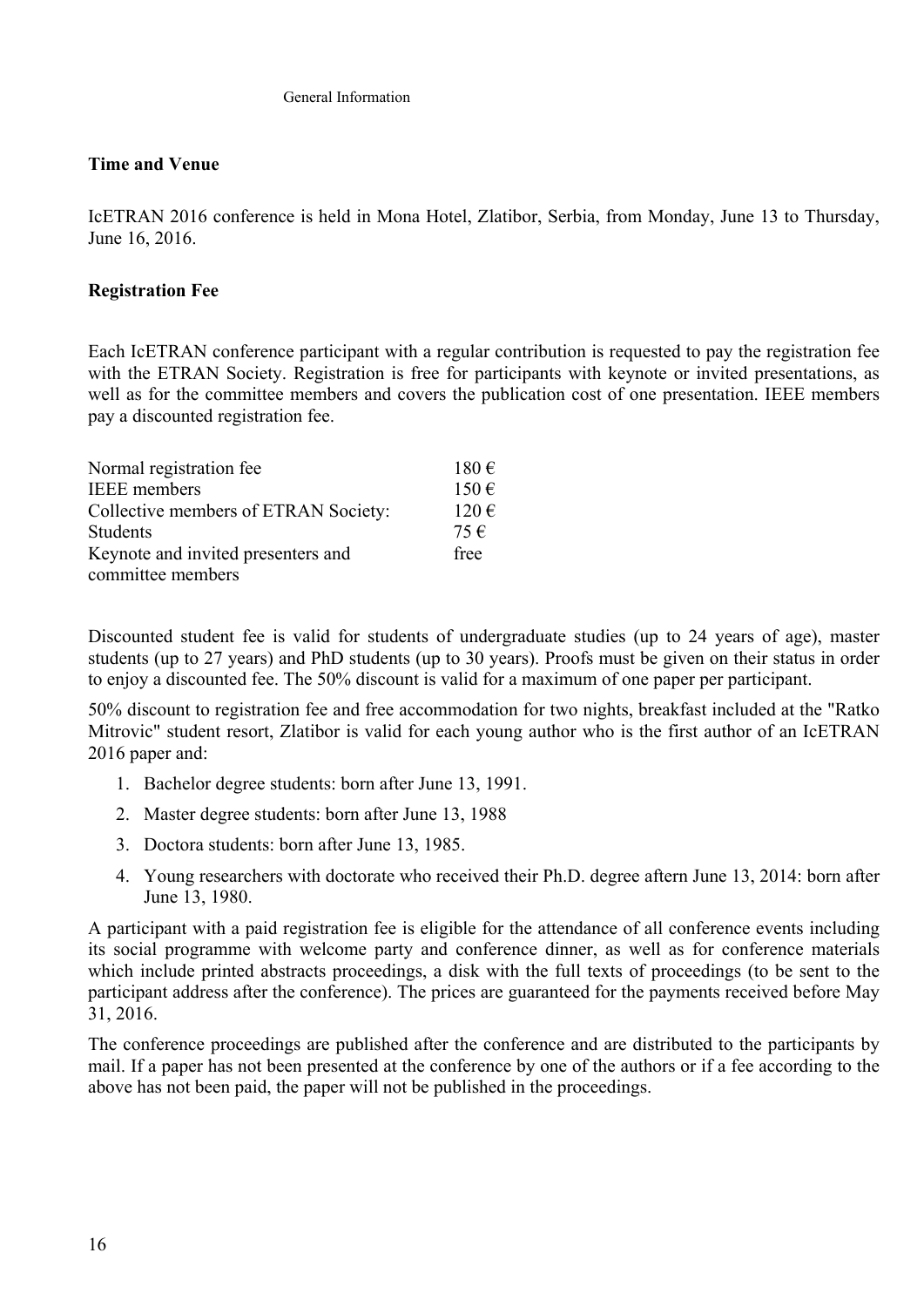General Information

**Time and Venue**

IcETRAN 2016 conference is held in Mona Hotel, Zlatibor, Serbia, from Monday, June 13 to Thursday, June 16, 2016.

**Registration Fee**

Each IcETRAN conference participant with a regular contribution is requested to pay the registration fee with the ETRAN Society. Registration is free for participants with keynote or invited presentations, as well as for the committee members and covers the publication cost of one presentation. IEEE members pay a discounted registration fee.

| | |
|---|---|
| Normal registration fee | 180 € |
| IEEE members | 150 € |
| Collective members of ETRAN Society: | 120 € |
| Students | 75 € |
| Keynote and invited presenters and committee members | free |

Discounted student fee is valid for students of undergraduate studies (up to 24 years of age), master students (up to 27 years) and PhD students (up to 30 years). Proofs must be given on their status in order to enjoy a discounted fee. The 50% discount is valid for a maximum of one paper per participant.

50% discount to registration fee and free accommodation for two nights, breakfast included at the "Ratko Mitrovic" student resort, Zlatibor is valid for each young author who is the first author of an IcETRAN 2016 paper and:

1. Bachelor degree students: born after June 13, 1991.
2. Master degree students: born after June 13, 1988
3. Doctora students: born after June 13, 1985.
4. Young researchers with doctorate who received their Ph.D. degree aftern June 13, 2014: born after June 13, 1980.

A participant with a paid registration fee is eligible for the attendance of all conference events including its social programme with welcome party and conference dinner, as well as for conference materials which include printed abstracts proceedings, a disk with the full texts of proceedings (to be sent to the participant address after the conference). The prices are guaranteed for the payments received before May 31, 2016.

The conference proceedings are published after the conference and are distributed to the participants by mail. If a paper has not been presented at the conference by one of the authors or if a fee according to the above has not been paid, the paper will not be published in the proceedings.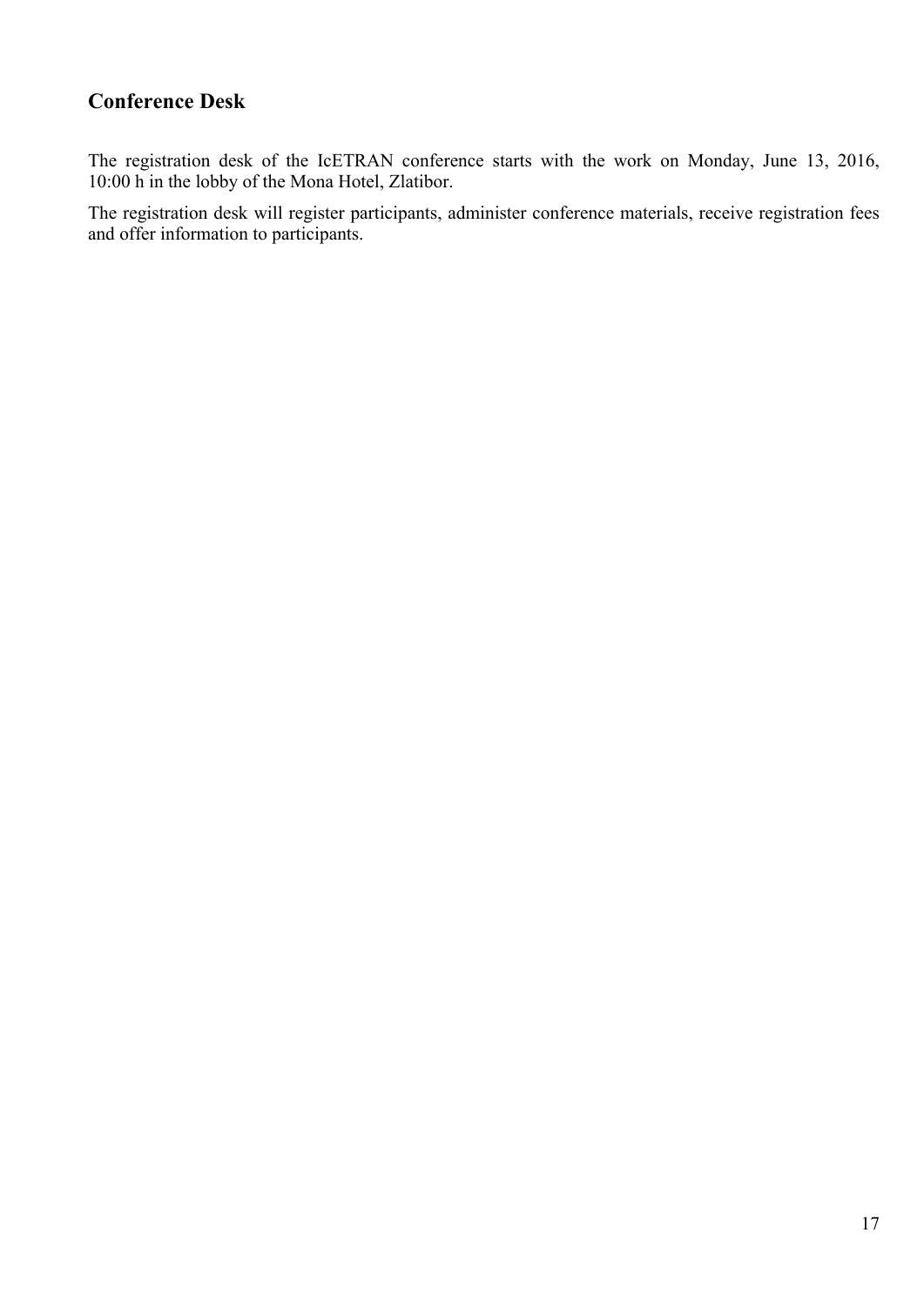## Conference Desk

The registration desk of the IcETRAN conference starts with the work on Monday, June 13, 2016, 10:00 h in the lobby of the Mona Hotel, Zlatibor.

The registration desk will register participants, administer conference materials, receive registration fees and offer information to participants.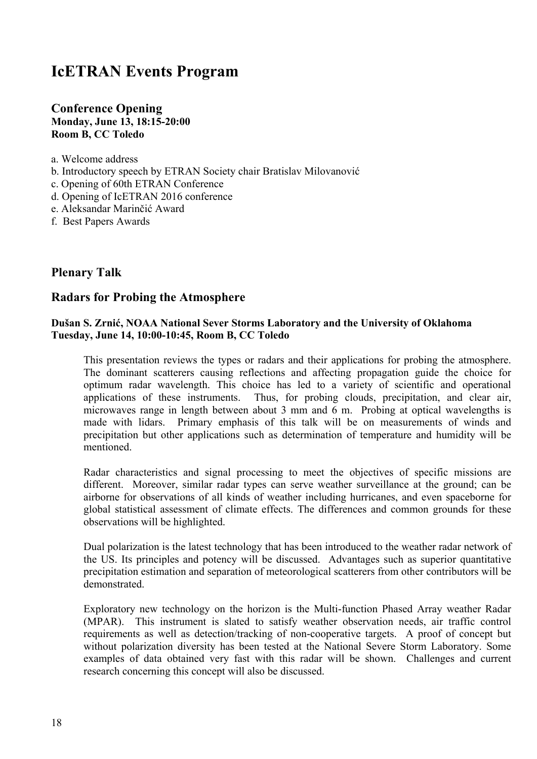# IcETRAN Events Program

## Conference Opening

**Monday, June 13, 18:15-20:00**
**Room B, CC Toledo**

a. Welcome address
b. Introductory speech by ETRAN Society chair Bratislav Milovanović
c. Opening of 60th ETRAN Conference
d. Opening of IcETRAN 2016 conference
e. Aleksandar Marinčić Award
f. Best Papers Awards

## Plenary Talk

## Radars for Probing the Atmosphere

**Dušan S. Zrnić, NOAA National Sever Storms Laboratory and the University of Oklahoma**
**Tuesday, June 14, 10:00-10:45, Room B, CC Toledo**

This presentation reviews the types or radars and their applications for probing the atmosphere. The dominant scatterers causing reflections and affecting propagation guide the choice for optimum radar wavelength. This choice has led to a variety of scientific and operational applications of these instruments. Thus, for probing clouds, precipitation, and clear air, microwaves range in length between about 3 mm and 6 m. Probing at optical wavelengths is made with lidars. Primary emphasis of this talk will be on measurements of winds and precipitation but other applications such as determination of temperature and humidity will be mentioned.

Radar characteristics and signal processing to meet the objectives of specific missions are different. Moreover, similar radar types can serve weather surveillance at the ground; can be airborne for observations of all kinds of weather including hurricanes, and even spaceborne for global statistical assessment of climate effects. The differences and common grounds for these observations will be highlighted.

Dual polarization is the latest technology that has been introduced to the weather radar network of the US. Its principles and potency will be discussed. Advantages such as superior quantitative precipitation estimation and separation of meteorological scatterers from other contributors will be demonstrated.

Exploratory new technology on the horizon is the Multi-function Phased Array weather Radar (MPAR). This instrument is slated to satisfy weather observation needs, air traffic control requirements as well as detection/tracking of non-cooperative targets. A proof of concept but without polarization diversity has been tested at the National Severe Storm Laboratory. Some examples of data obtained very fast with this radar will be shown. Challenges and current research concerning this concept will also be discussed.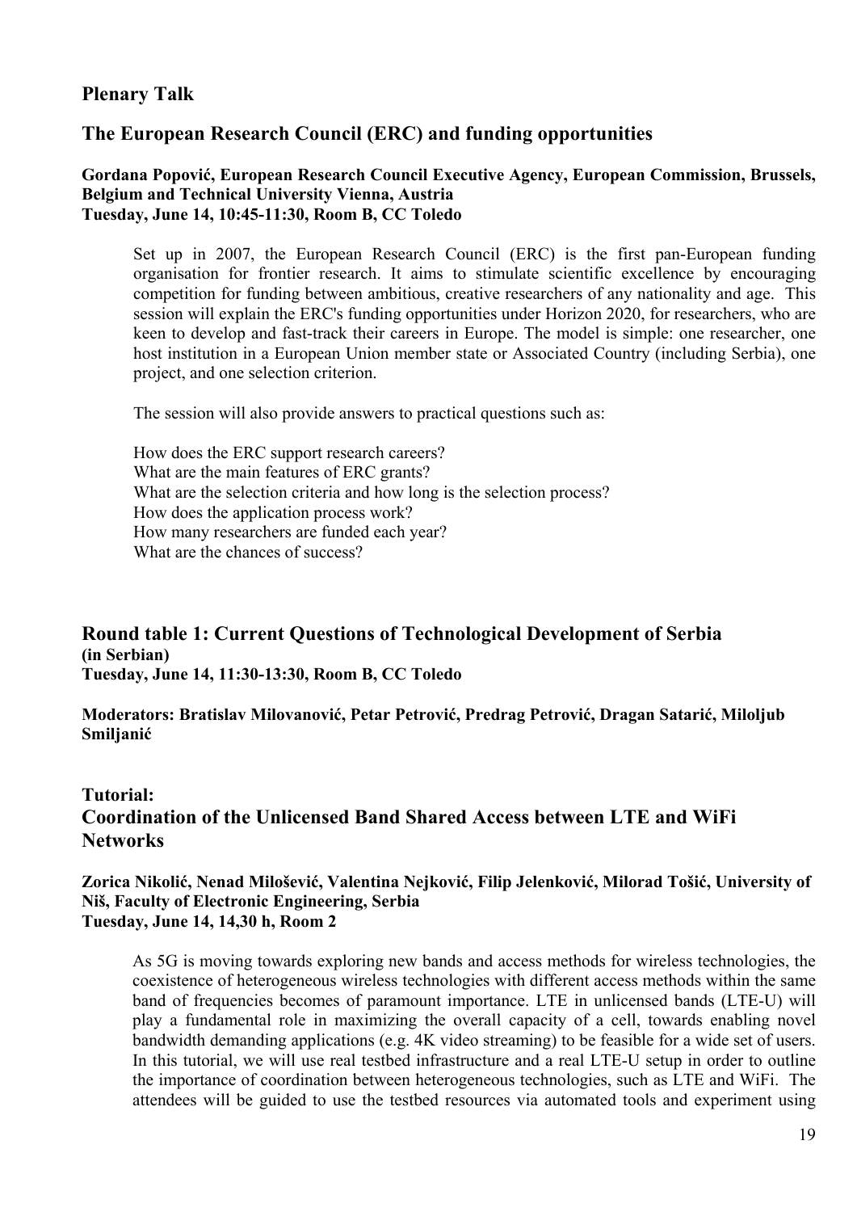## Plenary Talk

## The European Research Council (ERC) and funding opportunities

**Gordana Popović, European Research Council Executive Agency, European Commission, Brussels, Belgium and Technical University Vienna, Austria**
**Tuesday, June 14, 10:45-11:30, Room B, CC Toledo**

Set up in 2007, the European Research Council (ERC) is the first pan-European funding organisation for frontier research. It aims to stimulate scientific excellence by encouraging competition for funding between ambitious, creative researchers of any nationality and age. This session will explain the ERC's funding opportunities under Horizon 2020, for researchers, who are keen to develop and fast-track their careers in Europe. The model is simple: one researcher, one host institution in a European Union member state or Associated Country (including Serbia), one project, and one selection criterion.

The session will also provide answers to practical questions such as:

How does the ERC support research careers?
What are the main features of ERC grants?
What are the selection criteria and how long is the selection process?
How does the application process work?
How many researchers are funded each year?
What are the chances of success?

## Round table 1: Current Questions of Technological Development of Serbia

**(in Serbian)**
**Tuesday, June 14, 11:30-13:30, Room B, CC Toledo**

**Moderators: Bratislav Milovanović, Petar Petrović, Predrag Petrović, Dragan Satarić, Miloljub Smiljanić**

## Tutorial: Coordination of the Unlicensed Band Shared Access between LTE and WiFi Networks

**Zorica Nikolić, Nenad Milošević, Valentina Nejković, Filip Jelenković, Milorad Tošić, University of Niš, Faculty of Electronic Engineering, Serbia**
**Tuesday, June 14, 14,30 h, Room 2**

As 5G is moving towards exploring new bands and access methods for wireless technologies, the coexistence of heterogeneous wireless technologies with different access methods within the same band of frequencies becomes of paramount importance. LTE in unlicensed bands (LTE-U) will play a fundamental role in maximizing the overall capacity of a cell, towards enabling novel bandwidth demanding applications (e.g. 4K video streaming) to be feasible for a wide set of users. In this tutorial, we will use real testbed infrastructure and a real LTE-U setup in order to outline the importance of coordination between heterogeneous technologies, such as LTE and WiFi. The attendees will be guided to use the testbed resources via automated tools and experiment using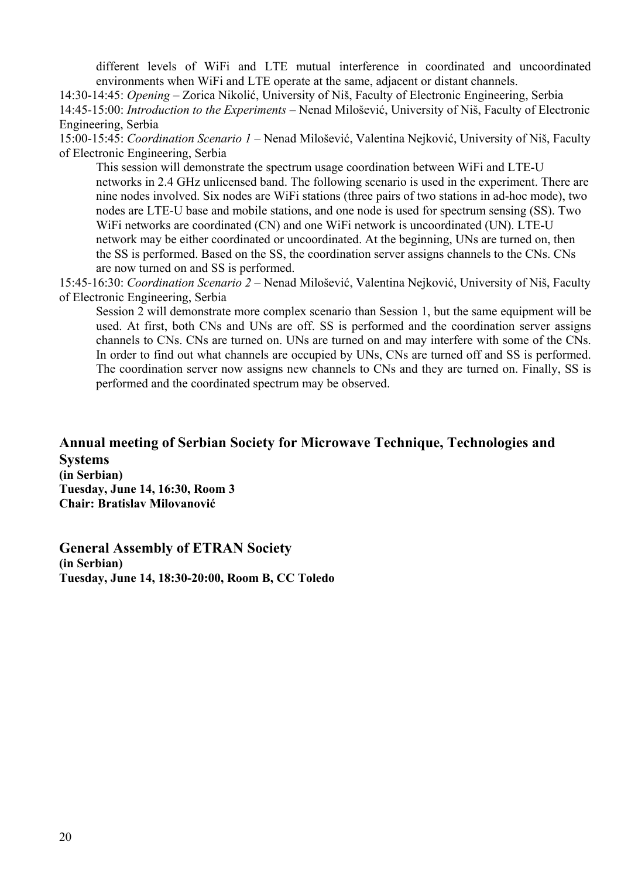different levels of WiFi and LTE mutual interference in coordinated and uncoordinated environments when WiFi and LTE operate at the same, adjacent or distant channels.

14:30-14:45: *Opening* – Zorica Nikolić, University of Niš, Faculty of Electronic Engineering, Serbia

14:45-15:00: *Introduction to the Experiments* – Nenad Milošević, University of Niš, Faculty of Electronic Engineering, Serbia

15:00-15:45: *Coordination Scenario 1* – Nenad Milošević, Valentina Nejković, University of Niš, Faculty of Electronic Engineering, Serbia

This session will demonstrate the spectrum usage coordination between WiFi and LTE-U networks in 2.4 GHz unlicensed band. The following scenario is used in the experiment. There are nine nodes involved. Six nodes are WiFi stations (three pairs of two stations in ad-hoc mode), two nodes are LTE-U base and mobile stations, and one node is used for spectrum sensing (SS). Two WiFi networks are coordinated (CN) and one WiFi network is uncoordinated (UN). LTE-U network may be either coordinated or uncoordinated. At the beginning, UNs are turned on, then the SS is performed. Based on the SS, the coordination server assigns channels to the CNs. CNs are now turned on and SS is performed.

15:45-16:30: *Coordination Scenario 2* – Nenad Milošević, Valentina Nejković, University of Niš, Faculty of Electronic Engineering, Serbia

Session 2 will demonstrate more complex scenario than Session 1, but the same equipment will be used. At first, both CNs and UNs are off. SS is performed and the coordination server assigns channels to CNs. CNs are turned on. UNs are turned on and may interfere with some of the CNs. In order to find out what channels are occupied by UNs, CNs are turned off and SS is performed. The coordination server now assigns new channels to CNs and they are turned on. Finally, SS is performed and the coordinated spectrum may be observed.

## Annual meeting of Serbian Society for Microwave Technique, Technologies and Systems

**(in Serbian)**
**Tuesday, June 14, 16:30, Room 3**
**Chair: Bratislav Milovanović**

## General Assembly of ETRAN Society

**(in Serbian)**
**Tuesday, June 14, 18:30-20:00, Room B, CC Toledo**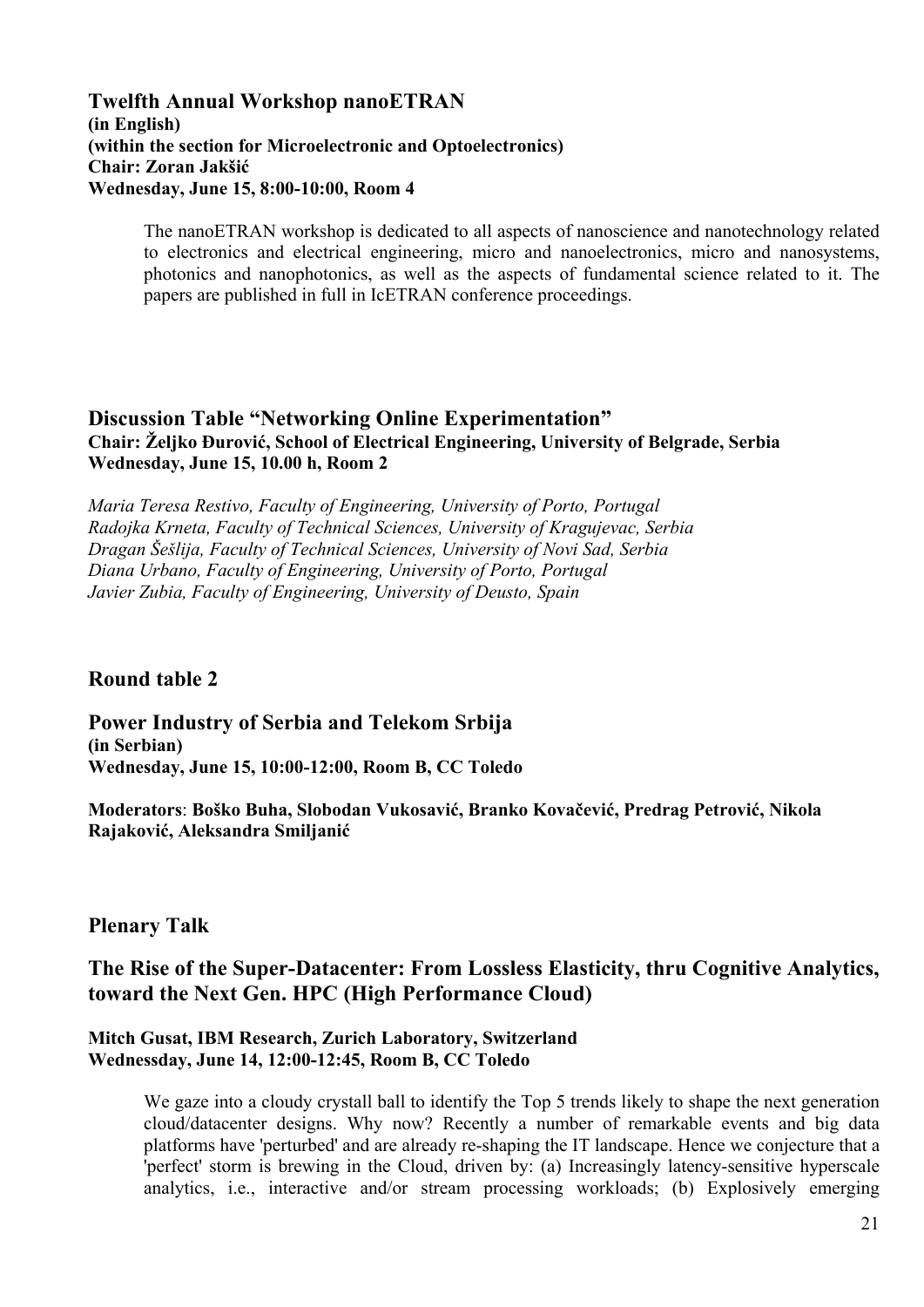## Twelfth Annual Workshop nanoETRAN

**(in English)**
**(within the section for Microelectronic and Optoelectronics)**
**Chair: Zoran Jakšić**
**Wednesday, June 15, 8:00-10:00, Room 4**

The nanoETRAN workshop is dedicated to all aspects of nanoscience and nanotechnology related to electronics and electrical engineering, micro and nanoelectronics, micro and nanosystems, photonics and nanophotonics, as well as the aspects of fundamental science related to it. The papers are published in full in IcETRAN conference proceedings.

## Discussion Table "Networking Online Experimentation"

**Chair: Željko Đurović, School of Electrical Engineering, University of Belgrade, Serbia**
**Wednesday, June 15, 10.00 h, Room 2**

*Maria Teresa Restivo, Faculty of Engineering, University of Porto, Portugal*
*Radojka Krneta, Faculty of Technical Sciences, University of Kragujevac, Serbia*
*Dragan Šešlija, Faculty of Technical Sciences, University of Novi Sad, Serbia*
*Diana Urbano, Faculty of Engineering, University of Porto, Portugal*
*Javier Zubia, Faculty of Engineering, University of Deusto, Spain*

## Round table 2

## Power Industry of Serbia and Telekom Srbija

**(in Serbian)**
**Wednesday, June 15, 10:00-12:00, Room B, CC Toledo**

**Moderators**: **Boško Buha, Slobodan Vukosavić, Branko Kovačević, Predrag Petrović, Nikola Rajaković, Aleksandra Smiljanić**

## Plenary Talk

## The Rise of the Super-Datacenter: From Lossless Elasticity, thru Cognitive Analytics, toward the Next Gen. HPC (High Performance Cloud)

**Mitch Gusat, IBM Research, Zurich Laboratory, Switzerland**
**Wednessday, June 14, 12:00-12:45, Room B, CC Toledo**

We gaze into a cloudy crystall ball to identify the Top 5 trends likely to shape the next generation cloud/datacenter designs. Why now? Recently a number of remarkable events and big data platforms have 'perturbed' and are already re-shaping the IT landscape. Hence we conjecture that a 'perfect' storm is brewing in the Cloud, driven by: (a) Increasingly latency-sensitive hyperscale analytics, i.e., interactive and/or stream processing workloads; (b) Explosively emerging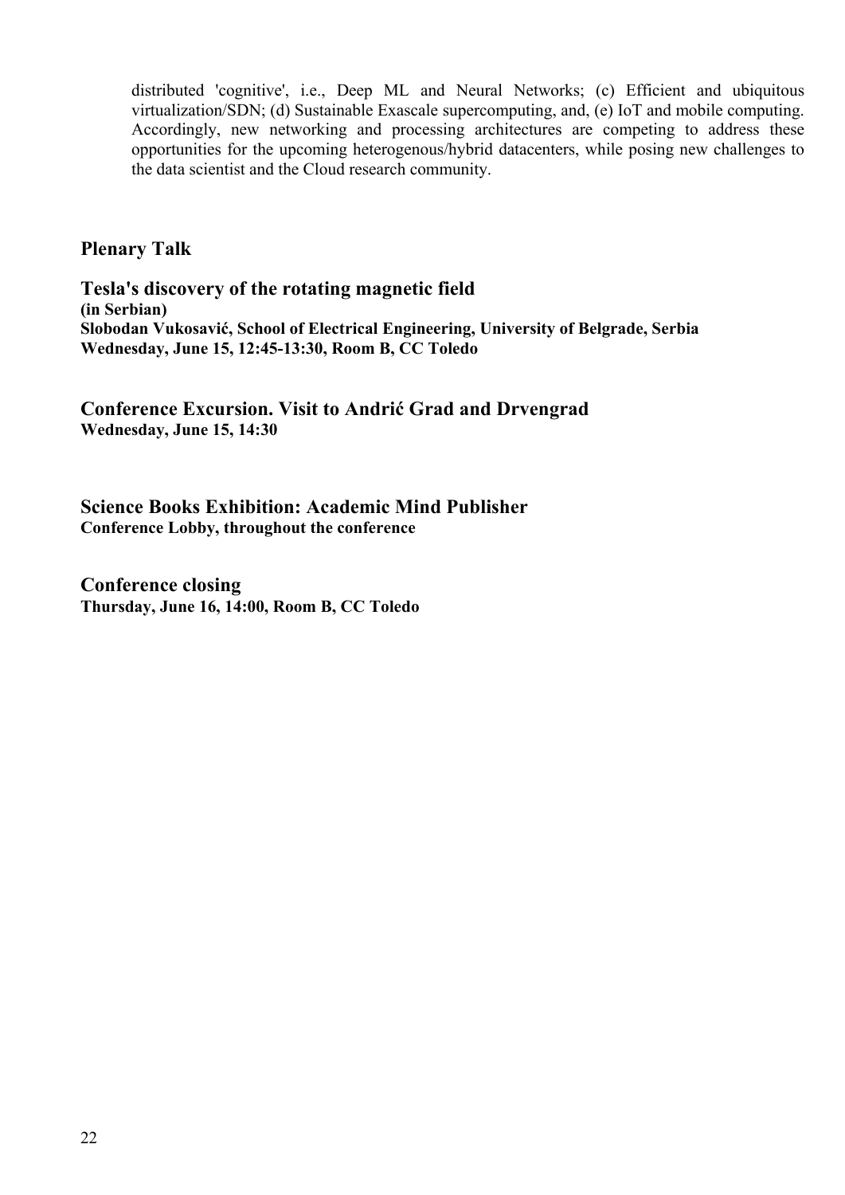distributed 'cognitive', i.e., Deep ML and Neural Networks; (c) Efficient and ubiquitous virtualization/SDN; (d) Sustainable Exascale supercomputing, and, (e) IoT and mobile computing. Accordingly, new networking and processing architectures are competing to address these opportunities for the upcoming heterogenous/hybrid datacenters, while posing new challenges to the data scientist and the Cloud research community.

## Plenary Talk

## Tesla's discovery of the rotating magnetic field

**(in Serbian)**
**Slobodan Vukosavić, School of Electrical Engineering, University of Belgrade, Serbia**
**Wednesday, June 15, 12:45-13:30, Room B, CC Toledo**

## Conference Excursion. Visit to Andrić Grad and Drvengrad

**Wednesday, June 15, 14:30**

## Science Books Exhibition: Academic Mind Publisher

**Conference Lobby, throughout the conference**

## Conference closing

**Thursday, June 16, 14:00, Room B, CC Toledo**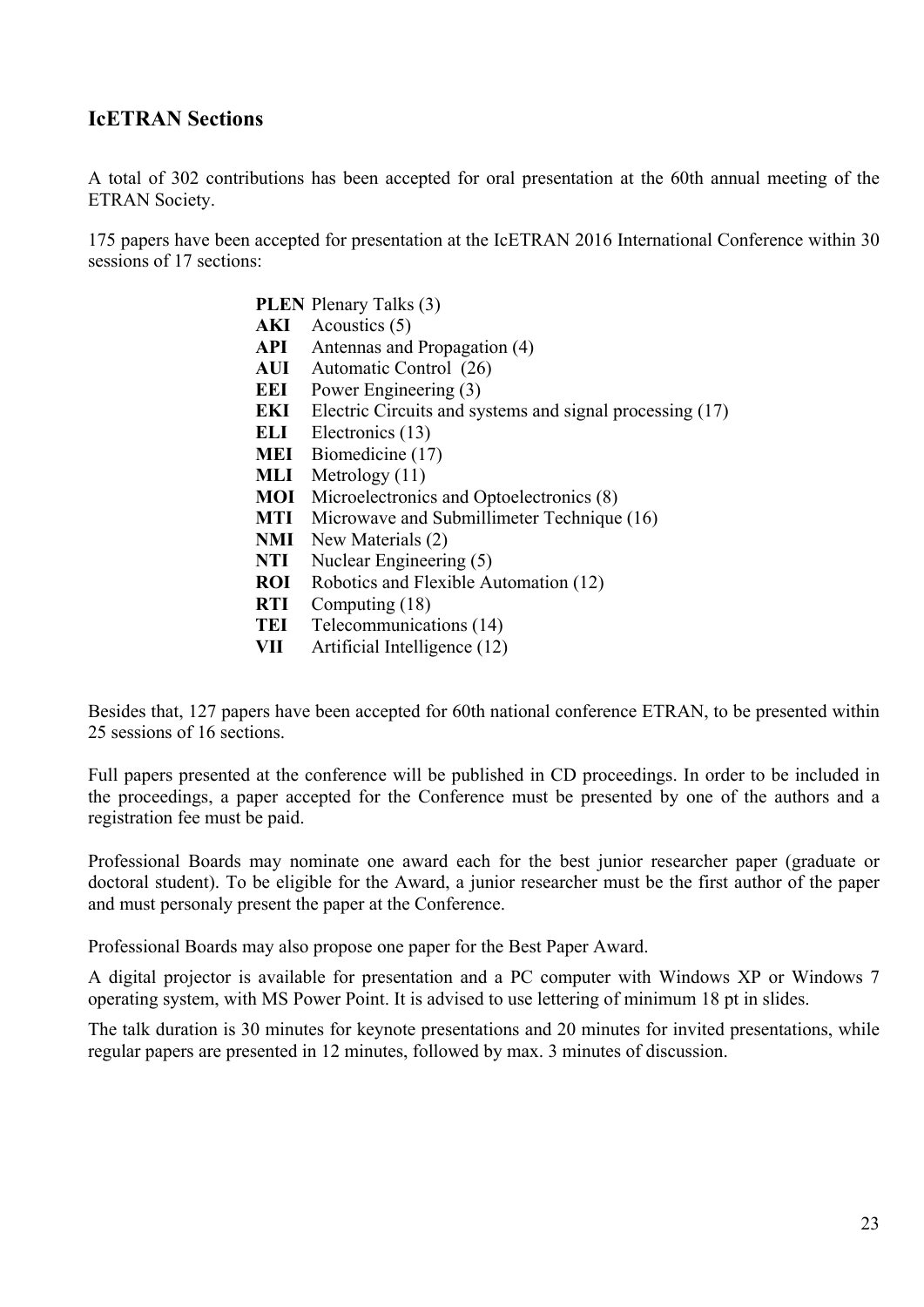## IcETRAN Sections

A total of 302 contributions has been accepted for oral presentation at the 60th annual meeting of the ETRAN Society.

175 papers have been accepted for presentation at the IcETRAN 2016 International Conference within 30 sessions of 17 sections:

**PLEN** Plenary Talks (3)
**AKI** Acoustics (5)
**API** Antennas and Propagation (4)
**AUI** Automatic Control (26)
**EEI** Power Engineering (3)
**EKI** Electric Circuits and systems and signal processing (17)
**ELI** Electronics (13)
**MEI** Biomedicine (17)
**MLI** Metrology (11)
**MOI** Microelectronics and Optoelectronics (8)
**MTI** Microwave and Submillimeter Technique (16)
**NMI** New Materials (2)
**NTI** Nuclear Engineering (5)
**ROI** Robotics and Flexible Automation (12)
**RTI** Computing (18)
**TEI** Telecommunications (14)
**VII** Artificial Intelligence (12)

Besides that, 127 papers have been accepted for 60th national conference ETRAN, to be presented within 25 sessions of 16 sections.

Full papers presented at the conference will be published in CD proceedings. In order to be included in the proceedings, a paper accepted for the Conference must be presented by one of the authors and a registration fee must be paid.

Professional Boards may nominate one award each for the best junior researcher paper (graduate or doctoral student). To be eligible for the Award, a junior researcher must be the first author of the paper and must personaly present the paper at the Conference.

Professional Boards may also propose one paper for the Best Paper Award.

A digital projector is available for presentation and a PC computer with Windows XP or Windows 7 operating system, with MS Power Point. It is advised to use lettering of minimum 18 pt in slides.

The talk duration is 30 minutes for keynote presentations and 20 minutes for invited presentations, while regular papers are presented in 12 minutes, followed by max. 3 minutes of discussion.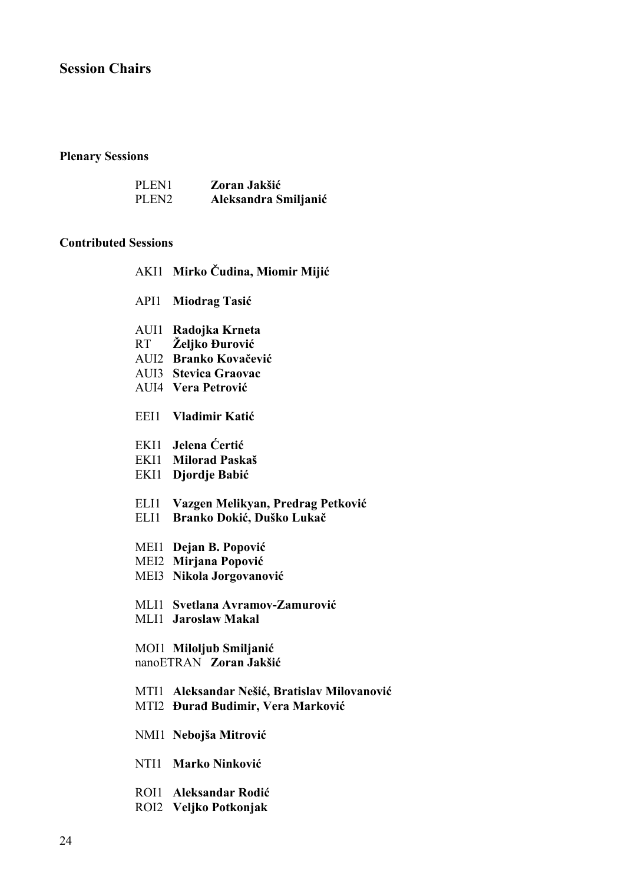## Session Chairs

### Plenary Sessions

| | |
|---|---|
| PLEN1 | **Zoran Jakšić** |
| PLEN2 | **Aleksandra Smiljanić** |

### Contributed Sessions

AKI1 **Mirko Čudina, Miomir Mijić**

API1 **Miodrag Tasić**

AUI1 **Radojka Krneta**
RT **Željko Đurović**
AUI2 **Branko Kovačević**
AUI3 **Stevica Graovac**
AUI4 **Vera Petrović**

EEI1 **Vladimir Katić**

EKI1 **Jelena Ćertić**
EKI1 **Milorad Paskaš**
EKI1 **Djordje Babić**

ELI1 **Vazgen Melikyan, Predrag Petković**
ELI1 **Branko Dokić, Duško Lukač**

MEI1 **Dejan B. Popović**
MEI2 **Mirjana Popović**
MEI3 **Nikola Jorgovanović**

MLI1 **Svetlana Avramov-Zamurović**
MLI1 **Jaroslaw Makal**

MOI1 **Miloljub Smiljanić**
nanoETRAN **Zoran Jakšić**

MTI1 **Aleksandar Nešić, Bratislav Milovanović**
MTI2 **Đurađ Budimir, Vera Marković**

NMI1 **Nebojša Mitrović**

NTI1 **Marko Ninković**

ROI1 **Aleksandar Rodić**
ROI2 **Veljko Potkonjak**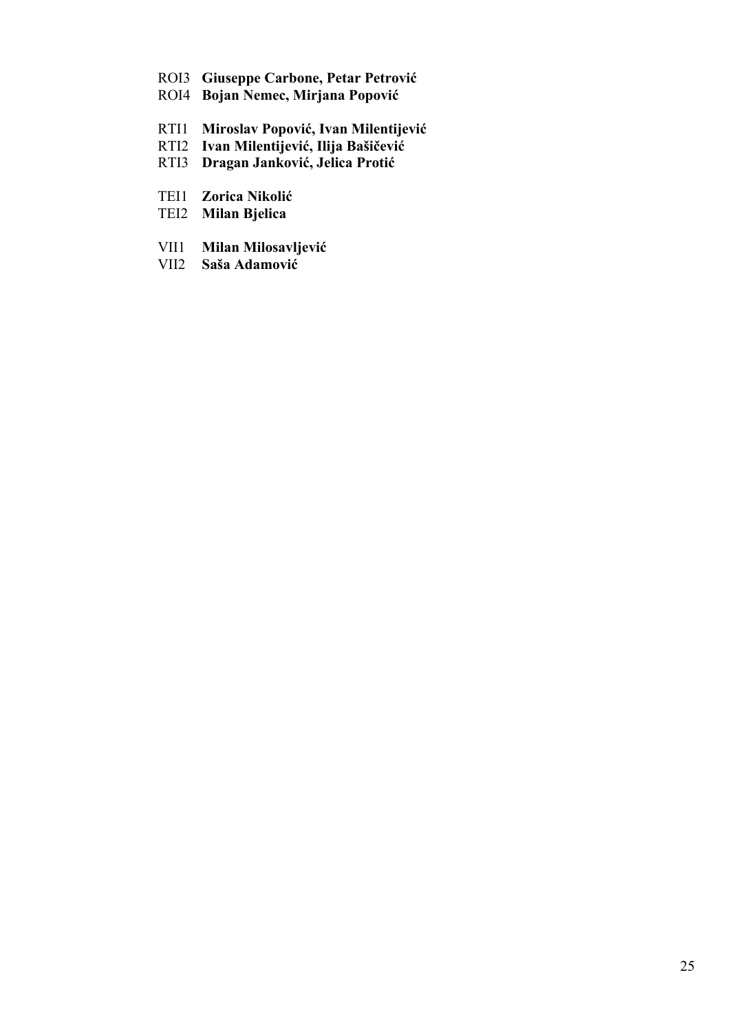ROI3 **Giuseppe Carbone, Petar Petrović**  
ROI4 **Bojan Nemec, Mirjana Popović**

RTI1 **Miroslav Popović, Ivan Milentijević**  
RTI2 **Ivan Milentijević, Ilija Bašičević**  
RTI3 **Dragan Janković, Jelica Protić**

TEI1 **Zorica Nikolić**  
TEI2 **Milan Bjelica**

VII1 **Milan Milosavljević**  
VII2 **Saša Adamović**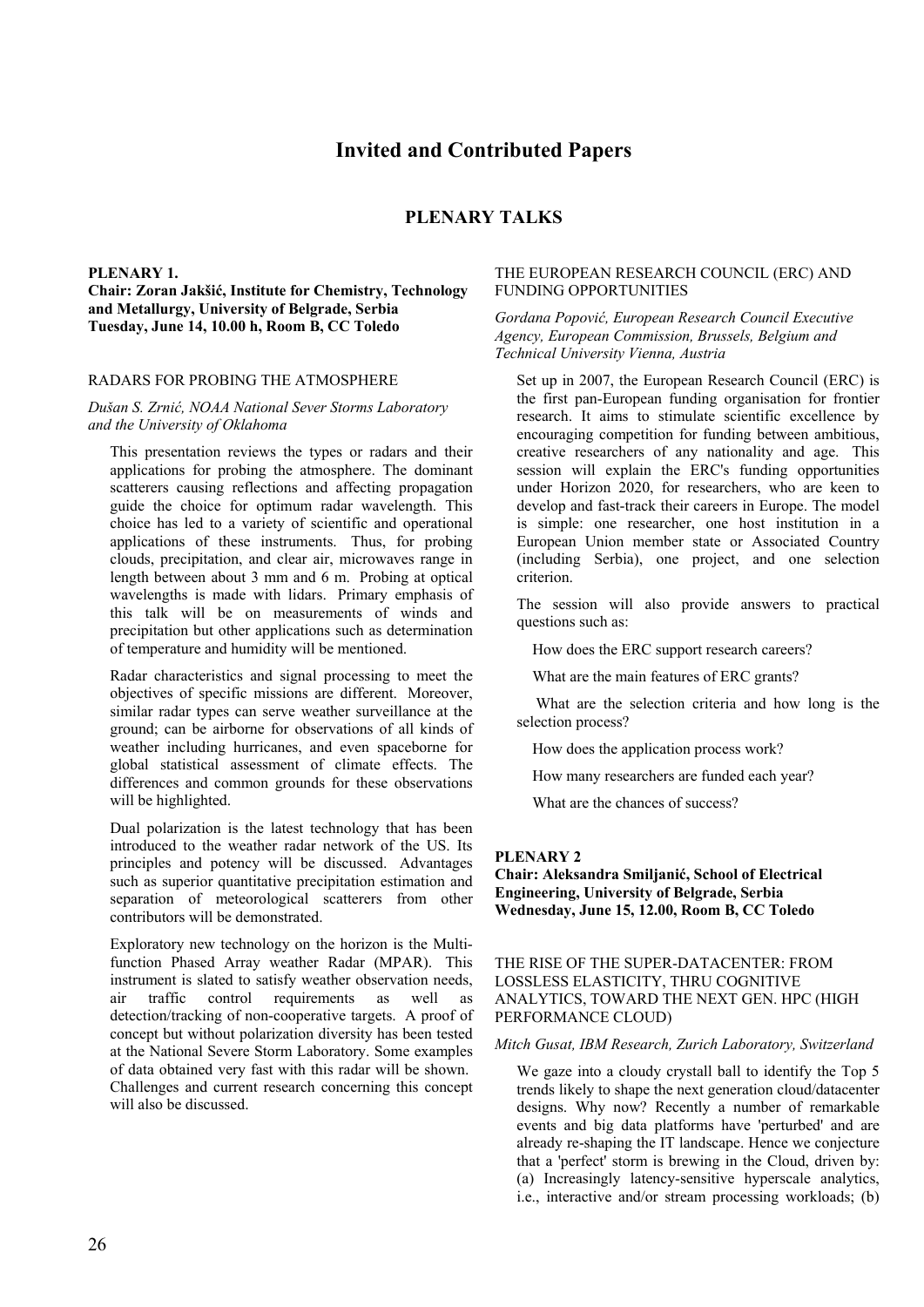# Invited and Contributed Papers

## PLENARY TALKS

**PLENARY 1.**
**Chair: Zoran Jakšić, Institute for Chemistry, Technology and Metallurgy, University of Belgrade, Serbia**
**Tuesday, June 14, 10.00 h, Room B, CC Toledo**

### RADARS FOR PROBING THE ATMOSPHERE

*Dušan S. Zrnić, NOAA National Sever Storms Laboratory and the University of Oklahoma*

This presentation reviews the types or radars and their applications for probing the atmosphere. The dominant scatterers causing reflections and affecting propagation guide the choice for optimum radar wavelength. This choice has led to a variety of scientific and operational applications of these instruments. Thus, for probing clouds, precipitation, and clear air, microwaves range in length between about 3 mm and 6 m. Probing at optical wavelengths is made with lidars. Primary emphasis of this talk will be on measurements of winds and precipitation but other applications such as determination of temperature and humidity will be mentioned.

Radar characteristics and signal processing to meet the objectives of specific missions are different. Moreover, similar radar types can serve weather surveillance at the ground; can be airborne for observations of all kinds of weather including hurricanes, and even spaceborne for global statistical assessment of climate effects. The differences and common grounds for these observations will be highlighted.

Dual polarization is the latest technology that has been introduced to the weather radar network of the US. Its principles and potency will be discussed. Advantages such as superior quantitative precipitation estimation and separation of meteorological scatterers from other contributors will be demonstrated.

Exploratory new technology on the horizon is the Multi-function Phased Array weather Radar (MPAR). This instrument is slated to satisfy weather observation needs, air traffic control requirements as well as detection/tracking of non-cooperative targets. A proof of concept but without polarization diversity has been tested at the National Severe Storm Laboratory. Some examples of data obtained very fast with this radar will be shown. Challenges and current research concerning this concept will also be discussed.

### THE EUROPEAN RESEARCH COUNCIL (ERC) AND FUNDING OPPORTUNITIES

*Gordana Popović, European Research Council Executive Agency, European Commission, Brussels, Belgium and Technical University Vienna, Austria*

Set up in 2007, the European Research Council (ERC) is the first pan-European funding organisation for frontier research. It aims to stimulate scientific excellence by encouraging competition for funding between ambitious, creative researchers of any nationality and age. This session will explain the ERC's funding opportunities under Horizon 2020, for researchers, who are keen to develop and fast-track their careers in Europe. The model is simple: one researcher, one host institution in a European Union member state or Associated Country (including Serbia), one project, and one selection criterion.

The session will also provide answers to practical questions such as:

How does the ERC support research careers?

What are the main features of ERC grants?

What are the selection criteria and how long is the selection process?

How does the application process work?

How many researchers are funded each year?

What are the chances of success?

**PLENARY 2**
**Chair: Aleksandra Smiljanić, School of Electrical Engineering, University of Belgrade, Serbia**
**Wednesday, June 15, 12.00, Room B, CC Toledo**

### THE RISE OF THE SUPER-DATACENTER: FROM LOSSLESS ELASTICITY, THRU COGNITIVE ANALYTICS, TOWARD THE NEXT GEN. HPC (HIGH PERFORMANCE CLOUD)

*Mitch Gusat, IBM Research, Zurich Laboratory, Switzerland*

We gaze into a cloudy crystall ball to identify the Top 5 trends likely to shape the next generation cloud/datacenter designs. Why now? Recently a number of remarkable events and big data platforms have 'perturbed' and are already re-shaping the IT landscape. Hence we conjecture that a 'perfect' storm is brewing in the Cloud, driven by: (a) Increasingly latency-sensitive hyperscale analytics, i.e., interactive and/or stream processing workloads; (b)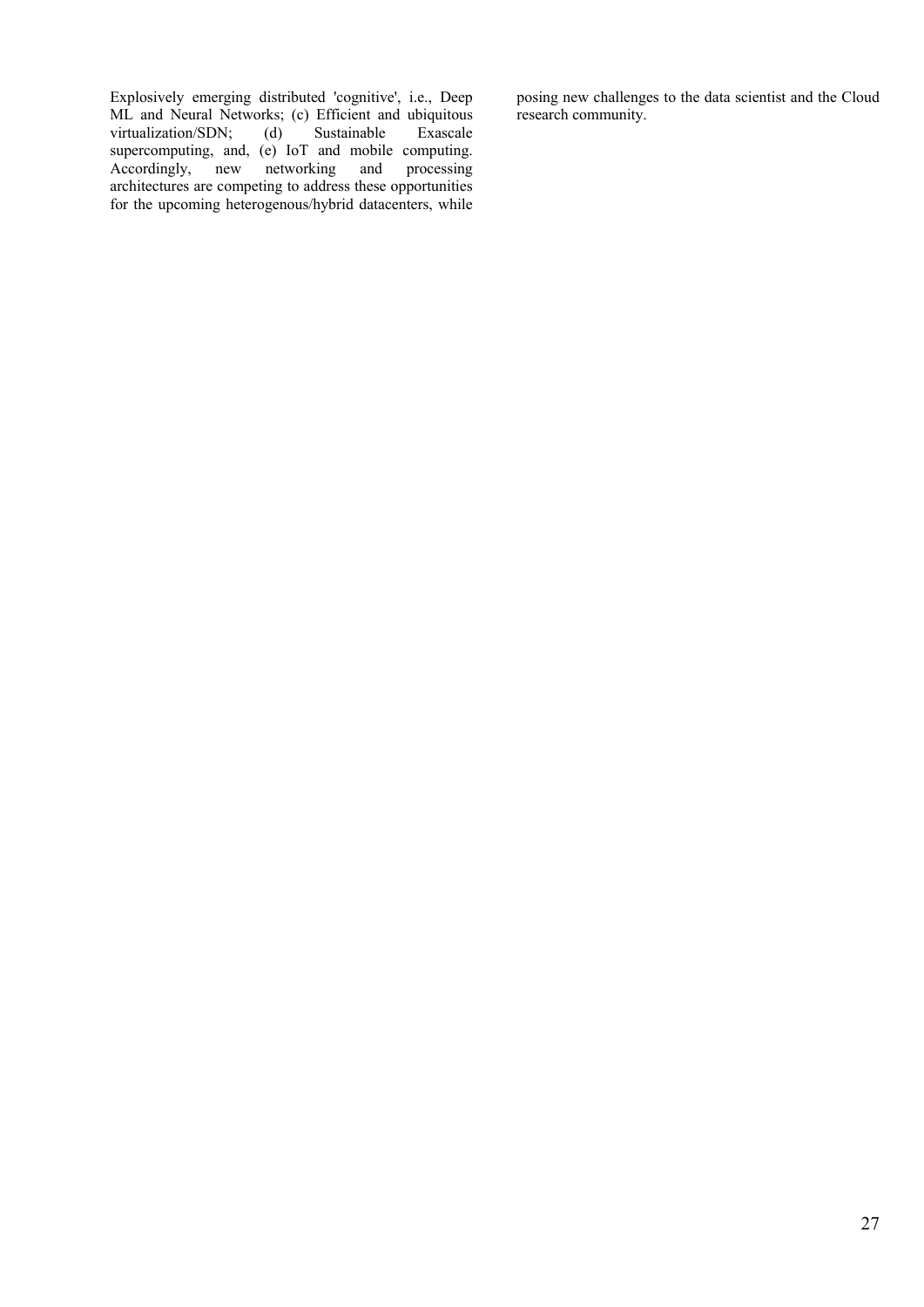Explosively emerging distributed 'cognitive', i.e., Deep ML and Neural Networks; (c) Efficient and ubiquitous virtualization/SDN; (d) Sustainable Exascale supercomputing, and, (e) IoT and mobile computing. Accordingly, new networking and processing architectures are competing to address these opportunities for the upcoming heterogenous/hybrid datacenters, while posing new challenges to the data scientist and the Cloud research community.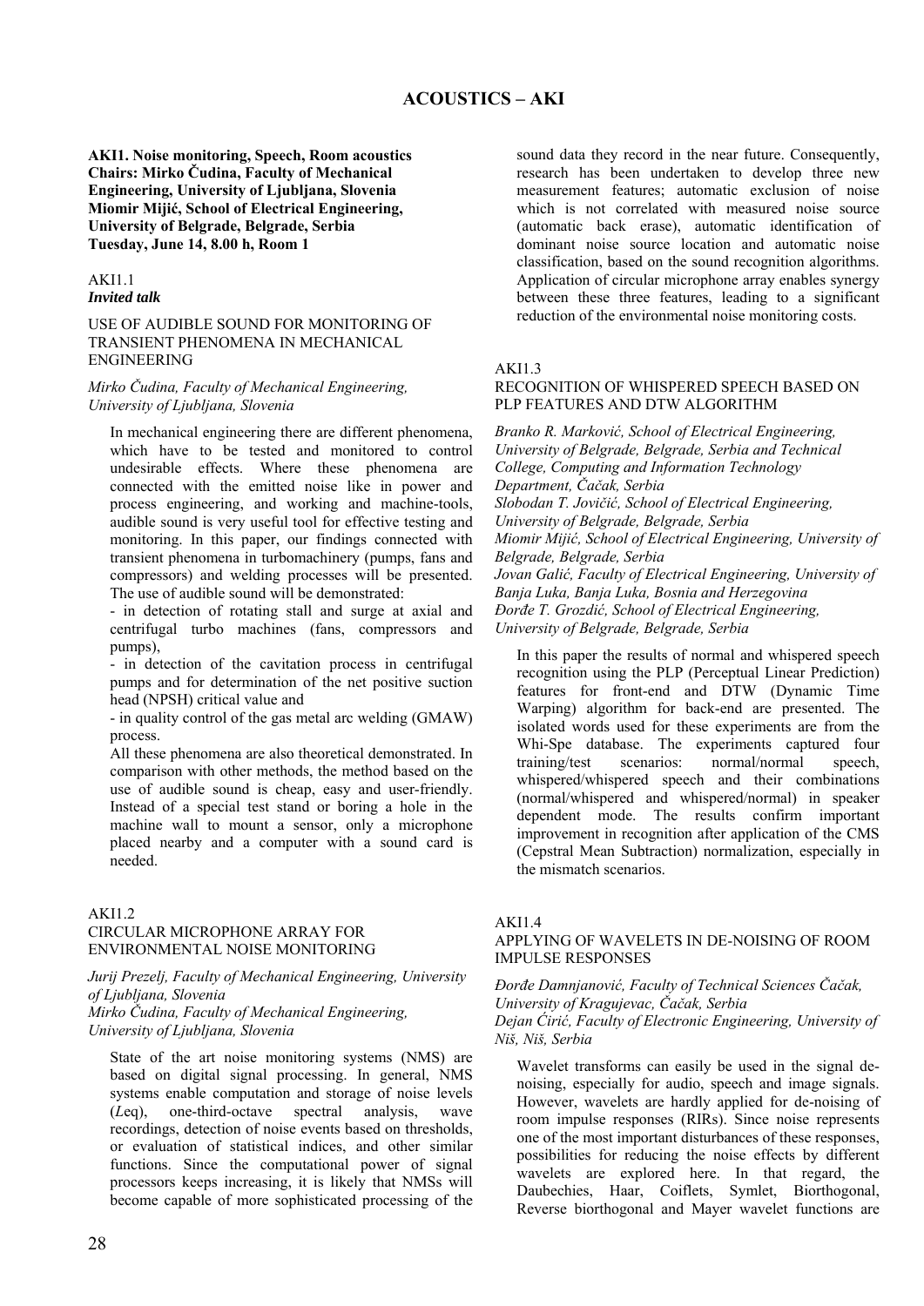# ACOUSTICS – AKI

**AKI1. Noise monitoring, Speech, Room acoustics**
**Chairs: Mirko Čudina, Faculty of Mechanical Engineering, University of Ljubljana, Slovenia**
**Miomir Mijić, School of Electrical Engineering, University of Belgrade, Belgrade, Serbia**
**Tuesday, June 14, 8.00 h, Room 1**

AKI1.1
***Invited talk***

USE OF AUDIBLE SOUND FOR MONITORING OF TRANSIENT PHENOMENA IN MECHANICAL ENGINEERING

*Mirko Čudina, Faculty of Mechanical Engineering, University of Ljubljana, Slovenia*

In mechanical engineering there are different phenomena, which have to be tested and monitored to control undesirable effects. Where these phenomena are connected with the emitted noise like in power and process engineering, and working and machine-tools, audible sound is very useful tool for effective testing and monitoring. In this paper, our findings connected with transient phenomena in turbomachinery (pumps, fans and compressors) and welding processes will be presented. The use of audible sound will be demonstrated:

- in detection of rotating stall and surge at axial and centrifugal turbo machines (fans, compressors and pumps),
- in detection of the cavitation process in centrifugal pumps and for determination of the net positive suction head (NPSH) critical value and
- in quality control of the gas metal arc welding (GMAW) process.

All these phenomena are also theoretical demonstrated. In comparison with other methods, the method based on the use of audible sound is cheap, easy and user-friendly. Instead of a special test stand or boring a hole in the machine wall to mount a sensor, only a microphone placed nearby and a computer with a sound card is needed.

AKI1.2
CIRCULAR MICROPHONE ARRAY FOR ENVIRONMENTAL NOISE MONITORING

*Jurij Prezelj, Faculty of Mechanical Engineering, University of Ljubljana, Slovenia*
*Mirko Čudina, Faculty of Mechanical Engineering, University of Ljubljana, Slovenia*

State of the art noise monitoring systems (NMS) are based on digital signal processing. In general, NMS systems enable computation and storage of noise levels (*L*eq), one-third-octave spectral analysis, wave recordings, detection of noise events based on thresholds, or evaluation of statistical indices, and other similar functions. Since the computational power of signal processors keeps increasing, it is likely that NMSs will become capable of more sophisticated processing of the sound data they record in the near future. Consequently, research has been undertaken to develop three new measurement features; automatic exclusion of noise which is not correlated with measured noise source (automatic back erase), automatic identification of dominant noise source location and automatic noise classification, based on the sound recognition algorithms. Application of circular microphone array enables synergy between these three features, leading to a significant reduction of the environmental noise monitoring costs.

AKI1.3
RECOGNITION OF WHISPERED SPEECH BASED ON PLP FEATURES AND DTW ALGORITHM

*Branko R. Marković, School of Electrical Engineering, University of Belgrade, Belgrade, Serbia and Technical College, Computing and Information Technology Department, Čačak, Serbia*
*Slobodan T. Jovičić, School of Electrical Engineering, University of Belgrade, Belgrade, Serbia*
*Miomir Mijić, School of Electrical Engineering, University of Belgrade, Belgrade, Serbia*
*Jovan Galić, Faculty of Electrical Engineering, University of Banja Luka, Banja Luka, Bosnia and Herzegovina*
*Đorđe T. Grozdić, School of Electrical Engineering, University of Belgrade, Belgrade, Serbia*

In this paper the results of normal and whispered speech recognition using the PLP (Perceptual Linear Prediction) features for front-end and DTW (Dynamic Time Warping) algorithm for back-end are presented. The isolated words used for these experiments are from the Whi-Spe database. The experiments captured four training/test scenarios: normal/normal speech, whispered/whispered speech and their combinations (normal/whispered and whispered/normal) in speaker dependent mode. The results confirm important improvement in recognition after application of the CMS (Cepstral Mean Subtraction) normalization, especially in the mismatch scenarios.

AKI1.4
APPLYING OF WAVELETS IN DE-NOISING OF ROOM IMPULSE RESPONSES

*Đorđe Damnjanović, Faculty of Technical Sciences Čačak, University of Kragujevac, Čačak, Serbia*
*Dejan Ćirić, Faculty of Electronic Engineering, University of Niš, Niš, Serbia*

Wavelet transforms can easily be used in the signal de-noising, especially for audio, speech and image signals. However, wavelets are hardly applied for de-noising of room impulse responses (RIRs). Since noise represents one of the most important disturbances of these responses, possibilities for reducing the noise effects by different wavelets are explored here. In that regard, the Daubechies, Haar, Coiflets, Symlet, Biorthogonal, Reverse biorthogonal and Mayer wavelet functions are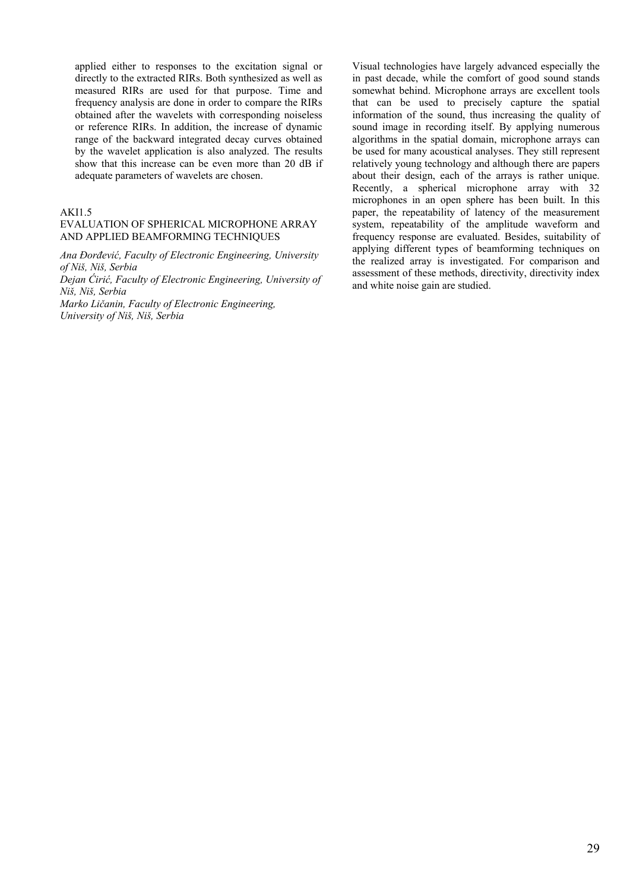applied either to responses to the excitation signal or directly to the extracted RIRs. Both synthesized as well as measured RIRs are used for that purpose. Time and frequency analysis are done in order to compare the RIRs obtained after the wavelets with corresponding noiseless or reference RIRs. In addition, the increase of dynamic range of the backward integrated decay curves obtained by the wavelet application is also analyzed. The results show that this increase can be even more than 20 dB if adequate parameters of wavelets are chosen.

AKI1.5

EVALUATION OF SPHERICAL MICROPHONE ARRAY AND APPLIED BEAMFORMING TECHNIQUES

*Ana Đorđević, Faculty of Electronic Engineering, University of Niš, Niš, Serbia*
*Dejan Ćirić, Faculty of Electronic Engineering, University of Niš, Niš, Serbia*
*Marko Ličanin, Faculty of Electronic Engineering, University of Niš, Niš, Serbia*

Visual technologies have largely advanced especially the in past decade, while the comfort of good sound stands somewhat behind. Microphone arrays are excellent tools that can be used to precisely capture the spatial information of the sound, thus increasing the quality of sound image in recording itself. By applying numerous algorithms in the spatial domain, microphone arrays can be used for many acoustical analyses. They still represent relatively young technology and although there are papers about their design, each of the arrays is rather unique. Recently, a spherical microphone array with 32 microphones in an open sphere has been built. In this paper, the repeatability of latency of the measurement system, repeatability of the amplitude waveform and frequency response are evaluated. Besides, suitability of applying different types of beamforming techniques on the realized array is investigated. For comparison and assessment of these methods, directivity, directivity index and white noise gain are studied.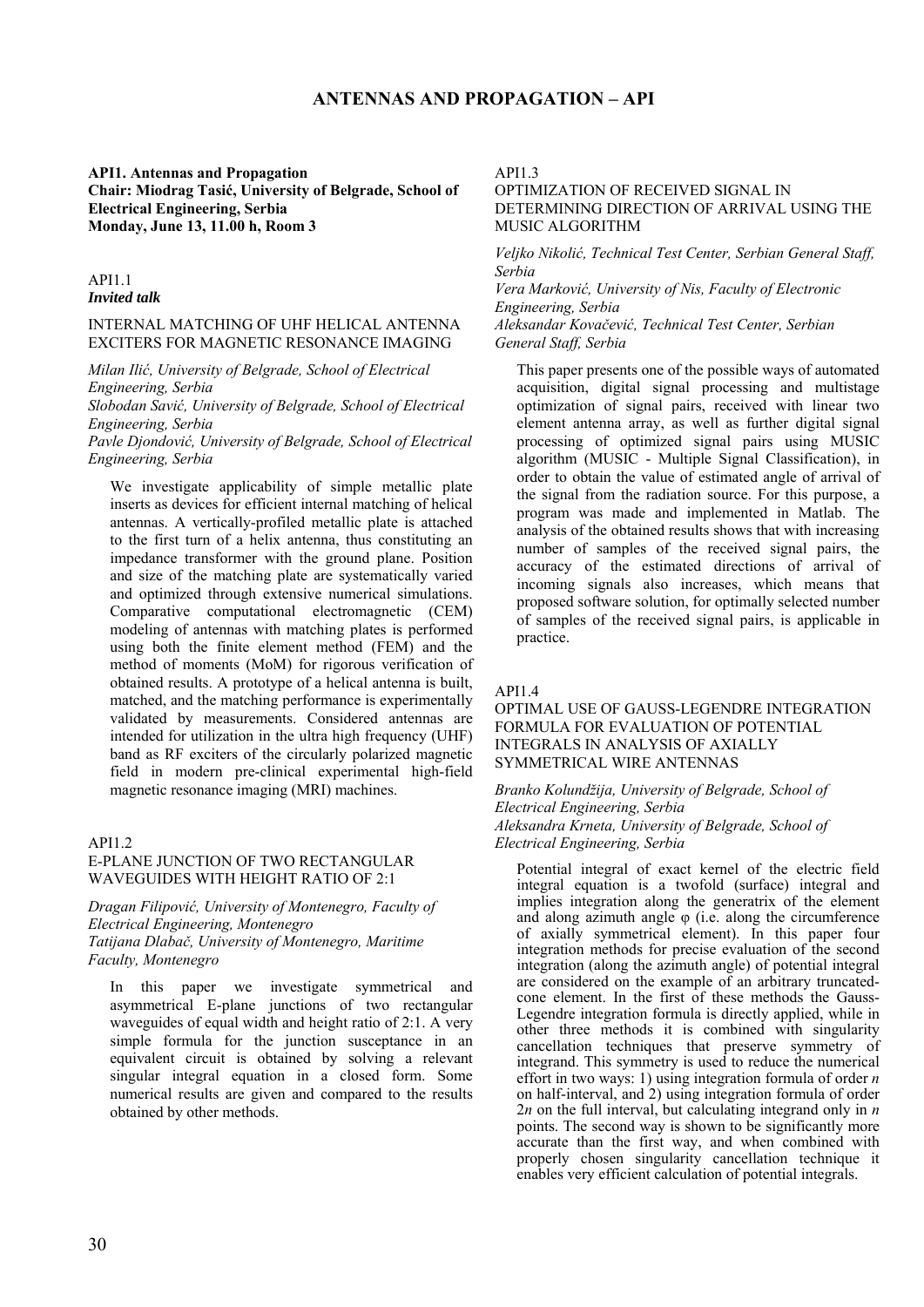# ANTENNAS AND PROPAGATION – API

**API1. Antennas and Propagation**
**Chair: Miodrag Tasić, University of Belgrade, School of Electrical Engineering, Serbia**
**Monday, June 13, 11.00 h, Room 3**

API1.1
***Invited talk***

INTERNAL MATCHING OF UHF HELICAL ANTENNA EXCITERS FOR MAGNETIC RESONANCE IMAGING

*Milan Ilić, University of Belgrade, School of Electrical Engineering, Serbia*
*Slobodan Savić, University of Belgrade, School of Electrical Engineering, Serbia*
*Pavle Djondović, University of Belgrade, School of Electrical Engineering, Serbia*

We investigate applicability of simple metallic plate inserts as devices for efficient internal matching of helical antennas. A vertically-profiled metallic plate is attached to the first turn of a helix antenna, thus constituting an impedance transformer with the ground plane. Position and size of the matching plate are systematically varied and optimized through extensive numerical simulations. Comparative computational electromagnetic (CEM) modeling of antennas with matching plates is performed using both the finite element method (FEM) and the method of moments (MoM) for rigorous verification of obtained results. A prototype of a helical antenna is built, matched, and the matching performance is experimentally validated by measurements. Considered antennas are intended for utilization in the ultra high frequency (UHF) band as RF exciters of the circularly polarized magnetic field in modern pre-clinical experimental high-field magnetic resonance imaging (MRI) machines.

API1.2

E-PLANE JUNCTION OF TWO RECTANGULAR WAVEGUIDES WITH HEIGHT RATIO OF 2:1

*Dragan Filipović, University of Montenegro, Faculty of Electrical Engineering, Montenegro*
*Tatijana Dlabač, University of Montenegro, Maritime Faculty, Montenegro*

In this paper we investigate symmetrical and asymmetrical E-plane junctions of two rectangular waveguides of equal width and height ratio of 2:1. A very simple formula for the junction susceptance in an equivalent circuit is obtained by solving a relevant singular integral equation in a closed form. Some numerical results are given and compared to the results obtained by other methods.

API1.3

OPTIMIZATION OF RECEIVED SIGNAL IN DETERMINING DIRECTION OF ARRIVAL USING THE MUSIC ALGORITHM

*Veljko Nikolić, Technical Test Center, Serbian General Staff, Serbia*
*Vera Marković, University of Nis, Faculty of Electronic Engineering, Serbia*
*Aleksandar Kovačević, Technical Test Center, Serbian General Staff, Serbia*

This paper presents one of the possible ways of automated acquisition, digital signal processing and multistage optimization of signal pairs, received with linear two element antenna array, as well as further digital signal processing of optimized signal pairs using MUSIC algorithm (MUSIC - Multiple Signal Classification), in order to obtain the value of estimated angle of arrival of the signal from the radiation source. For this purpose, a program was made and implemented in Matlab. The analysis of the obtained results shows that with increasing number of samples of the received signal pairs, the accuracy of the estimated directions of arrival of incoming signals also increases, which means that proposed software solution, for optimally selected number of samples of the received signal pairs, is applicable in practice.

API1.4

OPTIMAL USE OF GAUSS-LEGENDRE INTEGRATION FORMULA FOR EVALUATION OF POTENTIAL INTEGRALS IN ANALYSIS OF AXIALLY SYMMETRICAL WIRE ANTENNAS

*Branko Kolundžija, University of Belgrade, School of Electrical Engineering, Serbia*
*Aleksandra Krneta, University of Belgrade, School of Electrical Engineering, Serbia*

Potential integral of exact kernel of the electric field integral equation is a twofold (surface) integral and implies integration along the generatrix of the element and along azimuth angle $\varphi$ (i.e. along the circumference of axially symmetrical element). In this paper four integration methods for precise evaluation of the second integration (along the azimuth angle) of potential integral are considered on the example of an arbitrary truncated-cone element. In the first of these methods the Gauss-Legendre integration formula is directly applied, while in other three methods it is combined with singularity cancellation techniques that preserve symmetry of integrand. This symmetry is used to reduce the numerical effort in two ways: 1) using integration formula of order $n$ on half-interval, and 2) using integration formula of order $2n$ on the full interval, but calculating integrand only in $n$ points. The second way is shown to be significantly more accurate than the first way, and when combined with properly chosen singularity cancellation technique it enables very efficient calculation of potential integrals.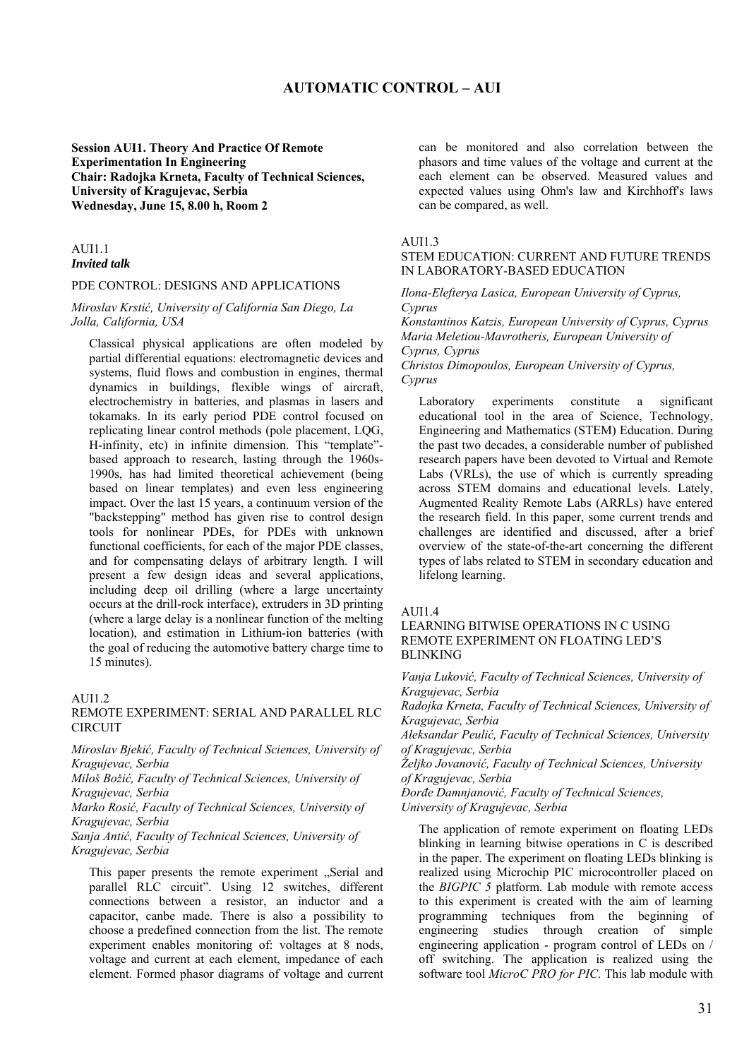# AUTOMATIC CONTROL – AUI

**Session AUI1. Theory And Practice Of Remote Experimentation In Engineering**
**Chair: Radojka Krneta, Faculty of Technical Sciences, University of Kragujevac, Serbia**
**Wednesday, June 15, 8.00 h, Room 2**

AUI1.1
***Invited talk***

PDE CONTROL: DESIGNS AND APPLICATIONS

*Miroslav Krstić, University of California San Diego, La Jolla, California, USA*

Classical physical applications are often modeled by partial differential equations: electromagnetic devices and systems, fluid flows and combustion in engines, thermal dynamics in buildings, flexible wings of aircraft, electrochemistry in batteries, and plasmas in lasers and tokamaks. In its early period PDE control focused on replicating linear control methods (pole placement, LQG, H-infinity, etc) in infinite dimension. This "template"-based approach to research, lasting through the 1960s-1990s, has had limited theoretical achievement (being based on linear templates) and even less engineering impact. Over the last 15 years, a continuum version of the "backstepping" method has given rise to control design tools for nonlinear PDEs, for PDEs with unknown functional coefficients, for each of the major PDE classes, and for compensating delays of arbitrary length. I will present a few design ideas and several applications, including deep oil drilling (where a large uncertainty occurs at the drill-rock interface), extruders in 3D printing (where a large delay is a nonlinear function of the melting location), and estimation in Lithium-ion batteries (with the goal of reducing the automotive battery charge time to 15 minutes).

AUI1.2

REMOTE EXPERIMENT: SERIAL AND PARALLEL RLC CIRCUIT

*Miroslav Bjekić, Faculty of Technical Sciences, University of Kragujevac, Serbia*
*Miloš Božić, Faculty of Technical Sciences, University of Kragujevac, Serbia*
*Marko Rosić, Faculty of Technical Sciences, University of Kragujevac, Serbia*
*Sanja Antić, Faculty of Technical Sciences, University of Kragujevac, Serbia*

This paper presents the remote experiment „Serial and parallel RLC circuit". Using 12 switches, different connections between a resistor, an inductor and a capacitor, canbe made. There is also a possibility to choose a predefined connection from the list. The remote experiment enables monitoring of: voltages at 8 nods, voltage and current at each element, impedance of each element. Formed phasor diagrams of voltage and current can be monitored and also correlation between the phasors and time values of the voltage and current at the each element can be observed. Measured values and expected values using Ohm's law and Kirchhoff's laws can be compared, as well.

AUI1.3

STEM EDUCATION: CURRENT AND FUTURE TRENDS IN LABORATORY-BASED EDUCATION

*Ilona-Elefterya Lasica, European University of Cyprus, Cyprus*
*Konstantinos Katzis, European University of Cyprus, Cyprus*
*Maria Meletiou-Mavrotheris, European University of Cyprus, Cyprus*
*Christos Dimopoulos, European University of Cyprus, Cyprus*

Laboratory experiments constitute a significant educational tool in the area of Science, Technology, Engineering and Mathematics (STEM) Education. During the past two decades, a considerable number of published research papers have been devoted to Virtual and Remote Labs (VRLs), the use of which is currently spreading across STEM domains and educational levels. Lately, Augmented Reality Remote Labs (ARRLs) have entered the research field. In this paper, some current trends and challenges are identified and discussed, after a brief overview of the state-of-the-art concerning the different types of labs related to STEM in secondary education and lifelong learning.

AUI1.4

LEARNING BITWISE OPERATIONS IN C USING REMOTE EXPERIMENT ON FLOATING LED'S BLINKING

*Vanja Luković, Faculty of Technical Sciences, University of Kragujevac, Serbia*
*Radojka Krneta, Faculty of Technical Sciences, University of Kragujevac, Serbia*
*Aleksandar Peulić, Faculty of Technical Sciences, University of Kragujevac, Serbia*
*Željko Jovanović, Faculty of Technical Sciences, University of Kragujevac, Serbia*
*Đorđe Damnjanović, Faculty of Technical Sciences, University of Kragujevac, Serbia*

The application of remote experiment on floating LEDs blinking in learning bitwise operations in C is described in the paper. The experiment on floating LEDs blinking is realized using Microchip PIC microcontroller placed on the *BIGPIC 5* platform. Lab module with remote access to this experiment is created with the aim of learning programming techniques from the beginning of engineering studies through creation of simple engineering application - program control of LEDs on / off switching. The application is realized using the software tool *MicroC PRO for PIC*. This lab module with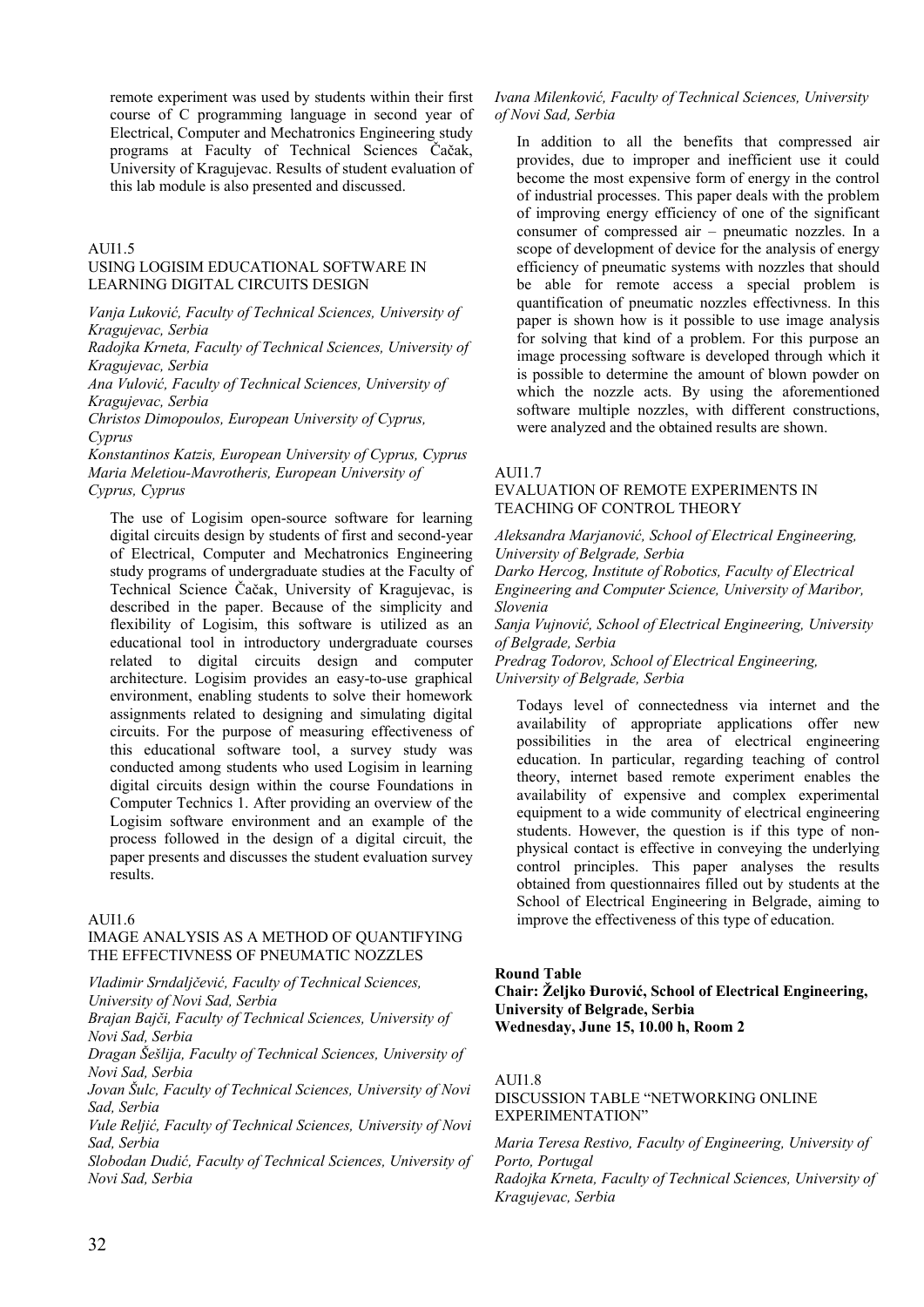remote experiment was used by students within their first course of C programming language in second year of Electrical, Computer and Mechatronics Engineering study programs at Faculty of Technical Sciences Čačak, University of Kragujevac. Results of student evaluation of this lab module is also presented and discussed.

AUI1.5
USING LOGISIM EDUCATIONAL SOFTWARE IN LEARNING DIGITAL CIRCUITS DESIGN

*Vanja Luković, Faculty of Technical Sciences, University of Kragujevac, Serbia*
*Radojka Krneta, Faculty of Technical Sciences, University of Kragujevac, Serbia*
*Ana Vulović, Faculty of Technical Sciences, University of Kragujevac, Serbia*
*Christos Dimopoulos, European University of Cyprus, Cyprus*
*Konstantinos Katzis, European University of Cyprus, Cyprus*
*Maria Meletiou-Mavrotheris, European University of Cyprus, Cyprus*

The use of Logisim open-source software for learning digital circuits design by students of first and second-year of Electrical, Computer and Mechatronics Engineering study programs of undergraduate studies at the Faculty of Technical Science Čačak, University of Kragujevac, is described in the paper. Because of the simplicity and flexibility of Logisim, this software is utilized as an educational tool in introductory undergraduate courses related to digital circuits design and computer architecture. Logisim provides an easy-to-use graphical environment, enabling students to solve their homework assignments related to designing and simulating digital circuits. For the purpose of measuring effectiveness of this educational software tool, a survey study was conducted among students who used Logisim in learning digital circuits design within the course Foundations in Computer Technics 1. After providing an overview of the Logisim software environment and an example of the process followed in the design of a digital circuit, the paper presents and discusses the student evaluation survey results.

AUI1.6
IMAGE ANALYSIS AS A METHOD OF QUANTIFYING THE EFFECTIVNESS OF PNEUMATIC NOZZLES

*Vladimir Srndaljčević, Faculty of Technical Sciences, University of Novi Sad, Serbia*
*Brajan Bajči, Faculty of Technical Sciences, University of Novi Sad, Serbia*
*Dragan Šešlija, Faculty of Technical Sciences, University of Novi Sad, Serbia*
*Jovan Šulc, Faculty of Technical Sciences, University of Novi Sad, Serbia*
*Vule Reljić, Faculty of Technical Sciences, University of Novi Sad, Serbia*
*Slobodan Dudić, Faculty of Technical Sciences, University of Novi Sad, Serbia*
*Ivana Milenković, Faculty of Technical Sciences, University of Novi Sad, Serbia*

In addition to all the benefits that compressed air provides, due to improper and inefficient use it could become the most expensive form of energy in the control of industrial processes. This paper deals with the problem of improving energy efficiency of one of the significant consumer of compressed air – pneumatic nozzles. In a scope of development of device for the analysis of energy efficiency of pneumatic systems with nozzles that should be able for remote access a special problem is quantification of pneumatic nozzles effectivness. In this paper is shown how is it possible to use image analysis for solving that kind of a problem. For this purpose an image processing software is developed through which it is possible to determine the amount of blown powder on which the nozzle acts. By using the aforementioned software multiple nozzles, with different constructions, were analyzed and the obtained results are shown.

AUI1.7
EVALUATION OF REMOTE EXPERIMENTS IN TEACHING OF CONTROL THEORY

*Aleksandra Marjanović, School of Electrical Engineering, University of Belgrade, Serbia*
*Darko Hercog, Institute of Robotics, Faculty of Electrical Engineering and Computer Science, University of Maribor, Slovenia*
*Sanja Vujnović, School of Electrical Engineering, University of Belgrade, Serbia*
*Predrag Todorov, School of Electrical Engineering, University of Belgrade, Serbia*

Todays level of connectedness via internet and the availability of appropriate applications offer new possibilities in the area of electrical engineering education. In particular, regarding teaching of control theory, internet based remote experiment enables the availability of expensive and complex experimental equipment to a wide community of electrical engineering students. However, the question is if this type of non-physical contact is effective in conveying the underlying control principles. This paper analyses the results obtained from questionnaires filled out by students at the School of Electrical Engineering in Belgrade, aiming to improve the effectiveness of this type of education.

**Round Table**
**Chair: Željko Đurović, School of Electrical Engineering, University of Belgrade, Serbia**
**Wednesday, June 15, 10.00 h, Room 2**

AUI1.8
DISCUSSION TABLE "NETWORKING ONLINE EXPERIMENTATION"

*Maria Teresa Restivo, Faculty of Engineering, University of Porto, Portugal*
*Radojka Krneta, Faculty of Technical Sciences, University of Kragujevac, Serbia*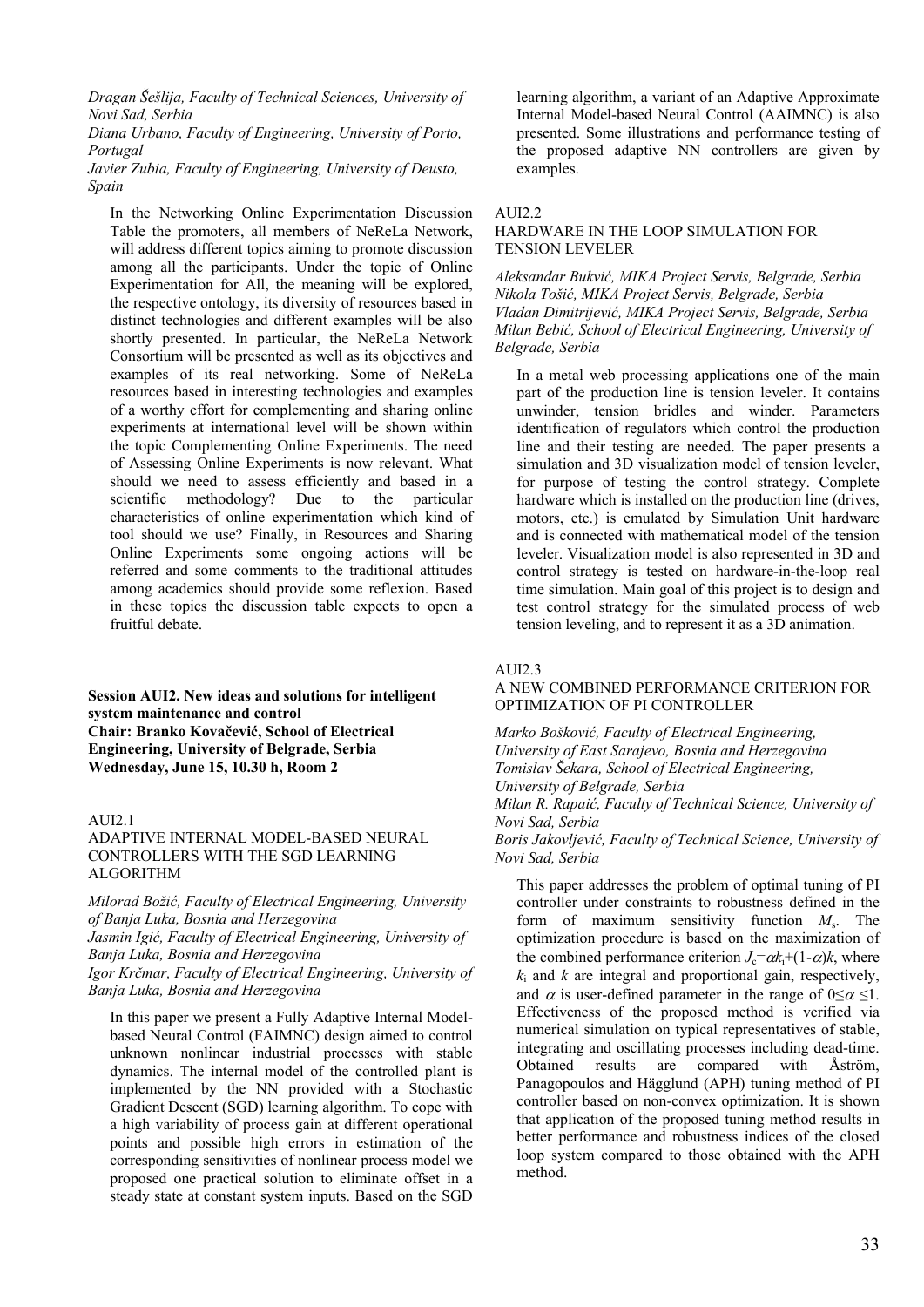*Dragan Šešlija, Faculty of Technical Sciences, University of Novi Sad, Serbia*
*Diana Urbano, Faculty of Engineering, University of Porto, Portugal*
*Javier Zubia, Faculty of Engineering, University of Deusto, Spain*

In the Networking Online Experimentation Discussion Table the promoters, all members of NeReLa Network, will address different topics aiming to promote discussion among all the participants. Under the topic of Online Experimentation for All, the meaning will be explored, the respective ontology, its diversity of resources based in distinct technologies and different examples will be also shortly presented. In particular, the NeReLa Network Consortium will be presented as well as its objectives and examples of its real networking. Some of NeReLa resources based in interesting technologies and examples of a worthy effort for complementing and sharing online experiments at international level will be shown within the topic Complementing Online Experiments. The need of Assessing Online Experiments is now relevant. What should we need to assess efficiently and based in a scientific methodology? Due to the particular characteristics of online experimentation which kind of tool should we use? Finally, in Resources and Sharing Online Experiments some ongoing actions will be referred and some comments to the traditional attitudes among academics should provide some reflexion. Based in these topics the discussion table expects to open a fruitful debate.

**Session AUI2. New ideas and solutions for intelligent system maintenance and control**
**Chair: Branko Kovačević, School of Electrical Engineering, University of Belgrade, Serbia**
**Wednesday, June 15, 10.30 h, Room 2**

AUI2.1
ADAPTIVE INTERNAL MODEL-BASED NEURAL CONTROLLERS WITH THE SGD LEARNING ALGORITHM

*Milorad Božić, Faculty of Electrical Engineering, University of Banja Luka, Bosnia and Herzegovina*
*Jasmin Igić, Faculty of Electrical Engineering, University of Banja Luka, Bosnia and Herzegovina*
*Igor Krčmar, Faculty of Electrical Engineering, University of Banja Luka, Bosnia and Herzegovina*

In this paper we present a Fully Adaptive Internal Model-based Neural Control (FAIMNC) design aimed to control unknown nonlinear industrial processes with stable dynamics. The internal model of the controlled plant is implemented by the NN provided with a Stochastic Gradient Descent (SGD) learning algorithm. To cope with a high variability of process gain at different operational points and possible high errors in estimation of the corresponding sensitivities of nonlinear process model we proposed one practical solution to eliminate offset in a steady state at constant system inputs. Based on the SGD learning algorithm, a variant of an Adaptive Approximate Internal Model-based Neural Control (AAIMNC) is also presented. Some illustrations and performance testing of the proposed adaptive NN controllers are given by examples.

AUI2.2
HARDWARE IN THE LOOP SIMULATION FOR TENSION LEVELER

*Aleksandar Bukvić, MIKA Project Servis, Belgrade, Serbia*
*Nikola Tošić, MIKA Project Servis, Belgrade, Serbia*
*Vladan Dimitrijević, MIKA Project Servis, Belgrade, Serbia*
*Milan Bebić, School of Electrical Engineering, University of Belgrade, Serbia*

In a metal web processing applications one of the main part of the production line is tension leveler. It contains unwinder, tension bridles and winder. Parameters identification of regulators which control the production line and their testing are needed. The paper presents a simulation and 3D visualization model of tension leveler, for purpose of testing the control strategy. Complete hardware which is installed on the production line (drives, motors, etc.) is emulated by Simulation Unit hardware and is connected with mathematical model of the tension leveler. Visualization model is also represented in 3D and control strategy is tested on hardware-in-the-loop real time simulation. Main goal of this project is to design and test control strategy for the simulated process of web tension leveling, and to represent it as a 3D animation.

AUI2.3
A NEW COMBINED PERFORMANCE CRITERION FOR OPTIMIZATION OF PI CONTROLLER

*Marko Bošković, Faculty of Electrical Engineering, University of East Sarajevo, Bosnia and Herzegovina*
*Tomislav Šekara, School of Electrical Engineering, University of Belgrade, Serbia*
*Milan R. Rapaić, Faculty of Technical Science, University of Novi Sad, Serbia*
*Boris Jakovljević, Faculty of Technical Science, University of Novi Sad, Serbia*

This paper addresses the problem of optimal tuning of PI controller under constraints to robustness defined in the form of maximum sensitivity function $M_s$. The optimization procedure is based on the maximization of the combined performance criterion $J_c=\alpha k_i+(1-\alpha)k$, where $k_i$ and $k$ are integral and proportional gain, respectively, and $\alpha$ is user-defined parameter in the range of $0\leq\alpha\leq1$. Effectiveness of the proposed method is verified via numerical simulation on typical representatives of stable, integrating and oscillating processes including dead-time. Obtained results are compared with Åström, Panagopoulos and Hägglund (APH) tuning method of PI controller based on non-convex optimization. It is shown that application of the proposed tuning method results in better performance and robustness indices of the closed loop system compared to those obtained with the APH method.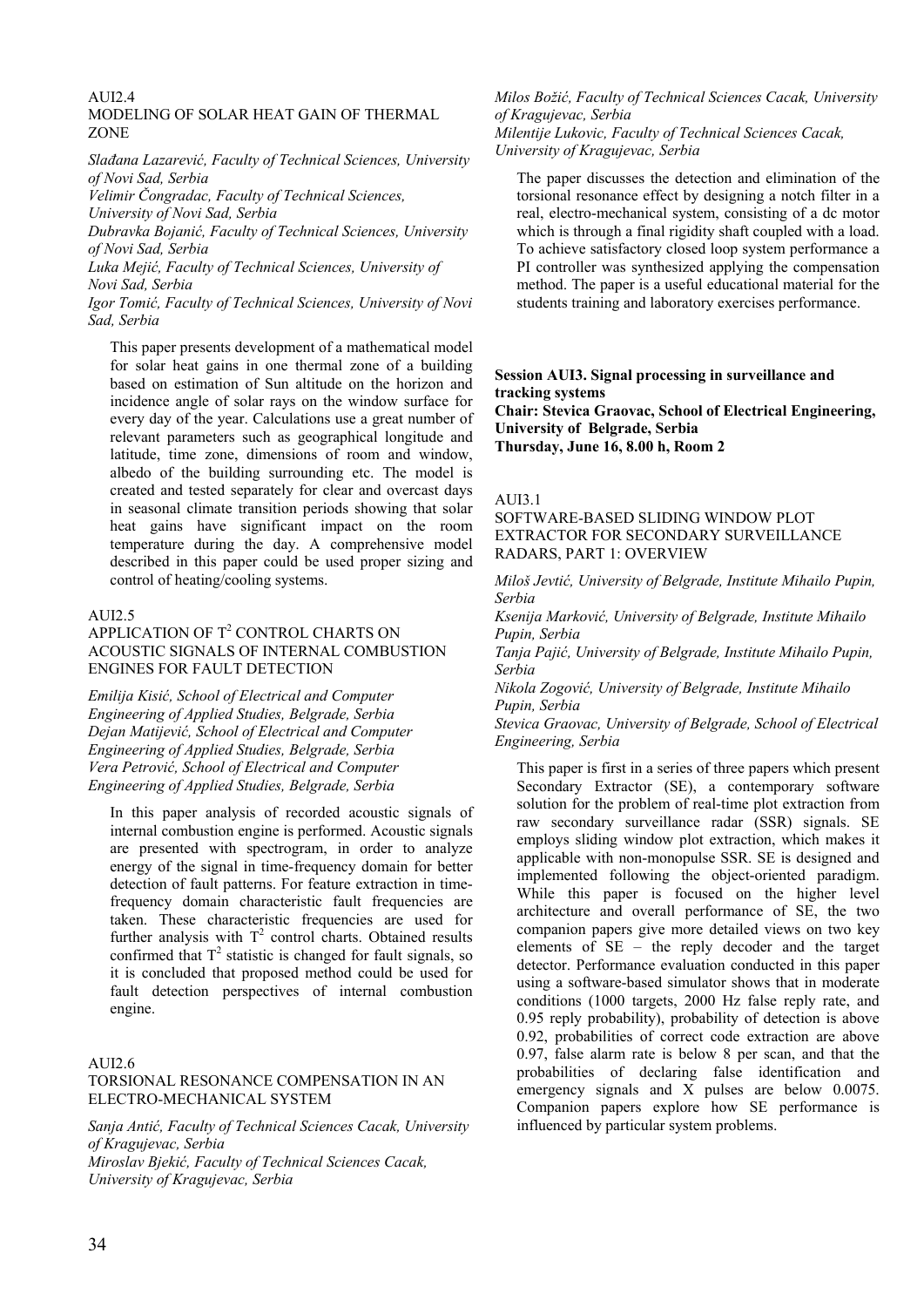AUI2.4

MODELING OF SOLAR HEAT GAIN OF THERMAL ZONE

*Slađana Lazarević, Faculty of Technical Sciences, University of Novi Sad, Serbia*
*Velimir Čongradac, Faculty of Technical Sciences, University of Novi Sad, Serbia*
*Dubravka Bojanić, Faculty of Technical Sciences, University of Novi Sad, Serbia*
*Luka Mejić, Faculty of Technical Sciences, University of Novi Sad, Serbia*
*Igor Tomić, Faculty of Technical Sciences, University of Novi Sad, Serbia*

This paper presents development of a mathematical model for solar heat gains in one thermal zone of a building based on estimation of Sun altitude on the horizon and incidence angle of solar rays on the window surface for every day of the year. Calculations use a great number of relevant parameters such as geographical longitude and latitude, time zone, dimensions of room and window, albedo of the building surrounding etc. The model is created and tested separately for clear and overcast days in seasonal climate transition periods showing that solar heat gains have significant impact on the room temperature during the day. A comprehensive model described in this paper could be used proper sizing and control of heating/cooling systems.

AUI2.5

APPLICATION OF $T^2$ CONTROL CHARTS ON ACOUSTIC SIGNALS OF INTERNAL COMBUSTION ENGINES FOR FAULT DETECTION

*Emilija Kisić, School of Electrical and Computer Engineering of Applied Studies, Belgrade, Serbia*
*Dejan Matijević, School of Electrical and Computer Engineering of Applied Studies, Belgrade, Serbia*
*Vera Petrović, School of Electrical and Computer Engineering of Applied Studies, Belgrade, Serbia*

In this paper analysis of recorded acoustic signals of internal combustion engine is performed. Acoustic signals are presented with spectrogram, in order to analyze energy of the signal in time-frequency domain for better detection of fault patterns. For feature extraction in time-frequency domain characteristic fault frequencies are taken. These characteristic frequencies are used for further analysis with $T^2$ control charts. Obtained results confirmed that $T^2$ statistic is changed for fault signals, so it is concluded that proposed method could be used for fault detection perspectives of internal combustion engine.

AUI2.6

TORSIONAL RESONANCE COMPENSATION IN AN ELECTRO-MECHANICAL SYSTEM

*Sanja Antić, Faculty of Technical Sciences Cacak, University of Kragujevac, Serbia*
*Miroslav Bjekić, Faculty of Technical Sciences Cacak, University of Kragujevac, Serbia*
*Milos Božić, Faculty of Technical Sciences Cacak, University of Kragujevac, Serbia*
*Milentije Lukovic, Faculty of Technical Sciences Cacak, University of Kragujevac, Serbia*

The paper discusses the detection and elimination of the torsional resonance effect by designing a notch filter in a real, electro-mechanical system, consisting of a dc motor which is through a final rigidity shaft coupled with a load. To achieve satisfactory closed loop system performance a PI controller was synthesized applying the compensation method. The paper is a useful educational material for the students training and laboratory exercises performance.

**Session AUI3. Signal processing in surveillance and tracking systems**
**Chair: Stevica Graovac, School of Electrical Engineering, University of Belgrade, Serbia**
**Thursday, June 16, 8.00 h, Room 2**

AUI3.1

SOFTWARE-BASED SLIDING WINDOW PLOT EXTRACTOR FOR SECONDARY SURVEILLANCE RADARS, PART 1: OVERVIEW

*Miloš Jevtić, University of Belgrade, Institute Mihailo Pupin, Serbia*
*Ksenija Marković, University of Belgrade, Institute Mihailo Pupin, Serbia*
*Tanja Pajić, University of Belgrade, Institute Mihailo Pupin, Serbia*
*Nikola Zogović, University of Belgrade, Institute Mihailo Pupin, Serbia*
*Stevica Graovac, University of Belgrade, School of Electrical Engineering, Serbia*

This paper is first in a series of three papers which present Secondary Extractor (SE), a contemporary software solution for the problem of real-time plot extraction from raw secondary surveillance radar (SSR) signals. SE employs sliding window plot extraction, which makes it applicable with non-monopulse SSR. SE is designed and implemented following the object-oriented paradigm. While this paper is focused on the higher level architecture and overall performance of SE, the two companion papers give more detailed views on two key elements of SE – the reply decoder and the target detector. Performance evaluation conducted in this paper using a software-based simulator shows that in moderate conditions (1000 targets, 2000 Hz false reply rate, and 0.95 reply probability), probability of detection is above 0.92, probabilities of correct code extraction are above 0.97, false alarm rate is below 8 per scan, and that the probabilities of declaring false identification and emergency signals and X pulses are below 0.0075. Companion papers explore how SE performance is influenced by particular system problems.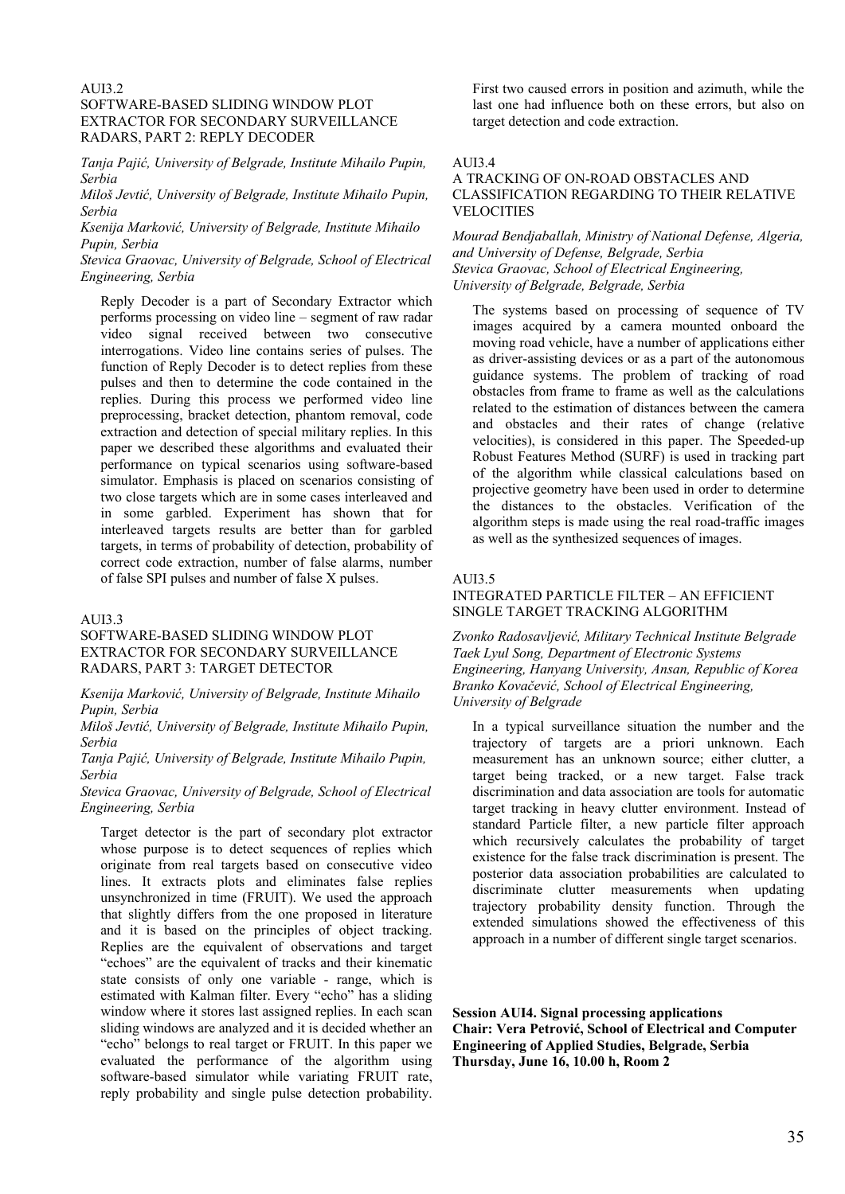AUI3.2

### SOFTWARE-BASED SLIDING WINDOW PLOT EXTRACTOR FOR SECONDARY SURVEILLANCE RADARS, PART 2: REPLY DECODER

*Tanja Pajić, University of Belgrade, Institute Mihailo Pupin, Serbia*
*Miloš Jevtić, University of Belgrade, Institute Mihailo Pupin, Serbia*
*Ksenija Marković, University of Belgrade, Institute Mihailo Pupin, Serbia*
*Stevica Graovac, University of Belgrade, School of Electrical Engineering, Serbia*

Reply Decoder is a part of Secondary Extractor which performs processing on video line – segment of raw radar video signal received between two consecutive interrogations. Video line contains series of pulses. The function of Reply Decoder is to detect replies from these pulses and then to determine the code contained in the replies. During this process we performed video line preprocessing, bracket detection, phantom removal, code extraction and detection of special military replies. In this paper we described these algorithms and evaluated their performance on typical scenarios using software-based simulator. Emphasis is placed on scenarios consisting of two close targets which are in some cases interleaved and in some garbled. Experiment has shown that for interleaved targets results are better than for garbled targets, in terms of probability of detection, probability of correct code extraction, number of false alarms, number of false SPI pulses and number of false X pulses.

AUI3.3

### SOFTWARE-BASED SLIDING WINDOW PLOT EXTRACTOR FOR SECONDARY SURVEILLANCE RADARS, PART 3: TARGET DETECTOR

*Ksenija Marković, University of Belgrade, Institute Mihailo Pupin, Serbia*
*Miloš Jevtić, University of Belgrade, Institute Mihailo Pupin, Serbia*
*Tanja Pajić, University of Belgrade, Institute Mihailo Pupin, Serbia*
*Stevica Graovac, University of Belgrade, School of Electrical Engineering, Serbia*

Target detector is the part of secondary plot extractor whose purpose is to detect sequences of replies which originate from real targets based on consecutive video lines. It extracts plots and eliminates false replies unsynchronized in time (FRUIT). We used the approach that slightly differs from the one proposed in literature and it is based on the principles of object tracking. Replies are the equivalent of observations and target "echoes" are the equivalent of tracks and their kinematic state consists of only one variable - range, which is estimated with Kalman filter. Every "echo" has a sliding window where it stores last assigned replies. In each scan sliding windows are analyzed and it is decided whether an "echo" belongs to real target or FRUIT. In this paper we evaluated the performance of the algorithm using software-based simulator while variating FRUIT rate, reply probability and single pulse detection probability. First two caused errors in position and azimuth, while the last one had influence both on these errors, but also on target detection and code extraction.

AUI3.4

### A TRACKING OF ON-ROAD OBSTACLES AND CLASSIFICATION REGARDING TO THEIR RELATIVE VELOCITIES

*Mourad Bendjaballah, Ministry of National Defense, Algeria, and University of Defense, Belgrade, Serbia*
*Stevica Graovac, School of Electrical Engineering, University of Belgrade, Belgrade, Serbia*

The systems based on processing of sequence of TV images acquired by a camera mounted onboard the moving road vehicle, have a number of applications either as driver-assisting devices or as a part of the autonomous guidance systems. The problem of tracking of road obstacles from frame to frame as well as the calculations related to the estimation of distances between the camera and obstacles and their rates of change (relative velocities), is considered in this paper. The Speeded-up Robust Features Method (SURF) is used in tracking part of the algorithm while classical calculations based on projective geometry have been used in order to determine the distances to the obstacles. Verification of the algorithm steps is made using the real road-traffic images as well as the synthesized sequences of images.

AUI3.5

### INTEGRATED PARTICLE FILTER – AN EFFICIENT SINGLE TARGET TRACKING ALGORITHM

*Zvonko Radosavljević, Military Technical Institute Belgrade*
*Taek Lyul Song, Department of Electronic Systems Engineering, Hanyang University, Ansan, Republic of Korea*
*Branko Kovačević, School of Electrical Engineering, University of Belgrade*

In a typical surveillance situation the number and the trajectory of targets are a priori unknown. Each measurement has an unknown source; either clutter, a target being tracked, or a new target. False track discrimination and data association are tools for automatic target tracking in heavy clutter environment. Instead of standard Particle filter, a new particle filter approach which recursively calculates the probability of target existence for the false track discrimination is present. The posterior data association probabilities are calculated to discriminate clutter measurements when updating trajectory probability density function. Through the extended simulations showed the effectiveness of this approach in a number of different single target scenarios.

## Session AUI4. Signal processing applications

**Chair: Vera Petrović, School of Electrical and Computer Engineering of Applied Studies, Belgrade, Serbia**
**Thursday, June 16, 10.00 h, Room 2**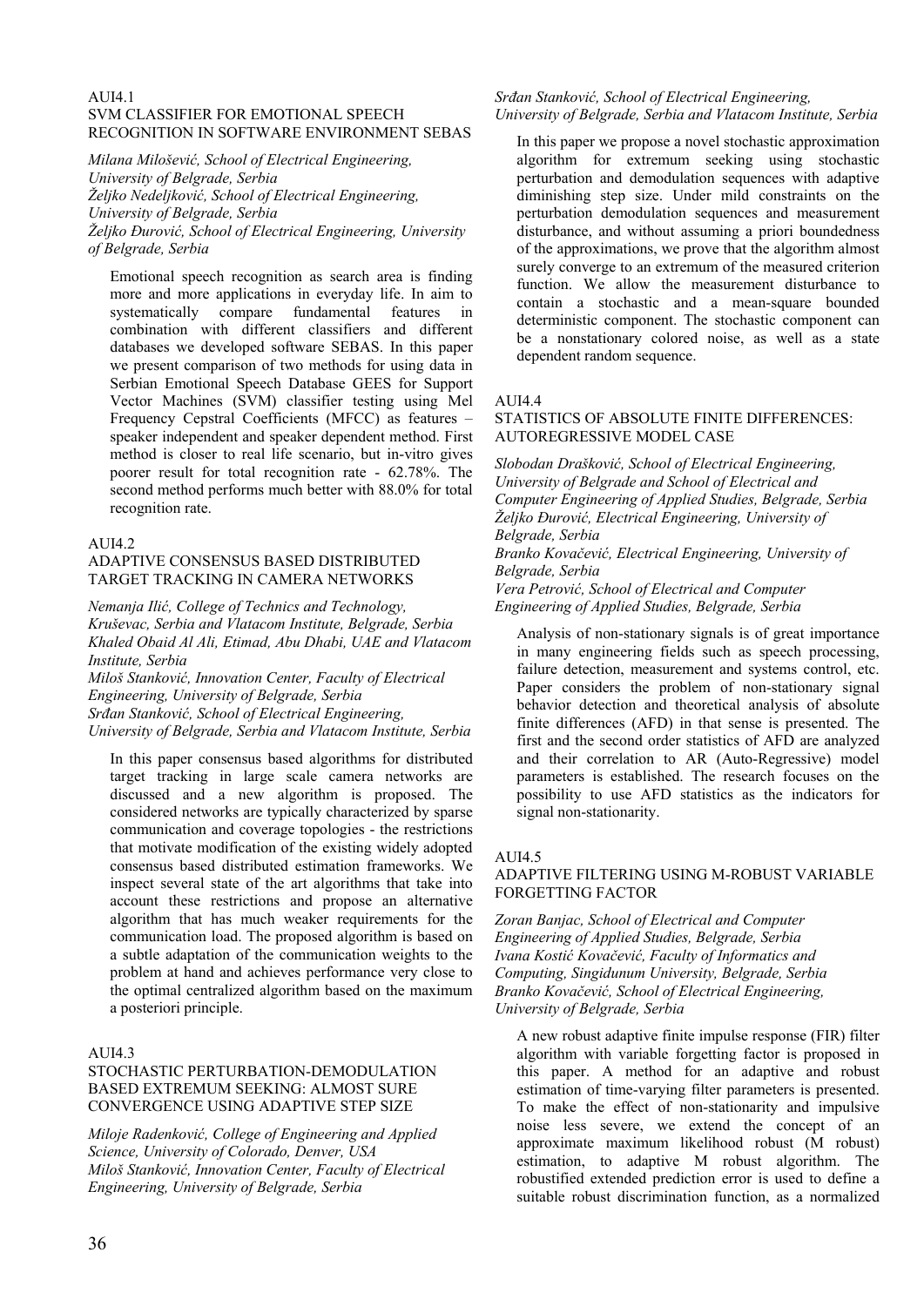AUI4.1

### SVM CLASSIFIER FOR EMOTIONAL SPEECH RECOGNITION IN SOFTWARE ENVIRONMENT SEBAS

*Milana Milošević, School of Electrical Engineering, University of Belgrade, Serbia*
*Željko Nedeljković, School of Electrical Engineering, University of Belgrade, Serbia*
*Željko Đurović, School of Electrical Engineering, University of Belgrade, Serbia*

Emotional speech recognition as search area is finding more and more applications in everyday life. In aim to systematically compare fundamental features in combination with different classifiers and different databases we developed software SEBAS. In this paper we present comparison of two methods for using data in Serbian Emotional Speech Database GEES for Support Vector Machines (SVM) classifier testing using Mel Frequency Cepstral Coefficients (MFCC) as features – speaker independent and speaker dependent method. First method is closer to real life scenario, but in-vitro gives poorer result for total recognition rate - 62.78%. The second method performs much better with 88.0% for total recognition rate.

AUI4.2

### ADAPTIVE CONSENSUS BASED DISTRIBUTED TARGET TRACKING IN CAMERA NETWORKS

*Nemanja Ilić, College of Technics and Technology, Kruševac, Serbia and Vlatacom Institute, Belgrade, Serbia*
*Khaled Obaid Al Ali, Etimad, Abu Dhabi, UAE and Vlatacom Institute, Serbia*
*Miloš Stanković, Innovation Center, Faculty of Electrical Engineering, University of Belgrade, Serbia*
*Srđan Stanković, School of Electrical Engineering, University of Belgrade, Serbia and Vlatacom Institute, Serbia*

In this paper consensus based algorithms for distributed target tracking in large scale camera networks are discussed and a new algorithm is proposed. The considered networks are typically characterized by sparse communication and coverage topologies - the restrictions that motivate modification of the existing widely adopted consensus based distributed estimation frameworks. We inspect several state of the art algorithms that take into account these restrictions and propose an alternative algorithm that has much weaker requirements for the communication load. The proposed algorithm is based on a subtle adaptation of the communication weights to the problem at hand and achieves performance very close to the optimal centralized algorithm based on the maximum a posteriori principle.

AUI4.3

### STOCHASTIC PERTURBATION-DEMODULATION BASED EXTREMUM SEEKING: ALMOST SURE CONVERGENCE USING ADAPTIVE STEP SIZE

*Miloje Radenković, College of Engineering and Applied Science, University of Colorado, Denver, USA*
*Miloš Stanković, Innovation Center, Faculty of Electrical Engineering, University of Belgrade, Serbia*
*Srđan Stanković, School of Electrical Engineering, University of Belgrade, Serbia and Vlatacom Institute, Serbia*

In this paper we propose a novel stochastic approximation algorithm for extremum seeking using stochastic perturbation and demodulation sequences with adaptive diminishing step size. Under mild constraints on the perturbation demodulation sequences and measurement disturbance, and without assuming a priori boundedness of the approximations, we prove that the algorithm almost surely converge to an extremum of the measured criterion function. We allow the measurement disturbance to contain a stochastic and a mean-square bounded deterministic component. The stochastic component can be a nonstationary colored noise, as well as a state dependent random sequence.

AUI4.4

### STATISTICS OF ABSOLUTE FINITE DIFFERENCES: AUTOREGRESSIVE MODEL CASE

*Slobodan Drašković, School of Electrical Engineering, University of Belgrade and School of Electrical and Computer Engineering of Applied Studies, Belgrade, Serbia*
*Željko Đurović, Electrical Engineering, University of Belgrade, Serbia*
*Branko Kovačević, Electrical Engineering, University of Belgrade, Serbia*
*Vera Petrović, School of Electrical and Computer Engineering of Applied Studies, Belgrade, Serbia*

Analysis of non-stationary signals is of great importance in many engineering fields such as speech processing, failure detection, measurement and systems control, etc. Paper considers the problem of non-stationary signal behavior detection and theoretical analysis of absolute finite differences (AFD) in that sense is presented. The first and the second order statistics of AFD are analyzed and their correlation to AR (Auto-Regressive) model parameters is established. The research focuses on the possibility to use AFD statistics as the indicators for signal non-stationarity.

AUI4.5

### ADAPTIVE FILTERING USING M-ROBUST VARIABLE FORGETTING FACTOR

*Zoran Banjac, School of Electrical and Computer Engineering of Applied Studies, Belgrade, Serbia*
*Ivana Kostić Kovačević, Faculty of Informatics and Computing, Singidunum University, Belgrade, Serbia*
*Branko Kovačević, School of Electrical Engineering, University of Belgrade, Serbia*

A new robust adaptive finite impulse response (FIR) filter algorithm with variable forgetting factor is proposed in this paper. A method for an adaptive and robust estimation of time-varying filter parameters is presented. To make the effect of non-stationarity and impulsive noise less severe, we extend the concept of an approximate maximum likelihood robust (M robust) estimation, to adaptive M robust algorithm. The robustified extended prediction error is used to define a suitable robust discrimination function, as a normalized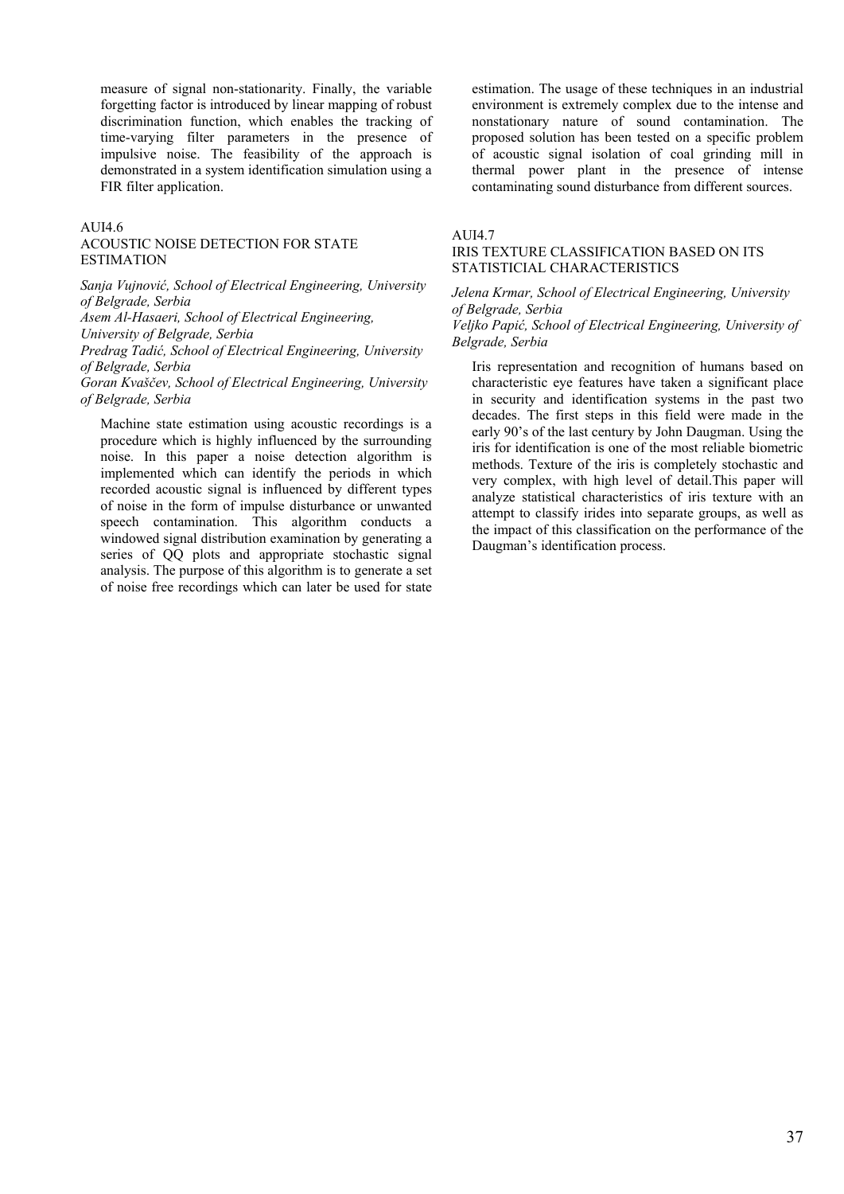measure of signal non-stationarity. Finally, the variable forgetting factor is introduced by linear mapping of robust discrimination function, which enables the tracking of time-varying filter parameters in the presence of impulsive noise. The feasibility of the approach is demonstrated in a system identification simulation using a FIR filter application.

AUI4.6

### ACOUSTIC NOISE DETECTION FOR STATE ESTIMATION

*Sanja Vujnović, School of Electrical Engineering, University of Belgrade, Serbia*
*Asem Al-Hasaeri, School of Electrical Engineering, University of Belgrade, Serbia*
*Predrag Tadić, School of Electrical Engineering, University of Belgrade, Serbia*
*Goran Kvaščev, School of Electrical Engineering, University of Belgrade, Serbia*

Machine state estimation using acoustic recordings is a procedure which is highly influenced by the surrounding noise. In this paper a noise detection algorithm is implemented which can identify the periods in which recorded acoustic signal is influenced by different types of noise in the form of impulse disturbance or unwanted speech contamination. This algorithm conducts a windowed signal distribution examination by generating a series of QQ plots and appropriate stochastic signal analysis. The purpose of this algorithm is to generate a set of noise free recordings which can later be used for state estimation. The usage of these techniques in an industrial environment is extremely complex due to the intense and nonstationary nature of sound contamination. The proposed solution has been tested on a specific problem of acoustic signal isolation of coal grinding mill in thermal power plant in the presence of intense contaminating sound disturbance from different sources.

AUI4.7

### IRIS TEXTURE CLASSIFICATION BASED ON ITS STATISTICIAL CHARACTERISTICS

*Jelena Krmar, School of Electrical Engineering, University of Belgrade, Serbia*
*Veljko Papić, School of Electrical Engineering, University of Belgrade, Serbia*

Iris representation and recognition of humans based on characteristic eye features have taken a significant place in security and identification systems in the past two decades. The first steps in this field were made in the early 90's of the last century by John Daugman. Using the iris for identification is one of the most reliable biometric methods. Texture of the iris is completely stochastic and very complex, with high level of detail.This paper will analyze statistical characteristics of iris texture with an attempt to classify irides into separate groups, as well as the impact of this classification on the performance of the Daugman's identification process.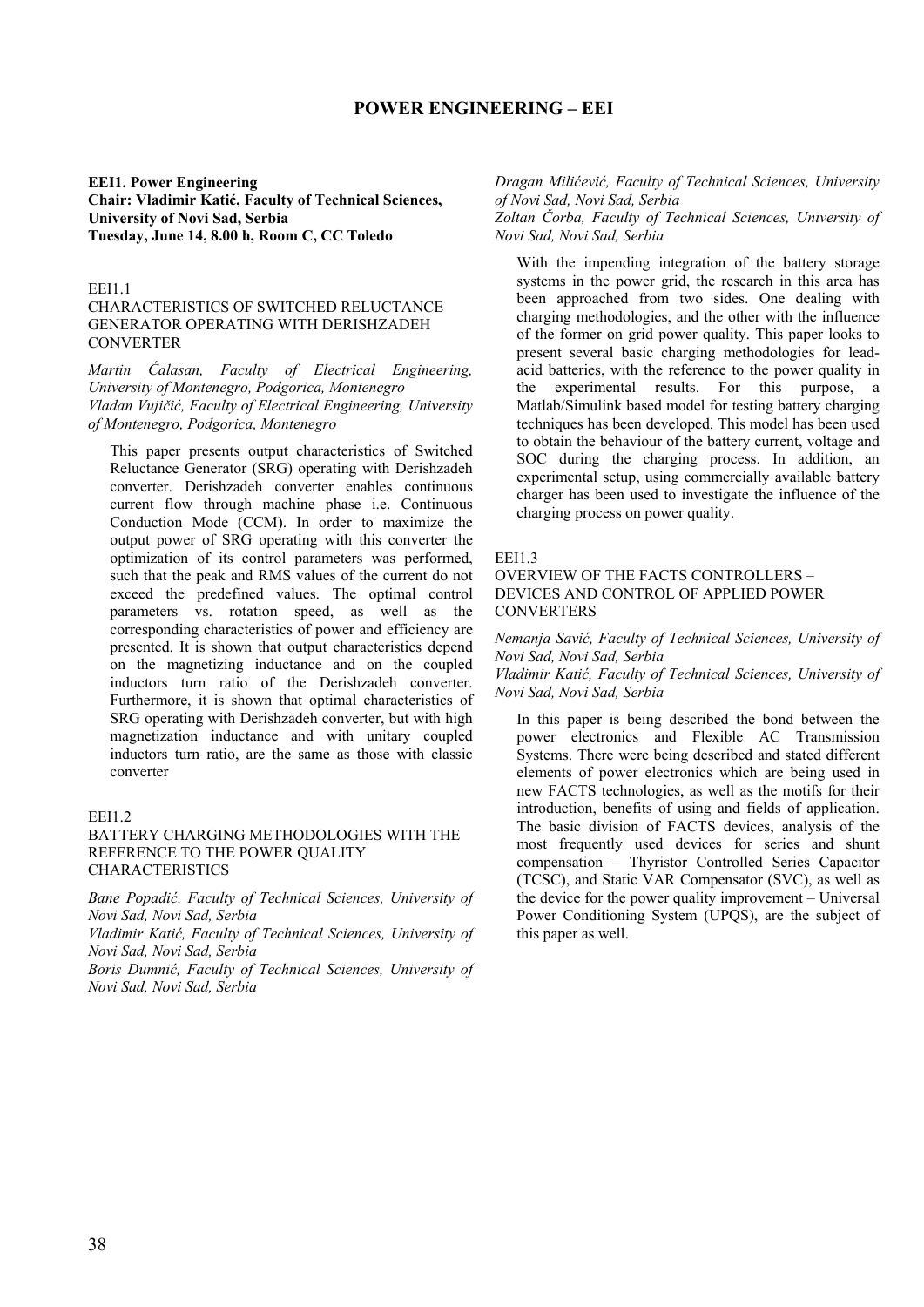# POWER ENGINEERING – EEI

**EEI1. Power Engineering**
**Chair: Vladimir Katić, Faculty of Technical Sciences, University of Novi Sad, Serbia**
**Tuesday, June 14, 8.00 h, Room C, CC Toledo**

EEI1.1

CHARACTERISTICS OF SWITCHED RELUCTANCE GENERATOR OPERATING WITH DERISHZADEH CONVERTER

*Martin Ćalasan, Faculty of Electrical Engineering, University of Montenegro, Podgorica, Montenegro*
*Vladan Vujičić, Faculty of Electrical Engineering, University of Montenegro, Podgorica, Montenegro*

This paper presents output characteristics of Switched Reluctance Generator (SRG) operating with Derishzadeh converter. Derishzadeh converter enables continuous current flow through machine phase i.e. Continuous Conduction Mode (CCM). In order to maximize the output power of SRG operating with this converter the optimization of its control parameters was performed, such that the peak and RMS values of the current do not exceed the predefined values. The optimal control parameters vs. rotation speed, as well as the corresponding characteristics of power and efficiency are presented. It is shown that output characteristics depend on the magnetizing inductance and on the coupled inductors turn ratio of the Derishzadeh converter. Furthermore, it is shown that optimal characteristics of SRG operating with Derishzadeh converter, but with high magnetization inductance and with unitary coupled inductors turn ratio, are the same as those with classic converter

EEI1.2

BATTERY CHARGING METHODOLOGIES WITH THE REFERENCE TO THE POWER QUALITY CHARACTERISTICS

*Bane Popadić, Faculty of Technical Sciences, University of Novi Sad, Novi Sad, Serbia*
*Vladimir Katić, Faculty of Technical Sciences, University of Novi Sad, Novi Sad, Serbia*
*Boris Dumnić, Faculty of Technical Sciences, University of Novi Sad, Novi Sad, Serbia*
*Dragan Milićević, Faculty of Technical Sciences, University of Novi Sad, Novi Sad, Serbia*
*Zoltan Čorba, Faculty of Technical Sciences, University of Novi Sad, Novi Sad, Serbia*

With the impending integration of the battery storage systems in the power grid, the research in this area has been approached from two sides. One dealing with charging methodologies, and the other with the influence of the former on grid power quality. This paper looks to present several basic charging methodologies for lead-acid batteries, with the reference to the power quality in the experimental results. For this purpose, a Matlab/Simulink based model for testing battery charging techniques has been developed. This model has been used to obtain the behaviour of the battery current, voltage and SOC during the charging process. In addition, an experimental setup, using commercially available battery charger has been used to investigate the influence of the charging process on power quality.

EEI1.3

OVERVIEW OF THE FACTS CONTROLLERS – DEVICES AND CONTROL OF APPLIED POWER CONVERTERS

*Nemanja Savić, Faculty of Technical Sciences, University of Novi Sad, Novi Sad, Serbia*
*Vladimir Katić, Faculty of Technical Sciences, University of Novi Sad, Novi Sad, Serbia*

In this paper is being described the bond between the power electronics and Flexible AC Transmission Systems. There were being described and stated different elements of power electronics which are being used in new FACTS technologies, as well as the motifs for their introduction, benefits of using and fields of application. The basic division of FACTS devices, analysis of the most frequently used devices for series and shunt compensation – Thyristor Controlled Series Capacitor (TCSC), and Static VAR Compensator (SVC), as well as the device for the power quality improvement – Universal Power Conditioning System (UPQS), are the subject of this paper as well.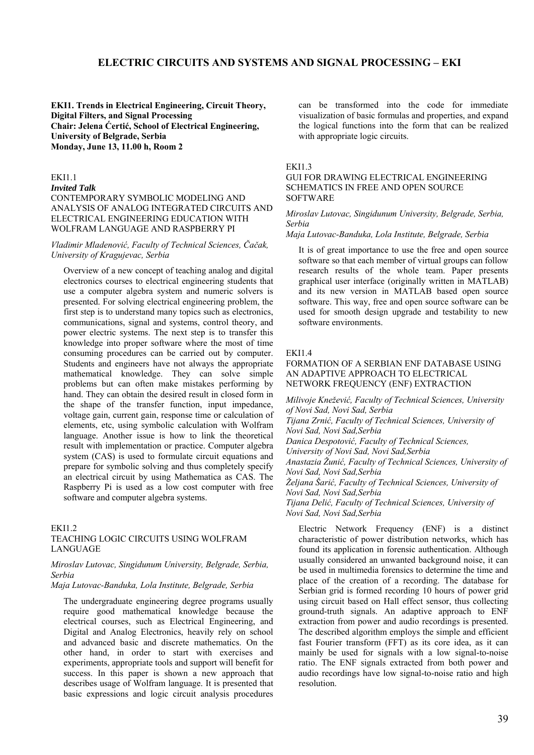# ELECTRIC CIRCUITS AND SYSTEMS AND SIGNAL PROCESSING – EKI

**EKI1. Trends in Electrical Engineering, Circuit Theory, Digital Filters, and Signal Processing**
**Chair: Jelena Ćertić, School of Electrical Engineering, University of Belgrade, Serbia**
**Monday, June 13, 11.00 h, Room 2**

EKI1.1
***Invited Talk***
CONTEMPORARY SYMBOLIC MODELING AND ANALYSIS OF ANALOG INTEGRATED CIRCUITS AND ELECTRICAL ENGINEERING EDUCATION WITH WOLFRAM LANGUAGE AND RASPBERRY PI

*Vladimir Mladenović, Faculty of Technical Sciences, Čačak, University of Kragujevac, Serbia*

Overview of a new concept of teaching analog and digital electronics courses to electrical engineering students that use a computer algebra system and numeric solvers is presented. For solving electrical engineering problem, the first step is to understand many topics such as electronics, communications, signal and systems, control theory, and power electric systems. The next step is to transfer this knowledge into proper software where the most of time consuming procedures can be carried out by computer. Students and engineers have not always the appropriate mathematical knowledge. They can solve simple problems but can often make mistakes performing by hand. They can obtain the desired result in closed form in the shape of the transfer function, input impedance, voltage gain, current gain, response time or calculation of elements, etc, using symbolic calculation with Wolfram language. Another issue is how to link the theoretical result with implementation or practice. Computer algebra system (CAS) is used to formulate circuit equations and prepare for symbolic solving and thus completely specify an electrical circuit by using Mathematica as CAS. The Raspberry Pi is used as a low cost computer with free software and computer algebra systems.

EKI1.2
TEACHING LOGIC CIRCUITS USING WOLFRAM LANGUAGE

*Miroslav Lutovac, Singidunum University, Belgrade, Serbia, Serbia*
*Maja Lutovac-Banduka, Lola Institute, Belgrade, Serbia*

The undergraduate engineering degree programs usually require good mathematical knowledge because the electrical courses, such as Electrical Engineering, and Digital and Analog Electronics, heavily rely on school and advanced basic and discrete mathematics. On the other hand, in order to start with exercises and experiments, appropriate tools and support will benefit for success. In this paper is shown a new approach that describes usage of Wolfram language. It is presented that basic expressions and logic circuit analysis procedures can be transformed into the code for immediate visualization of basic formulas and properties, and expand the logical functions into the form that can be realized with appropriate logic circuits.

EKI1.3
GUI FOR DRAWING ELECTRICAL ENGINEERING SCHEMATICS IN FREE AND OPEN SOURCE SOFTWARE

*Miroslav Lutovac, Singidunum University, Belgrade, Serbia, Serbia*
*Maja Lutovac-Banduka, Lola Institute, Belgrade, Serbia*

It is of great importance to use the free and open source software so that each member of virtual groups can follow research results of the whole team. Paper presents graphical user interface (originally written in MATLAB) and its new version in MATLAB based open source software. This way, free and open source software can be used for smooth design upgrade and testability to new software environments.

EKI1.4
FORMATION OF A SERBIAN ENF DATABASE USING AN ADAPTIVE APPROACH TO ELECTRICAL NETWORK FREQUENCY (ENF) EXTRACTION

*Milivoje Knežević, Faculty of Technical Sciences, University of Novi Sad, Novi Sad, Serbia*
*Tijana Zrnić, Faculty of Technical Sciences, University of Novi Sad, Novi Sad,Serbia*
*Danica Despotović, Faculty of Technical Sciences, University of Novi Sad, Novi Sad,Serbia*
*Anastazia Žunić, Faculty of Technical Sciences, University of Novi Sad, Novi Sad,Serbia*
*Željana Šarić, Faculty of Technical Sciences, University of Novi Sad, Novi Sad,Serbia*
*Tijana Delić, Faculty of Technical Sciences, University of Novi Sad, Novi Sad,Serbia*

Electric Network Frequency (ENF) is a distinct characteristic of power distribution networks, which has found its application in forensic authentication. Although usually considered an unwanted background noise, it can be used in multimedia forensics to determine the time and place of the creation of a recording. The database for Serbian grid is formed recording 10 hours of power grid using circuit based on Hall effect sensor, thus collecting ground-truth signals. An adaptive approach to ENF extraction from power and audio recordings is presented. The described algorithm employs the simple and efficient fast Fourier transform (FFT) as its core idea, as it can mainly be used for signals with a low signal-to-noise ratio. The ENF signals extracted from both power and audio recordings have low signal-to-noise ratio and high resolution.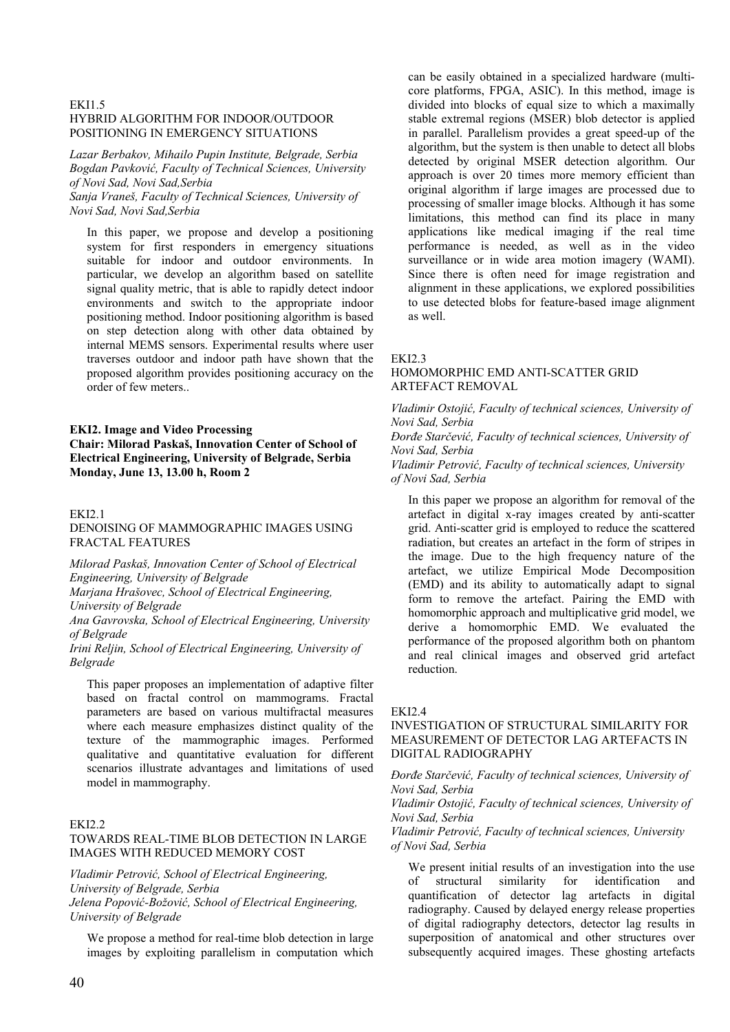EKI1.5
HYBRID ALGORITHM FOR INDOOR/OUTDOOR POSITIONING IN EMERGENCY SITUATIONS

*Lazar Berbakov, Mihailo Pupin Institute, Belgrade, Serbia*
*Bogdan Pavković, Faculty of Technical Sciences, University of Novi Sad, Novi Sad,Serbia*
*Sanja Vraneš, Faculty of Technical Sciences, University of Novi Sad, Novi Sad,Serbia*

In this paper, we propose and develop a positioning system for first responders in emergency situations suitable for indoor and outdoor environments. In particular, we develop an algorithm based on satellite signal quality metric, that is able to rapidly detect indoor environments and switch to the appropriate indoor positioning method. Indoor positioning algorithm is based on step detection along with other data obtained by internal MEMS sensors. Experimental results where user traverses outdoor and indoor path have shown that the proposed algorithm provides positioning accuracy on the order of few meters..

**EKI2. Image and Video Processing**
**Chair: Milorad Paskaš, Innovation Center of School of Electrical Engineering, University of Belgrade, Serbia**
**Monday, June 13, 13.00 h, Room 2**

EKI2.1
DENOISING OF MAMMOGRAPHIC IMAGES USING FRACTAL FEATURES

*Milorad Paskaš, Innovation Center of School of Electrical Engineering, University of Belgrade*
*Marjana Hrašovec, School of Electrical Engineering, University of Belgrade*
*Ana Gavrovska, School of Electrical Engineering, University of Belgrade*
*Irini Reljin, School of Electrical Engineering, University of Belgrade*

This paper proposes an implementation of adaptive filter based on fractal control on mammograms. Fractal parameters are based on various multifractal measures where each measure emphasizes distinct quality of the texture of the mammographic images. Performed qualitative and quantitative evaluation for different scenarios illustrate advantages and limitations of used model in mammography.

EKI2.2
TOWARDS REAL-TIME BLOB DETECTION IN LARGE IMAGES WITH REDUCED MEMORY COST

*Vladimir Petrović, School of Electrical Engineering, University of Belgrade, Serbia*
*Jelena Popović-Božović, School of Electrical Engineering, University of Belgrade*

We propose a method for real-time blob detection in large images by exploiting parallelism in computation which can be easily obtained in a specialized hardware (multi-core platforms, FPGA, ASIC). In this method, image is divided into blocks of equal size to which a maximally stable extremal regions (MSER) blob detector is applied in parallel. Parallelism provides a great speed-up of the algorithm, but the system is then unable to detect all blobs detected by original MSER detection algorithm. Our approach is over 20 times more memory efficient than original algorithm if large images are processed due to processing of smaller image blocks. Although it has some limitations, this method can find its place in many applications like medical imaging if the real time performance is needed, as well as in the video surveillance or in wide area motion imagery (WAMI). Since there is often need for image registration and alignment in these applications, we explored possibilities to use detected blobs for feature-based image alignment as well.

EKI2.3
HOMOMORPHIC EMD ANTI-SCATTER GRID ARTEFACT REMOVAL

*Vladimir Ostojić, Faculty of technical sciences, University of Novi Sad, Serbia*
*Đorđe Starčević, Faculty of technical sciences, University of Novi Sad, Serbia*
*Vladimir Petrović, Faculty of technical sciences, University of Novi Sad, Serbia*

In this paper we propose an algorithm for removal of the artefact in digital x-ray images created by anti-scatter grid. Anti-scatter grid is employed to reduce the scattered radiation, but creates an artefact in the form of stripes in the image. Due to the high frequency nature of the artefact, we utilize Empirical Mode Decomposition (EMD) and its ability to automatically adapt to signal form to remove the artefact. Pairing the EMD with homomorphic approach and multiplicative grid model, we derive a homomorphic EMD. We evaluated the performance of the proposed algorithm both on phantom and real clinical images and observed grid artefact reduction.

EKI2.4
INVESTIGATION OF STRUCTURAL SIMILARITY FOR MEASUREMENT OF DETECTOR LAG ARTEFACTS IN DIGITAL RADIOGRAPHY

*Đorđe Starčević, Faculty of technical sciences, University of Novi Sad, Serbia*
*Vladimir Ostojić, Faculty of technical sciences, University of Novi Sad, Serbia*
*Vladimir Petrović, Faculty of technical sciences, University of Novi Sad, Serbia*

We present initial results of an investigation into the use of structural similarity for identification and quantification of detector lag artefacts in digital radiography. Caused by delayed energy release properties of digital radiography detectors, detector lag results in superposition of anatomical and other structures over subsequently acquired images. These ghosting artefacts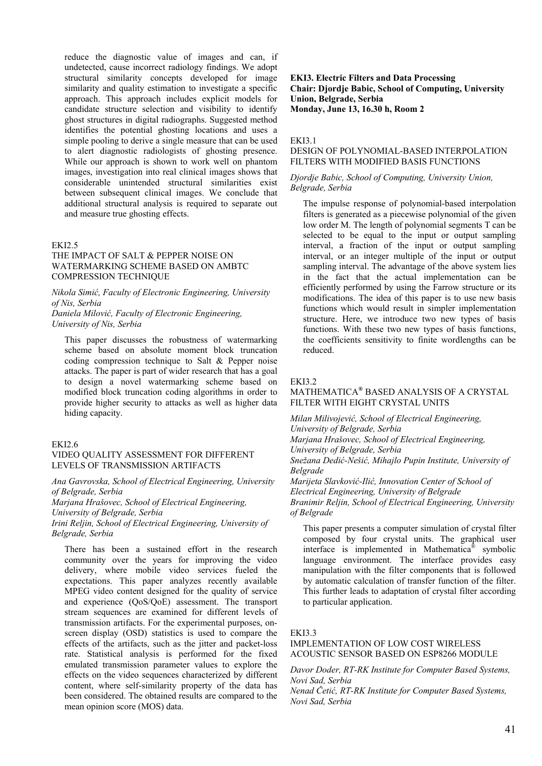reduce the diagnostic value of images and can, if undetected, cause incorrect radiology findings. We adopt structural similarity concepts developed for image similarity and quality estimation to investigate a specific approach. This approach includes explicit models for candidate structure selection and visibility to identify ghost structures in digital radiographs. Suggested method identifies the potential ghosting locations and uses a simple pooling to derive a single measure that can be used to alert diagnostic radiologists of ghosting presence. While our approach is shown to work well on phantom images, investigation into real clinical images shows that considerable unintended structural similarities exist between subsequent clinical images. We conclude that additional structural analysis is required to separate out and measure true ghosting effects.

EKI2.5

THE IMPACT OF SALT & PEPPER NOISE ON WATERMARKING SCHEME BASED ON AMBTC COMPRESSION TECHNIQUE

*Nikola Simić, Faculty of Electronic Engineering, University of Nis, Serbia*
*Daniela Milović, Faculty of Electronic Engineering, University of Nis, Serbia*

This paper discusses the robustness of watermarking scheme based on absolute moment block truncation coding compression technique to Salt & Pepper noise attacks. The paper is part of wider research that has a goal to design a novel watermarking scheme based on modified block truncation coding algorithms in order to provide higher security to attacks as well as higher data hiding capacity.

EKI2.6

VIDEO QUALITY ASSESSMENT FOR DIFFERENT LEVELS OF TRANSMISSION ARTIFACTS

*Ana Gavrovska, School of Electrical Engineering, University of Belgrade, Serbia*
*Marjana Hrašovec, School of Electrical Engineering, University of Belgrade, Serbia*
*Irini Reljin, School of Electrical Engineering, University of Belgrade, Serbia*

There has been a sustained effort in the research community over the years for improving the video delivery, where mobile video services fueled the expectations. This paper analyzes recently available MPEG video content designed for the quality of service and experience (QoS/QoE) assessment. The transport stream sequences are examined for different levels of transmission artifacts. For the experimental purposes, on-screen display (OSD) statistics is used to compare the effects of the artifacts, such as the jitter and packet-loss rate. Statistical analysis is performed for the fixed emulated transmission parameter values to explore the effects on the video sequences characterized by different content, where self-similarity property of the data has been considered. The obtained results are compared to the mean opinion score (MOS) data.

**EKI3. Electric Filters and Data Processing**
**Chair: Djordje Babic, School of Computing, University Union, Belgrade, Serbia**
**Monday, June 13, 16.30 h, Room 2**

EKI3.1

DESIGN OF POLYNOMIAL-BASED INTERPOLATION FILTERS WITH MODIFIED BASIS FUNCTIONS

*Djordje Babic, School of Computing, University Union, Belgrade, Serbia*

The impulse response of polynomial-based interpolation filters is generated as a piecewise polynomial of the given low order M. The length of polynomial segments T can be selected to be equal to the input or output sampling interval, a fraction of the input or output sampling interval, or an integer multiple of the input or output sampling interval. The advantage of the above system lies in the fact that the actual implementation can be efficiently performed by using the Farrow structure or its modifications. The idea of this paper is to use new basis functions which would result in simpler implementation structure. Here, we introduce two new types of basis functions. With these two new types of basis functions, the coefficients sensitivity to finite wordlengths can be reduced.

EKI3.2

MATHEMATICA® BASED ANALYSIS OF A CRYSTAL FILTER WITH EIGHT CRYSTAL UNITS

*Milan Milivojević, School of Electrical Engineering, University of Belgrade, Serbia*
*Marjana Hrašovec, School of Electrical Engineering, University of Belgrade, Serbia*
*Snežana Dedić-Nešić, Mihajlo Pupin Institute, University of Belgrade*
*Marijeta Slavković-Ilić, Innovation Center of School of Electrical Engineering, University of Belgrade*
*Branimir Reljin, School of Electrical Engineering, University of Belgrade*

This paper presents a computer simulation of crystal filter composed by four crystal units. The graphical user interface is implemented in Mathematica® symbolic language environment. The interface provides easy manipulation with the filter components that is followed by automatic calculation of transfer function of the filter. This further leads to adaptation of crystal filter according to particular application.

EKI3.3

IMPLEMENTATION OF LOW COST WIRELESS ACOUSTIC SENSOR BASED ON ESP8266 MODULE

*Davor Doder, RT-RK Institute for Computer Based Systems, Novi Sad, Serbia*
*Nenad Četić, RT-RK Institute for Computer Based Systems, Novi Sad, Serbia*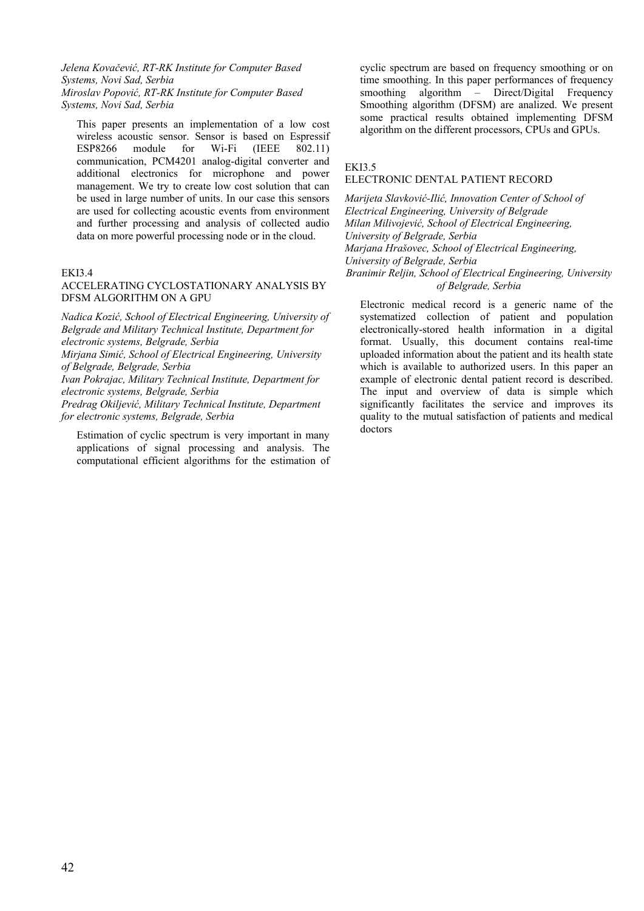*Jelena Kovačević, RT-RK Institute for Computer Based Systems, Novi Sad, Serbia*
*Miroslav Popović, RT-RK Institute for Computer Based Systems, Novi Sad, Serbia*

This paper presents an implementation of a low cost wireless acoustic sensor. Sensor is based on Espressif ESP8266 module for Wi-Fi (IEEE 802.11) communication, PCM4201 analog-digital converter and additional electronics for microphone and power management. We try to create low cost solution that can be used in large number of units. In our case this sensors are used for collecting acoustic events from environment and further processing and analysis of collected audio data on more powerful processing node or in the cloud.

EKI3.4

## ACCELERATING CYCLOSTATIONARY ANALYSIS BY DFSM ALGORITHM ON A GPU

*Nadica Kozić, School of Electrical Engineering, University of Belgrade and Military Technical Institute, Department for electronic systems, Belgrade, Serbia*
*Mirjana Simić, School of Electrical Engineering, University of Belgrade, Belgrade, Serbia*
*Ivan Pokrajac, Military Technical Institute, Department for electronic systems, Belgrade, Serbia*
*Predrag Okiljević, Military Technical Institute, Department for electronic systems, Belgrade, Serbia*

Estimation of cyclic spectrum is very important in many applications of signal processing and analysis. The computational efficient algorithms for the estimation of cyclic spectrum are based on frequency smoothing or on time smoothing. In this paper performances of frequency smoothing algorithm – Direct/Digital Frequency Smoothing algorithm (DFSM) are analized. We present some practical results obtained implementing DFSM algorithm on the different processors, CPUs and GPUs.

EKI3.5

## ELECTRONIC DENTAL PATIENT RECORD

*Marijeta Slavković-Ilić, Innovation Center of School of Electrical Engineering, University of Belgrade*
*Milan Milivojević, School of Electrical Engineering, University of Belgrade, Serbia*
*Marjana Hrašovec, School of Electrical Engineering, University of Belgrade, Serbia*
*Branimir Reljin, School of Electrical Engineering, University of Belgrade, Serbia*

Electronic medical record is a generic name of the systematized collection of patient and population electronically-stored health information in a digital format. Usually, this document contains real-time uploaded information about the patient and its health state which is available to authorized users. In this paper an example of electronic dental patient record is described. The input and overview of data is simple which significantly facilitates the service and improves its quality to the mutual satisfaction of patients and medical doctors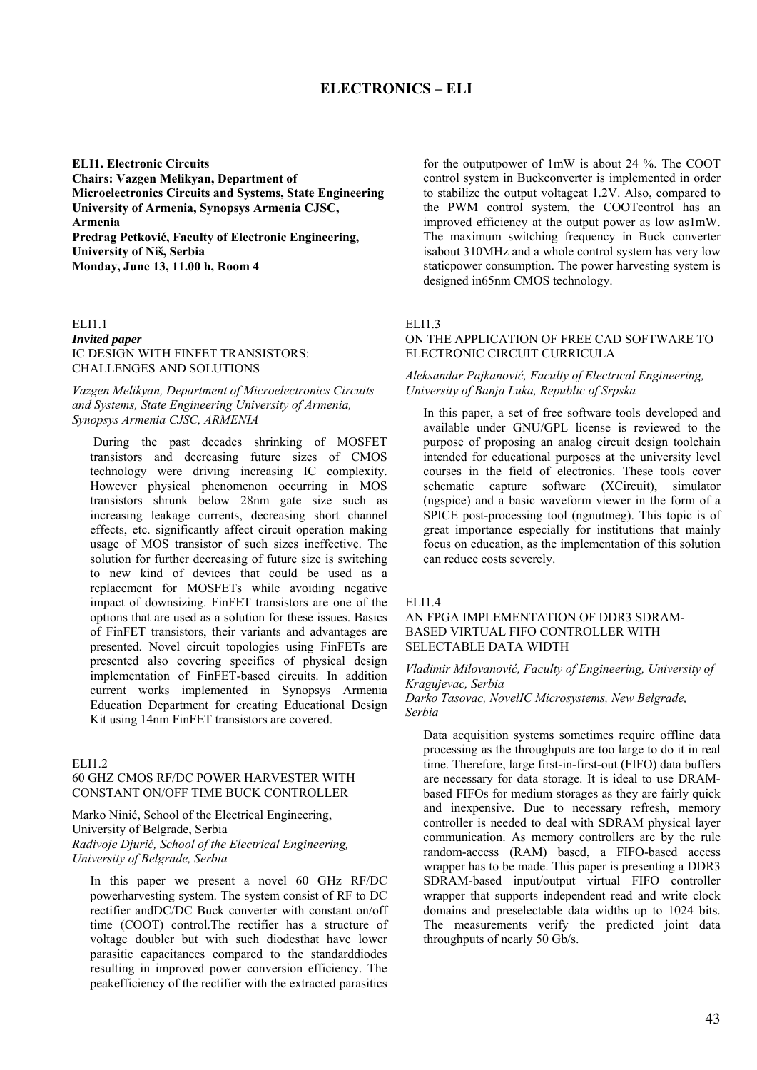# ELECTRONICS – ELI

**ELI1. Electronic Circuits**
**Chairs: Vazgen Melikyan, Department of Microelectronics Circuits and Systems, State Engineering University of Armenia, Synopsys Armenia CJSC, Armenia**
**Predrag Petković, Faculty of Electronic Engineering, University of Niš, Serbia**
**Monday, June 13, 11.00 h, Room 4**

ELI1.1
***Invited paper***
IC DESIGN WITH FINFET TRANSISTORS: CHALLENGES AND SOLUTIONS

*Vazgen Melikyan, Department of Microelectronics Circuits and Systems, State Engineering University of Armenia, Synopsys Armenia CJSC, ARMENIA*

During the past decades shrinking of MOSFET transistors and decreasing future sizes of CMOS technology were driving increasing IC complexity. However physical phenomenon occurring in MOS transistors shrunk below 28nm gate size such as increasing leakage currents, decreasing short channel effects, etc. significantly affect circuit operation making usage of MOS transistor of such sizes ineffective. The solution for further decreasing of future size is switching to new kind of devices that could be used as a replacement for MOSFETs while avoiding negative impact of downsizing. FinFET transistors are one of the options that are used as a solution for these issues. Basics of FinFET transistors, their variants and advantages are presented. Novel circuit topologies using FinFETs are presented also covering specifics of physical design implementation of FinFET-based circuits. In addition current works implemented in Synopsys Armenia Education Department for creating Educational Design Kit using 14nm FinFET transistors are covered.

ELI1.2
60 GHZ CMOS RF/DC POWER HARVESTER WITH CONSTANT ON/OFF TIME BUCK CONTROLLER

Marko Ninić, School of the Electrical Engineering, University of Belgrade, Serbia
*Radivoje Djurić, School of the Electrical Engineering, University of Belgrade, Serbia*

In this paper we present a novel 60 GHz RF/DC powerharvesting system. The system consist of RF to DC rectifier andDC/DC Buck converter with constant on/off time (COOT) control.The rectifier has a structure of voltage doubler but with such diodesthat have lower parasitic capacitances compared to the standarddiodes resulting in improved power conversion efficiency. The peakefficiency of the rectifier with the extracted parasitics for the outputpower of 1mW is about 24 %. The COOT control system in Buckconverter is implemented in order to stabilize the output voltageat 1.2V. Also, compared to the PWM control system, the COOTcontrol has an improved efficiency at the output power as low as1mW. The maximum switching frequency in Buck converter isabout 310MHz and a whole control system has very low staticpower consumption. The power harvesting system is designed in65nm CMOS technology.

ELI1.3
ON THE APPLICATION OF FREE CAD SOFTWARE TO ELECTRONIC CIRCUIT CURRICULA

*Aleksandar Pajkanović, Faculty of Electrical Engineering, University of Banja Luka, Republic of Srpska*

In this paper, a set of free software tools developed and available under GNU/GPL license is reviewed to the purpose of proposing an analog circuit design toolchain intended for educational purposes at the university level courses in the field of electronics. These tools cover schematic capture software (XCircuit), simulator (ngspice) and a basic waveform viewer in the form of a SPICE post-processing tool (ngnutmeg). This topic is of great importance especially for institutions that mainly focus on education, as the implementation of this solution can reduce costs severely.

ELI1.4
AN FPGA IMPLEMENTATION OF DDR3 SDRAM-BASED VIRTUAL FIFO CONTROLLER WITH SELECTABLE DATA WIDTH

*Vladimir Milovanović, Faculty of Engineering, University of Kragujevac, Serbia*
*Darko Tasovac, NovelIC Microsystems, New Belgrade, Serbia*

Data acquisition systems sometimes require offline data processing as the throughputs are too large to do it in real time. Therefore, large first-in-first-out (FIFO) data buffers are necessary for data storage. It is ideal to use DRAM-based FIFOs for medium storages as they are fairly quick and inexpensive. Due to necessary refresh, memory controller is needed to deal with SDRAM physical layer communication. As memory controllers are by the rule random-access (RAM) based, a FIFO-based access wrapper has to be made. This paper is presenting a DDR3 SDRAM-based input/output virtual FIFO controller wrapper that supports independent read and write clock domains and preselectable data widths up to 1024 bits. The measurements verify the predicted joint data throughputs of nearly 50 Gb/s.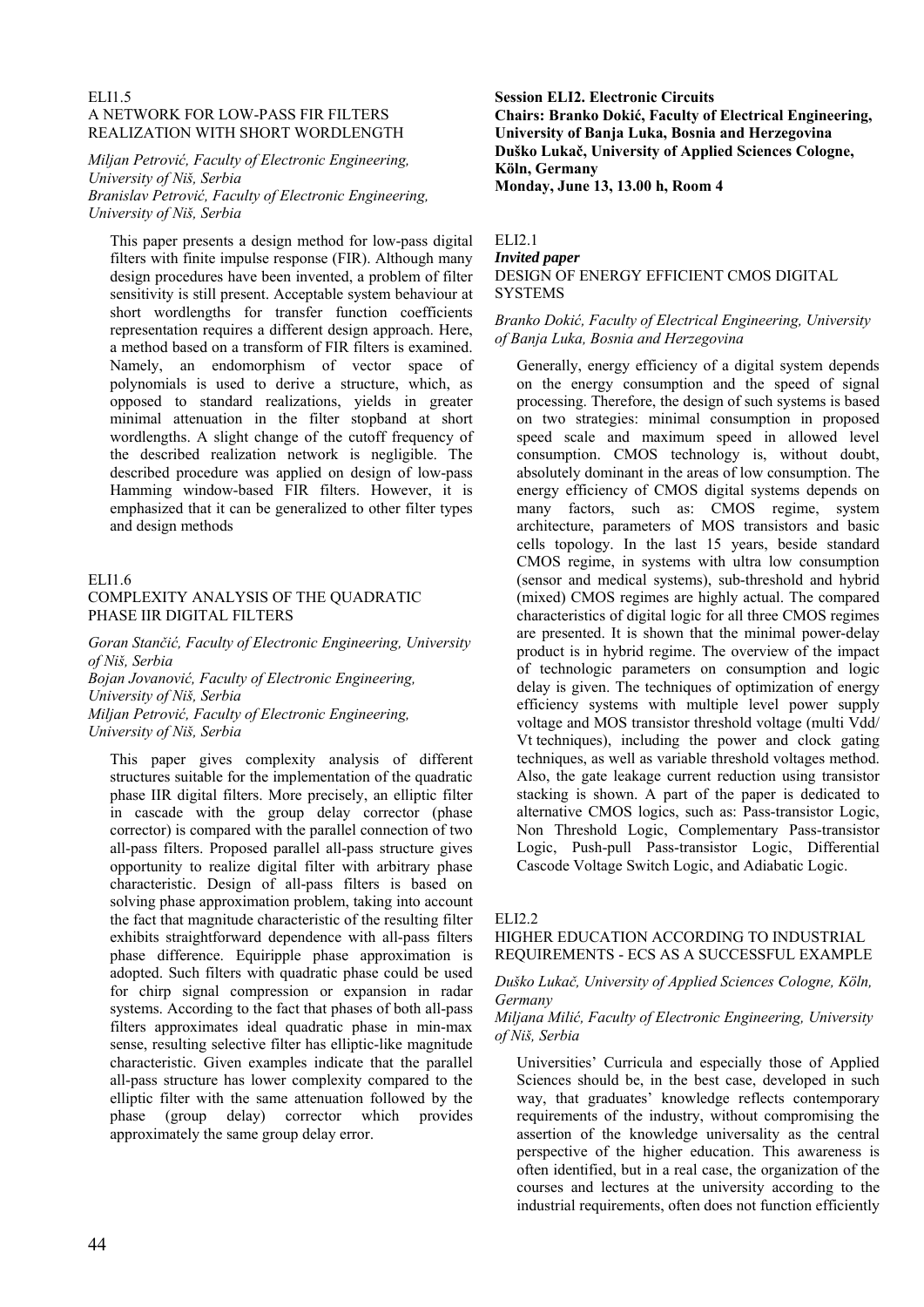ELI1.5

A NETWORK FOR LOW-PASS FIR FILTERS REALIZATION WITH SHORT WORDLENGTH

*Miljan Petrović, Faculty of Electronic Engineering, University of Niš, Serbia*
*Branislav Petrović, Faculty of Electronic Engineering, University of Niš, Serbia*

This paper presents a design method for low-pass digital filters with finite impulse response (FIR). Although many design procedures have been invented, a problem of filter sensitivity is still present. Acceptable system behaviour at short wordlengths for transfer function coefficients representation requires a different design approach. Here, a method based on a transform of FIR filters is examined. Namely, an endomorphism of vector space of polynomials is used to derive a structure, which, as opposed to standard realizations, yields in greater minimal attenuation in the filter stopband at short wordlengths. A slight change of the cutoff frequency of the described realization network is negligible. The described procedure was applied on design of low-pass Hamming window-based FIR filters. However, it is emphasized that it can be generalized to other filter types and design methods

ELI1.6

COMPLEXITY ANALYSIS OF THE QUADRATIC PHASE IIR DIGITAL FILTERS

*Goran Stančić, Faculty of Electronic Engineering, University of Niš, Serbia*
*Bojan Jovanović, Faculty of Electronic Engineering, University of Niš, Serbia*
*Miljan Petrović, Faculty of Electronic Engineering, University of Niš, Serbia*

This paper gives complexity analysis of different structures suitable for the implementation of the quadratic phase IIR digital filters. More precisely, an elliptic filter in cascade with the group delay corrector (phase corrector) is compared with the parallel connection of two all-pass filters. Proposed parallel all-pass structure gives opportunity to realize digital filter with arbitrary phase characteristic. Design of all-pass filters is based on solving phase approximation problem, taking into account the fact that magnitude characteristic of the resulting filter exhibits straightforward dependence with all-pass filters phase difference. Equiripple phase approximation is adopted. Such filters with quadratic phase could be used for chirp signal compression or expansion in radar systems. According to the fact that phases of both all-pass filters approximates ideal quadratic phase in min-max sense, resulting selective filter has elliptic-like magnitude characteristic. Given examples indicate that the parallel all-pass structure has lower complexity compared to the elliptic filter with the same attenuation followed by the phase (group delay) corrector which provides approximately the same group delay error.

**Session ELI2. Electronic Circuits**
**Chairs: Branko Dokić, Faculty of Electrical Engineering, University of Banja Luka, Bosnia and Herzegovina**
**Duško Lukač, University of Applied Sciences Cologne, Köln, Germany**
**Monday, June 13, 13.00 h, Room 4**

ELI2.1

***Invited paper***

DESIGN OF ENERGY EFFICIENT CMOS DIGITAL SYSTEMS

*Branko Dokić, Faculty of Electrical Engineering, University of Banja Luka, Bosnia and Herzegovina*

Generally, energy efficiency of a digital system depends on the energy consumption and the speed of signal processing. Therefore, the design of such systems is based on two strategies: minimal consumption in proposed speed scale and maximum speed in allowed level consumption. CMOS technology is, without doubt, absolutely dominant in the areas of low consumption. The energy efficiency of CMOS digital systems depends on many factors, such as: CMOS regime, system architecture, parameters of MOS transistors and basic cells topology. In the last 15 years, beside standard CMOS regime, in systems with ultra low consumption (sensor and medical systems), sub-threshold and hybrid (mixed) CMOS regimes are highly actual. The compared characteristics of digital logic for all three CMOS regimes are presented. It is shown that the minimal power-delay product is in hybrid regime. The overview of the impact of technologic parameters on consumption and logic delay is given. The techniques of optimization of energy efficiency systems with multiple level power supply voltage and MOS transistor threshold voltage (multi Vdd/Vt techniques), including the power and clock gating techniques, as well as variable threshold voltages method. Also, the gate leakage current reduction using transistor stacking is shown. A part of the paper is dedicated to alternative CMOS logics, such as: Pass-transistor Logic, Non Threshold Logic, Complementary Pass-transistor Logic, Push-pull Pass-transistor Logic, Differential Cascode Voltage Switch Logic, and Adiabatic Logic.

ELI2.2

HIGHER EDUCATION ACCORDING TO INDUSTRIAL REQUIREMENTS - ECS AS A SUCCESSFUL EXAMPLE

*Duško Lukač, University of Applied Sciences Cologne, Köln, Germany*
*Miljana Milić, Faculty of Electronic Engineering, University of Niš, Serbia*

Universities' Curricula and especially those of Applied Sciences should be, in the best case, developed in such way, that graduates' knowledge reflects contemporary requirements of the industry, without compromising the assertion of the knowledge universality as the central perspective of the higher education. This awareness is often identified, but in a real case, the organization of the courses and lectures at the university according to the industrial requirements, often does not function efficiently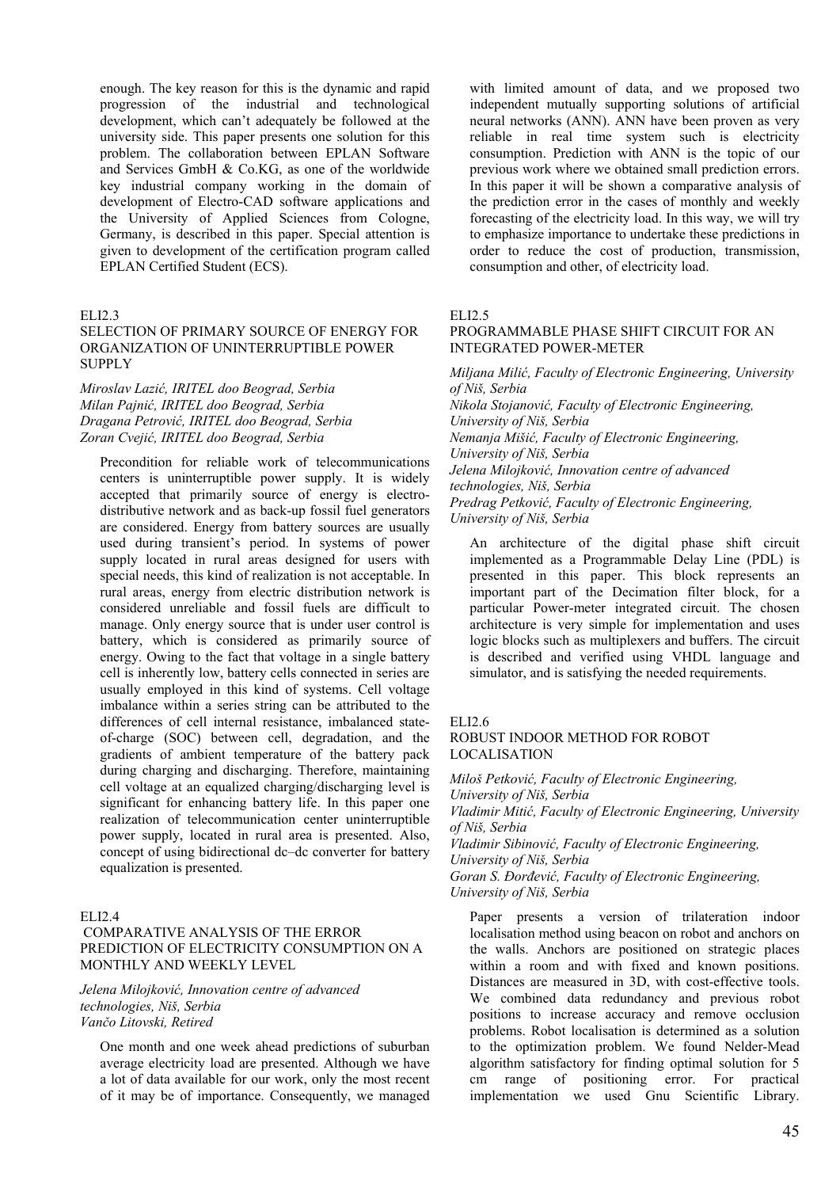enough. The key reason for this is the dynamic and rapid progression of the industrial and technological development, which can't adequately be followed at the university side. This paper presents one solution for this problem. The collaboration between EPLAN Software and Services GmbH & Co.KG, as one of the worldwide key industrial company working in the domain of development of Electro-CAD software applications and the University of Applied Sciences from Cologne, Germany, is described in this paper. Special attention is given to development of the certification program called EPLAN Certified Student (ECS).

ELI2.3

### SELECTION OF PRIMARY SOURCE OF ENERGY FOR ORGANIZATION OF UNINTERRUPTIBLE POWER SUPPLY

*Miroslav Lazić, IRITEL doo Beograd, Serbia*
*Milan Pajnić, IRITEL doo Beograd, Serbia*
*Dragana Petrović, IRITEL doo Beograd, Serbia*
*Zoran Cvejić, IRITEL doo Beograd, Serbia*

Precondition for reliable work of telecommunications centers is uninterruptible power supply. It is widely accepted that primarily source of energy is electro-distributive network and as back-up fossil fuel generators are considered. Energy from battery sources are usually used during transient's period. In systems of power supply located in rural areas designed for users with special needs, this kind of realization is not acceptable. In rural areas, energy from electric distribution network is considered unreliable and fossil fuels are difficult to manage. Only energy source that is under user control is battery, which is considered as primarily source of energy. Owing to the fact that voltage in a single battery cell is inherently low, battery cells connected in series are usually employed in this kind of systems. Cell voltage imbalance within a series string can be attributed to the differences of cell internal resistance, imbalanced state-of-charge (SOC) between cell, degradation, and the gradients of ambient temperature of the battery pack during charging and discharging. Therefore, maintaining cell voltage at an equalized charging/discharging level is significant for enhancing battery life. In this paper one realization of telecommunication center uninterruptible power supply, located in rural area is presented. Also, concept of using bidirectional dc–dc converter for battery equalization is presented.

ELI2.4

### COMPARATIVE ANALYSIS OF THE ERROR PREDICTION OF ELECTRICITY CONSUMPTION ON A MONTHLY AND WEEKLY LEVEL

*Jelena Milojković, Innovation centre of advanced technologies, Niš, Serbia*
*Vančo Litovski, Retired*

One month and one week ahead predictions of suburban average electricity load are presented. Although we have a lot of data available for our work, only the most recent of it may be of importance. Consequently, we managed with limited amount of data, and we proposed two independent mutually supporting solutions of artificial neural networks (ANN). ANN have been proven as very reliable in real time system such is electricity consumption. Prediction with ANN is the topic of our previous work where we obtained small prediction errors. In this paper it will be shown a comparative analysis of the prediction error in the cases of monthly and weekly forecasting of the electricity load. In this way, we will try to emphasize importance to undertake these predictions in order to reduce the cost of production, transmission, consumption and other, of electricity load.

ELI2.5

### PROGRAMMABLE PHASE SHIFT CIRCUIT FOR AN INTEGRATED POWER-METER

*Miljana Milić, Faculty of Electronic Engineering, University of Niš, Serbia*
*Nikola Stojanović, Faculty of Electronic Engineering, University of Niš, Serbia*
*Nemanja Mišić, Faculty of Electronic Engineering, University of Niš, Serbia*
*Jelena Milojković, Innovation centre of advanced technologies, Niš, Serbia*
*Predrag Petković, Faculty of Electronic Engineering, University of Niš, Serbia*

An architecture of the digital phase shift circuit implemented as a Programmable Delay Line (PDL) is presented in this paper. This block represents an important part of the Decimation filter block, for a particular Power-meter integrated circuit. The chosen architecture is very simple for implementation and uses logic blocks such as multiplexers and buffers. The circuit is described and verified using VHDL language and simulator, and is satisfying the needed requirements.

ELI2.6

### ROBUST INDOOR METHOD FOR ROBOT LOCALISATION

*Miloš Petković, Faculty of Electronic Engineering, University of Niš, Serbia*
*Vladimir Mitić, Faculty of Electronic Engineering, University of Niš, Serbia*
*Vladimir Sibinović, Faculty of Electronic Engineering, University of Niš, Serbia*
*Goran S. Đorđević, Faculty of Electronic Engineering, University of Niš, Serbia*

Paper presents a version of trilateration indoor localisation method using beacon on robot and anchors on the walls. Anchors are positioned on strategic places within a room and with fixed and known positions. Distances are measured in 3D, with cost-effective tools. We combined data redundancy and previous robot positions to increase accuracy and remove occlusion problems. Robot localisation is determined as a solution to the optimization problem. We found Nelder-Mead algorithm satisfactory for finding optimal solution for 5 cm range of positioning error. For practical implementation we used Gnu Scientific Library.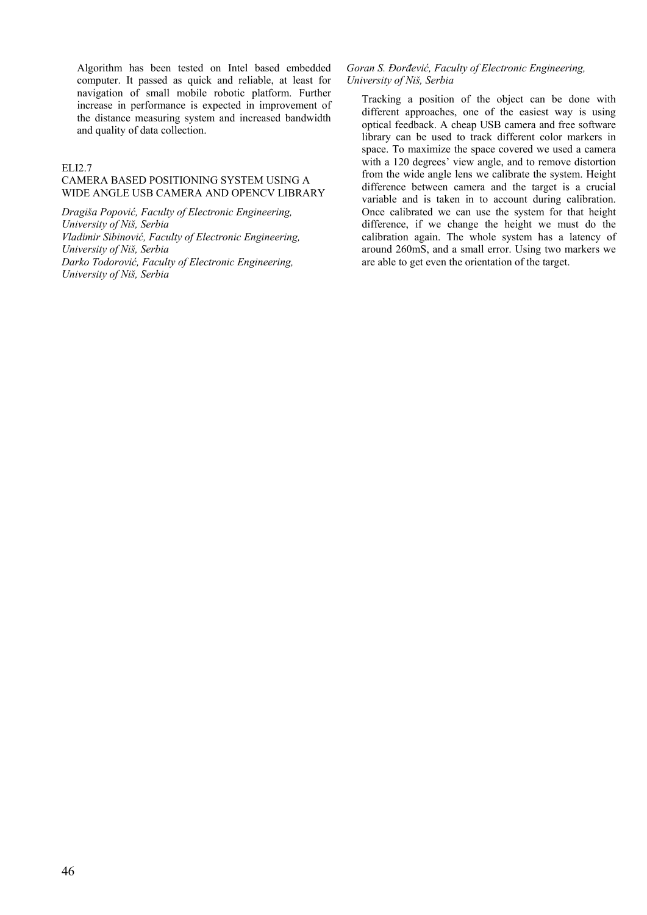Algorithm has been tested on Intel based embedded computer. It passed as quick and reliable, at least for navigation of small mobile robotic platform. Further increase in performance is expected in improvement of the distance measuring system and increased bandwidth and quality of data collection.

ELI2.7

## CAMERA BASED POSITIONING SYSTEM USING A WIDE ANGLE USB CAMERA AND OPENCV LIBRARY

*Dragiša Popović, Faculty of Electronic Engineering, University of Niš, Serbia*
*Vladimir Sibinović, Faculty of Electronic Engineering, University of Niš, Serbia*
*Darko Todorović, Faculty of Electronic Engineering, University of Niš, Serbia*
*Goran S. Đorđević, Faculty of Electronic Engineering, University of Niš, Serbia*

Tracking a position of the object can be done with different approaches, one of the easiest way is using optical feedback. A cheap USB camera and free software library can be used to track different color markers in space. To maximize the space covered we used a camera with a 120 degrees' view angle, and to remove distortion from the wide angle lens we calibrate the system. Height difference between camera and the target is a crucial variable and is taken in to account during calibration. Once calibrated we can use the system for that height difference, if we change the height we must do the calibration again. The whole system has a latency of around 260mS, and a small error. Using two markers we are able to get even the orientation of the target.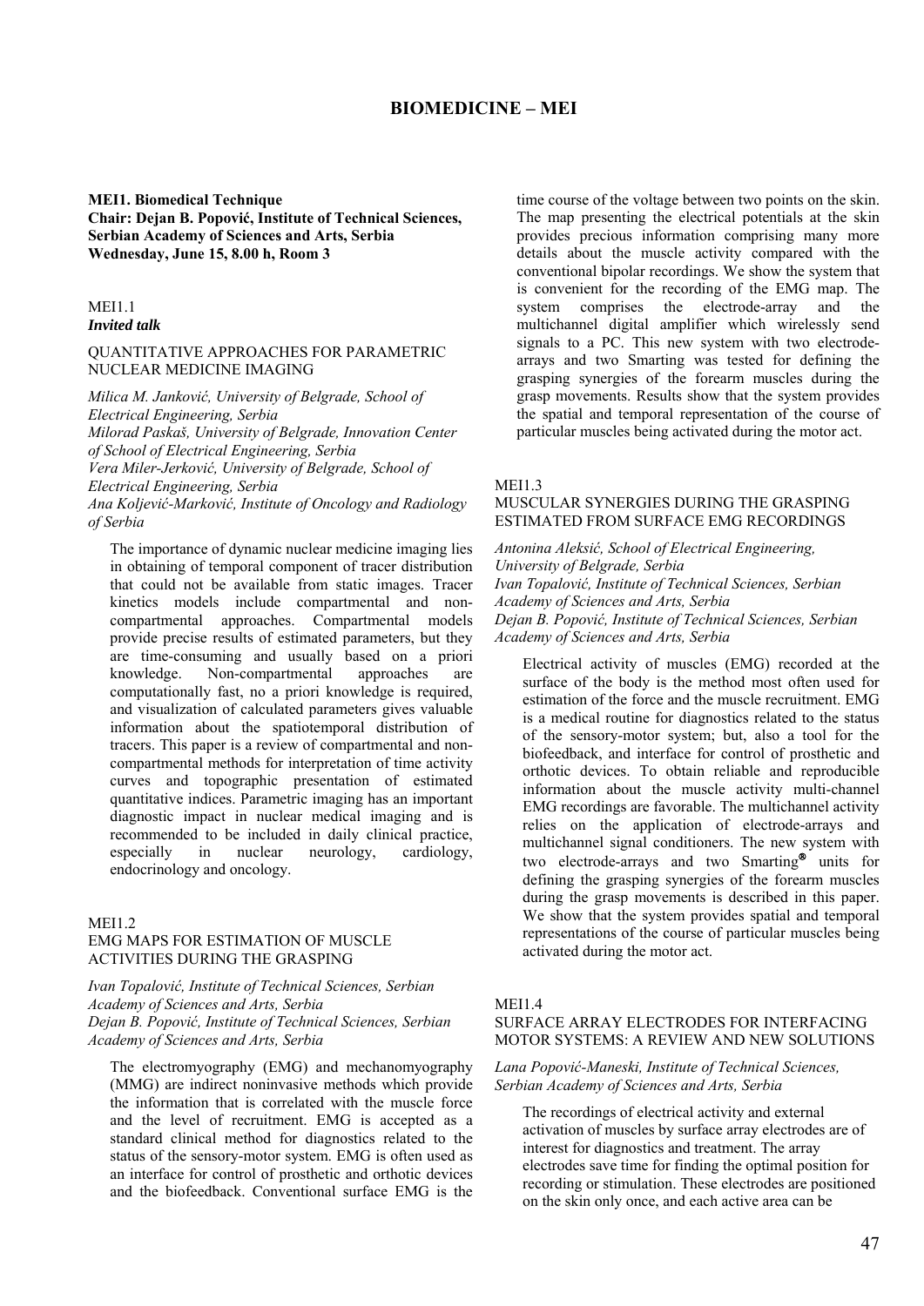# BIOMEDICINE – MEI

**MEI1. Biomedical Technique**
**Chair: Dejan B. Popović, Institute of Technical Sciences, Serbian Academy of Sciences and Arts, Serbia**
**Wednesday, June 15, 8.00 h, Room 3**

MEI1.1
***Invited talk***

QUANTITATIVE APPROACHES FOR PARAMETRIC NUCLEAR MEDICINE IMAGING

*Milica M. Janković, University of Belgrade, School of Electrical Engineering, Serbia*
*Milorad Paskaš, University of Belgrade, Innovation Center of School of Electrical Engineering, Serbia*
*Vera Miler-Jerković, University of Belgrade, School of Electrical Engineering, Serbia*
*Ana Koljević-Marković, Institute of Oncology and Radiology of Serbia*

The importance of dynamic nuclear medicine imaging lies in obtaining of temporal component of tracer distribution that could not be available from static images. Tracer kinetics models include compartmental and non-compartmental approaches. Compartmental models provide precise results of estimated parameters, but they are time-consuming and usually based on a priori knowledge. Non-compartmental approaches are computationally fast, no a priori knowledge is required, and visualization of calculated parameters gives valuable information about the spatiotemporal distribution of tracers. This paper is a review of compartmental and non-compartmental methods for interpretation of time activity curves and topographic presentation of estimated quantitative indices. Parametric imaging has an important diagnostic impact in nuclear medical imaging and is recommended to be included in daily clinical practice, especially in nuclear neurology, cardiology, endocrinology and oncology.

MEI1.2
EMG MAPS FOR ESTIMATION OF MUSCLE ACTIVITIES DURING THE GRASPING

*Ivan Topalović, Institute of Technical Sciences, Serbian Academy of Sciences and Arts, Serbia*
*Dejan B. Popović, Institute of Technical Sciences, Serbian Academy of Sciences and Arts, Serbia*

The electromyography (EMG) and mechanomyography (MMG) are indirect noninvasive methods which provide the information that is correlated with the muscle force and the level of recruitment. EMG is accepted as a standard clinical method for diagnostics related to the status of the sensory-motor system. EMG is often used as an interface for control of prosthetic and orthotic devices and the biofeedback. Conventional surface EMG is the time course of the voltage between two points on the skin. The map presenting the electrical potentials at the skin provides precious information comprising many more details about the muscle activity compared with the conventional bipolar recordings. We show the system that is convenient for the recording of the EMG map. The system comprises the electrode-array and the multichannel digital amplifier which wirelessly send signals to a PC. This new system with two electrode-arrays and two Smarting was tested for defining the grasping synergies of the forearm muscles during the grasp movements. Results show that the system provides the spatial and temporal representation of the course of particular muscles being activated during the motor act.

MEI1.3
MUSCULAR SYNERGIES DURING THE GRASPING ESTIMATED FROM SURFACE EMG RECORDINGS

*Antonina Aleksić, School of Electrical Engineering, University of Belgrade, Serbia*
*Ivan Topalović, Institute of Technical Sciences, Serbian Academy of Sciences and Arts, Serbia*
*Dejan B. Popović, Institute of Technical Sciences, Serbian Academy of Sciences and Arts, Serbia*

Electrical activity of muscles (EMG) recorded at the surface of the body is the method most often used for estimation of the force and the muscle recruitment. EMG is a medical routine for diagnostics related to the status of the sensory-motor system; but, also a tool for the biofeedback, and interface for control of prosthetic and orthotic devices. To obtain reliable and reproducible information about the muscle activity multi-channel EMG recordings are favorable. The multichannel activity relies on the application of electrode-arrays and multichannel signal conditioners. The new system with two electrode-arrays and two Smarting® units for defining the grasping synergies of the forearm muscles during the grasp movements is described in this paper. We show that the system provides spatial and temporal representations of the course of particular muscles being activated during the motor act.

MEI1.4
SURFACE ARRAY ELECTRODES FOR INTERFACING MOTOR SYSTEMS: A REVIEW AND NEW SOLUTIONS

*Lana Popović-Maneski, Institute of Technical Sciences, Serbian Academy of Sciences and Arts, Serbia*

The recordings of electrical activity and external activation of muscles by surface array electrodes are of interest for diagnostics and treatment. The array electrodes save time for finding the optimal position for recording or stimulation. These electrodes are positioned on the skin only once, and each active area can be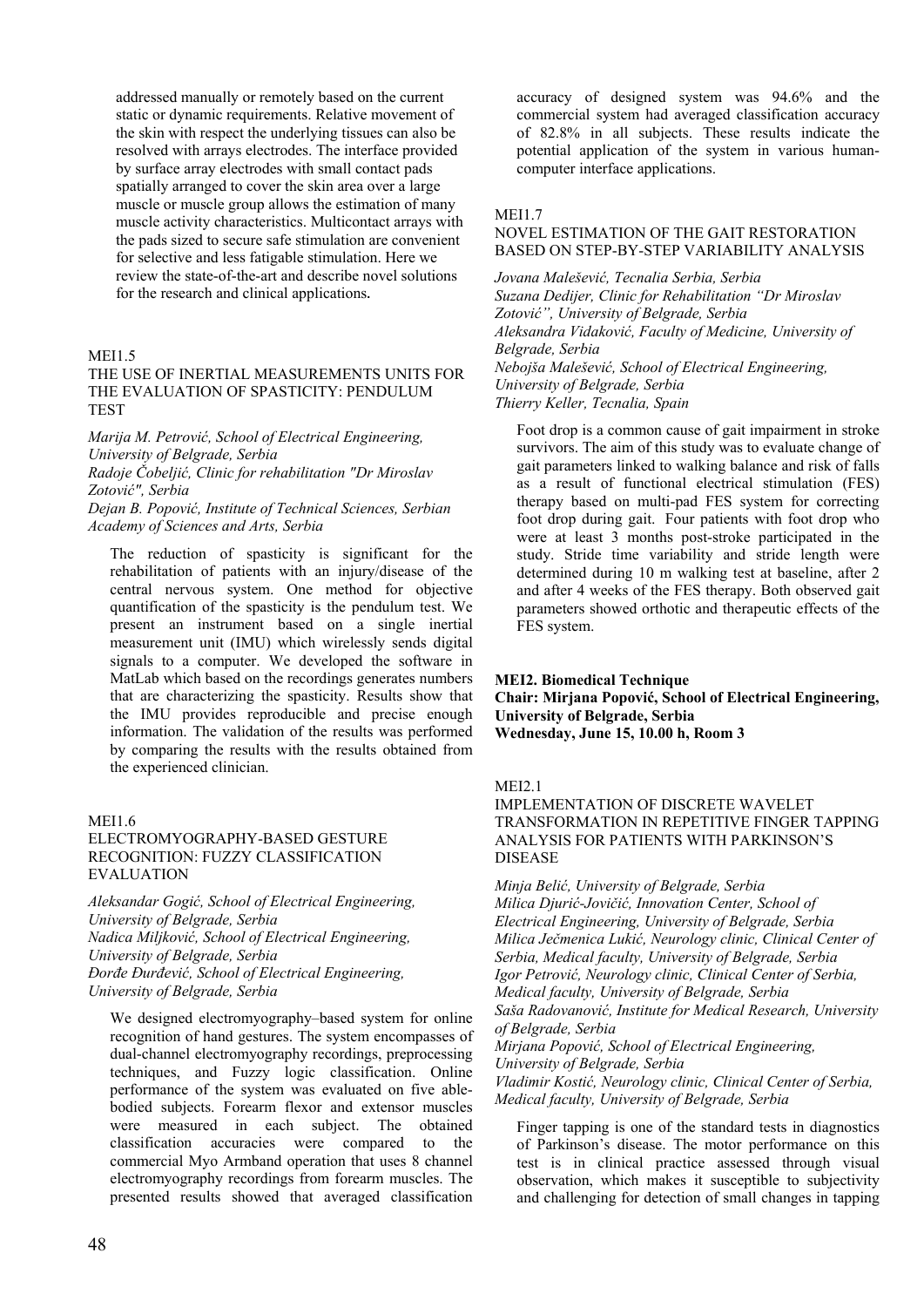addressed manually or remotely based on the current static or dynamic requirements. Relative movement of the skin with respect the underlying tissues can also be resolved with arrays electrodes. The interface provided by surface array electrodes with small contact pads spatially arranged to cover the skin area over a large muscle or muscle group allows the estimation of many muscle activity characteristics. Multicontact arrays with the pads sized to secure safe stimulation are convenient for selective and less fatigable stimulation. Here we review the state-of-the-art and describe novel solutions for the research and clinical applications**.**

MEI1.5

THE USE OF INERTIAL MEASUREMENTS UNITS FOR THE EVALUATION OF SPASTICITY: PENDULUM TEST

*Marija M. Petrović, School of Electrical Engineering, University of Belgrade, Serbia*
*Radoje Čobeljić, Clinic for rehabilitation "Dr Miroslav Zotović", Serbia*
*Dejan B. Popović, Institute of Technical Sciences, Serbian Academy of Sciences and Arts, Serbia*

The reduction of spasticity is significant for the rehabilitation of patients with an injury/disease of the central nervous system. One method for objective quantification of the spasticity is the pendulum test. We present an instrument based on a single inertial measurement unit (IMU) which wirelessly sends digital signals to a computer. We developed the software in MatLab which based on the recordings generates numbers that are characterizing the spasticity. Results show that the IMU provides reproducible and precise enough information. The validation of the results was performed by comparing the results with the results obtained from the experienced clinician.

MEI1.6

ELECTROMYOGRAPHY-BASED GESTURE RECOGNITION: FUZZY CLASSIFICATION EVALUATION

*Aleksandar Gogić, School of Electrical Engineering, University of Belgrade, Serbia*
*Nadica Miljković, School of Electrical Engineering, University of Belgrade, Serbia*
*Đorđe Đurđević, School of Electrical Engineering, University of Belgrade, Serbia*

We designed electromyography–based system for online recognition of hand gestures. The system encompasses of dual-channel electromyography recordings, preprocessing techniques, and Fuzzy logic classification. Online performance of the system was evaluated on five able-bodied subjects. Forearm flexor and extensor muscles were measured in each subject. The obtained classification accuracies were compared to the commercial Myo Armband operation that uses 8 channel electromyography recordings from forearm muscles. The presented results showed that averaged classification accuracy of designed system was 94.6% and the commercial system had averaged classification accuracy of 82.8% in all subjects. These results indicate the potential application of the system in various human-computer interface applications.

MEI1.7

NOVEL ESTIMATION OF THE GAIT RESTORATION BASED ON STEP-BY-STEP VARIABILITY ANALYSIS

*Jovana Malešević, Tecnalia Serbia, Serbia*
*Suzana Dedijer, Clinic for Rehabilitation "Dr Miroslav Zotović", University of Belgrade, Serbia*
*Aleksandra Vidaković, Faculty of Medicine, University of Belgrade, Serbia*
*Nebojša Malešević, School of Electrical Engineering, University of Belgrade, Serbia*
*Thierry Keller, Tecnalia, Spain*

Foot drop is a common cause of gait impairment in stroke survivors. The aim of this study was to evaluate change of gait parameters linked to walking balance and risk of falls as a result of functional electrical stimulation (FES) therapy based on multi-pad FES system for correcting foot drop during gait. Four patients with foot drop who were at least 3 months post-stroke participated in the study. Stride time variability and stride length were determined during 10 m walking test at baseline, after 2 and after 4 weeks of the FES therapy. Both observed gait parameters showed orthotic and therapeutic effects of the FES system.

**MEI2. Biomedical Technique**
**Chair: Mirjana Popović, School of Electrical Engineering, University of Belgrade, Serbia**
**Wednesday, June 15, 10.00 h, Room 3**

MEI2.1

IMPLEMENTATION OF DISCRETE WAVELET TRANSFORMATION IN REPETITIVE FINGER TAPPING ANALYSIS FOR PATIENTS WITH PARKINSON'S DISEASE

*Minja Belić, University of Belgrade, Serbia*
*Milica Djurić-Jovičić, Innovation Center, School of Electrical Engineering, University of Belgrade, Serbia*
*Milica Ječmenica Lukić, Neurology clinic, Clinical Center of Serbia, Medical faculty, University of Belgrade, Serbia*
*Igor Petrović, Neurology clinic, Clinical Center of Serbia, Medical faculty, University of Belgrade, Serbia*
*Saša Radovanović, Institute for Medical Research, University of Belgrade, Serbia*
*Mirjana Popović, School of Electrical Engineering, University of Belgrade, Serbia*
*Vladimir Kostić, Neurology clinic, Clinical Center of Serbia, Medical faculty, University of Belgrade, Serbia*

Finger tapping is one of the standard tests in diagnostics of Parkinson's disease. The motor performance on this test is in clinical practice assessed through visual observation, which makes it susceptible to subjectivity and challenging for detection of small changes in tapping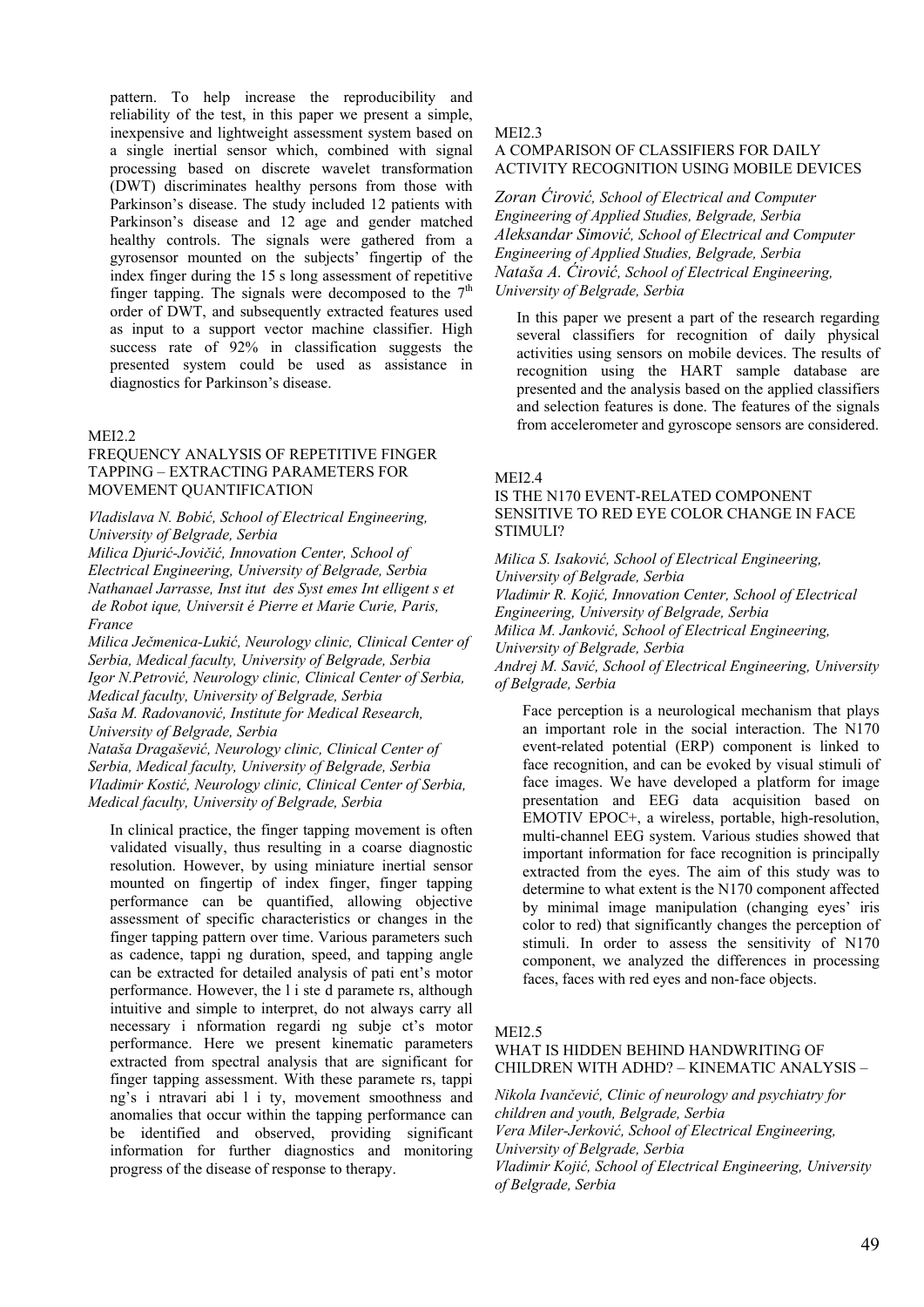pattern. To help increase the reproducibility and reliability of the test, in this paper we present a simple, inexpensive and lightweight assessment system based on a single inertial sensor which, combined with signal processing based on discrete wavelet transformation (DWT) discriminates healthy persons from those with Parkinson's disease. The study included 12 patients with Parkinson's disease and 12 age and gender matched healthy controls. The signals were gathered from a gyrosensor mounted on the subjects' fingertip of the index finger during the 15 s long assessment of repetitive finger tapping. The signals were decomposed to the $7^{th}$ order of DWT, and subsequently extracted features used as input to a support vector machine classifier. High success rate of 92% in classification suggests the presented system could be used as assistance in diagnostics for Parkinson's disease.

MEI2.2

### FREQUENCY ANALYSIS OF REPETITIVE FINGER TAPPING – EXTRACTING PARAMETERS FOR MOVEMENT QUANTIFICATION

*Vladislava N. Bobić, School of Electrical Engineering, University of Belgrade, Serbia*
*Milica Djurić-Jovičić, Innovation Center, School of Electrical Engineering, University of Belgrade, Serbia*
*Nathanael Jarrasse, Inst itut des Syst emes Int elligent s et de Robot ique, Universit é Pierre et Marie Curie, Paris, France*
*Milica Ječmenica-Lukić, Neurology clinic, Clinical Center of Serbia, Medical faculty, University of Belgrade, Serbia*
*Igor N.Petrović, Neurology clinic, Clinical Center of Serbia, Medical faculty, University of Belgrade, Serbia*
*Saša M. Radovanović, Institute for Medical Research, University of Belgrade, Serbia*
*Nataša Dragašević, Neurology clinic, Clinical Center of Serbia, Medical faculty, University of Belgrade, Serbia*
*Vladimir Kostić, Neurology clinic, Clinical Center of Serbia, Medical faculty, University of Belgrade, Serbia*

In clinical practice, the finger tapping movement is often validated visually, thus resulting in a coarse diagnostic resolution. However, by using miniature inertial sensor mounted on fingertip of index finger, finger tapping performance can be quantified, allowing objective assessment of specific characteristics or changes in the finger tapping pattern over time. Various parameters such as cadence, tappi ng duration, speed, and tapping angle can be extracted for detailed analysis of pati ent's motor performance. However, the l i ste d paramete rs, although intuitive and simple to interpret, do not always carry all necessary i nformation regardi ng subje ct's motor performance. Here we present kinematic parameters extracted from spectral analysis that are significant for finger tapping assessment. With these paramete rs, tappi ng's i ntravari abi l i ty, movement smoothness and anomalies that occur within the tapping performance can be identified and observed, providing significant information for further diagnostics and monitoring progress of the disease of response to therapy.

MEI2.3

### A COMPARISON OF CLASSIFIERS FOR DAILY ACTIVITY RECOGNITION USING MOBILE DEVICES

*Zoran Ćirović, School of Electrical and Computer Engineering of Applied Studies, Belgrade, Serbia*
*Aleksandar Simović, School of Electrical and Computer Engineering of Applied Studies, Belgrade, Serbia*
*Nataša A. Ćirović, School of Electrical Engineering, University of Belgrade, Serbia*

In this paper we present a part of the research regarding several classifiers for recognition of daily physical activities using sensors on mobile devices. The results of recognition using the HART sample database are presented and the analysis based on the applied classifiers and selection features is done. The features of the signals from accelerometer and gyroscope sensors are considered.

MEI2.4

### IS THE N170 EVENT-RELATED COMPONENT SENSITIVE TO RED EYE COLOR CHANGE IN FACE STIMULI?

*Milica S. Isaković, School of Electrical Engineering, University of Belgrade, Serbia*
*Vladimir R. Kojić, Innovation Center, School of Electrical Engineering, University of Belgrade, Serbia*
*Milica M. Janković, School of Electrical Engineering, University of Belgrade, Serbia*
*Andrej M. Savić, School of Electrical Engineering, University of Belgrade, Serbia*

Face perception is a neurological mechanism that plays an important role in the social interaction. The N170 event-related potential (ERP) component is linked to face recognition, and can be evoked by visual stimuli of face images. We have developed a platform for image presentation and EEG data acquisition based on EMOTIV EPOC+, a wireless, portable, high-resolution, multi-channel EEG system. Various studies showed that important information for face recognition is principally extracted from the eyes. The aim of this study was to determine to what extent is the N170 component affected by minimal image manipulation (changing eyes' iris color to red) that significantly changes the perception of stimuli. In order to assess the sensitivity of N170 component, we analyzed the differences in processing faces, faces with red eyes and non-face objects.

MEI2.5

### WHAT IS HIDDEN BEHIND HANDWRITING OF CHILDREN WITH ADHD? – KINEMATIC ANALYSIS –

*Nikola Ivančević, Clinic of neurology and psychiatry for children and youth, Belgrade, Serbia*
*Vera Miler-Jerković, School of Electrical Engineering, University of Belgrade, Serbia*
*Vladimir Kojić, School of Electrical Engineering, University of Belgrade, Serbia*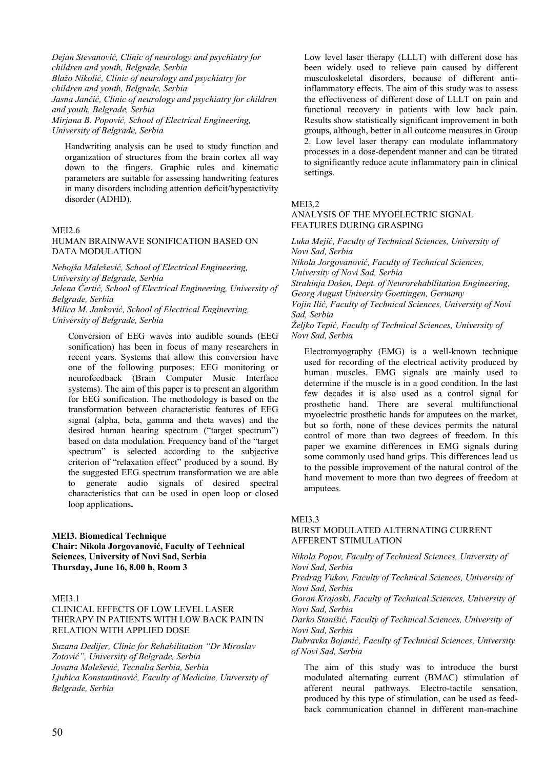*Dejan Stevanović, Clinic of neurology and psychiatry for children and youth, Belgrade, Serbia*
*Blažo Nikolić, Clinic of neurology and psychiatry for children and youth, Belgrade, Serbia*
*Jasna Jančić, Clinic of neurology and psychiatry for children and youth, Belgrade, Serbia*
*Mirjana B. Popović, School of Electrical Engineering, University of Belgrade, Serbia*

Handwriting analysis can be used to study function and organization of structures from the brain cortex all way down to the fingers. Graphic rules and kinematic parameters are suitable for assessing handwriting features in many disorders including attention deficit/hyperactivity disorder (ADHD).

MEI2.6
HUMAN BRAINWAVE SONIFICATION BASED ON DATA MODULATION

*Nebojša Malešević, School of Electrical Engineering, University of Belgrade, Serbia*
*Jelena Ćertić, School of Electrical Engineering, University of Belgrade, Serbia*
*Milica M. Janković, School of Electrical Engineering, University of Belgrade, Serbia*

Conversion of EEG waves into audible sounds (EEG sonification) has been in focus of many researchers in recent years. Systems that allow this conversion have one of the following purposes: EEG monitoring or neurofeedback (Brain Computer Music Interface systems). The aim of this paper is to present an algorithm for EEG sonification. The methodology is based on the transformation between characteristic features of EEG signal (alpha, beta, gamma and theta waves) and the desired human hearing spectrum ("target spectrum") based on data modulation. Frequency band of the "target spectrum" is selected according to the subjective criterion of "relaxation effect" produced by a sound. By the suggested EEG spectrum transformation we are able to generate audio signals of desired spectral characteristics that can be used in open loop or closed loop applications**.**

**MEI3. Biomedical Technique**
**Chair: Nikola Jorgovanović, Faculty of Technical Sciences, University of Novi Sad, Serbia**
**Thursday, June 16, 8.00 h, Room 3**

MEI3.1
CLINICAL EFFECTS OF LOW LEVEL LASER THERAPY IN PATIENTS WITH LOW BACK PAIN IN RELATION WITH APPLIED DOSE

*Suzana Dedijer, Clinic for Rehabilitation "Dr Miroslav Zotović", University of Belgrade, Serbia*
*Jovana Malešević, Tecnalia Serbia, Serbia*
*Ljubica Konstantinović, Faculty of Medicine, University of Belgrade, Serbia*

Low level laser therapy (LLLT) with different dose has been widely used to relieve pain caused by different musculoskeletal disorders, because of different anti-inflammatory effects. The aim of this study was to assess the effectiveness of different dose of LLLT on pain and functional recovery in patients with low back pain. Results show statistically significant improvement in both groups, although, better in all outcome measures in Group 2. Low level laser therapy can modulate inflammatory processes in a dose-dependent manner and can be titrated to significantly reduce acute inflammatory pain in clinical settings.

MEI3.2
ANALYSIS OF THE MYOELECTRIC SIGNAL FEATURES DURING GRASPING

*Luka Mejić, Faculty of Technical Sciences, University of Novi Sad, Serbia*
*Nikola Jorgovanović, Faculty of Technical Sciences, University of Novi Sad, Serbia*
*Strahinja Došen, Dept. of Neurorehabilitation Engineering, Georg August University Goettingen, Germany*
*Vojin Ilić, Faculty of Technical Sciences, University of Novi Sad, Serbia*
*Željko Tepić, Faculty of Technical Sciences, University of Novi Sad, Serbia*

Electromyography (EMG) is a well-known technique used for recording of the electrical activity produced by human muscles. EMG signals are mainly used to determine if the muscle is in a good condition. In the last few decades it is also used as a control signal for prosthetic hand. There are several multifunctional myoelectric prosthetic hands for amputees on the market, but so forth, none of these devices permits the natural control of more than two degrees of freedom. In this paper we examine differences in EMG signals during some commonly used hand grips. This differences lead us to the possible improvement of the natural control of the hand movement to more than two degrees of freedom at amputees.

MEI3.3
BURST MODULATED ALTERNATING CURRENT AFFERENT STIMULATION

*Nikola Popov, Faculty of Technical Sciences, University of Novi Sad, Serbia*
*Predrag Vukov, Faculty of Technical Sciences, University of Novi Sad, Serbia*
*Goran Krajoski, Faculty of Technical Sciences, University of Novi Sad, Serbia*
*Darko Stanišić, Faculty of Technical Sciences, University of Novi Sad, Serbia*
*Dubravka Bojanić, Faculty of Technical Sciences, University of Novi Sad, Serbia*

The aim of this study was to introduce the burst modulated alternating current (BMAC) stimulation of afferent neural pathways. Electro-tactile sensation, produced by this type of stimulation, can be used as feed-back communication channel in different man-machine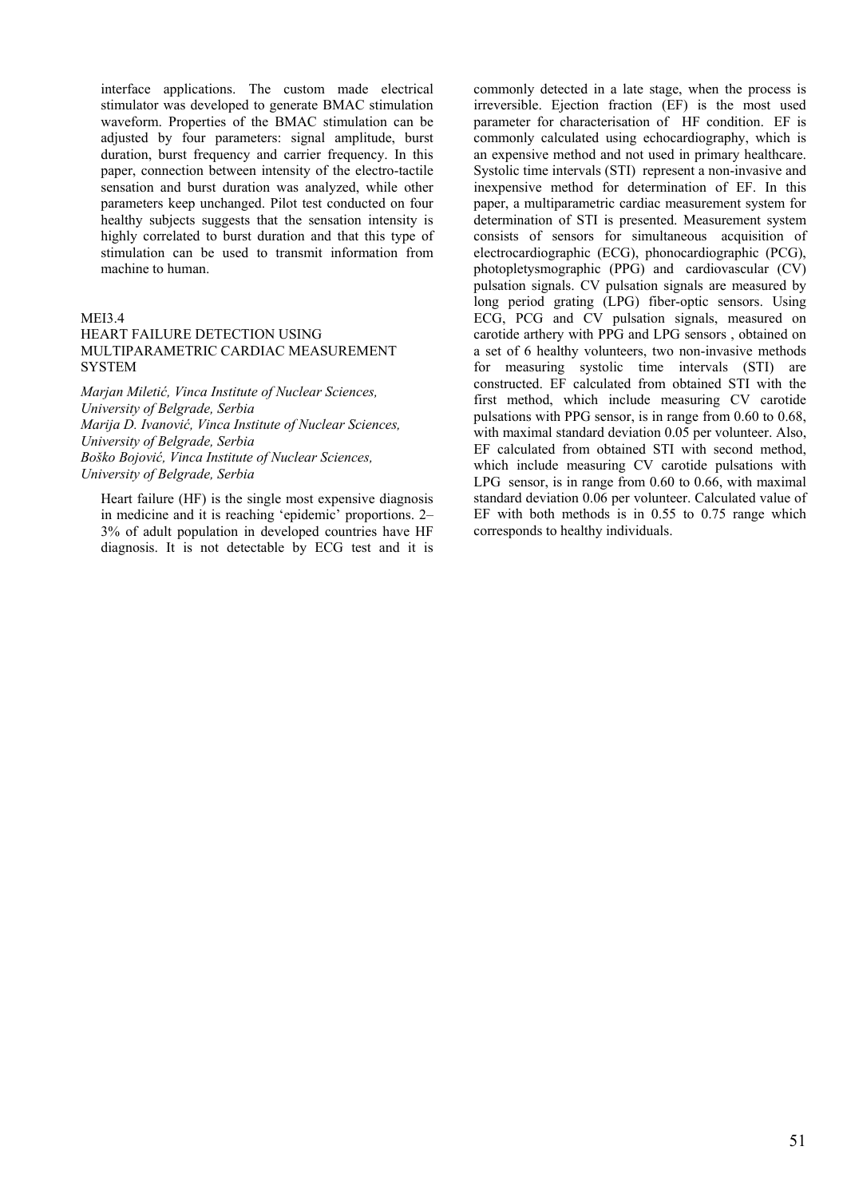interface applications. The custom made electrical stimulator was developed to generate BMAC stimulation waveform. Properties of the BMAC stimulation can be adjusted by four parameters: signal amplitude, burst duration, burst frequency and carrier frequency. In this paper, connection between intensity of the electro-tactile sensation and burst duration was analyzed, while other parameters keep unchanged. Pilot test conducted on four healthy subjects suggests that the sensation intensity is highly correlated to burst duration and that this type of stimulation can be used to transmit information from machine to human.

MEI3.4

HEART FAILURE DETECTION USING MULTIPARAMETRIC CARDIAC MEASUREMENT SYSTEM

*Marjan Miletić, Vinca Institute of Nuclear Sciences, University of Belgrade, Serbia*
*Marija D. Ivanović, Vinca Institute of Nuclear Sciences, University of Belgrade, Serbia*
*Boško Bojović, Vinca Institute of Nuclear Sciences, University of Belgrade, Serbia*

Heart failure (HF) is the single most expensive diagnosis in medicine and it is reaching 'epidemic' proportions. 2–3% of adult population in developed countries have HF diagnosis. It is not detectable by ECG test and it is commonly detected in a late stage, when the process is irreversible. Ejection fraction (EF) is the most used parameter for characterisation of HF condition. EF is commonly calculated using echocardiography, which is an expensive method and not used in primary healthcare. Systolic time intervals (STI) represent a non-invasive and inexpensive method for determination of EF. In this paper, a multiparametric cardiac measurement system for determination of STI is presented. Measurement system consists of sensors for simultaneous acquisition of electrocardiographic (ECG), phonocardiographic (PCG), photopletysmographic (PPG) and cardiovascular (CV) pulsation signals. CV pulsation signals are measured by long period grating (LPG) fiber-optic sensors. Using ECG, PCG and CV pulsation signals, measured on carotide arthery with PPG and LPG sensors , obtained on a set of 6 healthy volunteers, two non-invasive methods for measuring systolic time intervals (STI) are constructed. EF calculated from obtained STI with the first method, which include measuring CV carotide pulsations with PPG sensor, is in range from 0.60 to 0.68, with maximal standard deviation 0.05 per volunteer. Also, EF calculated from obtained STI with second method, which include measuring CV carotide pulsations with LPG sensor, is in range from 0.60 to 0.66, with maximal standard deviation 0.06 per volunteer. Calculated value of EF with both methods is in 0.55 to 0.75 range which corresponds to healthy individuals.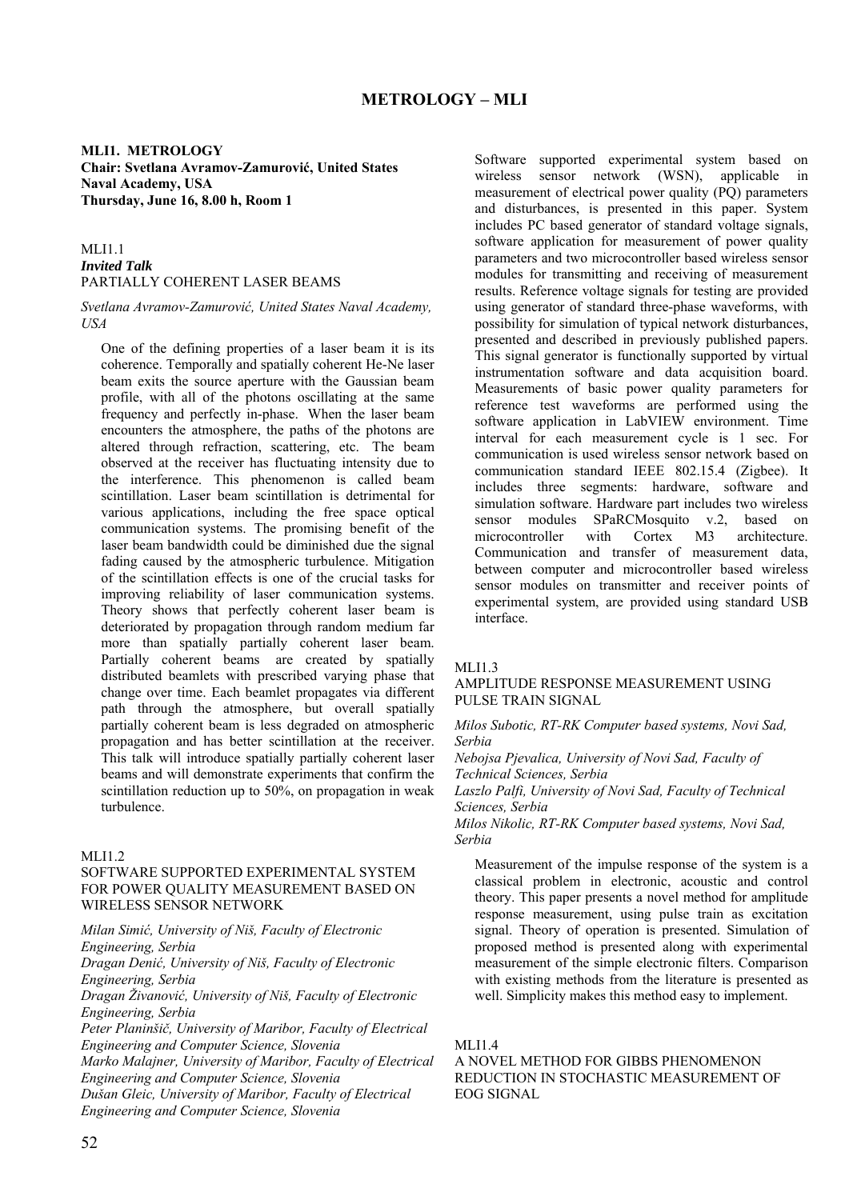# METROLOGY – MLI

**MLI1. METROLOGY**
**Chair: Svetlana Avramov-Zamurović, United States Naval Academy, USA**
**Thursday, June 16, 8.00 h, Room 1**

MLI1.1
***Invited Talk***
PARTIALLY COHERENT LASER BEAMS

*Svetlana Avramov-Zamurović, United States Naval Academy, USA*

One of the defining properties of a laser beam it is its coherence. Temporally and spatially coherent He-Ne laser beam exits the source aperture with the Gaussian beam profile, with all of the photons oscillating at the same frequency and perfectly in-phase. When the laser beam encounters the atmosphere, the paths of the photons are altered through refraction, scattering, etc. The beam observed at the receiver has fluctuating intensity due to the interference. This phenomenon is called beam scintillation. Laser beam scintillation is detrimental for various applications, including the free space optical communication systems. The promising benefit of the laser beam bandwidth could be diminished due the signal fading caused by the atmospheric turbulence. Mitigation of the scintillation effects is one of the crucial tasks for improving reliability of laser communication systems. Theory shows that perfectly coherent laser beam is deteriorated by propagation through random medium far more than spatially partially coherent laser beam. Partially coherent beams are created by spatially distributed beamlets with prescribed varying phase that change over time. Each beamlet propagates via different path through the atmosphere, but overall spatially partially coherent beam is less degraded on atmospheric propagation and has better scintillation at the receiver. This talk will introduce spatially partially coherent laser beams and will demonstrate experiments that confirm the scintillation reduction up to 50%, on propagation in weak turbulence.

MLI1.2
SOFTWARE SUPPORTED EXPERIMENTAL SYSTEM FOR POWER QUALITY MEASUREMENT BASED ON WIRELESS SENSOR NETWORK

*Milan Simić, University of Niš, Faculty of Electronic Engineering, Serbia*
*Dragan Denić, University of Niš, Faculty of Electronic Engineering, Serbia*
*Dragan Živanović, University of Niš, Faculty of Electronic Engineering, Serbia*
*Peter Planinšič, University of Maribor, Faculty of Electrical Engineering and Computer Science, Slovenia*
*Marko Malajner, University of Maribor, Faculty of Electrical Engineering and Computer Science, Slovenia*
*Dušan Gleic, University of Maribor, Faculty of Electrical Engineering and Computer Science, Slovenia*

Software supported experimental system based on wireless sensor network (WSN), applicable in measurement of electrical power quality (PQ) parameters and disturbances, is presented in this paper. System includes PC based generator of standard voltage signals, software application for measurement of power quality parameters and two microcontroller based wireless sensor modules for transmitting and receiving of measurement results. Reference voltage signals for testing are provided using generator of standard three-phase waveforms, with possibility for simulation of typical network disturbances, presented and described in previously published papers. This signal generator is functionally supported by virtual instrumentation software and data acquisition board. Measurements of basic power quality parameters for reference test waveforms are performed using the software application in LabVIEW environment. Time interval for each measurement cycle is 1 sec. For communication is used wireless sensor network based on communication standard IEEE 802.15.4 (Zigbee). It includes three segments: hardware, software and simulation software. Hardware part includes two wireless sensor modules SPaRCMosquito v.2, based on microcontroller with Cortex M3 architecture. Communication and transfer of measurement data, between computer and microcontroller based wireless sensor modules on transmitter and receiver points of experimental system, are provided using standard USB interface.

MLI1.3
AMPLITUDE RESPONSE MEASUREMENT USING PULSE TRAIN SIGNAL

*Milos Subotic, RT-RK Computer based systems, Novi Sad, Serbia*
*Nebojsa Pjevalica, University of Novi Sad, Faculty of Technical Sciences, Serbia*
*Laszlo Palfi, University of Novi Sad, Faculty of Technical Sciences, Serbia*
*Milos Nikolic, RT-RK Computer based systems, Novi Sad, Serbia*

Measurement of the impulse response of the system is a classical problem in electronic, acoustic and control theory. This paper presents a novel method for amplitude response measurement, using pulse train as excitation signal. Theory of operation is presented. Simulation of proposed method is presented along with experimental measurement of the simple electronic filters. Comparison with existing methods from the literature is presented as well. Simplicity makes this method easy to implement.

MLI1.4
A NOVEL METHOD FOR GIBBS PHENOMENON REDUCTION IN STOCHASTIC MEASUREMENT OF EOG SIGNAL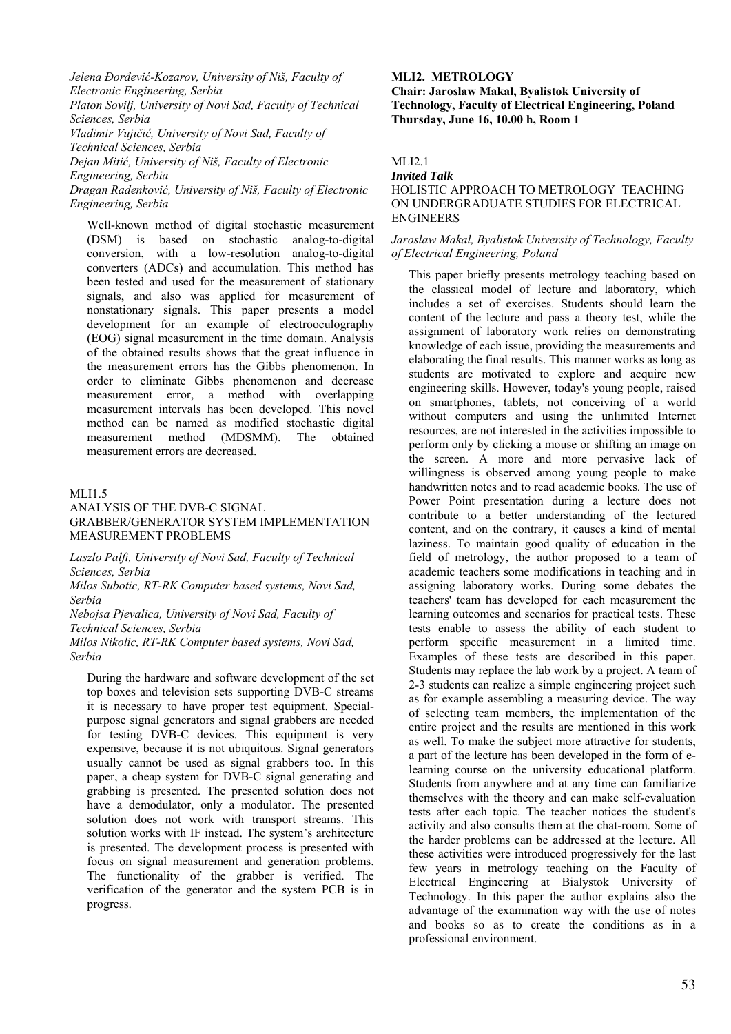*Jelena Đorđević-Kozarov, University of Niš, Faculty of Electronic Engineering, Serbia*
*Platon Sovilj, University of Novi Sad, Faculty of Technical Sciences, Serbia*
*Vladimir Vujičić, University of Novi Sad, Faculty of Technical Sciences, Serbia*
*Dejan Mitić, University of Niš, Faculty of Electronic Engineering, Serbia*
*Dragan Radenković, University of Niš, Faculty of Electronic Engineering, Serbia*

Well-known method of digital stochastic measurement (DSM) is based on stochastic analog-to-digital conversion, with a low-resolution analog-to-digital converters (ADCs) and accumulation. This method has been tested and used for the measurement of stationary signals, and also was applied for measurement of nonstationary signals. This paper presents a model development for an example of electrooculography (EOG) signal measurement in the time domain. Analysis of the obtained results shows that the great influence in the measurement errors has the Gibbs phenomenon. In order to eliminate Gibbs phenomenon and decrease measurement error, a method with overlapping measurement intervals has been developed. This novel method can be named as modified stochastic digital measurement method (MDSMM). The obtained measurement errors are decreased.

MLI1.5

ANALYSIS OF THE DVB-C SIGNAL GRABBER/GENERATOR SYSTEM IMPLEMENTATION MEASUREMENT PROBLEMS

*Laszlo Palfi, University of Novi Sad, Faculty of Technical Sciences, Serbia*
*Milos Subotic, RT-RK Computer based systems, Novi Sad, Serbia*
*Nebojsa Pjevalica, University of Novi Sad, Faculty of Technical Sciences, Serbia*
*Milos Nikolic, RT-RK Computer based systems, Novi Sad, Serbia*

During the hardware and software development of the set top boxes and television sets supporting DVB-C streams it is necessary to have proper test equipment. Special-purpose signal generators and signal grabbers are needed for testing DVB-C devices. This equipment is very expensive, because it is not ubiquitous. Signal generators usually cannot be used as signal grabbers too. In this paper, a cheap system for DVB-C signal generating and grabbing is presented. The presented solution does not have a demodulator, only a modulator. The presented solution does not work with transport streams. This solution works with IF instead. The system's architecture is presented. The development process is presented with focus on signal measurement and generation problems. The functionality of the grabber is verified. The verification of the generator and the system PCB is in progress.

**MLI2. METROLOGY**
**Chair: Jaroslaw Makal, Byalistok University of Technology, Faculty of Electrical Engineering, Poland**
**Thursday, June 16, 10.00 h, Room 1**

MLI2.1
***Invited Talk***
HOLISTIC APPROACH TO METROLOGY TEACHING ON UNDERGRADUATE STUDIES FOR ELECTRICAL ENGINEERS

*Jaroslaw Makal, Byalistok University of Technology, Faculty of Electrical Engineering, Poland*

This paper briefly presents metrology teaching based on the classical model of lecture and laboratory, which includes a set of exercises. Students should learn the content of the lecture and pass a theory test, while the assignment of laboratory work relies on demonstrating knowledge of each issue, providing the measurements and elaborating the final results. This manner works as long as students are motivated to explore and acquire new engineering skills. However, today's young people, raised on smartphones, tablets, not conceiving of a world without computers and using the unlimited Internet resources, are not interested in the activities impossible to perform only by clicking a mouse or shifting an image on the screen. A more and more pervasive lack of willingness is observed among young people to make handwritten notes and to read academic books. The use of Power Point presentation during a lecture does not contribute to a better understanding of the lectured content, and on the contrary, it causes a kind of mental laziness. To maintain good quality of education in the field of metrology, the author proposed to a team of academic teachers some modifications in teaching and in assigning laboratory works. During some debates the teachers' team has developed for each measurement the learning outcomes and scenarios for practical tests. These tests enable to assess the ability of each student to perform specific measurement in a limited time. Examples of these tests are described in this paper. Students may replace the lab work by a project. A team of 2-3 students can realize a simple engineering project such as for example assembling a measuring device. The way of selecting team members, the implementation of the entire project and the results are mentioned in this work as well. To make the subject more attractive for students, a part of the lecture has been developed in the form of e-learning course on the university educational platform. Students from anywhere and at any time can familiarize themselves with the theory and can make self-evaluation tests after each topic. The teacher notices the student's activity and also consults them at the chat-room. Some of the harder problems can be addressed at the lecture. All these activities were introduced progressively for the last few years in metrology teaching on the Faculty of Electrical Engineering at Bialystok University of Technology. In this paper the author explains also the advantage of the examination way with the use of notes and books so as to create the conditions as in a professional environment.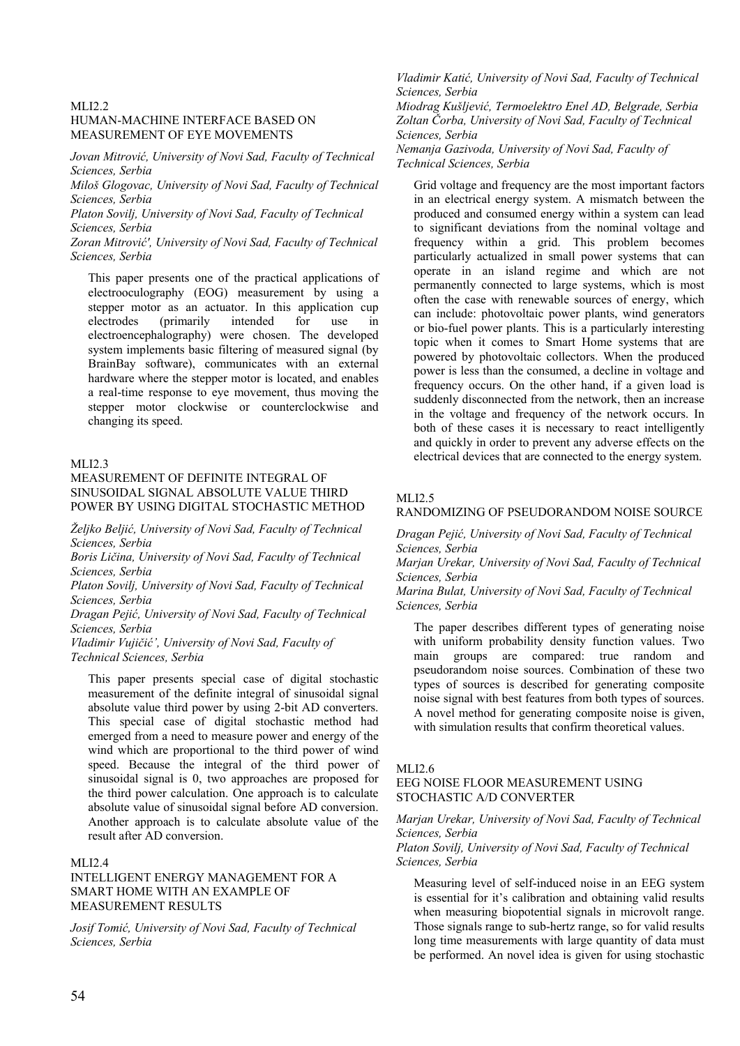MLI2.2
HUMAN-MACHINE INTERFACE BASED ON MEASUREMENT OF EYE MOVEMENTS

*Jovan Mitrović, University of Novi Sad, Faculty of Technical Sciences, Serbia*
*Miloš Glogovac, University of Novi Sad, Faculty of Technical Sciences, Serbia*
*Platon Sovilj, University of Novi Sad, Faculty of Technical Sciences, Serbia*
*Zoran Mitrović', University of Novi Sad, Faculty of Technical Sciences, Serbia*

This paper presents one of the practical applications of electrooculography (EOG) measurement by using a stepper motor as an actuator. In this application cup electrodes (primarily intended for use in electroencephalography) were chosen. The developed system implements basic filtering of measured signal (by BrainBay software), communicates with an external hardware where the stepper motor is located, and enables a real-time response to eye movement, thus moving the stepper motor clockwise or counterclockwise and changing its speed.

MLI2.3
MEASUREMENT OF DEFINITE INTEGRAL OF SINUSOIDAL SIGNAL ABSOLUTE VALUE THIRD POWER BY USING DIGITAL STOCHASTIC METHOD

*Željko Beljić, University of Novi Sad, Faculty of Technical Sciences, Serbia*
*Boris Ličina, University of Novi Sad, Faculty of Technical Sciences, Serbia*
*Platon Sovilj, University of Novi Sad, Faculty of Technical Sciences, Serbia*
*Dragan Pejić, University of Novi Sad, Faculty of Technical Sciences, Serbia*
*Vladimir Vujičić', University of Novi Sad, Faculty of Technical Sciences, Serbia*

This paper presents special case of digital stochastic measurement of the definite integral of sinusoidal signal absolute value third power by using 2-bit AD converters. This special case of digital stochastic method had emerged from a need to measure power and energy of the wind which are proportional to the third power of wind speed. Because the integral of the third power of sinusoidal signal is 0, two approaches are proposed for the third power calculation. One approach is to calculate absolute value of sinusoidal signal before AD conversion. Another approach is to calculate absolute value of the result after AD conversion.

MLI2.4
INTELLIGENT ENERGY MANAGEMENT FOR A SMART HOME WITH AN EXAMPLE OF MEASUREMENT RESULTS

*Josif Tomić, University of Novi Sad, Faculty of Technical Sciences, Serbia*
*Vladimir Katić, University of Novi Sad, Faculty of Technical Sciences, Serbia*
*Miodrag Kušljević, Termoelektro Enel AD, Belgrade, Serbia*
*Zoltan Čorba, University of Novi Sad, Faculty of Technical Sciences, Serbia*
*Nemanja Gazivoda, University of Novi Sad, Faculty of Technical Sciences, Serbia*

Grid voltage and frequency are the most important factors in an electrical energy system. A mismatch between the produced and consumed energy within a system can lead to significant deviations from the nominal voltage and frequency within a grid. This problem becomes particularly actualized in small power systems that can operate in an island regime and which are not permanently connected to large systems, which is most often the case with renewable sources of energy, which can include: photovoltaic power plants, wind generators or bio-fuel power plants. This is a particularly interesting topic when it comes to Smart Home systems that are powered by photovoltaic collectors. When the produced power is less than the consumed, a decline in voltage and frequency occurs. On the other hand, if a given load is suddenly disconnected from the network, then an increase in the voltage and frequency of the network occurs. In both of these cases it is necessary to react intelligently and quickly in order to prevent any adverse effects on the electrical devices that are connected to the energy system.

MLI2.5
RANDOMIZING OF PSEUDORANDOM NOISE SOURCE

*Dragan Pejić, University of Novi Sad, Faculty of Technical Sciences, Serbia*
*Marjan Urekar, University of Novi Sad, Faculty of Technical Sciences, Serbia*
*Marina Bulat, University of Novi Sad, Faculty of Technical Sciences, Serbia*

The paper describes different types of generating noise with uniform probability density function values. Two main groups are compared: true random and pseudorandom noise sources. Combination of these two types of sources is described for generating composite noise signal with best features from both types of sources. A novel method for generating composite noise is given, with simulation results that confirm theoretical values.

MLI2.6
EEG NOISE FLOOR MEASUREMENT USING STOCHASTIC A/D CONVERTER

*Marjan Urekar, University of Novi Sad, Faculty of Technical Sciences, Serbia*
*Platon Sovilj, University of Novi Sad, Faculty of Technical Sciences, Serbia*

Measuring level of self-induced noise in an EEG system is essential for it's calibration and obtaining valid results when measuring biopotential signals in microvolt range. Those signals range to sub-hertz range, so for valid results long time measurements with large quantity of data must be performed. An novel idea is given for using stochastic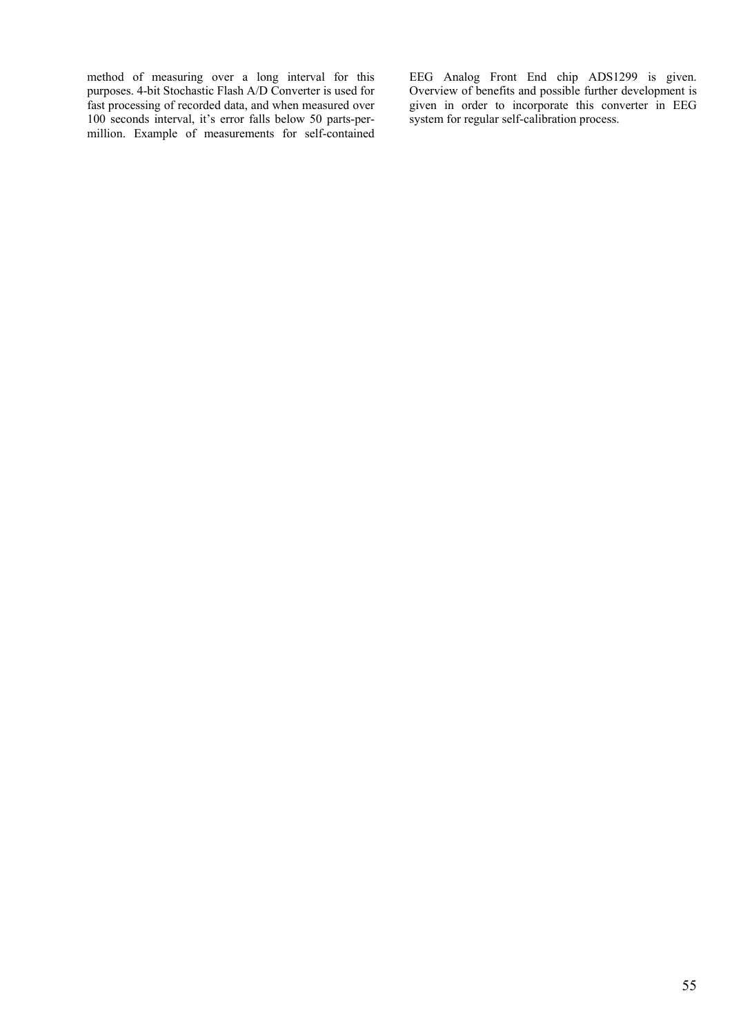method of measuring over a long interval for this purposes. 4-bit Stochastic Flash A/D Converter is used for fast processing of recorded data, and when measured over 100 seconds interval, it's error falls below 50 parts-per-million. Example of measurements for self-contained EEG Analog Front End chip ADS1299 is given. Overview of benefits and possible further development is given in order to incorporate this converter in EEG system for regular self-calibration process.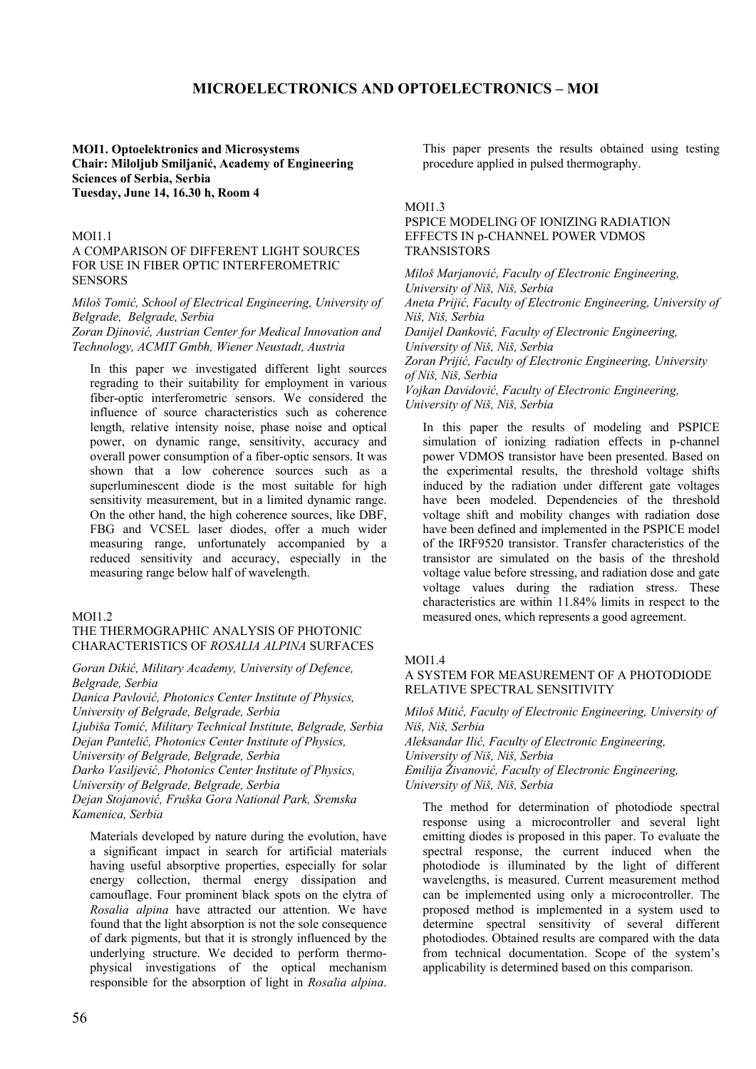# MICROELECTRONICS AND OPTOELECTRONICS – MOI

**MOI1. Optoelektronics and Microsystems**
**Chair: Miloljub Smiljanić, Academy of Engineering Sciences of Serbia, Serbia**
**Tuesday, June 14, 16.30 h, Room 4**

MOI1.1
A COMPARISON OF DIFFERENT LIGHT SOURCES FOR USE IN FIBER OPTIC INTERFEROMETRIC SENSORS

*Miloš Tomić, School of Electrical Engineering, University of Belgrade, Belgrade, Serbia*
*Zoran Djinović, Austrian Center for Medical Innovation and Technology, ACMIT Gmbh, Wiener Neustadt, Austria*

In this paper we investigated different light sources regrading to their suitability for employment in various fiber-optic interferometric sensors. We considered the influence of source characteristics such as coherence length, relative intensity noise, phase noise and optical power, on dynamic range, sensitivity, accuracy and overall power consumption of a fiber-optic sensors. It was shown that a low coherence sources such as a superluminescent diode is the most suitable for high sensitivity measurement, but in a limited dynamic range. On the other hand, the high coherence sources, like DBF, FBG and VCSEL laser diodes, offer a much wider measuring range, unfortunately accompanied by a reduced sensitivity and accuracy, especially in the measuring range below half of wavelength.

MOI1.2
THE THERMOGRAPHIC ANALYSIS OF PHOTONIC CHARACTERISTICS OF *ROSALIA ALPINA* SURFACES

*Goran Dikić, Military Academy, University of Defence, Belgrade, Serbia*
*Danica Pavlović, Photonics Center Institute of Physics, University of Belgrade, Belgrade, Serbia*
*Ljubiša Tomić, Military Technical Institute, Belgrade, Serbia*
*Dejan Pantelić, Photonics Center Institute of Physics, University of Belgrade, Belgrade, Serbia*
*Darko Vasiljević, Photonics Center Institute of Physics, University of Belgrade, Belgrade, Serbia*
*Dejan Stojanović, Fruška Gora National Park, Sremska Kamenica, Serbia*

Materials developed by nature during the evolution, have a significant impact in search for artificial materials having useful absorptive properties, especially for solar energy collection, thermal energy dissipation and camouflage. Four prominent black spots on the elytra of *Rosalia alpina* have attracted our attention. We have found that the light absorption is not the sole consequence of dark pigments, but that it is strongly influenced by the underlying structure. We decided to perform thermo-physical investigations of the optical mechanism responsible for the absorption of light in *Rosalia alpina*. This paper presents the results obtained using testing procedure applied in pulsed thermography.

MOI1.3
PSPICE MODELING OF IONIZING RADIATION EFFECTS IN p-CHANNEL POWER VDMOS TRANSISTORS

*Miloš Marjanović, Faculty of Electronic Engineering, University of Niš, Niš, Serbia*
*Aneta Prijić, Faculty of Electronic Engineering, University of Niš, Niš, Serbia*
*Danijel Danković, Faculty of Electronic Engineering, University of Niš, Niš, Serbia*
*Zoran Prijić, Faculty of Electronic Engineering, University of Niš, Niš, Serbia*
*Vojkan Davidović, Faculty of Electronic Engineering, University of Niš, Niš, Serbia*

In this paper the results of modeling and PSPICE simulation of ionizing radiation effects in p-channel power VDMOS transistor have been presented. Based on the experimental results, the threshold voltage shifts induced by the radiation under different gate voltages have been modeled. Dependencies of the threshold voltage shift and mobility changes with radiation dose have been defined and implemented in the PSPICE model of the IRF9520 transistor. Transfer characteristics of the transistor are simulated on the basis of the threshold voltage value before stressing, and radiation dose and gate voltage values during the radiation stress. These characteristics are within 11.84% limits in respect to the measured ones, which represents a good agreement.

MOI1.4
A SYSTEM FOR MEASUREMENT OF A PHOTODIODE RELATIVE SPECTRAL SENSITIVITY

*Miloš Mitić, Faculty of Electronic Engineering, University of Niš, Niš, Serbia*
*Aleksandar Ilić, Faculty of Electronic Engineering, University of Niš, Niš, Serbia*
*Emilija Živanović, Faculty of Electronic Engineering, University of Niš, Niš, Serbia*

The method for determination of photodiode spectral response using a microcontroller and several light emitting diodes is proposed in this paper. To evaluate the spectral response, the current induced when the photodiode is illuminated by the light of different wavelengths, is measured. Current measurement method can be implemented using only a microcontroller. The proposed method is implemented in a system used to determine spectral sensitivity of several different photodiodes. Obtained results are compared with the data from technical documentation. Scope of the system's applicability is determined based on this comparison.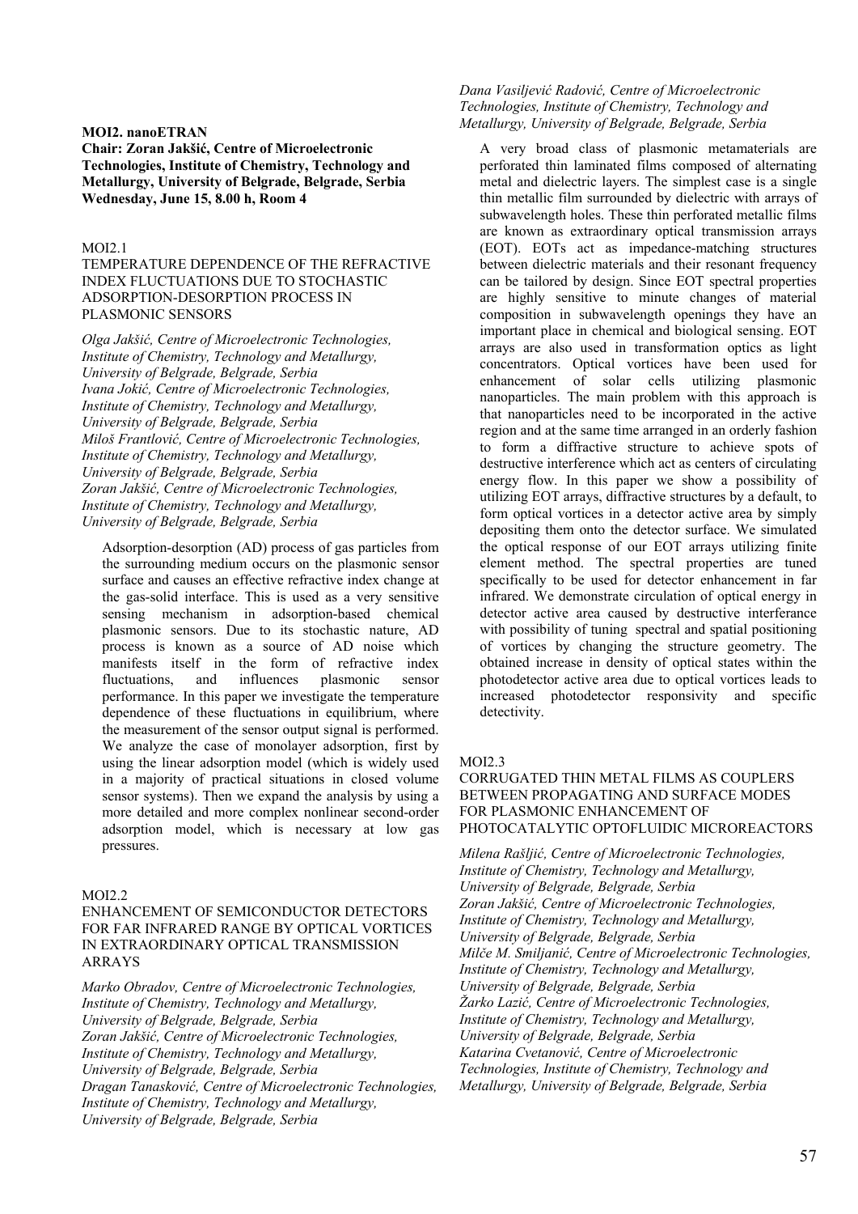**MOI2. nanoETRAN**
**Chair: Zoran Jakšić, Centre of Microelectronic Technologies, Institute of Chemistry, Technology and Metallurgy, University of Belgrade, Belgrade, Serbia**
**Wednesday, June 15, 8.00 h, Room 4**

MOI2.1

TEMPERATURE DEPENDENCE OF THE REFRACTIVE INDEX FLUCTUATIONS DUE TO STOCHASTIC ADSORPTION-DESORPTION PROCESS IN PLASMONIC SENSORS

*Olga Jakšić, Centre of Microelectronic Technologies, Institute of Chemistry, Technology and Metallurgy, University of Belgrade, Belgrade, Serbia*
*Ivana Jokić, Centre of Microelectronic Technologies, Institute of Chemistry, Technology and Metallurgy, University of Belgrade, Belgrade, Serbia*
*Miloš Frantlović, Centre of Microelectronic Technologies, Institute of Chemistry, Technology and Metallurgy, University of Belgrade, Belgrade, Serbia*
*Zoran Jakšić, Centre of Microelectronic Technologies, Institute of Chemistry, Technology and Metallurgy, University of Belgrade, Belgrade, Serbia*

Adsorption-desorption (AD) process of gas particles from the surrounding medium occurs on the plasmonic sensor surface and causes an effective refractive index change at the gas-solid interface. This is used as a very sensitive sensing mechanism in adsorption-based chemical plasmonic sensors. Due to its stochastic nature, AD process is known as a source of AD noise which manifests itself in the form of refractive index fluctuations, and influences plasmonic sensor performance. In this paper we investigate the temperature dependence of these fluctuations in equilibrium, where the measurement of the sensor output signal is performed. We analyze the case of monolayer adsorption, first by using the linear adsorption model (which is widely used in a majority of practical situations in closed volume sensor systems). Then we expand the analysis by using a more detailed and more complex nonlinear second-order adsorption model, which is necessary at low gas pressures.

MOI2.2

ENHANCEMENT OF SEMICONDUCTOR DETECTORS FOR FAR INFRARED RANGE BY OPTICAL VORTICES IN EXTRAORDINARY OPTICAL TRANSMISSION ARRAYS

*Marko Obradov, Centre of Microelectronic Technologies, Institute of Chemistry, Technology and Metallurgy, University of Belgrade, Belgrade, Serbia*
*Zoran Jakšić, Centre of Microelectronic Technologies, Institute of Chemistry, Technology and Metallurgy, University of Belgrade, Belgrade, Serbia*
*Dragan Tanasković, Centre of Microelectronic Technologies, Institute of Chemistry, Technology and Metallurgy, University of Belgrade, Belgrade, Serbia*
*Dana Vasiljević Radović, Centre of Microelectronic Technologies, Institute of Chemistry, Technology and Metallurgy, University of Belgrade, Belgrade, Serbia*

A very broad class of plasmonic metamaterials are perforated thin laminated films composed of alternating metal and dielectric layers. The simplest case is a single thin metallic film surrounded by dielectric with arrays of subwavelength holes. These thin perforated metallic films are known as extraordinary optical transmission arrays (EOT). EOTs act as impedance-matching structures between dielectric materials and their resonant frequency can be tailored by design. Since EOT spectral properties are highly sensitive to minute changes of material composition in subwavelength openings they have an important place in chemical and biological sensing. EOT arrays are also used in transformation optics as light concentrators. Optical vortices have been used for enhancement of solar cells utilizing plasmonic nanoparticles. The main problem with this approach is that nanoparticles need to be incorporated in the active region and at the same time arranged in an orderly fashion to form a diffractive structure to achieve spots of destructive interference which act as centers of circulating energy flow. In this paper we show a possibility of utilizing EOT arrays, diffractive structures by a default, to form optical vortices in a detector active area by simply depositing them onto the detector surface. We simulated the optical response of our EOT arrays utilizing finite element method. The spectral properties are tuned specifically to be used for detector enhancement in far infrared. We demonstrate circulation of optical energy in detector active area caused by destructive interferance with possibility of tuning spectral and spatial positioning of vortices by changing the structure geometry. The obtained increase in density of optical states within the photodetector active area due to optical vortices leads to increased photodetector responsivity and specific detectivity.

MOI2.3

CORRUGATED THIN METAL FILMS AS COUPLERS BETWEEN PROPAGATING AND SURFACE MODES FOR PLASMONIC ENHANCEMENT OF PHOTOCATALYTIC OPTOFLUIDIC MICROREACTORS

*Milena Rašljić, Centre of Microelectronic Technologies, Institute of Chemistry, Technology and Metallurgy, University of Belgrade, Belgrade, Serbia*
*Zoran Jakšić, Centre of Microelectronic Technologies, Institute of Chemistry, Technology and Metallurgy, University of Belgrade, Belgrade, Serbia*
*Milče M. Smiljanić, Centre of Microelectronic Technologies, Institute of Chemistry, Technology and Metallurgy, University of Belgrade, Belgrade, Serbia*
*Žarko Lazić, Centre of Microelectronic Technologies, Institute of Chemistry, Technology and Metallurgy, University of Belgrade, Belgrade, Serbia*
*Katarina Cvetanović, Centre of Microelectronic Technologies, Institute of Chemistry, Technology and Metallurgy, University of Belgrade, Belgrade, Serbia*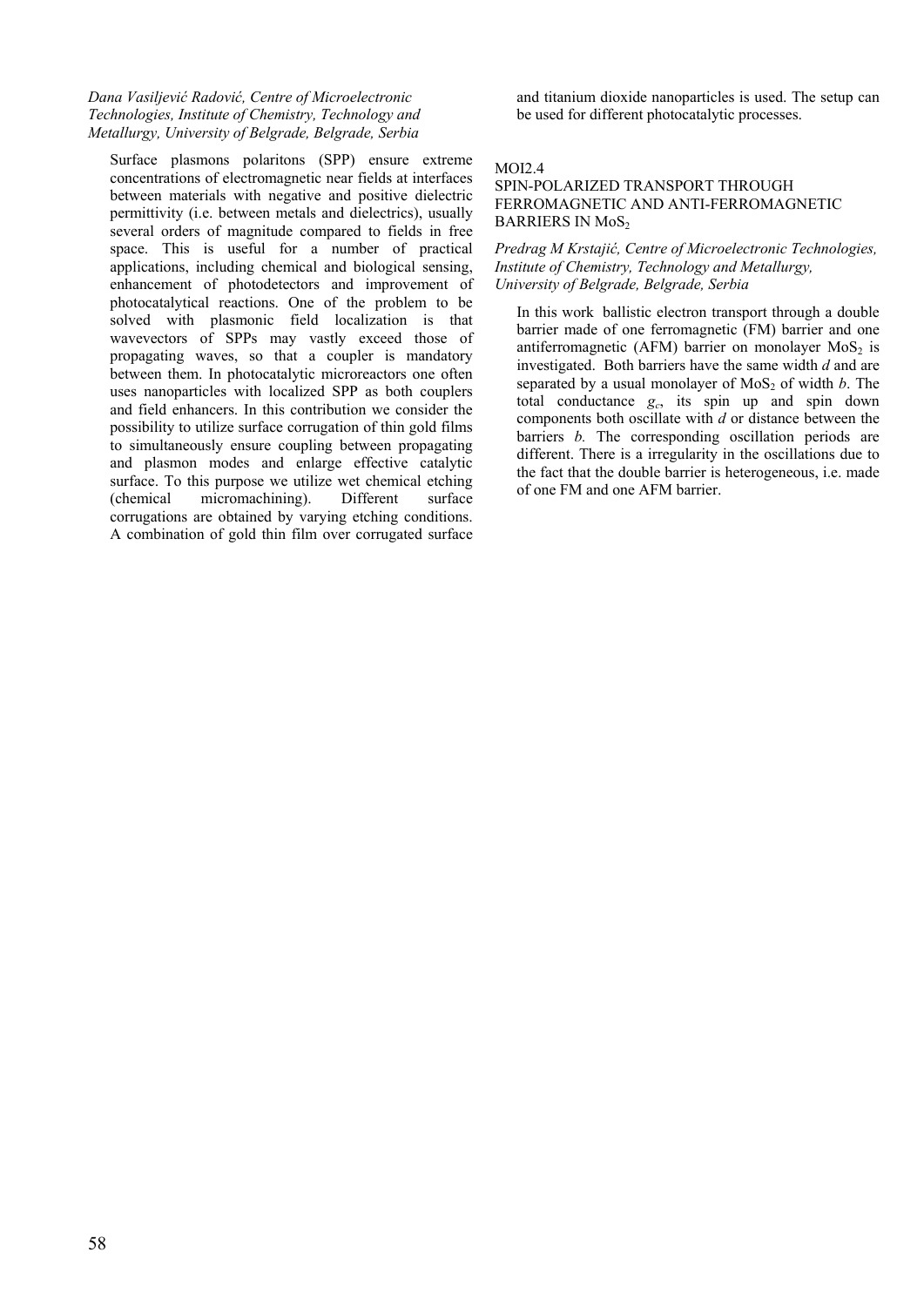*Dana Vasiljević Radović, Centre of Microelectronic Technologies, Institute of Chemistry, Technology and Metallurgy, University of Belgrade, Belgrade, Serbia*

Surface plasmons polaritons (SPP) ensure extreme concentrations of electromagnetic near fields at interfaces between materials with negative and positive dielectric permittivity (i.e. between metals and dielectrics), usually several orders of magnitude compared to fields in free space. This is useful for a number of practical applications, including chemical and biological sensing, enhancement of photodetectors and improvement of photocatalytical reactions. One of the problem to be solved with plasmonic field localization is that wavevectors of SPPs may vastly exceed those of propagating waves, so that a coupler is mandatory between them. In photocatalytic microreactors one often uses nanoparticles with localized SPP as both couplers and field enhancers. In this contribution we consider the possibility to utilize surface corrugation of thin gold films to simultaneously ensure coupling between propagating and plasmon modes and enlarge effective catalytic surface. To this purpose we utilize wet chemical etching (chemical micromachining). Different surface corrugations are obtained by varying etching conditions. A combination of gold thin film over corrugated surface and titanium dioxide nanoparticles is used. The setup can be used for different photocatalytic processes.

MOI2.4

SPIN-POLARIZED TRANSPORT THROUGH FERROMAGNETIC AND ANTI-FERROMAGNETIC BARRIERS IN $MoS_2$

*Predrag M Krstajić, Centre of Microelectronic Technologies, Institute of Chemistry, Technology and Metallurgy, University of Belgrade, Belgrade, Serbia*

In this work ballistic electron transport through a double barrier made of one ferromagnetic (FM) barrier and one antiferromagnetic (AFM) barrier on monolayer $MoS_2$ is investigated. Both barriers have the same width $d$ and are separated by a usual monolayer of $MoS_2$ of width $b$. The total conductance $g_c$, its spin up and spin down components both oscillate with $d$ or distance between the barriers $b$. The corresponding oscillation periods are different. There is a irregularity in the oscillations due to the fact that the double barrier is heterogeneous, i.e. made of one FM and one AFM barrier.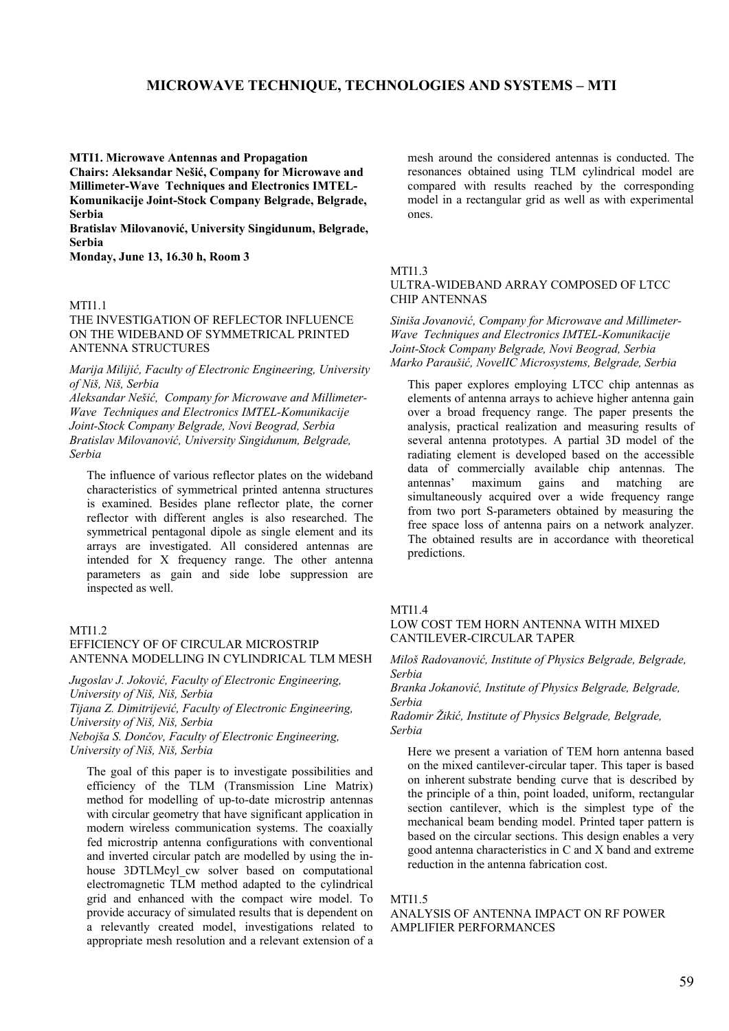# MICROWAVE TECHNIQUE, TECHNOLOGIES AND SYSTEMS – MTI

**MTI1. Microwave Antennas and Propagation**
**Chairs: Aleksandar Nešić, Company for Microwave and Millimeter-Wave Techniques and Electronics IMTEL-Komunikacije Joint-Stock Company Belgrade, Belgrade, Serbia**
**Bratislav Milovanović, University Singidunum, Belgrade, Serbia**
**Monday, June 13, 16.30 h, Room 3**

MTI1.1
THE INVESTIGATION OF REFLECTOR INFLUENCE ON THE WIDEBAND OF SYMMETRICAL PRINTED ANTENNA STRUCTURES

*Marija Milijić, Faculty of Electronic Engineering, University of Niš, Niš, Serbia*
*Aleksandar Nešić, Company for Microwave and Millimeter-Wave Techniques and Electronics IMTEL-Komunikacije Joint-Stock Company Belgrade, Novi Beograd, Serbia*
*Bratislav Milovanović, University Singidunum, Belgrade, Serbia*

The influence of various reflector plates on the wideband characteristics of symmetrical printed antenna structures is examined. Besides plane reflector plate, the corner reflector with different angles is also researched. The symmetrical pentagonal dipole as single element and its arrays are investigated. All considered antennas are intended for X frequency range. The other antenna parameters as gain and side lobe suppression are inspected as well.

MTI1.2
EFFICIENCY OF OF CIRCULAR MICROSTRIP ANTENNA MODELLING IN CYLINDRICAL TLM MESH

*Jugoslav J. Joković, Faculty of Electronic Engineering, University of Niš, Niš, Serbia*
*Tijana Z. Dimitrijević, Faculty of Electronic Engineering, University of Niš, Niš, Serbia*
*Nebojša S. Dončov, Faculty of Electronic Engineering, University of Niš, Niš, Serbia*

The goal of this paper is to investigate possibilities and efficiency of the TLM (Transmission Line Matrix) method for modelling of up-to-date microstrip antennas with circular geometry that have significant application in modern wireless communication systems. The coaxially fed microstrip antenna configurations with conventional and inverted circular patch are modelled by using the in-house 3DTLMcyl_cw solver based on computational electromagnetic TLM method adapted to the cylindrical grid and enhanced with the compact wire model. To provide accuracy of simulated results that is dependent on a relevantly created model, investigations related to appropriate mesh resolution and a relevant extension of a mesh around the considered antennas is conducted. The resonances obtained using TLM cylindrical model are compared with results reached by the corresponding model in a rectangular grid as well as with experimental ones.

MTI1.3
ULTRA-WIDEBAND ARRAY COMPOSED OF LTCC CHIP ANTENNAS

*Siniša Jovanović, Company for Microwave and Millimeter-Wave Techniques and Electronics IMTEL-Komunikacije Joint-Stock Company Belgrade, Novi Beograd, Serbia*
*Marko Paraušić, NovelIC Microsystems, Belgrade, Serbia*

This paper explores employing LTCC chip antennas as elements of antenna arrays to achieve higher antenna gain over a broad frequency range. The paper presents the analysis, practical realization and measuring results of several antenna prototypes. A partial 3D model of the radiating element is developed based on the accessible data of commercially available chip antennas. The antennas' maximum gains and matching are simultaneously acquired over a wide frequency range from two port S-parameters obtained by measuring the free space loss of antenna pairs on a network analyzer. The obtained results are in accordance with theoretical predictions.

MTI1.4
LOW COST TEM HORN ANTENNA WITH MIXED CANTILEVER-CIRCULAR TAPER

*Miloš Radovanović, Institute of Physics Belgrade, Belgrade, Serbia*
*Branka Jokanović, Institute of Physics Belgrade, Belgrade, Serbia*
*Radomir Žikić, Institute of Physics Belgrade, Belgrade, Serbia*

Here we present a variation of TEM horn antenna based on the mixed cantilever-circular taper. This taper is based on inherent substrate bending curve that is described by the principle of a thin, point loaded, uniform, rectangular section cantilever, which is the simplest type of the mechanical beam bending model. Printed taper pattern is based on the circular sections. This design enables a very good antenna characteristics in C and X band and extreme reduction in the antenna fabrication cost.

MTI1.5
ANALYSIS OF ANTENNA IMPACT ON RF POWER AMPLIFIER PERFORMANCES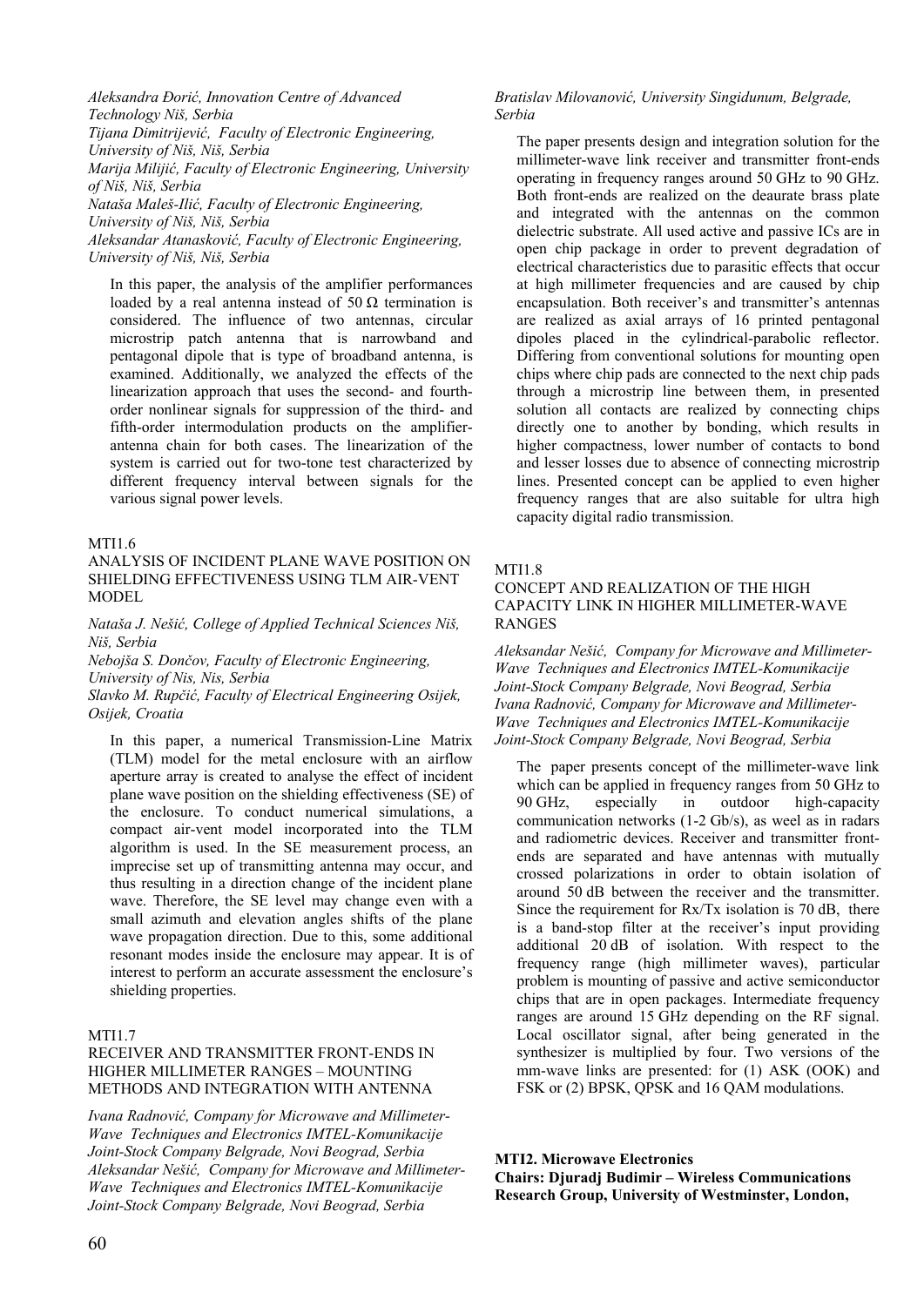*Aleksandra Đorić, Innovation Centre of Advanced Technology Niš, Serbia*
*Tijana Dimitrijević, Faculty of Electronic Engineering, University of Niš, Niš, Serbia*
*Marija Milijić, Faculty of Electronic Engineering, University of Niš, Niš, Serbia*
*Nataša Maleš-Ilić, Faculty of Electronic Engineering, University of Niš, Niš, Serbia*
*Aleksandar Atanasković, Faculty of Electronic Engineering, University of Niš, Niš, Serbia*

In this paper, the analysis of the amplifier performances loaded by a real antenna instead of 50 Ω termination is considered. The influence of two antennas, circular microstrip patch antenna that is narrowband and pentagonal dipole that is type of broadband antenna, is examined. Additionally, we analyzed the effects of the linearization approach that uses the second- and fourth-order nonlinear signals for suppression of the third- and fifth-order intermodulation products on the amplifier-antenna chain for both cases. The linearization of the system is carried out for two-tone test characterized by different frequency interval between signals for the various signal power levels.

MTI1.6

ANALYSIS OF INCIDENT PLANE WAVE POSITION ON SHIELDING EFFECTIVENESS USING TLM AIR-VENT MODEL

*Nataša J. Nešić, College of Applied Technical Sciences Niš, Niš, Serbia*
*Nebojša S. Dončov, Faculty of Electronic Engineering, University of Nis, Nis, Serbia*
*Slavko M. Rupčić, Faculty of Electrical Engineering Osijek, Osijek, Croatia*

In this paper, a numerical Transmission-Line Matrix (TLM) model for the metal enclosure with an airflow aperture array is created to analyse the effect of incident plane wave position on the shielding effectiveness (SE) of the enclosure. To conduct numerical simulations, a compact air-vent model incorporated into the TLM algorithm is used. In the SE measurement process, an imprecise set up of transmitting antenna may occur, and thus resulting in a direction change of the incident plane wave. Therefore, the SE level may change even with a small azimuth and elevation angles shifts of the plane wave propagation direction. Due to this, some additional resonant modes inside the enclosure may appear. It is of interest to perform an accurate assessment the enclosure's shielding properties.

MTI1.7

RECEIVER AND TRANSMITTER FRONT-ENDS IN HIGHER MILLIMETER RANGES – MOUNTING METHODS AND INTEGRATION WITH ANTENNA

*Ivana Radnović, Company for Microwave and Millimeter-Wave Techniques and Electronics IMTEL-Komunikacije Joint-Stock Company Belgrade, Novi Beograd, Serbia*
*Aleksandar Nešić, Company for Microwave and Millimeter-Wave Techniques and Electronics IMTEL-Komunikacije Joint-Stock Company Belgrade, Novi Beograd, Serbia*
*Bratislav Milovanović, University Singidunum, Belgrade, Serbia*

The paper presents design and integration solution for the millimeter-wave link receiver and transmitter front-ends operating in frequency ranges around 50 GHz to 90 GHz. Both front-ends are realized on the deaurate brass plate and integrated with the antennas on the common dielectric substrate. All used active and passive ICs are in open chip package in order to prevent degradation of electrical characteristics due to parasitic effects that occur at high millimeter frequencies and are caused by chip encapsulation. Both receiver's and transmitter's antennas are realized as axial arrays of 16 printed pentagonal dipoles placed in the cylindrical-parabolic reflector. Differing from conventional solutions for mounting open chips where chip pads are connected to the next chip pads through a microstrip line between them, in presented solution all contacts are realized by connecting chips directly one to another by bonding, which results in higher compactness, lower number of contacts to bond and lesser losses due to absence of connecting microstrip lines. Presented concept can be applied to even higher frequency ranges that are also suitable for ultra high capacity digital radio transmission.

MTI1.8

CONCEPT AND REALIZATION OF THE HIGH CAPACITY LINK IN HIGHER MILLIMETER-WAVE RANGES

*Aleksandar Nešić, Company for Microwave and Millimeter-Wave Techniques and Electronics IMTEL-Komunikacije Joint-Stock Company Belgrade, Novi Beograd, Serbia*
*Ivana Radnović, Company for Microwave and Millimeter-Wave Techniques and Electronics IMTEL-Komunikacije Joint-Stock Company Belgrade, Novi Beograd, Serbia*

The paper presents concept of the millimeter-wave link which can be applied in frequency ranges from 50 GHz to 90 GHz, especially in outdoor high-capacity communication networks (1-2 Gb/s), as weel as in radars and radiometric devices. Receiver and transmitter front-ends are separated and have antennas with mutually crossed polarizations in order to obtain isolation of around 50 dB between the receiver and the transmitter. Since the requirement for Rx/Tx isolation is 70 dB, there is a band-stop filter at the receiver's input providing additional 20 dB of isolation. With respect to the frequency range (high millimeter waves), particular problem is mounting of passive and active semiconductor chips that are in open packages. Intermediate frequency ranges are around 15 GHz depending on the RF signal. Local oscillator signal, after being generated in the synthesizer is multiplied by four. Two versions of the mm-wave links are presented: for (1) ASK (OOK) and FSK or (2) BPSK, QPSK and 16 QAM modulations.

**MTI2. Microwave Electronics**
**Chairs: Djuradj Budimir – Wireless Communications Research Group, University of Westminster, London,**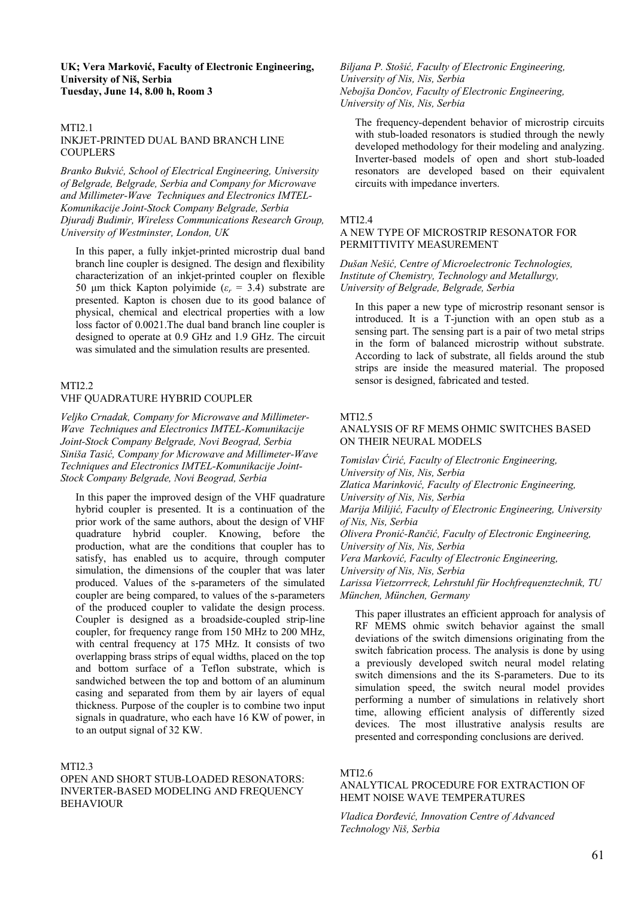**UK; Vera Marković, Faculty of Electronic Engineering, University of Niš, Serbia**
**Tuesday, June 14, 8.00 h, Room 3**

MTI2.1
INKJET-PRINTED DUAL BAND BRANCH LINE COUPLERS

*Branko Bukvić, School of Electrical Engineering, University of Belgrade, Belgrade, Serbia and Company for Microwave and Millimeter-Wave Techniques and Electronics IMTEL-Komunikacije Joint-Stock Company Belgrade, Serbia*
*Djuradj Budimir, Wireless Communications Research Group, University of Westminster, London, UK*

In this paper, a fully inkjet-printed microstrip dual band branch line coupler is designed. The design and flexibility characterization of an inkjet-printed coupler on flexible 50 μm thick Kapton polyimide ($\varepsilon_r$ = 3.4) substrate are presented. Kapton is chosen due to its good balance of physical, chemical and electrical properties with a low loss factor of 0.0021.The dual band branch line coupler is designed to operate at 0.9 GHz and 1.9 GHz. The circuit was simulated and the simulation results are presented.

MTI2.2
VHF QUADRATURE HYBRID COUPLER

*Veljko Crnadak, Company for Microwave and Millimeter-Wave Techniques and Electronics IMTEL-Komunikacije Joint-Stock Company Belgrade, Novi Beograd, Serbia*
*Siniša Tasić, Company for Microwave and Millimeter-Wave Techniques and Electronics IMTEL-Komunikacije Joint-Stock Company Belgrade, Novi Beograd, Serbia*

In this paper the improved design of the VHF quadrature hybrid coupler is presented. It is a continuation of the prior work of the same authors, about the design of VHF quadrature hybrid coupler. Knowing, before the production, what are the conditions that coupler has to satisfy, has enabled us to acquire, through computer simulation, the dimensions of the coupler that was later produced. Values of the s-parameters of the simulated coupler are being compared, to values of the s-parameters of the produced coupler to validate the design process. Coupler is designed as a broadside-coupled strip-line coupler, for frequency range from 150 MHz to 200 MHz, with central frequency at 175 MHz. It consists of two overlapping brass strips of equal widths, placed on the top and bottom surface of a Teflon substrate, which is sandwiched between the top and bottom of an aluminum casing and separated from them by air layers of equal thickness. Purpose of the coupler is to combine two input signals in quadrature, who each have 16 KW of power, in to an output signal of 32 KW.

MTI2.3
OPEN AND SHORT STUB-LOADED RESONATORS: INVERTER-BASED MODELING AND FREQUENCY BEHAVIOUR

*Biljana P. Stošić, Faculty of Electronic Engineering, University of Nis, Nis, Serbia*
*Nebojša Dončov, Faculty of Electronic Engineering, University of Nis, Nis, Serbia*

The frequency-dependent behavior of microstrip circuits with stub-loaded resonators is studied through the newly developed methodology for their modeling and analyzing. Inverter-based models of open and short stub-loaded resonators are developed based on their equivalent circuits with impedance inverters.

MTI2.4
A NEW TYPE OF MICROSTRIP RESONATOR FOR PERMITTIVITY MEASUREMENT

*Dušan Nešić, Centre of Microelectronic Technologies, Institute of Chemistry, Technology and Metallurgy, University of Belgrade, Belgrade, Serbia*

In this paper a new type of microstrip resonant sensor is introduced. It is a T-junction with an open stub as a sensing part. The sensing part is a pair of two metal strips in the form of balanced microstrip without substrate. According to lack of substrate, all fields around the stub strips are inside the measured material. The proposed sensor is designed, fabricated and tested.

MTI2.5
ANALYSIS OF RF MEMS OHMIC SWITCHES BASED ON THEIR NEURAL MODELS

*Tomislav Ćirić, Faculty of Electronic Engineering, University of Nis, Nis, Serbia*
*Zlatica Marinković, Faculty of Electronic Engineering, University of Nis, Nis, Serbia*
*Marija Milijić, Faculty of Electronic Engineering, University of Nis, Nis, Serbia*
*Olivera Pronić-Rančić, Faculty of Electronic Engineering, University of Nis, Nis, Serbia*
*Vera Marković, Faculty of Electronic Engineering, University of Nis, Nis, Serbia*
*Larissa Vietzorrreck, Lehrstuhl für Hochfrequenztechnik, TU München, München, Germany*

This paper illustrates an efficient approach for analysis of RF MEMS ohmic switch behavior against the small deviations of the switch dimensions originating from the switch fabrication process. The analysis is done by using a previously developed switch neural model relating switch dimensions and the its S-parameters. Due to its simulation speed, the switch neural model provides performing a number of simulations in relatively short time, allowing efficient analysis of differently sized devices. The most illustrative analysis results are presented and corresponding conclusions are derived.

MTI2.6
ANALYTICAL PROCEDURE FOR EXTRACTION OF HEMT NOISE WAVE TEMPERATURES

*Vladica Đorđević, Innovation Centre of Advanced Technology Niš, Serbia*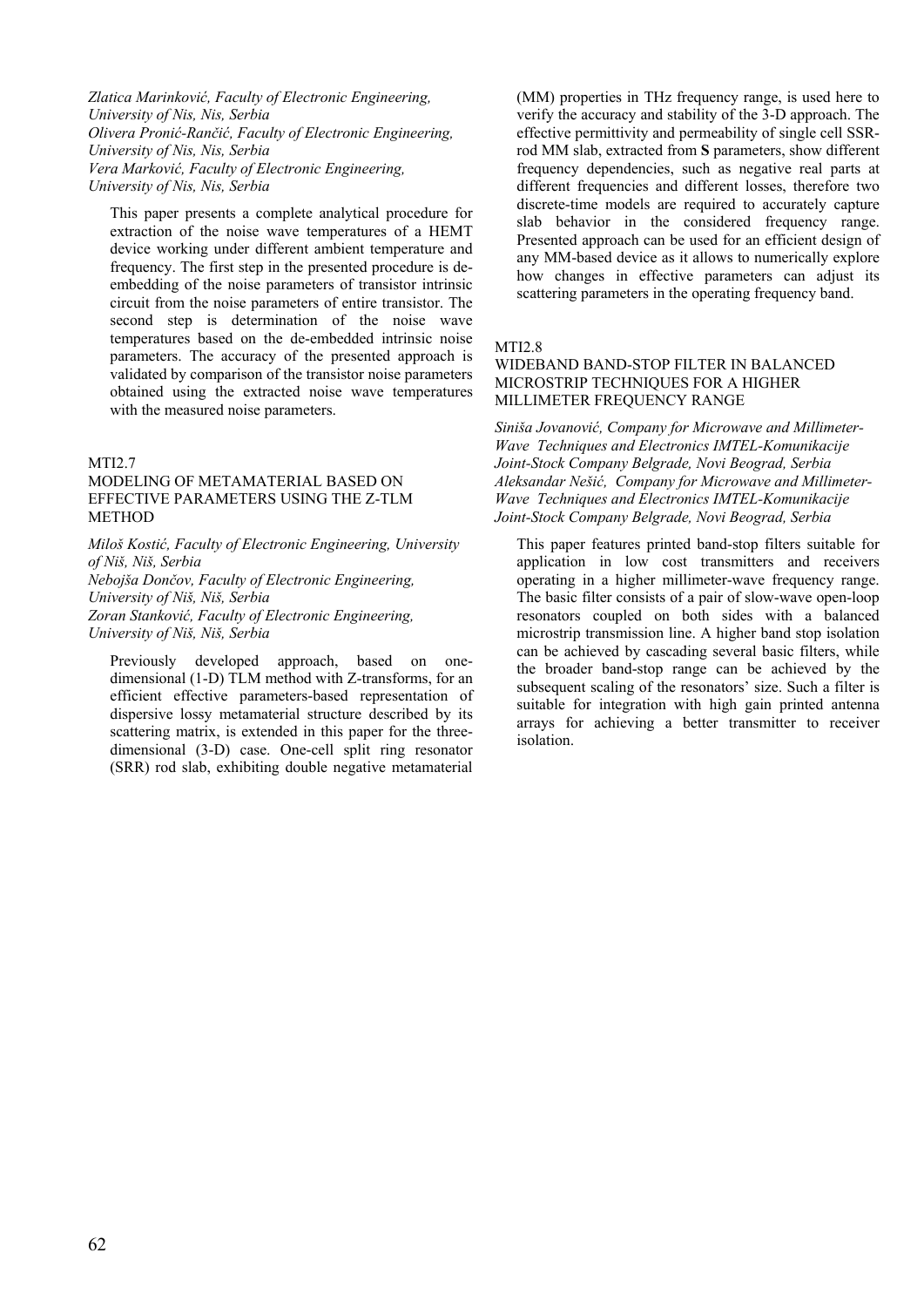*Zlatica Marinković, Faculty of Electronic Engineering, University of Nis, Nis, Serbia*
*Olivera Pronić-Rančić, Faculty of Electronic Engineering, University of Nis, Nis, Serbia*
*Vera Marković, Faculty of Electronic Engineering, University of Nis, Nis, Serbia*

This paper presents a complete analytical procedure for extraction of the noise wave temperatures of a HEMT device working under different ambient temperature and frequency. The first step in the presented procedure is de-embedding of the noise parameters of transistor intrinsic circuit from the noise parameters of entire transistor. The second step is determination of the noise wave temperatures based on the de-embedded intrinsic noise parameters. The accuracy of the presented approach is validated by comparison of the transistor noise parameters obtained using the extracted noise wave temperatures with the measured noise parameters.

MTI2.7

MODELING OF METAMATERIAL BASED ON EFFECTIVE PARAMETERS USING THE Z-TLM METHOD

*Miloš Kostić, Faculty of Electronic Engineering, University of Niš, Niš, Serbia*
*Nebojša Dončov, Faculty of Electronic Engineering, University of Niš, Niš, Serbia*
*Zoran Stanković, Faculty of Electronic Engineering, University of Niš, Niš, Serbia*

Previously developed approach, based on one-dimensional (1-D) TLM method with Z-transforms, for an efficient effective parameters-based representation of dispersive lossy metamaterial structure described by its scattering matrix, is extended in this paper for the three-dimensional (3-D) case. One-cell split ring resonator (SRR) rod slab, exhibiting double negative metamaterial (MM) properties in THz frequency range, is used here to verify the accuracy and stability of the 3-D approach. The effective permittivity and permeability of single cell SSR-rod MM slab, extracted from **S** parameters, show different frequency dependencies, such as negative real parts at different frequencies and different losses, therefore two discrete-time models are required to accurately capture slab behavior in the considered frequency range. Presented approach can be used for an efficient design of any MM-based device as it allows to numerically explore how changes in effective parameters can adjust its scattering parameters in the operating frequency band.

MTI2.8

WIDEBAND BAND-STOP FILTER IN BALANCED MICROSTRIP TECHNIQUES FOR A HIGHER MILLIMETER FREQUENCY RANGE

*Siniša Jovanović, Company for Microwave and Millimeter-Wave Techniques and Electronics IMTEL-Komunikacije Joint-Stock Company Belgrade, Novi Beograd, Serbia*
*Aleksandar Nešić, Company for Microwave and Millimeter-Wave Techniques and Electronics IMTEL-Komunikacije Joint-Stock Company Belgrade, Novi Beograd, Serbia*

This paper features printed band-stop filters suitable for application in low cost transmitters and receivers operating in a higher millimeter-wave frequency range. The basic filter consists of a pair of slow-wave open-loop resonators coupled on both sides with a balanced microstrip transmission line. A higher band stop isolation can be achieved by cascading several basic filters, while the broader band-stop range can be achieved by the subsequent scaling of the resonators' size. Such a filter is suitable for integration with high gain printed antenna arrays for achieving a better transmitter to receiver isolation.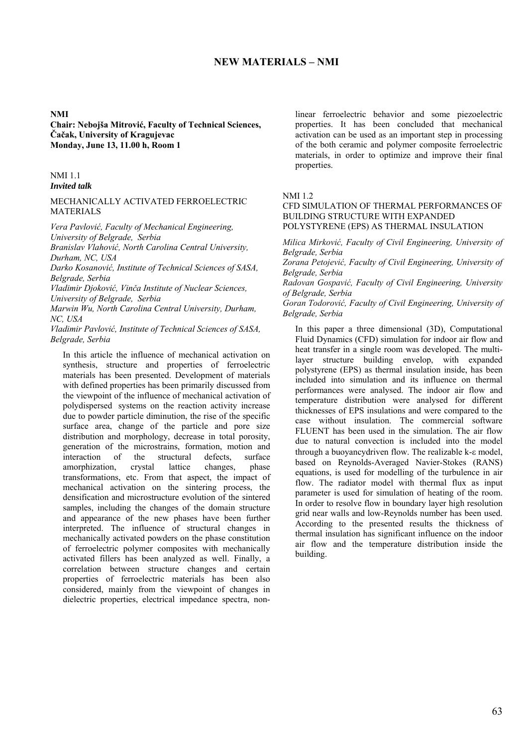# NEW MATERIALS – NMI

**NMI**
**Chair: Nebojša Mitrović, Faculty of Technical Sciences, Čačak, University of Kragujevac**
**Monday, June 13, 11.00 h, Room 1**

NMI 1.1
***Invited talk***

MECHANICALLY ACTIVATED FERROELECTRIC MATERIALS

*Vera Pavlović, Faculty of Mechanical Engineering, University of Belgrade, Serbia*
*Branislav Vlahović, North Carolina Central University, Durham, NC, USA*
*Darko Kosanović, Institute of Technical Sciences of SASA, Belgrade, Serbia*
*Vladimir Djoković, Vinča Institute of Nuclear Sciences, University of Belgrade, Serbia*
*Marwin Wu, North Carolina Central University, Durham, NC, USA*
*Vladimir Pavlović, Institute of Technical Sciences of SASA, Belgrade, Serbia*

In this article the influence of mechanical activation on synthesis, structure and properties of ferroelectric materials has been presented. Development of materials with defined properties has been primarily discussed from the viewpoint of the influence of mechanical activation of polydispersed systems on the reaction activity increase due to powder particle diminution, the rise of the specific surface area, change of the particle and pore size distribution and morphology, decrease in total porosity, generation of the microstrains, formation, motion and interaction of the structural defects, surface amorphization, crystal lattice changes, phase transformations, etc. From that aspect, the impact of mechanical activation on the sintering process, the densification and microstructure evolution of the sintered samples, including the changes of the domain structure and appearance of the new phases have been further interpreted. The influence of structural changes in mechanically activated powders on the phase constitution of ferroelectric polymer composites with mechanically activated fillers has been analyzed as well. Finally, a correlation between structure changes and certain properties of ferroelectric materials has been also considered, mainly from the viewpoint of changes in dielectric properties, electrical impedance spectra, non-linear ferroelectric behavior and some piezoelectric properties. It has been concluded that mechanical activation can be used as an important step in processing of the both ceramic and polymer composite ferroelectric materials, in order to optimize and improve their final properties.

NMI 1.2
CFD SIMULATION OF THERMAL PERFORMANCES OF BUILDING STRUCTURE WITH EXPANDED POLYSTYRENE (EPS) AS THERMAL INSULATION

*Milica Mirković, Faculty of Civil Engineering, University of Belgrade, Serbia*
*Zorana Petojević, Faculty of Civil Engineering, University of Belgrade, Serbia*
*Radovan Gospavić, Faculty of Civil Engineering, University of Belgrade, Serbia*
*Goran Todorović, Faculty of Civil Engineering, University of Belgrade, Serbia*

In this paper a three dimensional (3D), Computational Fluid Dynamics (CFD) simulation for indoor air flow and heat transfer in a single room was developed. The multi-layer structure building envelop, with expanded polystyrene (EPS) as thermal insulation inside, has been included into simulation and its influence on thermal performances were analysed. The indoor air flow and temperature distribution were analysed for different thicknesses of EPS insulations and were compared to the case without insulation. The commercial software FLUENT has been used in the simulation. The air flow due to natural convection is included into the model through a buoyancydriven flow. The realizable k-$\varepsilon$ model, based on Reynolds-Averaged Navier-Stokes (RANS) equations, is used for modelling of the turbulence in air flow. The radiator model with thermal flux as input parameter is used for simulation of heating of the room. In order to resolve flow in boundary layer high resolution grid near walls and low-Reynolds number has been used. According to the presented results the thickness of thermal insulation has significant influence on the indoor air flow and the temperature distribution inside the building.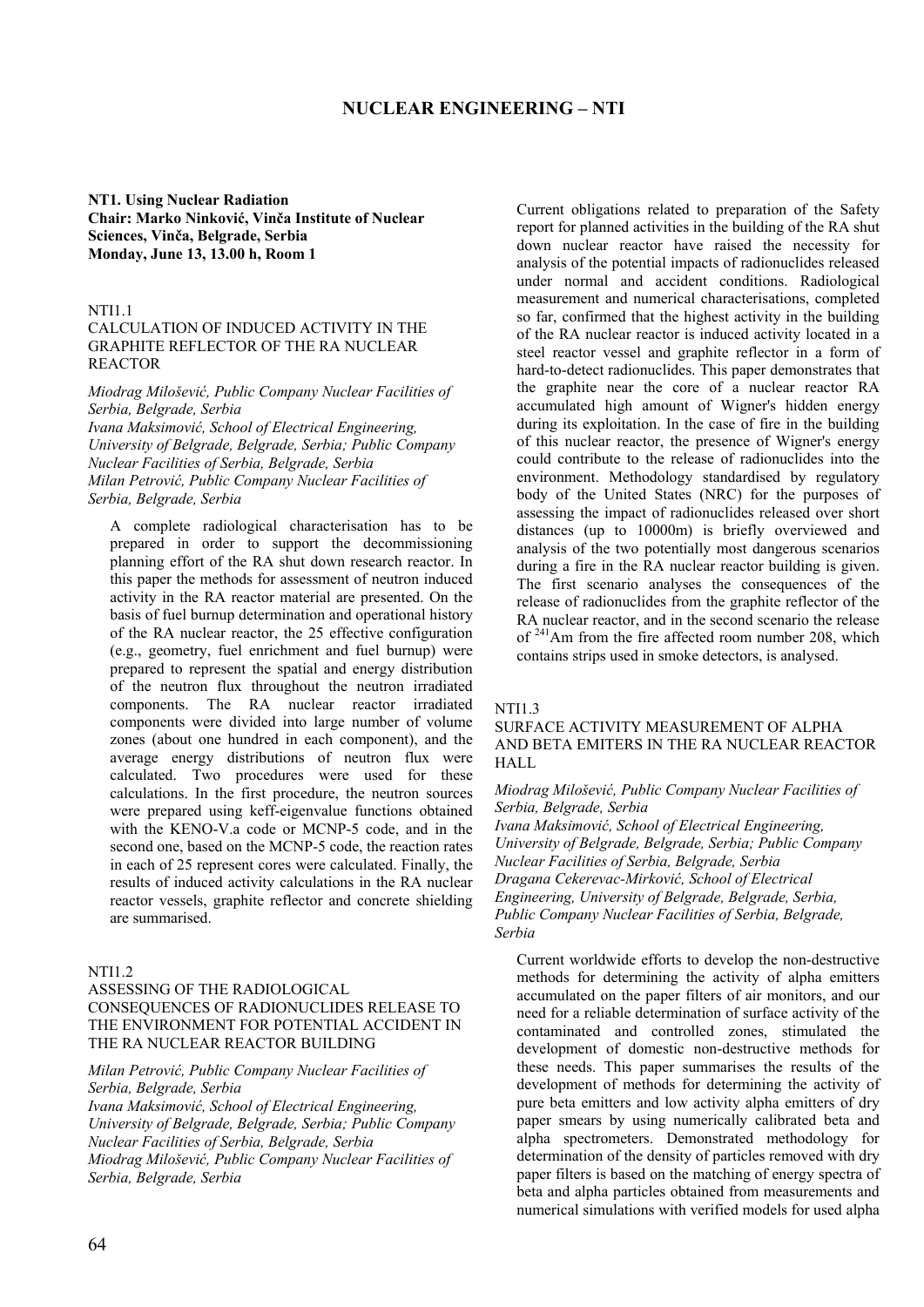# NUCLEAR ENGINEERING – NTI

**NT1. Using Nuclear Radiation**
**Chair: Marko Ninković, Vinča Institute of Nuclear Sciences, Vinča, Belgrade, Serbia**
**Monday, June 13, 13.00 h, Room 1**

NTI1.1

CALCULATION OF INDUCED ACTIVITY IN THE GRAPHITE REFLECTOR OF THE RA NUCLEAR REACTOR

*Miodrag Milošević, Public Company Nuclear Facilities of Serbia, Belgrade, Serbia*
*Ivana Maksimović, School of Electrical Engineering, University of Belgrade, Belgrade, Serbia; Public Company Nuclear Facilities of Serbia, Belgrade, Serbia*
*Milan Petrović, Public Company Nuclear Facilities of Serbia, Belgrade, Serbia*

A complete radiological characterisation has to be prepared in order to support the decommissioning planning effort of the RA shut down research reactor. In this paper the methods for assessment of neutron induced activity in the RA reactor material are presented. On the basis of fuel burnup determination and operational history of the RA nuclear reactor, the 25 effective configuration (e.g., geometry, fuel enrichment and fuel burnup) were prepared to represent the spatial and energy distribution of the neutron flux throughout the neutron irradiated components. The RA nuclear reactor irradiated components were divided into large number of volume zones (about one hundred in each component), and the average energy distributions of neutron flux were calculated. Two procedures were used for these calculations. In the first procedure, the neutron sources were prepared using keff-eigenvalue functions obtained with the KENO-V.a code or MCNP-5 code, and in the second one, based on the MCNP-5 code, the reaction rates in each of 25 represent cores were calculated. Finally, the results of induced activity calculations in the RA nuclear reactor vessels, graphite reflector and concrete shielding are summarised.

NTI1.2

ASSESSING OF THE RADIOLOGICAL CONSEQUENCES OF RADIONUCLIDES RELEASE TO THE ENVIRONMENT FOR POTENTIAL ACCIDENT IN THE RA NUCLEAR REACTOR BUILDING

*Milan Petrović, Public Company Nuclear Facilities of Serbia, Belgrade, Serbia*
*Ivana Maksimović, School of Electrical Engineering, University of Belgrade, Belgrade, Serbia; Public Company Nuclear Facilities of Serbia, Belgrade, Serbia*
*Miodrag Milošević, Public Company Nuclear Facilities of Serbia, Belgrade, Serbia*

Current obligations related to preparation of the Safety report for planned activities in the building of the RA shut down nuclear reactor have raised the necessity for analysis of the potential impacts of radionuclides released under normal and accident conditions. Radiological measurement and numerical characterisations, completed so far, confirmed that the highest activity in the building of the RA nuclear reactor is induced activity located in a steel reactor vessel and graphite reflector in a form of hard-to-detect radionuclides. This paper demonstrates that the graphite near the core of a nuclear reactor RA accumulated high amount of Wigner's hidden energy during its exploitation. In the case of fire in the building of this nuclear reactor, the presence of Wigner's energy could contribute to the release of radionuclides into the environment. Methodology standardised by regulatory body of the United States (NRC) for the purposes of assessing the impact of radionuclides released over short distances (up to 10000m) is briefly overviewed and analysis of the two potentially most dangerous scenarios during a fire in the RA nuclear reactor building is given. The first scenario analyses the consequences of the release of radionuclides from the graphite reflector of the RA nuclear reactor, and in the second scenario the release of $^{241}$Am from the fire affected room number 208, which contains strips used in smoke detectors, is analysed.

NTI1.3

SURFACE ACTIVITY MEASUREMENT OF ALPHA AND BETA EMITERS IN THE RA NUCLEAR REACTOR HALL

*Miodrag Milošević, Public Company Nuclear Facilities of Serbia, Belgrade, Serbia*
*Ivana Maksimović, School of Electrical Engineering, University of Belgrade, Belgrade, Serbia; Public Company Nuclear Facilities of Serbia, Belgrade, Serbia*
*Dragana Cekerevac-Mirković, School of Electrical Engineering, University of Belgrade, Belgrade, Serbia, Public Company Nuclear Facilities of Serbia, Belgrade, Serbia*

Current worldwide efforts to develop the non-destructive methods for determining the activity of alpha emitters accumulated on the paper filters of air monitors, and our need for a reliable determination of surface activity of the contaminated and controlled zones, stimulated the development of domestic non-destructive methods for these needs. This paper summarises the results of the development of methods for determining the activity of pure beta emitters and low activity alpha emitters of dry paper smears by using numerically calibrated beta and alpha spectrometers. Demonstrated methodology for determination of the density of particles removed with dry paper filters is based on the matching of energy spectra of beta and alpha particles obtained from measurements and numerical simulations with verified models for used alpha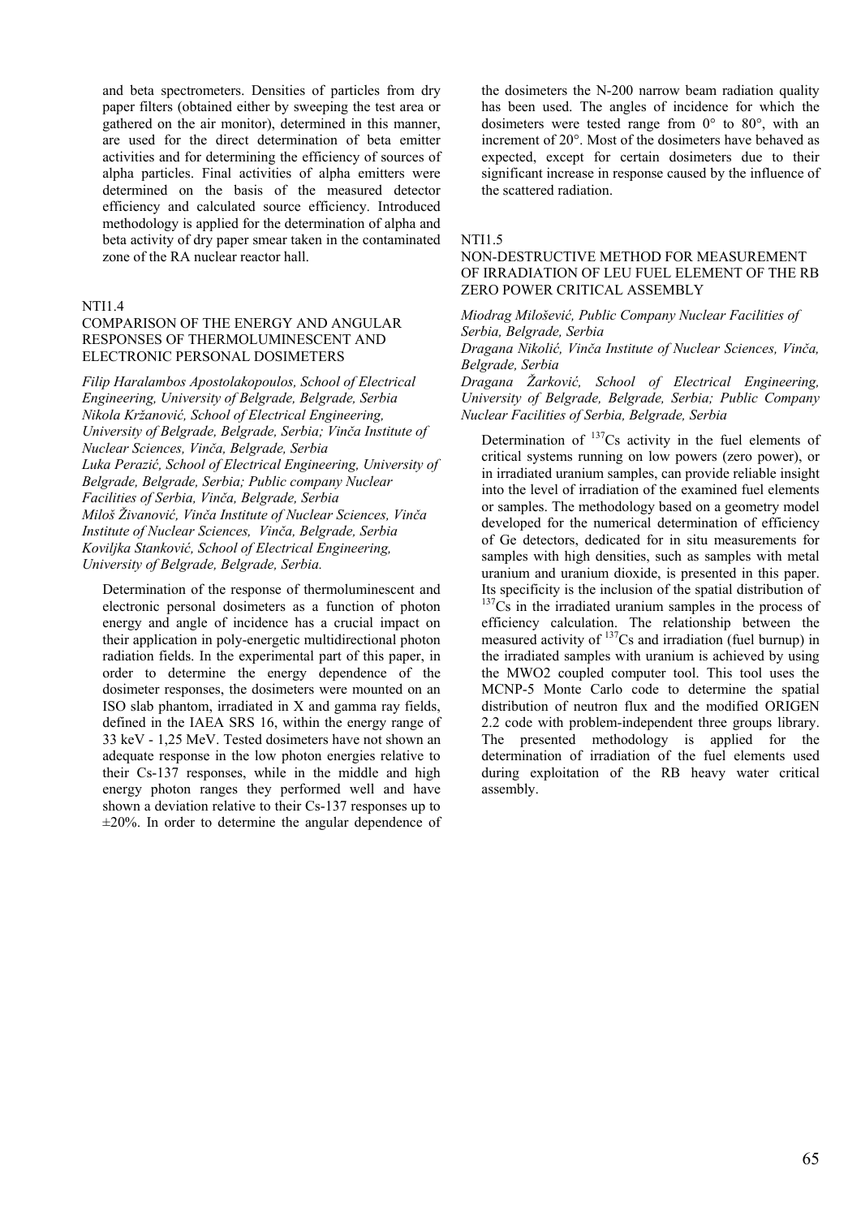and beta spectrometers. Densities of particles from dry paper filters (obtained either by sweeping the test area or gathered on the air monitor), determined in this manner, are used for the direct determination of beta emitter activities and for determining the efficiency of sources of alpha particles. Final activities of alpha emitters were determined on the basis of the measured detector efficiency and calculated source efficiency. Introduced methodology is applied for the determination of alpha and beta activity of dry paper smear taken in the contaminated zone of the RA nuclear reactor hall.

NTI1.4

### COMPARISON OF THE ENERGY AND ANGULAR RESPONSES OF THERMOLUMINESCENT AND ELECTRONIC PERSONAL DOSIMETERS

*Filip Haralambos Apostolakopoulos, School of Electrical Engineering, University of Belgrade, Belgrade, Serbia*
*Nikola Kržanović, School of Electrical Engineering, University of Belgrade, Belgrade, Serbia; Vinča Institute of Nuclear Sciences, Vinča, Belgrade, Serbia*
*Luka Perazić, School of Electrical Engineering, University of Belgrade, Belgrade, Serbia; Public company Nuclear Facilities of Serbia, Vinča, Belgrade, Serbia*
*Miloš Živanović, Vinča Institute of Nuclear Sciences, Vinča Institute of Nuclear Sciences, Vinča, Belgrade, Serbia*
*Koviljka Stanković, School of Electrical Engineering, University of Belgrade, Belgrade, Serbia.*

Determination of the response of thermoluminescent and electronic personal dosimeters as a function of photon energy and angle of incidence has a crucial impact on their application in poly-energetic multidirectional photon radiation fields. In the experimental part of this paper, in order to determine the energy dependence of the dosimeter responses, the dosimeters were mounted on an ISO slab phantom, irradiated in X and gamma ray fields, defined in the IAEA SRS 16, within the energy range of 33 keV - 1,25 MeV. Tested dosimeters have not shown an adequate response in the low photon energies relative to their Cs-137 responses, while in the middle and high energy photon ranges they performed well and have shown a deviation relative to their Cs-137 responses up to ±20%. In order to determine the angular dependence of the dosimeters the N-200 narrow beam radiation quality has been used. The angles of incidence for which the dosimeters were tested range from 0° to 80°, with an increment of 20°. Most of the dosimeters have behaved as expected, except for certain dosimeters due to their significant increase in response caused by the influence of the scattered radiation.

NTI1.5

### NON-DESTRUCTIVE METHOD FOR MEASUREMENT OF IRRADIATION OF LEU FUEL ELEMENT OF THE RB ZERO POWER CRITICAL ASSEMBLY

*Miodrag Milošević, Public Company Nuclear Facilities of Serbia, Belgrade, Serbia*
*Dragana Nikolić, Vinča Institute of Nuclear Sciences, Vinča, Belgrade, Serbia*
*Dragana Žarković, School of Electrical Engineering, University of Belgrade, Belgrade, Serbia; Public Company Nuclear Facilities of Serbia, Belgrade, Serbia*

Determination of $^{137}$Cs activity in the fuel elements of critical systems running on low powers (zero power), or in irradiated uranium samples, can provide reliable insight into the level of irradiation of the examined fuel elements or samples. The methodology based on a geometry model developed for the numerical determination of efficiency of Ge detectors, dedicated for in situ measurements for samples with high densities, such as samples with metal uranium and uranium dioxide, is presented in this paper. Its specificity is the inclusion of the spatial distribution of $^{137}$Cs in the irradiated uranium samples in the process of efficiency calculation. The relationship between the measured activity of $^{137}$Cs and irradiation (fuel burnup) in the irradiated samples with uranium is achieved by using the MWO2 coupled computer tool. This tool uses the MCNP-5 Monte Carlo code to determine the spatial distribution of neutron flux and the modified ORIGEN 2.2 code with problem-independent three groups library. The presented methodology is applied for the determination of irradiation of the fuel elements used during exploitation of the RB heavy water critical assembly.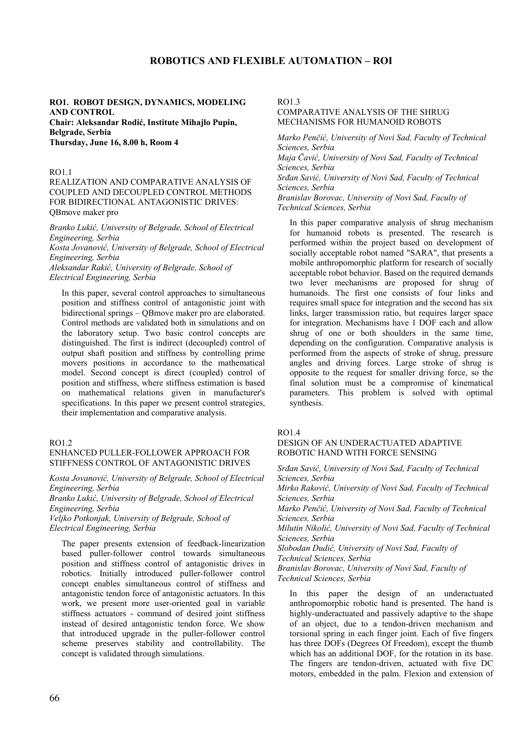# ROBOTICS AND FLEXIBLE AUTOMATION – ROI

## RO1. ROBOT DESIGN, DYNAMICS, MODELING AND CONTROL

**Chair: Aleksandar Rodić, Institute Mihajlo Pupin, Belgrade, Serbia**
**Thursday, June 16, 8.00 h, Room 4**

RO1.1
REALIZATION AND COMPARATIVE ANALYSIS OF COUPLED AND DECOUPLED CONTROL METHODS FOR BIDIRECTIONAL ANTAGONISTIC DRIVES: QBmove maker pro

*Branko Lukić, University of Belgrade, School of Electrical Engineering, Serbia*
*Kosta Jovanović, University of Belgrade, School of Electrical Engineering, Serbia*
*Aleksandar Rakić, University of Belgrade, School of Electrical Engineering, Serbia*

In this paper, several control approaches to simultaneous position and stiffness control of antagonistic joint with bidirectional springs – QBmove maker pro are elaborated. Control methods are validated both in simulations and on the laboratory setup. Two basic control concepts are distinguished. The first is indirect (decoupled) control of output shaft position and stiffness by controlling prime movers positions in accordance to the mathematical model. Second concept is direct (coupled) control of position and stiffness, where stiffness estimation is based on mathematical relations given in manufacturer's specifications. In this paper we present control strategies, their implementation and comparative analysis.

RO1.2
ENHANCED PULLER-FOLLOWER APPROACH FOR STIFFNESS CONTROL OF ANTAGONISTIC DRIVES

*Kosta Jovanović, University of Belgrade, School of Electrical Engineering, Serbia*
*Branko Lukić, University of Belgrade, School of Electrical Engineering, Serbia*
*Veljko Potkonjak, University of Belgrade, School of Electrical Engineering, Serbia*

The paper presents extension of feedback-linearization based puller-follower control towards simultaneous position and stiffness control of antagonistic drives in robotics. Initially introduced puller-follower control concept enables simultaneous control of stiffness and antagonistic tendon force of antagonistic actuators. In this work, we present more user-oriented goal in variable stiffness actuators - command of desired joint stiffness instead of desired antagonistic tendon force. We show that introduced upgrade in the puller-follower control scheme preserves stability and controllability. The concept is validated through simulations.

RO1.3
COMPARATIVE ANALYSIS OF THE SHRUG MECHANISMS FOR HUMANOID ROBOTS

*Marko Penčić, University of Novi Sad, Faculty of Technical Sciences, Serbia*
*Maja Čavić, University of Novi Sad, Faculty of Technical Sciences, Serbia*
*Srđan Savić, University of Novi Sad, Faculty of Technical Sciences, Serbia*
*Branislav Borovac, University of Novi Sad, Faculty of Technical Sciences, Serbia*

In this paper comparative analysis of shrug mechanism for humanoid robots is presented. The research is performed within the project based on development of socially acceptable robot named "SARA", that presents a mobile anthropomorphic platform for research of socially acceptable robot behavior. Based on the required demands two lever mechanisms are proposed for shrug of humanoids. The first one consists of four links and requires small space for integration and the second has six links, larger transmission ratio, but requires larger space for integration. Mechanisms have 1 DOF each and allow shrug of one or both shoulders in the same time, depending on the configuration. Comparative analysis is performed from the aspects of stroke of shrug, pressure angles and driving forces. Large stroke of shrug is opposite to the request for smaller driving force, so the final solution must be a compromise of kinematical parameters. This problem is solved with optimal synthesis.

RO1.4
DESIGN OF AN UNDERACTUATED ADAPTIVE ROBOTIC HAND WITH FORCE SENSING

*Srđan Savić, University of Novi Sad, Faculty of Technical Sciences, Serbia*
*Mirko Raković, University of Novi Sad, Faculty of Technical Sciences, Serbia*
*Marko Penčić, University of Novi Sad, Faculty of Technical Sciences, Serbia*
*Milutin Nikolić, University of Novi Sad, Faculty of Technical Sciences, Serbia*
*Slobodan Dudić, University of Novi Sad, Faculty of Technical Sciences, Serbia*
*Branislav Borovac, University of Novi Sad, Faculty of Technical Sciences, Serbia*

In this paper the design of an underactuated anthropomorphic robotic hand is presented. The hand is highly-underactuated and passively adaptive to the shape of an object, due to a tendon-driven mechanism and torsional spring in each finger joint. Each of five fingers has three DOFs (Degrees Of Freedom), except the thumb which has an additional DOF, for the rotation in its base. The fingers are tendon-driven, actuated with five DC motors, embedded in the palm. Flexion and extension of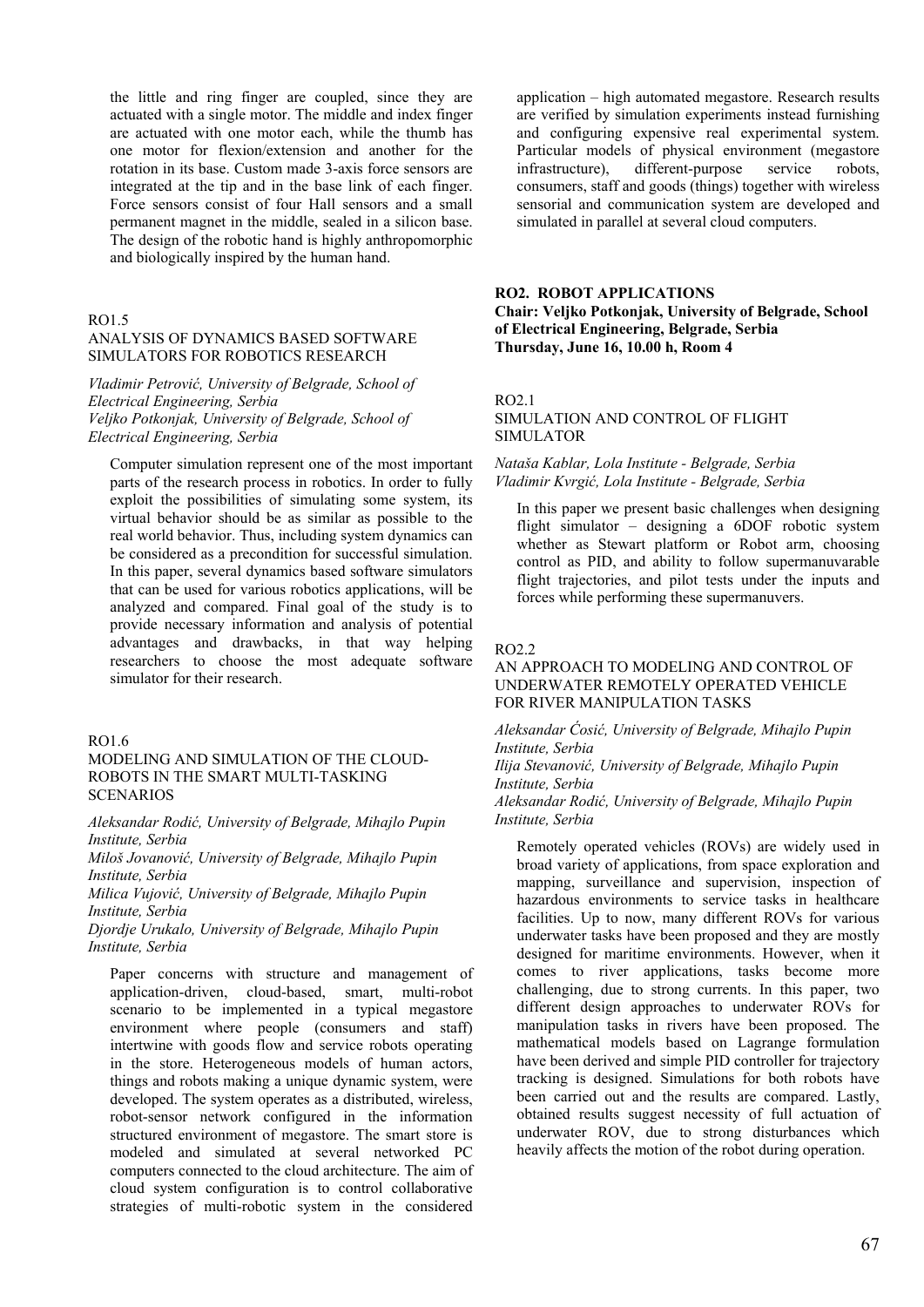the little and ring finger are coupled, since they are actuated with a single motor. The middle and index finger are actuated with one motor each, while the thumb has one motor for flexion/extension and another for the rotation in its base. Custom made 3-axis force sensors are integrated at the tip and in the base link of each finger. Force sensors consist of four Hall sensors and a small permanent magnet in the middle, sealed in a silicon base. The design of the robotic hand is highly anthropomorphic and biologically inspired by the human hand.

### RO1.5
### ANALYSIS OF DYNAMICS BASED SOFTWARE SIMULATORS FOR ROBOTICS RESEARCH

*Vladimir Petrović, University of Belgrade, School of Electrical Engineering, Serbia*
*Veljko Potkonjak, University of Belgrade, School of Electrical Engineering, Serbia*

Computer simulation represent one of the most important parts of the research process in robotics. In order to fully exploit the possibilities of simulating some system, its virtual behavior should be as similar as possible to the real world behavior. Thus, including system dynamics can be considered as a precondition for successful simulation. In this paper, several dynamics based software simulators that can be used for various robotics applications, will be analyzed and compared. Final goal of the study is to provide necessary information and analysis of potential advantages and drawbacks, in that way helping researchers to choose the most adequate software simulator for their research.

### RO1.6
### MODELING AND SIMULATION OF THE CLOUD-ROBOTS IN THE SMART MULTI-TASKING SCENARIOS

*Aleksandar Rodić, University of Belgrade, Mihajlo Pupin Institute, Serbia*
*Miloš Jovanović, University of Belgrade, Mihajlo Pupin Institute, Serbia*
*Milica Vujović, University of Belgrade, Mihajlo Pupin Institute, Serbia*
*Djordje Urukalo, University of Belgrade, Mihajlo Pupin Institute, Serbia*

Paper concerns with structure and management of application-driven, cloud-based, smart, multi-robot scenario to be implemented in a typical megastore environment where people (consumers and staff) intertwine with goods flow and service robots operating in the store. Heterogeneous models of human actors, things and robots making a unique dynamic system, were developed. The system operates as a distributed, wireless, robot-sensor network configured in the information structured environment of megastore. The smart store is modeled and simulated at several networked PC computers connected to the cloud architecture. The aim of cloud system configuration is to control collaborative strategies of multi-robotic system in the considered application – high automated megastore. Research results are verified by simulation experiments instead furnishing and configuring expensive real experimental system. Particular models of physical environment (megastore infrastructure), different-purpose service robots, consumers, staff and goods (things) together with wireless sensorial and communication system are developed and simulated in parallel at several cloud computers.

## RO2. ROBOT APPLICATIONS
**Chair: Veljko Potkonjak, University of Belgrade, School of Electrical Engineering, Belgrade, Serbia**
**Thursday, June 16, 10.00 h, Room 4**

### RO2.1
### SIMULATION AND CONTROL OF FLIGHT SIMULATOR

*Nataša Kablar, Lola Institute - Belgrade, Serbia*
*Vladimir Kvrgić, Lola Institute - Belgrade, Serbia*

In this paper we present basic challenges when designing flight simulator – designing a 6DOF robotic system whether as Stewart platform or Robot arm, choosing control as PID, and ability to follow supermanuvarable flight trajectories, and pilot tests under the inputs and forces while performing these supermanuvers.

### RO2.2
### AN APPROACH TO MODELING AND CONTROL OF UNDERWATER REMOTELY OPERATED VEHICLE FOR RIVER MANIPULATION TASKS

*Aleksandar Ćosić, University of Belgrade, Mihajlo Pupin Institute, Serbia*
*Ilija Stevanović, University of Belgrade, Mihajlo Pupin Institute, Serbia*
*Aleksandar Rodić, University of Belgrade, Mihajlo Pupin Institute, Serbia*

Remotely operated vehicles (ROVs) are widely used in broad variety of applications, from space exploration and mapping, surveillance and supervision, inspection of hazardous environments to service tasks in healthcare facilities. Up to now, many different ROVs for various underwater tasks have been proposed and they are mostly designed for maritime environments. However, when it comes to river applications, tasks become more challenging, due to strong currents. In this paper, two different design approaches to underwater ROVs for manipulation tasks in rivers have been proposed. The mathematical models based on Lagrange formulation have been derived and simple PID controller for trajectory tracking is designed. Simulations for both robots have been carried out and the results are compared. Lastly, obtained results suggest necessity of full actuation of underwater ROV, due to strong disturbances which heavily affects the motion of the robot during operation.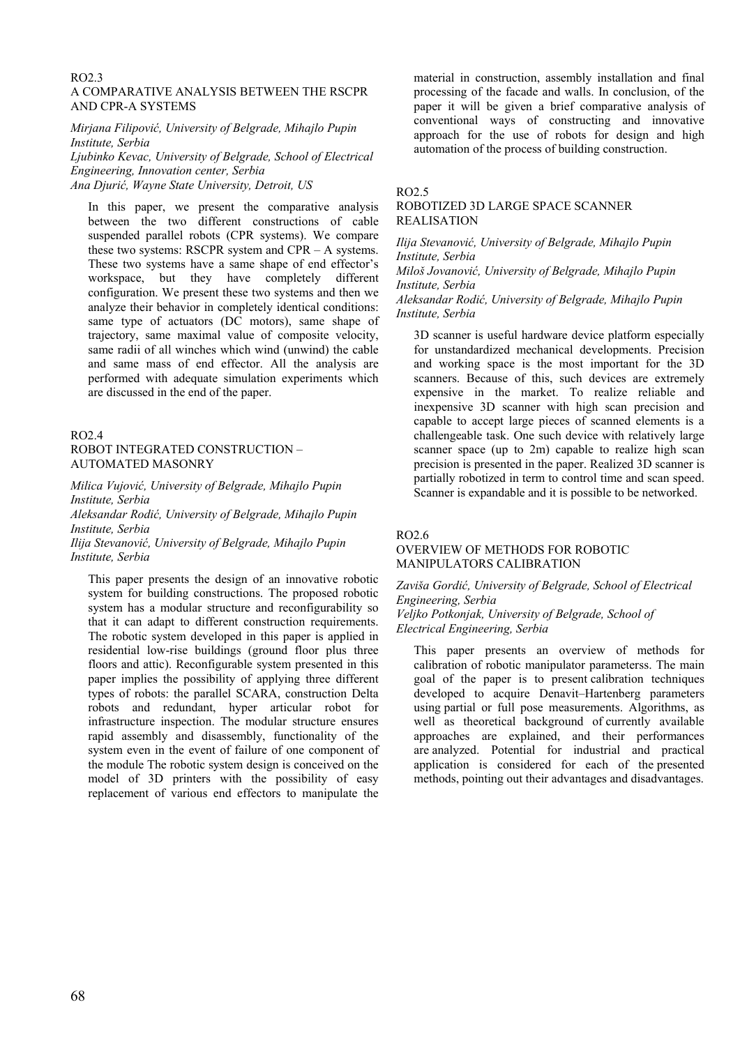RO2.3

### A COMPARATIVE ANALYSIS BETWEEN THE RSCPR AND CPR-A SYSTEMS

*Mirjana Filipović, University of Belgrade, Mihajlo Pupin Institute, Serbia*
*Ljubinko Kevac, University of Belgrade, School of Electrical Engineering, Innovation center, Serbia*
*Ana Djurić, Wayne State University, Detroit, US*

In this paper, we present the comparative analysis between the two different constructions of cable suspended parallel robots (CPR systems). We compare these two systems: RSCPR system and CPR – A systems. These two systems have a same shape of end effector's workspace, but they have completely different configuration. We present these two systems and then we analyze their behavior in completely identical conditions: same type of actuators (DC motors), same shape of trajectory, same maximal value of composite velocity, same radii of all winches which wind (unwind) the cable and same mass of end effector. All the analysis are performed with adequate simulation experiments which are discussed in the end of the paper.

RO2.4

### ROBOT INTEGRATED CONSTRUCTION – AUTOMATED MASONRY

*Milica Vujović, University of Belgrade, Mihajlo Pupin Institute, Serbia*
*Aleksandar Rodić, University of Belgrade, Mihajlo Pupin Institute, Serbia*
*Ilija Stevanović, University of Belgrade, Mihajlo Pupin Institute, Serbia*

This paper presents the design of an innovative robotic system for building constructions. The proposed robotic system has a modular structure and reconfigurability so that it can adapt to different construction requirements. The robotic system developed in this paper is applied in residential low-rise buildings (ground floor plus three floors and attic). Reconfigurable system presented in this paper implies the possibility of applying three different types of robots: the parallel SCARA, construction Delta robots and redundant, hyper articular robot for infrastructure inspection. The modular structure ensures rapid assembly and disassembly, functionality of the system even in the event of failure of one component of the module The robotic system design is conceived on the model of 3D printers with the possibility of easy replacement of various end effectors to manipulate the material in construction, assembly installation and final processing of the facade and walls. In conclusion, of the paper it will be given a brief comparative analysis of conventional ways of constructing and innovative approach for the use of robots for design and high automation of the process of building construction.

RO2.5

### ROBOTIZED 3D LARGE SPACE SCANNER REALISATION

*Ilija Stevanović, University of Belgrade, Mihajlo Pupin Institute, Serbia*
*Miloš Jovanović, University of Belgrade, Mihajlo Pupin Institute, Serbia*
*Aleksandar Rodić, University of Belgrade, Mihajlo Pupin Institute, Serbia*

3D scanner is useful hardware device platform especially for unstandardized mechanical developments. Precision and working space is the most important for the 3D scanners. Because of this, such devices are extremely expensive in the market. To realize reliable and inexpensive 3D scanner with high scan precision and capable to accept large pieces of scanned elements is a challengeable task. One such device with relatively large scanner space (up to 2m) capable to realize high scan precision is presented in the paper. Realized 3D scanner is partially robotized in term to control time and scan speed. Scanner is expandable and it is possible to be networked.

RO2.6

### OVERVIEW OF METHODS FOR ROBOTIC MANIPULATORS CALIBRATION

*Zaviša Gordić, University of Belgrade, School of Electrical Engineering, Serbia*
*Veljko Potkonjak, University of Belgrade, School of Electrical Engineering, Serbia*

This paper presents an overview of methods for calibration of robotic manipulator parameterss. The main goal of the paper is to present calibration techniques developed to acquire Denavit–Hartenberg parameters using partial or full pose measurements. Algorithms, as well as theoretical background of currently available approaches are explained, and their performances are analyzed. Potential for industrial and practical application is considered for each of the presented methods, pointing out their advantages and disadvantages.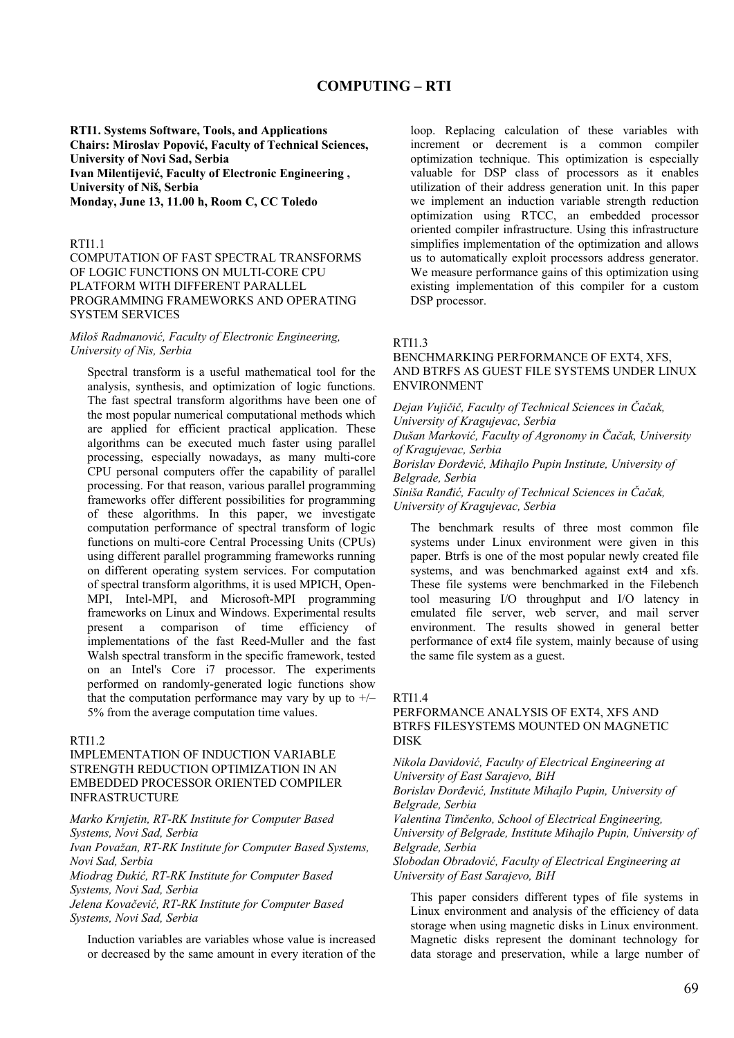# COMPUTING – RTI

**RTI1. Systems Software, Tools, and Applications**
**Chairs: Miroslav Popović, Faculty of Technical Sciences, University of Novi Sad, Serbia**
**Ivan Milentijević, Faculty of Electronic Engineering , University of Niš, Serbia**
**Monday, June 13, 11.00 h, Room C, CC Toledo**

RTI1.1

COMPUTATION OF FAST SPECTRAL TRANSFORMS OF LOGIC FUNCTIONS ON MULTI-CORE CPU PLATFORM WITH DIFFERENT PARALLEL PROGRAMMING FRAMEWORKS AND OPERATING SYSTEM SERVICES

*Miloš Radmanović, Faculty of Electronic Engineering, University of Nis, Serbia*

Spectral transform is a useful mathematical tool for the analysis, synthesis, and optimization of logic functions. The fast spectral transform algorithms have been one of the most popular numerical computational methods which are applied for efficient practical application. These algorithms can be executed much faster using parallel processing, especially nowadays, as many multi-core CPU personal computers offer the capability of parallel processing. For that reason, various parallel programming frameworks offer different possibilities for programming of these algorithms. In this paper, we investigate computation performance of spectral transform of logic functions on multi-core Central Processing Units (CPUs) using different parallel programming frameworks running on different operating system services. For computation of spectral transform algorithms, it is used MPICH, Open-MPI, Intel-MPI, and Microsoft-MPI programming frameworks on Linux and Windows. Experimental results present a comparison of time efficiency of implementations of the fast Reed-Muller and the fast Walsh spectral transform in the specific framework, tested on an Intel's Core i7 processor. The experiments performed on randomly-generated logic functions show that the computation performance may vary by up to +/– 5% from the average computation time values.

RTI1.2

IMPLEMENTATION OF INDUCTION VARIABLE STRENGTH REDUCTION OPTIMIZATION IN AN EMBEDDED PROCESSOR ORIENTED COMPILER INFRASTRUCTURE

*Marko Krnjetin, RT-RK Institute for Computer Based Systems, Novi Sad, Serbia*
*Ivan Považan, RT-RK Institute for Computer Based Systems, Novi Sad, Serbia*
*Miodrag Đukić, RT-RK Institute for Computer Based Systems, Novi Sad, Serbia*
*Jelena Kovačević, RT-RK Institute for Computer Based Systems, Novi Sad, Serbia*

Induction variables are variables whose value is increased or decreased by the same amount in every iteration of the loop. Replacing calculation of these variables with increment or decrement is a common compiler optimization technique. This optimization is especially valuable for DSP class of processors as it enables utilization of their address generation unit. In this paper we implement an induction variable strength reduction optimization using RTCC, an embedded processor oriented compiler infrastructure. Using this infrastructure simplifies implementation of the optimization and allows us to automatically exploit processors address generator. We measure performance gains of this optimization using existing implementation of this compiler for a custom DSP processor.

RTI1.3

BENCHMARKING PERFORMANCE OF EXT4, XFS, AND BTRFS AS GUEST FILE SYSTEMS UNDER LINUX ENVIRONMENT

*Dejan Vujičič, Faculty of Technical Sciences in Čačak, University of Kragujevac, Serbia*
*Dušan Marković, Faculty of Agronomy in Čačak, University of Kragujevac, Serbia*
*Borislav Đorđević, Mihajlo Pupin Institute, University of Belgrade, Serbia*
*Siniša Ranđić, Faculty of Technical Sciences in Čačak, University of Kragujevac, Serbia*

The benchmark results of three most common file systems under Linux environment were given in this paper. Btrfs is one of the most popular newly created file systems, and was benchmarked against ext4 and xfs. These file systems were benchmarked in the Filebench tool measuring I/O throughput and I/O latency in emulated file server, web server, and mail server environment. The results showed in general better performance of ext4 file system, mainly because of using the same file system as a guest.

RTI1.4

PERFORMANCE ANALYSIS OF EXT4, XFS AND BTRFS FILESYSTEMS MOUNTED ON MAGNETIC DISK

*Nikola Davidović, Faculty of Electrical Engineering at University of East Sarajevo, BiH*
*Borislav Đorđević, Institute Mihajlo Pupin, University of Belgrade, Serbia*
*Valentina Timčenko, School of Electrical Engineering, University of Belgrade, Institute Mihajlo Pupin, University of Belgrade, Serbia*
*Slobodan Obradović, Faculty of Electrical Engineering at University of East Sarajevo, BiH*

This paper considers different types of file systems in Linux environment and analysis of the efficiency of data storage when using magnetic disks in Linux environment. Magnetic disks represent the dominant technology for data storage and preservation, while a large number of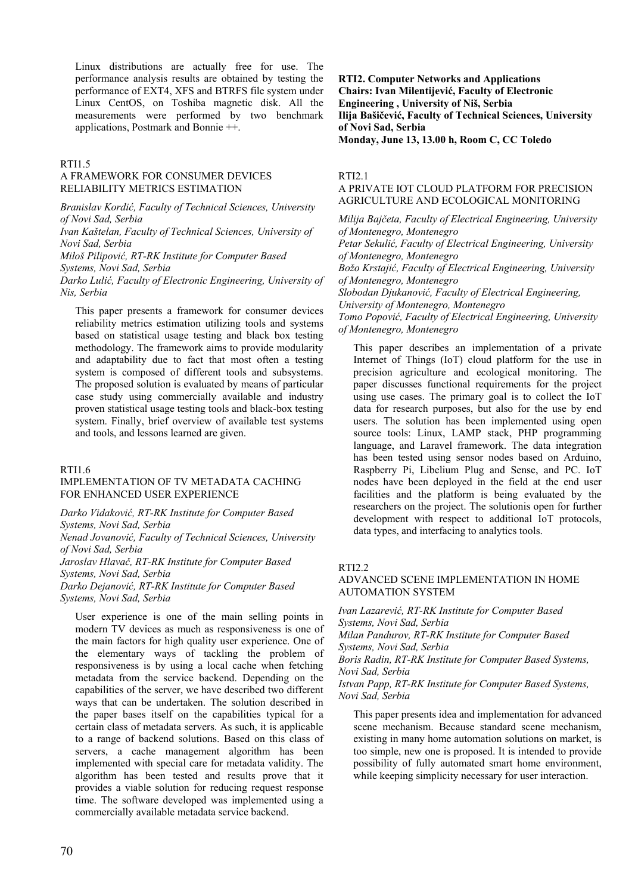Linux distributions are actually free for use. The performance analysis results are obtained by testing the performance of EXT4, XFS and BTRFS file system under Linux CentOS, on Toshiba magnetic disk. All the measurements were performed by two benchmark applications, Postmark and Bonnie ++.

RTI1.5

### A FRAMEWORK FOR CONSUMER DEVICES RELIABILITY METRICS ESTIMATION

*Branislav Kordić, Faculty of Technical Sciences, University of Novi Sad, Serbia*
*Ivan Kaštelan, Faculty of Technical Sciences, University of Novi Sad, Serbia*
*Miloš Pilipović, RT-RK Institute for Computer Based Systems, Novi Sad, Serbia*
*Darko Lulić, Faculty of Electronic Engineering, University of Nis, Serbia*

This paper presents a framework for consumer devices reliability metrics estimation utilizing tools and systems based on statistical usage testing and black box testing methodology. The framework aims to provide modularity and adaptability due to fact that most often a testing system is composed of different tools and subsystems. The proposed solution is evaluated by means of particular case study using commercially available and industry proven statistical usage testing tools and black-box testing system. Finally, brief overview of available test systems and tools, and lessons learned are given.

RTI1.6

### IMPLEMENTATION OF TV METADATA CACHING FOR ENHANCED USER EXPERIENCE

*Darko Vidaković, RT-RK Institute for Computer Based Systems, Novi Sad, Serbia*
*Nenad Jovanović, Faculty of Technical Sciences, University of Novi Sad, Serbia*
*Jaroslav Hlavač, RT-RK Institute for Computer Based Systems, Novi Sad, Serbia*
*Darko Dejanović, RT-RK Institute for Computer Based Systems, Novi Sad, Serbia*

User experience is one of the main selling points in modern TV devices as much as responsiveness is one of the main factors for high quality user experience. One of the elementary ways of tackling the problem of responsiveness is by using a local cache when fetching metadata from the service backend. Depending on the capabilities of the server, we have described two different ways that can be undertaken. The solution described in the paper bases itself on the capabilities typical for a certain class of metadata servers. As such, it is applicable to a range of backend solutions. Based on this class of servers, a cache management algorithm has been implemented with special care for metadata validity. The algorithm has been tested and results prove that it provides a viable solution for reducing request response time. The software developed was implemented using a commercially available metadata service backend.

## RTI2. Computer Networks and Applications

**Chairs: Ivan Milentijević, Faculty of Electronic Engineering , University of Niš, Serbia**
**Ilija Bašičević, Faculty of Technical Sciences, University of Novi Sad, Serbia**
**Monday, June 13, 13.00 h, Room C, CC Toledo**

RTI2.1

### A PRIVATE IOT CLOUD PLATFORM FOR PRECISION AGRICULTURE AND ECOLOGICAL MONITORING

*Milija Bajčeta, Faculty of Electrical Engineering, University of Montenegro, Montenegro*
*Petar Sekulić, Faculty of Electrical Engineering, University of Montenegro, Montenegro*
*Božo Krstajić, Faculty of Electrical Engineering, University of Montenegro, Montenegro*
*Slobodan Djukanović, Faculty of Electrical Engineering, University of Montenegro, Montenegro*
*Tomo Popović, Faculty of Electrical Engineering, University of Montenegro, Montenegro*

This paper describes an implementation of a private Internet of Things (IoT) cloud platform for the use in precision agriculture and ecological monitoring. The paper discusses functional requirements for the project using use cases. The primary goal is to collect the IoT data for research purposes, but also for the use by end users. The solution has been implemented using open source tools: Linux, LAMP stack, PHP programming language, and Laravel framework. The data integration has been tested using sensor nodes based on Arduino, Raspberry Pi, Libelium Plug and Sense, and PC. IoT nodes have been deployed in the field at the end user facilities and the platform is being evaluated by the researchers on the project. The solutionis open for further development with respect to additional IoT protocols, data types, and interfacing to analytics tools.

RTI2.2

### ADVANCED SCENE IMPLEMENTATION IN HOME AUTOMATION SYSTEM

*Ivan Lazarević, RT-RK Institute for Computer Based Systems, Novi Sad, Serbia*
*Milan Pandurov, RT-RK Institute for Computer Based Systems, Novi Sad, Serbia*
*Boris Radin, RT-RK Institute for Computer Based Systems, Novi Sad, Serbia*
*Istvan Papp, RT-RK Institute for Computer Based Systems, Novi Sad, Serbia*

This paper presents idea and implementation for advanced scene mechanism. Because standard scene mechanism, existing in many home automation solutions on market, is too simple, new one is proposed. It is intended to provide possibility of fully automated smart home environment, while keeping simplicity necessary for user interaction.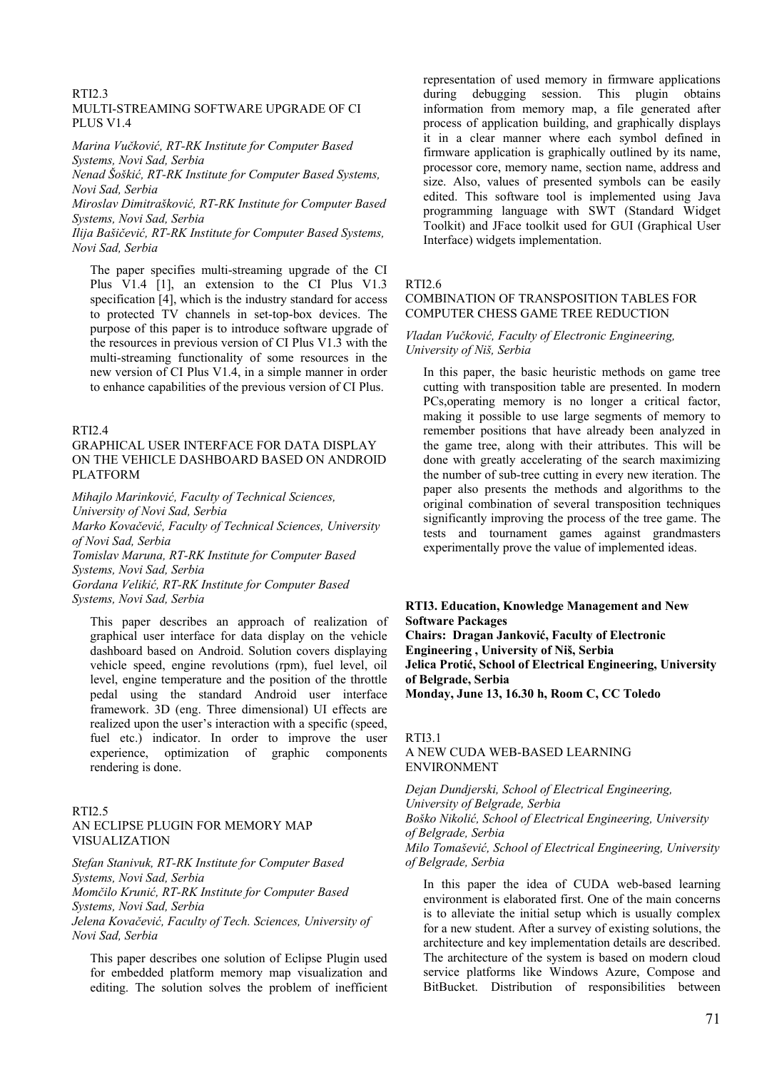RTI2.3
MULTI-STREAMING SOFTWARE UPGRADE OF CI PLUS V1.4

*Marina Vučković, RT-RK Institute for Computer Based Systems, Novi Sad, Serbia*
*Nenad Šoškić, RT-RK Institute for Computer Based Systems, Novi Sad, Serbia*
*Miroslav Dimitrašković, RT-RK Institute for Computer Based Systems, Novi Sad, Serbia*
*Ilija Bašičević, RT-RK Institute for Computer Based Systems, Novi Sad, Serbia*

The paper specifies multi-streaming upgrade of the CI Plus V1.4 [1], an extension to the CI Plus V1.3 specification [4], which is the industry standard for access to protected TV channels in set-top-box devices. The purpose of this paper is to introduce software upgrade of the resources in previous version of CI Plus V1.3 with the multi-streaming functionality of some resources in the new version of CI Plus V1.4, in a simple manner in order to enhance capabilities of the previous version of CI Plus.

RTI2.4
GRAPHICAL USER INTERFACE FOR DATA DISPLAY ON THE VEHICLE DASHBOARD BASED ON ANDROID PLATFORM

*Mihajlo Marinković, Faculty of Technical Sciences, University of Novi Sad, Serbia*
*Marko Kovačević, Faculty of Technical Sciences, University of Novi Sad, Serbia*
*Tomislav Maruna, RT-RK Institute for Computer Based Systems, Novi Sad, Serbia*
*Gordana Velikić, RT-RK Institute for Computer Based Systems, Novi Sad, Serbia*

This paper describes an approach of realization of graphical user interface for data display on the vehicle dashboard based on Android. Solution covers displaying vehicle speed, engine revolutions (rpm), fuel level, oil level, engine temperature and the position of the throttle pedal using the standard Android user interface framework. 3D (eng. Three dimensional) UI effects are realized upon the user's interaction with a specific (speed, fuel etc.) indicator. In order to improve the user experience, optimization of graphic components rendering is done.

RTI2.5
AN ECLIPSE PLUGIN FOR MEMORY MAP VISUALIZATION

*Stefan Stanivuk, RT-RK Institute for Computer Based Systems, Novi Sad, Serbia*
*Momčilo Krunić, RT-RK Institute for Computer Based Systems, Novi Sad, Serbia*
*Jelena Kovačević, Faculty of Tech. Sciences, University of Novi Sad, Serbia*

This paper describes one solution of Eclipse Plugin used for embedded platform memory map visualization and editing. The solution solves the problem of inefficient representation of used memory in firmware applications during debugging session. This plugin obtains information from memory map, a file generated after process of application building, and graphically displays it in a clear manner where each symbol defined in firmware application is graphically outlined by its name, processor core, memory name, section name, address and size. Also, values of presented symbols can be easily edited. This software tool is implemented using Java programming language with SWT (Standard Widget Toolkit) and JFace toolkit used for GUI (Graphical User Interface) widgets implementation.

RTI2.6
COMBINATION OF TRANSPOSITION TABLES FOR COMPUTER CHESS GAME TREE REDUCTION

*Vladan Vučković, Faculty of Electronic Engineering, University of Niš, Serbia*

In this paper, the basic heuristic methods on game tree cutting with transposition table are presented. In modern PCs,operating memory is no longer a critical factor, making it possible to use large segments of memory to remember positions that have already been analyzed in the game tree, along with their attributes. This will be done with greatly accelerating of the search maximizing the number of sub-tree cutting in every new iteration. The paper also presents the methods and algorithms to the original combination of several transposition techniques significantly improving the process of the tree game. The tests and tournament games against grandmasters experimentally prove the value of implemented ideas.

**RTI3. Education, Knowledge Management and New Software Packages**
**Chairs: Dragan Janković, Faculty of Electronic Engineering , University of Niš, Serbia**
**Jelica Protić, School of Electrical Engineering, University of Belgrade, Serbia**
**Monday, June 13, 16.30 h, Room C, CC Toledo**

RTI3.1
A NEW CUDA WEB-BASED LEARNING ENVIRONMENT

*Dejan Dundjerski, School of Electrical Engineering, University of Belgrade, Serbia*
*Boško Nikolić, School of Electrical Engineering, University of Belgrade, Serbia*
*Milo Tomašević, School of Electrical Engineering, University of Belgrade, Serbia*

In this paper the idea of CUDA web-based learning environment is elaborated first. One of the main concerns is to alleviate the initial setup which is usually complex for a new student. After a survey of existing solutions, the architecture and key implementation details are described. The architecture of the system is based on modern cloud service platforms like Windows Azure, Compose and BitBucket. Distribution of responsibilities between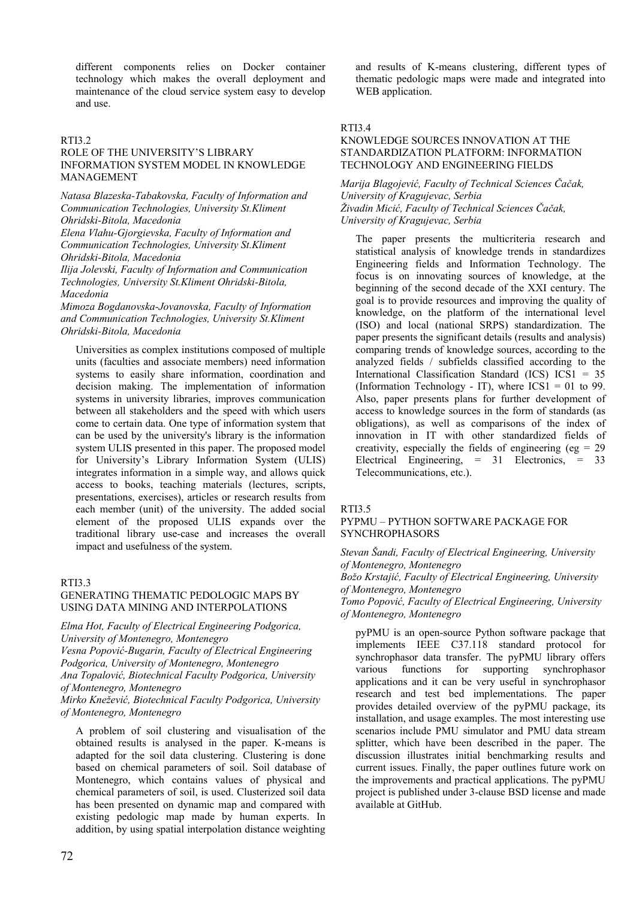different components relies on Docker container technology which makes the overall deployment and maintenance of the cloud service system easy to develop and use.

RTI3.2

### ROLE OF THE UNIVERSITY'S LIBRARY INFORMATION SYSTEM MODEL IN KNOWLEDGE MANAGEMENT

*Natasa Blazeska-Tabakovska, Faculty of Information and Communication Technologies, University St.Kliment Ohridski-Bitola, Macedonia*
*Elena Vlahu-Gjorgievska, Faculty of Information and Communication Technologies, University St.Kliment Ohridski-Bitola, Macedonia*
*Ilija Jolevski, Faculty of Information and Communication Technologies, University St.Kliment Ohridski-Bitola, Macedonia*
*Mimoza Bogdanovska-Jovanovska, Faculty of Information and Communication Technologies, University St.Kliment Ohridski-Bitola, Macedonia*

Universities as complex institutions composed of multiple units (faculties and associate members) need information systems to easily share information, coordination and decision making. The implementation of information systems in university libraries, improves communication between all stakeholders and the speed with which users come to certain data. One type of information system that can be used by the university's library is the information system ULIS presented in this paper. The proposed model for University's Library Information System (ULIS) integrates information in a simple way, and allows quick access to books, teaching materials (lectures, scripts, presentations, exercises), articles or research results from each member (unit) of the university. The added social element of the proposed ULIS expands over the traditional library use-case and increases the overall impact and usefulness of the system.

RTI3.3

### GENERATING THEMATIC PEDOLOGIC MAPS BY USING DATA MINING AND INTERPOLATIONS

*Elma Hot, Faculty of Electrical Engineering Podgorica, University of Montenegro, Montenegro*
*Vesna Popović-Bugarin, Faculty of Electrical Engineering Podgorica, University of Montenegro, Montenegro*
*Ana Topalović, Biotechnical Faculty Podgorica, University of Montenegro, Montenegro*
*Mirko Knežević, Biotechnical Faculty Podgorica, University of Montenegro, Montenegro*

A problem of soil clustering and visualisation of the obtained results is analysed in the paper. K-means is adapted for the soil data clustering. Clustering is done based on chemical parameters of soil. Soil database of Montenegro, which contains values of physical and chemical parameters of soil, is used. Clusterized soil data has been presented on dynamic map and compared with existing pedologic map made by human experts. In addition, by using spatial interpolation distance weighting and results of K-means clustering, different types of thematic pedologic maps were made and integrated into WEB application.

RTI3.4

### KNOWLEDGE SOURCES INNOVATION AT THE STANDARDIZATION PLATFORM: INFORMATION TECHNOLOGY AND ENGINEERING FIELDS

*Marija Blagojević, Faculty of Technical Sciences Čačak, University of Kragujevac, Serbia*
*Živadin Micić, Faculty of Technical Sciences Čačak, University of Kragujevac, Serbia*

The paper presents the multicriteria research and statistical analysis of knowledge trends in standardizes Engineering fields and Information Technology. The focus is on innovating sources of knowledge, at the beginning of the second decade of the XXI century. The goal is to provide resources and improving the quality of knowledge, on the platform of the international level (ISO) and local (national SRPS) standardization. The paper presents the significant details (results and analysis) comparing trends of knowledge sources, according to the analyzed fields / subfields classified according to the International Classification Standard (ICS) ICS1 = 35 (Information Technology - IT), where ICS1 = 01 to 99. Also, paper presents plans for further development of access to knowledge sources in the form of standards (as obligations), as well as comparisons of the index of innovation in IT with other standardized fields of creativity, especially the fields of engineering (eg = 29 Electrical Engineering, = 31 Electronics, = 33 Telecommunications, etc.).

RTI3.5

### PYPMU – PYTHON SOFTWARE PACKAGE FOR SYNCHROPHASORS

*Stevan Šandi, Faculty of Electrical Engineering, University of Montenegro, Montenegro*
*Božo Krstajić, Faculty of Electrical Engineering, University of Montenegro, Montenegro*
*Tomo Popović, Faculty of Electrical Engineering, University of Montenegro, Montenegro*

pyPMU is an open-source Python software package that implements IEEE C37.118 standard protocol for synchrophasor data transfer. The pyPMU library offers various functions for supporting synchrophasor applications and it can be very useful in synchrophasor research and test bed implementations. The paper provides detailed overview of the pyPMU package, its installation, and usage examples. The most interesting use scenarios include PMU simulator and PMU data stream splitter, which have been described in the paper. The discussion illustrates initial benchmarking results and current issues. Finally, the paper outlines future work on the improvements and practical applications. The pyPMU project is published under 3-clause BSD license and made available at GitHub.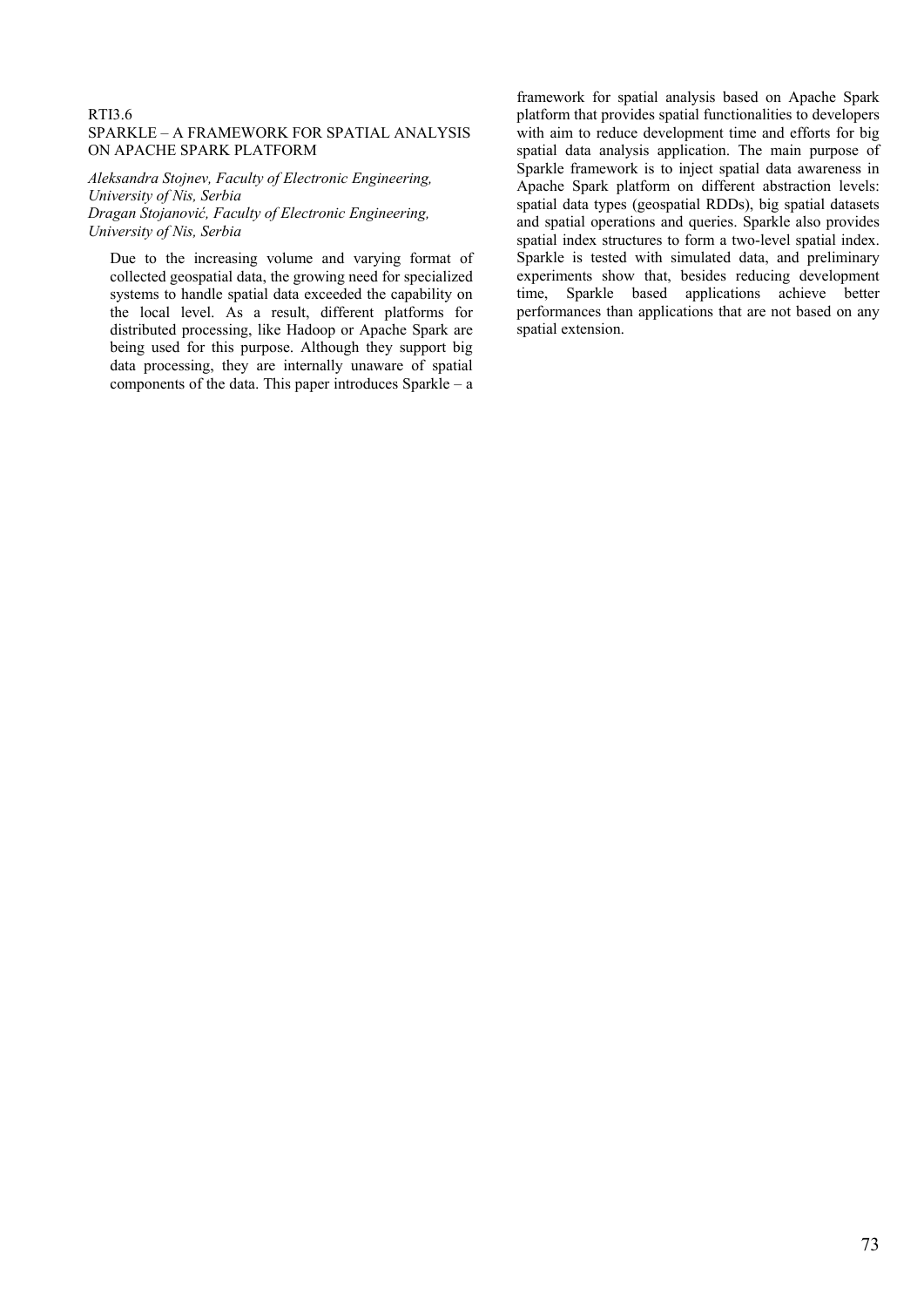RTI3.6

## SPARKLE – A FRAMEWORK FOR SPATIAL ANALYSIS ON APACHE SPARK PLATFORM

*Aleksandra Stojnev, Faculty of Electronic Engineering, University of Nis, Serbia*
*Dragan Stojanović, Faculty of Electronic Engineering, University of Nis, Serbia*

Due to the increasing volume and varying format of collected geospatial data, the growing need for specialized systems to handle spatial data exceeded the capability on the local level. As a result, different platforms for distributed processing, like Hadoop or Apache Spark are being used for this purpose. Although they support big data processing, they are internally unaware of spatial components of the data. This paper introduces Sparkle – a framework for spatial analysis based on Apache Spark platform that provides spatial functionalities to developers with aim to reduce development time and efforts for big spatial data analysis application. The main purpose of Sparkle framework is to inject spatial data awareness in Apache Spark platform on different abstraction levels: spatial data types (geospatial RDDs), big spatial datasets and spatial operations and queries. Sparkle also provides spatial index structures to form a two-level spatial index. Sparkle is tested with simulated data, and preliminary experiments show that, besides reducing development time, Sparkle based applications achieve better performances than applications that are not based on any spatial extension.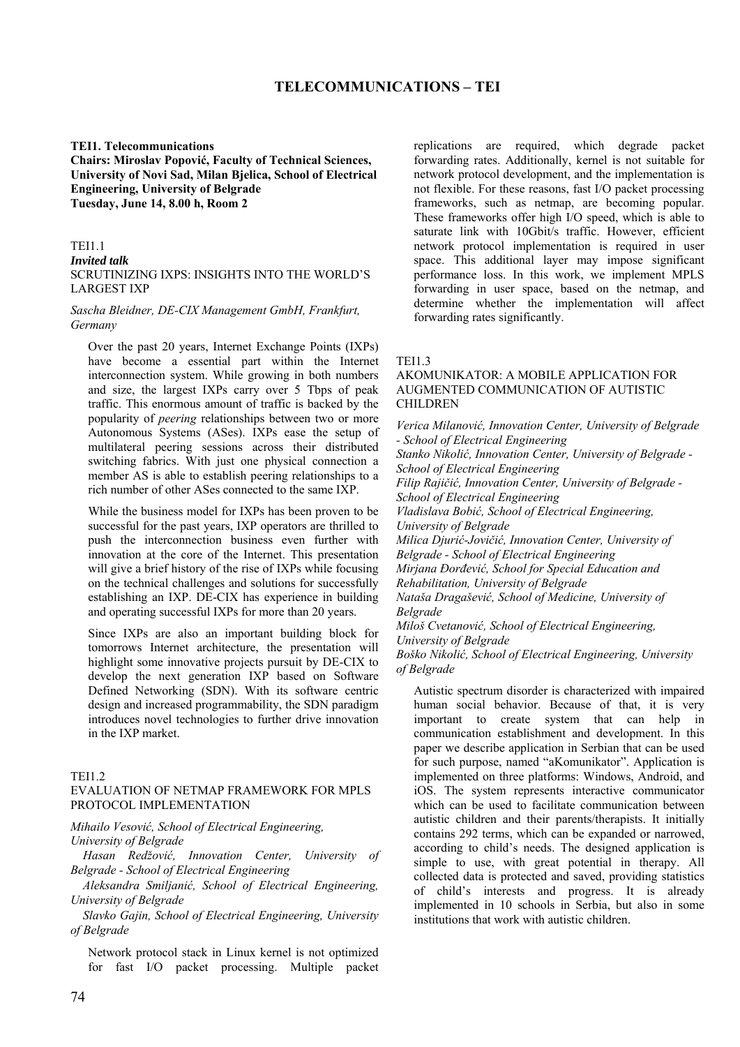# TELECOMMUNICATIONS – TEI

## TEI1. Telecommunications

**Chairs: Miroslav Popović, Faculty of Technical Sciences, University of Novi Sad, Milan Bjelica, School of Electrical Engineering, University of Belgrade**
**Tuesday, June 14, 8.00 h, Room 2**

TEI1.1
***Invited talk***
SCRUTINIZING IXPS: INSIGHTS INTO THE WORLD'S LARGEST IXP

*Sascha Bleidner, DE-CIX Management GmbH, Frankfurt, Germany*

Over the past 20 years, Internet Exchange Points (IXPs) have become a essential part within the Internet interconnection system. While growing in both numbers and size, the largest IXPs carry over 5 Tbps of peak traffic. This enormous amount of traffic is backed by the popularity of *peering* relationships between two or more Autonomous Systems (ASes). IXPs ease the setup of multilateral peering sessions across their distributed switching fabrics. With just one physical connection a member AS is able to establish peering relationships to a rich number of other ASes connected to the same IXP.

While the business model for IXPs has been proven to be successful for the past years, IXP operators are thrilled to push the interconnection business even further with innovation at the core of the Internet. This presentation will give a brief history of the rise of IXPs while focusing on the technical challenges and solutions for successfully establishing an IXP. DE-CIX has experience in building and operating successful IXPs for more than 20 years.

Since IXPs are also an important building block for tomorrows Internet architecture, the presentation will highlight some innovative projects pursuit by DE-CIX to develop the next generation IXP based on Software Defined Networking (SDN). With its software centric design and increased programmability, the SDN paradigm introduces novel technologies to further drive innovation in the IXP market.

TEI1.2
EVALUATION OF NETMAP FRAMEWORK FOR MPLS PROTOCOL IMPLEMENTATION

*Mihailo Vesović, School of Electrical Engineering, University of Belgrade*
*Hasan Redžović, Innovation Center, University of Belgrade - School of Electrical Engineering*
*Aleksandra Smiljanić, School of Electrical Engineering, University of Belgrade*
*Slavko Gajin, School of Electrical Engineering, University of Belgrade*

Network protocol stack in Linux kernel is not optimized for fast I/O packet processing. Multiple packet replications are required, which degrade packet forwarding rates. Additionally, kernel is not suitable for network protocol development, and the implementation is not flexible. For these reasons, fast I/O packet processing frameworks, such as netmap, are becoming popular. These frameworks offer high I/O speed, which is able to saturate link with 10Gbit/s traffic. However, efficient network protocol implementation is required in user space. This additional layer may impose significant performance loss. In this work, we implement MPLS forwarding in user space, based on the netmap, and determine whether the implementation will affect forwarding rates significantly.

TEI1.3
AKOMUNIKATOR: A MOBILE APPLICATION FOR AUGMENTED COMMUNICATION OF AUTISTIC CHILDREN

*Verica Milanović, Innovation Center, University of Belgrade - School of Electrical Engineering*
*Stanko Nikolić, Innovation Center, University of Belgrade - School of Electrical Engineering*
*Filip Rajičić, Innovation Center, University of Belgrade - School of Electrical Engineering*
*Vladislava Bobić, School of Electrical Engineering, University of Belgrade*
*Milica Djurić-Jovičić, Innovation Center, University of Belgrade - School of Electrical Engineering*
*Mirjana Đorđević, School for Special Education and Rehabilitation, University of Belgrade*
*Nataša Dragašević, School of Medicine, University of Belgrade*
*Miloš Cvetanović, School of Electrical Engineering, University of Belgrade*
*Boško Nikolić, School of Electrical Engineering, University of Belgrade*

Autistic spectrum disorder is characterized with impaired human social behavior. Because of that, it is very important to create system that can help in communication establishment and development. In this paper we describe application in Serbian that can be used for such purpose, named "aKomunikator". Application is implemented on three platforms: Windows, Android, and iOS. The system represents interactive communicator which can be used to facilitate communication between autistic children and their parents/therapists. It initially contains 292 terms, which can be expanded or narrowed, according to child's needs. The designed application is simple to use, with great potential in therapy. All collected data is protected and saved, providing statistics of child's interests and progress. It is already implemented in 10 schools in Serbia, but also in some institutions that work with autistic children.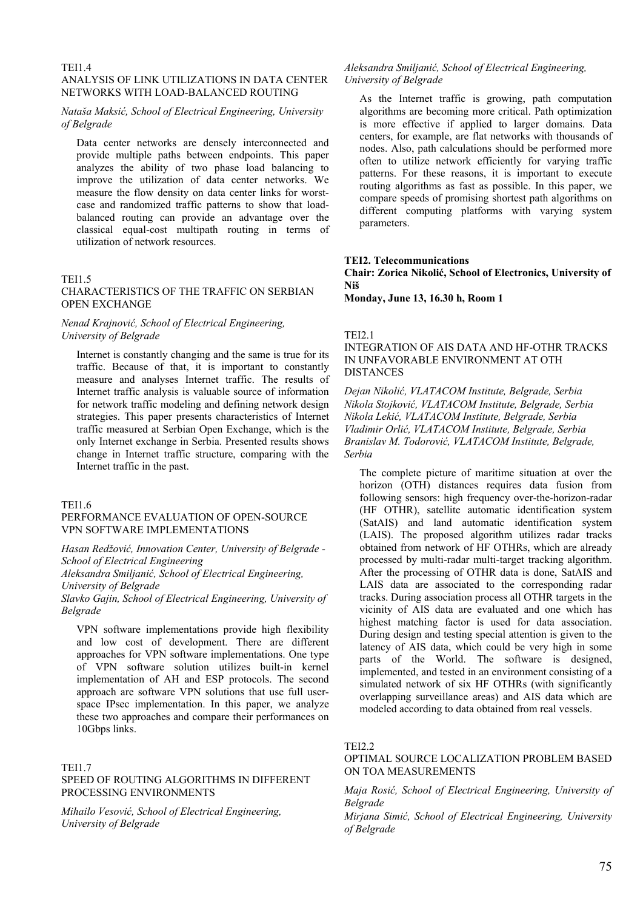TEI1.4
ANALYSIS OF LINK UTILIZATIONS IN DATA CENTER NETWORKS WITH LOAD-BALANCED ROUTING

*Nataša Maksić, School of Electrical Engineering, University of Belgrade*

Data center networks are densely interconnected and provide multiple paths between endpoints. This paper analyzes the ability of two phase load balancing to improve the utilization of data center networks. We measure the flow density on data center links for worst-case and randomized traffic patterns to show that load-balanced routing can provide an advantage over the classical equal-cost multipath routing in terms of utilization of network resources.

TEI1.5
CHARACTERISTICS OF THE TRAFFIC ON SERBIAN OPEN EXCHANGE

*Nenad Krajnović, School of Electrical Engineering, University of Belgrade*

Internet is constantly changing and the same is true for its traffic. Because of that, it is important to constantly measure and analyses Internet traffic. The results of Internet traffic analysis is valuable source of information for network traffic modeling and defining network design strategies. This paper presents characteristics of Internet traffic measured at Serbian Open Exchange, which is the only Internet exchange in Serbia. Presented results shows change in Internet traffic structure, comparing with the Internet traffic in the past.

TEI1.6
PERFORMANCE EVALUATION OF OPEN-SOURCE VPN SOFTWARE IMPLEMENTATIONS

*Hasan Redžović, Innovation Center, University of Belgrade - School of Electrical Engineering*
*Aleksandra Smiljanić, School of Electrical Engineering, University of Belgrade*
*Slavko Gajin, School of Electrical Engineering, University of Belgrade*

VPN software implementations provide high flexibility and low cost of development. There are different approaches for VPN software implementations. One type of VPN software solution utilizes built-in kernel implementation of AH and ESP protocols. The second approach are software VPN solutions that use full user-space IPsec implementation. In this paper, we analyze these two approaches and compare their performances on 10Gbps links.

TEI1.7
SPEED OF ROUTING ALGORITHMS IN DIFFERENT PROCESSING ENVIRONMENTS

*Mihailo Vesović, School of Electrical Engineering, University of Belgrade*
*Aleksandra Smiljanić, School of Electrical Engineering, University of Belgrade*

As the Internet traffic is growing, path computation algorithms are becoming more critical. Path optimization is more effective if applied to larger domains. Data centers, for example, are flat networks with thousands of nodes. Also, path calculations should be performed more often to utilize network efficiently for varying traffic patterns. For these reasons, it is important to execute routing algorithms as fast as possible. In this paper, we compare speeds of promising shortest path algorithms on different computing platforms with varying system parameters.

**TEI2. Telecommunications**
**Chair: Zorica Nikolić, School of Electronics, University of Niš**
**Monday, June 13, 16.30 h, Room 1**

TEI2.1
INTEGRATION OF AIS DATA AND HF-OTHR TRACKS IN UNFAVORABLE ENVIRONMENT AT OTH DISTANCES

*Dejan Nikolić, VLATACOM Institute, Belgrade, Serbia*
*Nikola Stojković, VLATACOM Institute, Belgrade, Serbia*
*Nikola Lekić, VLATACOM Institute, Belgrade, Serbia*
*Vladimir Orlić, VLATACOM Institute, Belgrade, Serbia*
*Branislav M. Todorović, VLATACOM Institute, Belgrade, Serbia*

The complete picture of maritime situation at over the horizon (OTH) distances requires data fusion from following sensors: high frequency over-the-horizon-radar (HF OTHR), satellite automatic identification system (SatAIS) and land automatic identification system (LAIS). The proposed algorithm utilizes radar tracks obtained from network of HF OTHRs, which are already processed by multi-radar multi-target tracking algorithm. After the processing of OTHR data is done, SatAIS and LAIS data are associated to the corresponding radar tracks. During association process all OTHR targets in the vicinity of AIS data are evaluated and one which has highest matching factor is used for data association. During design and testing special attention is given to the latency of AIS data, which could be very high in some parts of the World. The software is designed, implemented, and tested in an environment consisting of a simulated network of six HF OTHRs (with significantly overlapping surveillance areas) and AIS data which are modeled according to data obtained from real vessels.

TEI2.2
OPTIMAL SOURCE LOCALIZATION PROBLEM BASED ON TOA MEASUREMENTS

*Maja Rosić, School of Electrical Engineering, University of Belgrade*
*Mirjana Simić, School of Electrical Engineering, University of Belgrade*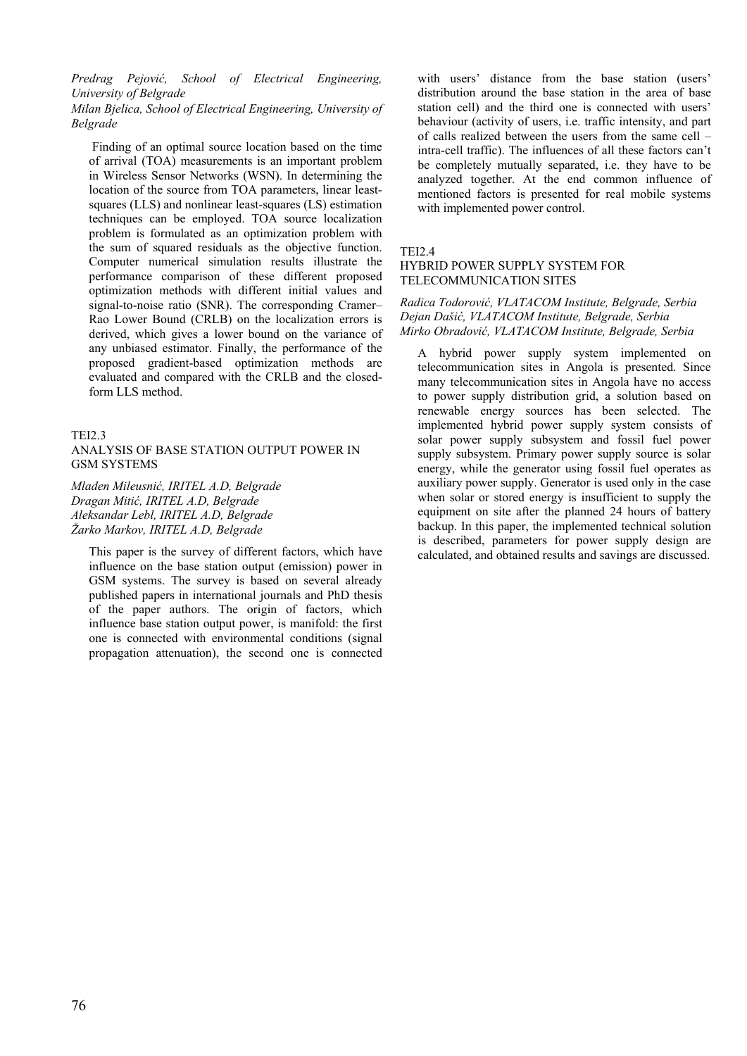*Predrag Pejović, School of Electrical Engineering, University of Belgrade*
*Milan Bjelica, School of Electrical Engineering, University of Belgrade*

Finding of an optimal source location based on the time of arrival (TOA) measurements is an important problem in Wireless Sensor Networks (WSN). In determining the location of the source from TOA parameters, linear least-squares (LLS) and nonlinear least-squares (LS) estimation techniques can be employed. TOA source localization problem is formulated as an optimization problem with the sum of squared residuals as the objective function. Computer numerical simulation results illustrate the performance comparison of these different proposed optimization methods with different initial values and signal-to-noise ratio (SNR). The corresponding Cramer–Rao Lower Bound (CRLB) on the localization errors is derived, which gives a lower bound on the variance of any unbiased estimator. Finally, the performance of the proposed gradient-based optimization methods are evaluated and compared with the CRLB and the closed-form LLS method.

TEI2.3
ANALYSIS OF BASE STATION OUTPUT POWER IN GSM SYSTEMS

*Mladen Mileusnić, IRITEL A.D, Belgrade*
*Dragan Mitić, IRITEL A.D, Belgrade*
*Aleksandar Lebl, IRITEL A.D, Belgrade*
*Žarko Markov, IRITEL A.D, Belgrade*

This paper is the survey of different factors, which have influence on the base station output (emission) power in GSM systems. The survey is based on several already published papers in international journals and PhD thesis of the paper authors. The origin of factors, which influence base station output power, is manifold: the first one is connected with environmental conditions (signal propagation attenuation), the second one is connected with users' distance from the base station (users' distribution around the base station in the area of base station cell) and the third one is connected with users' behaviour (activity of users, i.e. traffic intensity, and part of calls realized between the users from the same cell – intra-cell traffic). The influences of all these factors can't be completely mutually separated, i.e. they have to be analyzed together. At the end common influence of mentioned factors is presented for real mobile systems with implemented power control.

TEI2.4
HYBRID POWER SUPPLY SYSTEM FOR TELECOMMUNICATION SITES

*Radica Todorović, VLATACOM Institute, Belgrade, Serbia*
*Dejan Dašić, VLATACOM Institute, Belgrade, Serbia*
*Mirko Obradović, VLATACOM Institute, Belgrade, Serbia*

A hybrid power supply system implemented on telecommunication sites in Angola is presented. Since many telecommunication sites in Angola have no access to power supply distribution grid, a solution based on renewable energy sources has been selected. The implemented hybrid power supply system consists of solar power supply subsystem and fossil fuel power supply subsystem. Primary power supply source is solar energy, while the generator using fossil fuel operates as auxiliary power supply. Generator is used only in the case when solar or stored energy is insufficient to supply the equipment on site after the planned 24 hours of battery backup. In this paper, the implemented technical solution is described, parameters for power supply design are calculated, and obtained results and savings are discussed.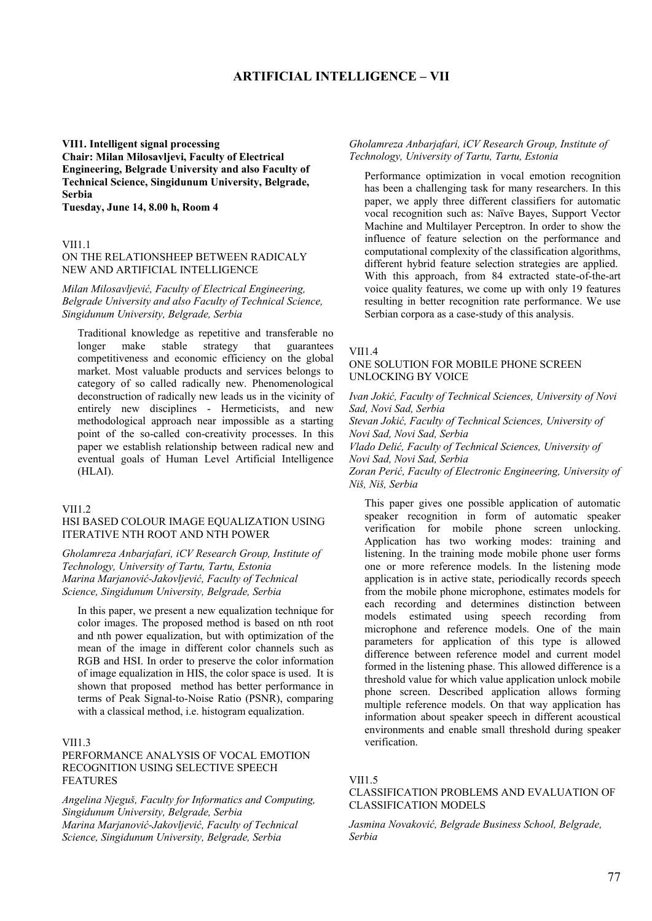# ARTIFICIAL INTELLIGENCE – VII

**VII1. Intelligent signal processing**
**Chair: Milan Milosavljevi, Faculty of Electrical Engineering, Belgrade University and also Faculty of Technical Science, Singidunum University, Belgrade, Serbia**
**Tuesday, June 14, 8.00 h, Room 4**

VII1.1
ON THE RELATIONSHEEP BETWEEN RADICALY NEW AND ARTIFICIAL INTELLIGENCE

*Milan Milosavljević, Faculty of Electrical Engineering, Belgrade University and also Faculty of Technical Science, Singidunum University, Belgrade, Serbia*

Traditional knowledge as repetitive and transferable no longer make stable strategy that guarantees competitiveness and economic efficiency on the global market. Most valuable products and services belongs to category of so called radically new. Phenomenological deconstruction of radically new leads us in the vicinity of entirely new disciplines - Hermeticists, and new methodological approach near impossible as a starting point of the so-called con-creativity processes. In this paper we establish relationship between radical new and eventual goals of Human Level Artificial Intelligence (HLAI).

VII1.2
HSI BASED COLOUR IMAGE EQUALIZATION USING ITERATIVE NTH ROOT AND NTH POWER

*Gholamreza Anbarjafari, iCV Research Group, Institute of Technology, University of Tartu, Tartu, Estonia*
*Marina Marjanović-Jakovljević, Faculty of Technical Science, Singidunum University, Belgrade, Serbia*

In this paper, we present a new equalization technique for color images. The proposed method is based on nth root and nth power equalization, but with optimization of the mean of the image in different color channels such as RGB and HSI. In order to preserve the color information of image equalization in HIS, the color space is used. It is shown that proposed method has better performance in terms of Peak Signal-to-Noise Ratio (PSNR), comparing with a classical method, i.e. histogram equalization.

VII1.3
PERFORMANCE ANALYSIS OF VOCAL EMOTION RECOGNITION USING SELECTIVE SPEECH FEATURES

*Angelina Njeguš, Faculty for Informatics and Computing, Singidunum University, Belgrade, Serbia*
*Marina Marjanović-Jakovljević, Faculty of Technical Science, Singidunum University, Belgrade, Serbia*
*Gholamreza Anbarjafari, iCV Research Group, Institute of Technology, University of Tartu, Tartu, Estonia*

Performance optimization in vocal emotion recognition has been a challenging task for many researchers. In this paper, we apply three different classifiers for automatic vocal recognition such as: Naïve Bayes, Support Vector Machine and Multilayer Perceptron. In order to show the influence of feature selection on the performance and computational complexity of the classification algorithms, different hybrid feature selection strategies are applied. With this approach, from 84 extracted state-of-the-art voice quality features, we come up with only 19 features resulting in better recognition rate performance. We use Serbian corpora as a case-study of this analysis.

VII1.4
ONE SOLUTION FOR MOBILE PHONE SCREEN UNLOCKING BY VOICE

*Ivan Jokić, Faculty of Technical Sciences, University of Novi Sad, Novi Sad, Serbia*
*Stevan Jokić, Faculty of Technical Sciences, University of Novi Sad, Novi Sad, Serbia*
*Vlado Delić, Faculty of Technical Sciences, University of Novi Sad, Novi Sad, Serbia*
*Zoran Perić, Faculty of Electronic Engineering, University of Niš, Niš, Serbia*

This paper gives one possible application of automatic speaker recognition in form of automatic speaker verification for mobile phone screen unlocking. Application has two working modes: training and listening. In the training mode mobile phone user forms one or more reference models. In the listening mode application is in active state, periodically records speech from the mobile phone microphone, estimates models for each recording and determines distinction between models estimated using speech recording from microphone and reference models. One of the main parameters for application of this type is allowed difference between reference model and current model formed in the listening phase. This allowed difference is a threshold value for which value application unlock mobile phone screen. Described application allows forming multiple reference models. On that way application has information about speaker speech in different acoustical environments and enable small threshold during speaker verification.

VII1.5
CLASSIFICATION PROBLEMS AND EVALUATION OF CLASSIFICATION MODELS

*Jasmina Novaković, Belgrade Business School, Belgrade, Serbia*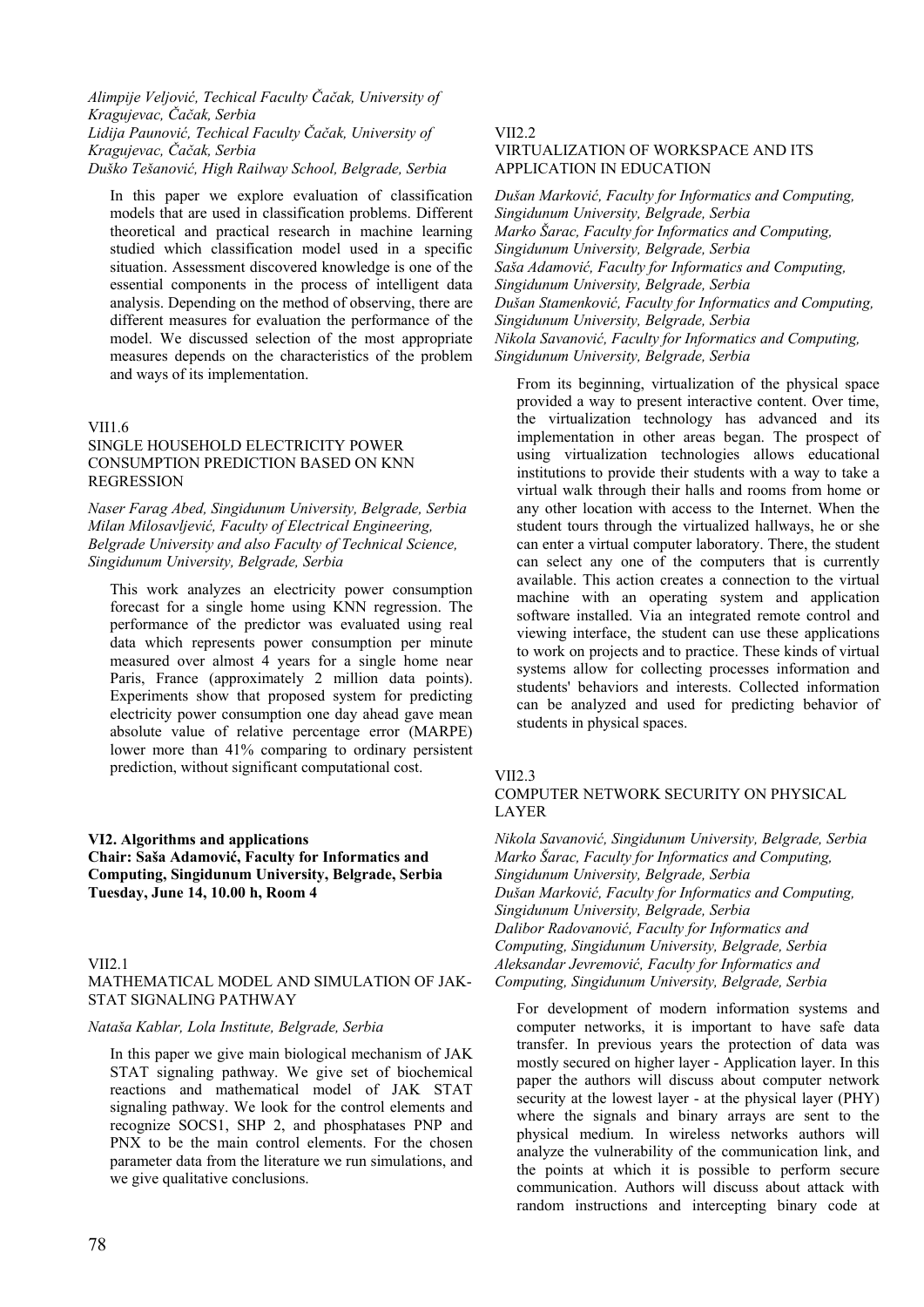*Alimpije Veljović, Techical Faculty Čačak, University of Kragujevac, Čačak, Serbia*
*Lidija Paunović, Techical Faculty Čačak, University of Kragujevac, Čačak, Serbia*
*Duško Tešanović, High Railway School, Belgrade, Serbia*

In this paper we explore evaluation of classification models that are used in classification problems. Different theoretical and practical research in machine learning studied which classification model used in a specific situation. Assessment discovered knowledge is one of the essential components in the process of intelligent data analysis. Depending on the method of observing, there are different measures for evaluation the performance of the model. We discussed selection of the most appropriate measures depends on the characteristics of the problem and ways of its implementation.

VII1.6
SINGLE HOUSEHOLD ELECTRICITY POWER CONSUMPTION PREDICTION BASED ON KNN REGRESSION

*Naser Farag Abed, Singidunum University, Belgrade, Serbia*
*Milan Milosavljević, Faculty of Electrical Engineering, Belgrade University and also Faculty of Technical Science, Singidunum University, Belgrade, Serbia*

This work analyzes an electricity power consumption forecast for a single home using KNN regression. The performance of the predictor was evaluated using real data which represents power consumption per minute measured over almost 4 years for a single home near Paris, France (approximately 2 million data points). Experiments show that proposed system for predicting electricity power consumption one day ahead gave mean absolute value of relative percentage error (MARPE) lower more than 41% comparing to ordinary persistent prediction, without significant computational cost.

**VI2. Algorithms and applications**
**Chair: Saša Adamović, Faculty for Informatics and Computing, Singidunum University, Belgrade, Serbia**
**Tuesday, June 14, 10.00 h, Room 4**

VII2.1
MATHEMATICAL MODEL AND SIMULATION OF JAK-STAT SIGNALING PATHWAY

*Nataša Kablar, Lola Institute, Belgrade, Serbia*

In this paper we give main biological mechanism of JAK STAT signaling pathway. We give set of biochemical reactions and mathematical model of JAK STAT signaling pathway. We look for the control elements and recognize SOCS1, SHP 2, and phosphatases PNP and PNX to be the main control elements. For the chosen parameter data from the literature we run simulations, and we give qualitative conclusions.

VII2.2
VIRTUALIZATION OF WORKSPACE AND ITS APPLICATION IN EDUCATION

*Dušan Marković, Faculty for Informatics and Computing, Singidunum University, Belgrade, Serbia*
*Marko Šarac, Faculty for Informatics and Computing, Singidunum University, Belgrade, Serbia*
*Saša Adamović, Faculty for Informatics and Computing, Singidunum University, Belgrade, Serbia*
*Dušan Stamenković, Faculty for Informatics and Computing, Singidunum University, Belgrade, Serbia*
*Nikola Savanović, Faculty for Informatics and Computing, Singidunum University, Belgrade, Serbia*

From its beginning, virtualization of the physical space provided a way to present interactive content. Over time, the virtualization technology has advanced and its implementation in other areas began. The prospect of using virtualization technologies allows educational institutions to provide their students with a way to take a virtual walk through their halls and rooms from home or any other location with access to the Internet. When the student tours through the virtualized hallways, he or she can enter a virtual computer laboratory. There, the student can select any one of the computers that is currently available. This action creates a connection to the virtual machine with an operating system and application software installed. Via an integrated remote control and viewing interface, the student can use these applications to work on projects and to practice. These kinds of virtual systems allow for collecting processes information and students' behaviors and interests. Collected information can be analyzed and used for predicting behavior of students in physical spaces.

VII2.3
COMPUTER NETWORK SECURITY ON PHYSICAL LAYER

*Nikola Savanović, Singidunum University, Belgrade, Serbia*
*Marko Šarac, Faculty for Informatics and Computing, Singidunum University, Belgrade, Serbia*
*Dušan Marković, Faculty for Informatics and Computing, Singidunum University, Belgrade, Serbia*
*Dalibor Radovanović, Faculty for Informatics and Computing, Singidunum University, Belgrade, Serbia*
*Aleksandar Jevremović, Faculty for Informatics and Computing, Singidunum University, Belgrade, Serbia*

For development of modern information systems and computer networks, it is important to have safe data transfer. In previous years the protection of data was mostly secured on higher layer - Application layer. In this paper the authors will discuss about computer network security at the lowest layer - at the physical layer (PHY) where the signals and binary arrays are sent to the physical medium. In wireless networks authors will analyze the vulnerability of the communication link, and the points at which it is possible to perform secure communication. Authors will discuss about attack with random instructions and intercepting binary code at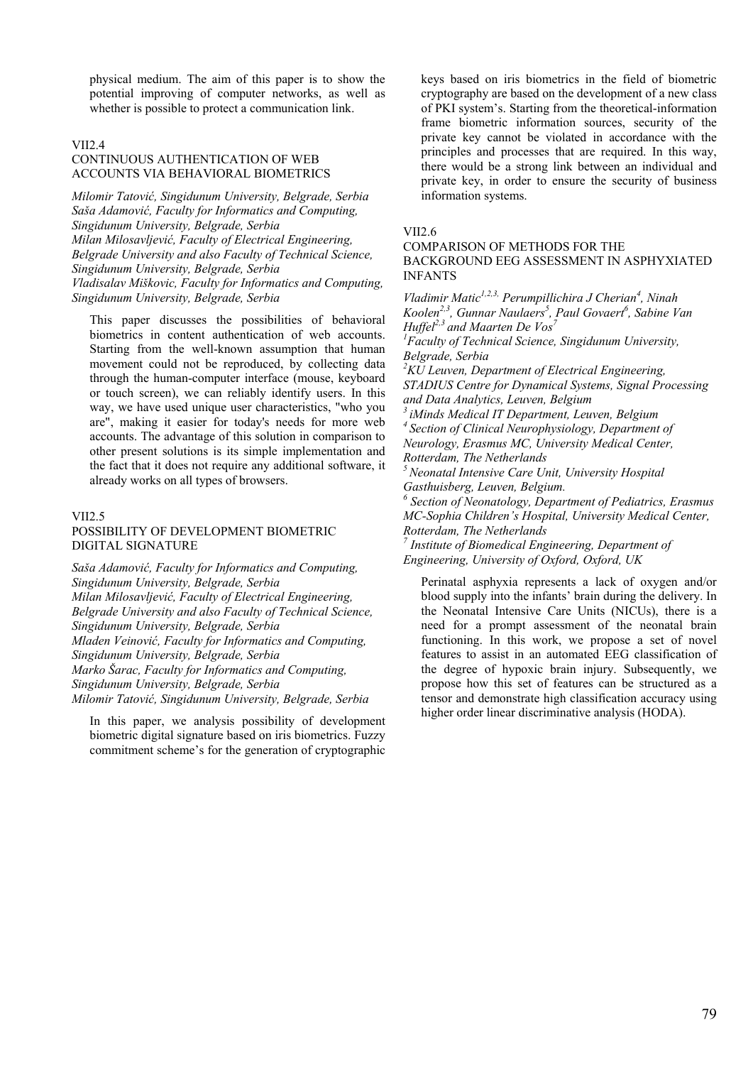physical medium. The aim of this paper is to show the potential improving of computer networks, as well as whether is possible to protect a communication link.

VII2.4

## CONTINUOUS AUTHENTICATION OF WEB ACCOUNTS VIA BEHAVIORAL BIOMETRICS

*Milomir Tatović, Singidunum University, Belgrade, Serbia*
*Saša Adamović, Faculty for Informatics and Computing, Singidunum University, Belgrade, Serbia*
*Milan Milosavljević, Faculty of Electrical Engineering, Belgrade University and also Faculty of Technical Science, Singidunum University, Belgrade, Serbia*
*Vladisalav Miškovic, Faculty for Informatics and Computing, Singidunum University, Belgrade, Serbia*

This paper discusses the possibilities of behavioral biometrics in content authentication of web accounts. Starting from the well-known assumption that human movement could not be reproduced, by collecting data through the human-computer interface (mouse, keyboard or touch screen), we can reliably identify users. In this way, we have used unique user characteristics, "who you are", making it easier for today's needs for more web accounts. The advantage of this solution in comparison to other present solutions is its simple implementation and the fact that it does not require any additional software, it already works on all types of browsers.

VII2.5

## POSSIBILITY OF DEVELOPMENT BIOMETRIC DIGITAL SIGNATURE

*Saša Adamović, Faculty for Informatics and Computing, Singidunum University, Belgrade, Serbia*
*Milan Milosavljević, Faculty of Electrical Engineering, Belgrade University and also Faculty of Technical Science, Singidunum University, Belgrade, Serbia*
*Mladen Veinović, Faculty for Informatics and Computing, Singidunum University, Belgrade, Serbia*
*Marko Šarac, Faculty for Informatics and Computing, Singidunum University, Belgrade, Serbia*
*Milomir Tatović, Singidunum University, Belgrade, Serbia*

In this paper, we analysis possibility of development biometric digital signature based on iris biometrics. Fuzzy commitment scheme's for the generation of cryptographic keys based on iris biometrics in the field of biometric cryptography are based on the development of a new class of PKI system's. Starting from the theoretical-information frame biometric information sources, security of the private key cannot be violated in accordance with the principles and processes that are required. In this way, there would be a strong link between an individual and private key, in order to ensure the security of business information systems.

VII2.6

## COMPARISON OF METHODS FOR THE BACKGROUND EEG ASSESSMENT IN ASPHYXIATED INFANTS

*Vladimir Matic[1,2,3], Perumpillichira J Cherian[4], Ninah Koolen[2,3], Gunnar Naulaers[5], Paul Govaert[6], Sabine Van Huffel[2,3] and Maarten De Vos[7]*
*[1]Faculty of Technical Science, Singidunum University, Belgrade, Serbia*
*[2]KU Leuven, Department of Electrical Engineering, STADIUS Centre for Dynamical Systems, Signal Processing and Data Analytics, Leuven, Belgium*
*[3] iMinds Medical IT Department, Leuven, Belgium*
*[4] Section of Clinical Neurophysiology, Department of Neurology, Erasmus MC, University Medical Center, Rotterdam, The Netherlands*
*[5] Neonatal Intensive Care Unit, University Hospital Gasthuisberg, Leuven, Belgium.*
*[6] Section of Neonatology, Department of Pediatrics, Erasmus MC-Sophia Children's Hospital, University Medical Center, Rotterdam, The Netherlands*
*[7] Institute of Biomedical Engineering, Department of Engineering, University of Oxford, Oxford, UK*

Perinatal asphyxia represents a lack of oxygen and/or blood supply into the infants' brain during the delivery. In the Neonatal Intensive Care Units (NICUs), there is a need for a prompt assessment of the neonatal brain functioning. In this work, we propose a set of novel features to assist in an automated EEG classification of the degree of hypoxic brain injury. Subsequently, we propose how this set of features can be structured as a tensor and demonstrate high classification accuracy using higher order linear discriminative analysis (HODA).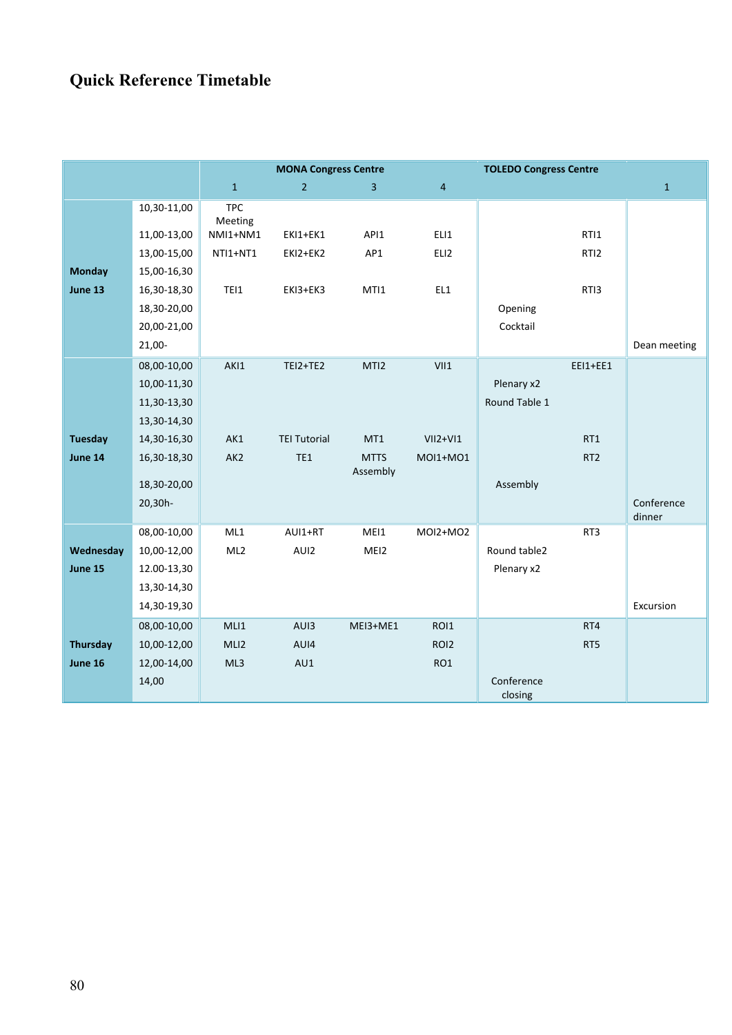# Quick Reference Timetable

| | | MONA Congress Centre | | | | TOLEDO Congress Centre | | |
|---|---|---|---|---|---|---|---|---|
| | | 1 | 2 | 3 | 4 | | | 1 |
| | 10,30-11,00 | TPC Meeting | | | | | | |
| | 11,00-13,00 | NMI1+NM1 | EKI1+EK1 | API1 | ELI1 | | RTI1 | |
| | 13,00-15,00 | NTI1+NT1 | EKI2+EK2 | AP1 | ELI2 | | RTI2 | |
| **Monday** | 15,00-16,30 | | | | | | | |
| **June 13** | 16,30-18,30 | TEI1 | EKI3+EK3 | MTI1 | EL1 | | RTI3 | |
| | 18,30-20,00 | | | | | Opening | | |
| | 20,00-21,00 | | | | | Cocktail | | |
| | 21,00- | | | | | | | Dean meeting |
| | 08,00-10,00 | AKI1 | TEI2+TE2 | MTI2 | VII1 | | EEI1+EE1 | |
| | 10,00-11,30 | | | | | Plenary x2 | | |
| | 11,30-13,30 | | | | | Round Table 1 | | |
| | 13,30-14,30 | | | | | | | |
| **Tuesday** | 14,30-16,30 | AK1 | TEI Tutorial | MT1 | VII2+VI1 | | RT1 | |
| **June 14** | 16,30-18,30 | AK2 | TE1 | MTTS Assembly | MOI1+MO1 | | RT2 | |
| | 18,30-20,00 | | | | | Assembly | | |
| | 20,30h- | | | | | | | Conference dinner |
| | 08,00-10,00 | ML1 | AUI1+RT | MEI1 | MOI2+MO2 | | RT3 | |
| **Wednesday** | 10,00-12,00 | ML2 | AUI2 | MEI2 | | Round table2 | | |
| **June 15** | 12.00-13,30 | | | | | Plenary x2 | | |
| | 13,30-14,30 | | | | | | | |
| | 14,30-19,30 | | | | | | | Excursion |
| | 08,00-10,00 | MLI1 | AUI3 | MEI3+ME1 | ROI1 | | RT4 | |
| **Thursday** | 10,00-12,00 | MLI2 | AUI4 | | ROI2 | | RT5 | |
| **June 16** | 12,00-14,00 | ML3 | AU1 | | RO1 | | | |
| | 14,00 | | | | | Conference closing | | |